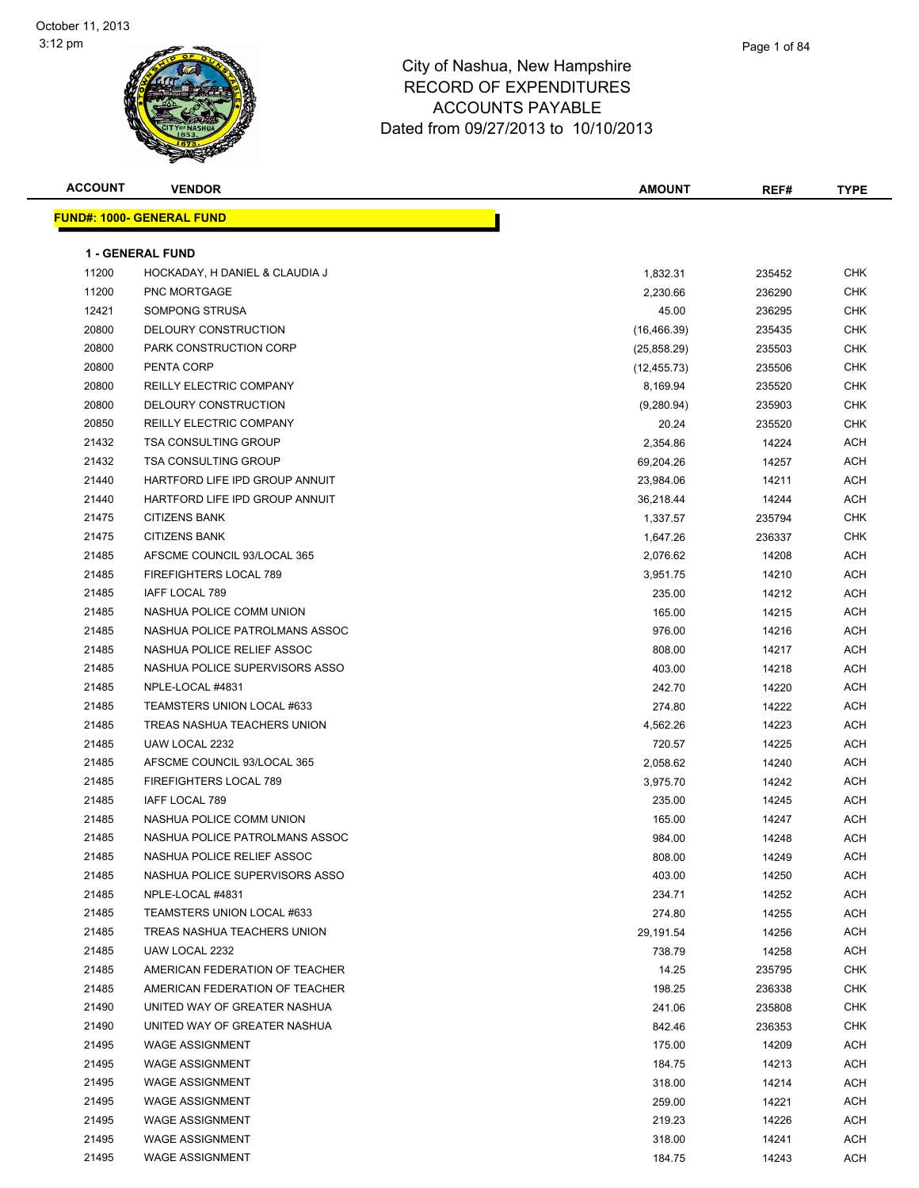# City of Nashua, New Hampshire
## RECORD OF EXPENDITURES
## ACCOUNTS PAYABLE
## Dated from 09/27/2013 to 10/10/2013

October 11, 2013
3:12 pm

| ACCOUNT | VENDOR | AMOUNT | REF# | TYPE |
|---|---|---|---|---|

**FUND#: 1000- GENERAL FUND**

**1 - GENERAL FUND**

| ACCOUNT | VENDOR | AMOUNT | REF# | TYPE |
|---|---|---|---|---|
| 11200 | HOCKADAY, H DANIEL & CLAUDIA J | 1,832.31 | 235452 | CHK |
| 11200 | PNC MORTGAGE | 2,230.66 | 236290 | CHK |
| 12421 | SOMPONG STRUSA | 45.00 | 236295 | CHK |
| 20800 | DELOURY CONSTRUCTION | (16,466.39) | 235435 | CHK |
| 20800 | PARK CONSTRUCTION CORP | (25,858.29) | 235503 | CHK |
| 20800 | PENTA CORP | (12,455.73) | 235506 | CHK |
| 20800 | REILLY ELECTRIC COMPANY | 8,169.94 | 235520 | CHK |
| 20800 | DELOURY CONSTRUCTION | (9,280.94) | 235903 | CHK |
| 20850 | REILLY ELECTRIC COMPANY | 20.24 | 235520 | CHK |
| 21432 | TSA CONSULTING GROUP | 2,354.86 | 14224 | ACH |
| 21432 | TSA CONSULTING GROUP | 69,204.26 | 14257 | ACH |
| 21440 | HARTFORD LIFE IPD GROUP ANNUIT | 23,984.06 | 14211 | ACH |
| 21440 | HARTFORD LIFE IPD GROUP ANNUIT | 36,218.44 | 14244 | ACH |
| 21475 | CITIZENS BANK | 1,337.57 | 235794 | CHK |
| 21475 | CITIZENS BANK | 1,647.26 | 236337 | CHK |
| 21485 | AFSCME COUNCIL 93/LOCAL 365 | 2,076.62 | 14208 | ACH |
| 21485 | FIREFIGHTERS LOCAL 789 | 3,951.75 | 14210 | ACH |
| 21485 | IAFF LOCAL 789 | 235.00 | 14212 | ACH |
| 21485 | NASHUA POLICE COMM UNION | 165.00 | 14215 | ACH |
| 21485 | NASHUA POLICE PATROLMANS ASSOC | 976.00 | 14216 | ACH |
| 21485 | NASHUA POLICE RELIEF ASSOC | 808.00 | 14217 | ACH |
| 21485 | NASHUA POLICE SUPERVISORS ASSO | 403.00 | 14218 | ACH |
| 21485 | NPLE-LOCAL #4831 | 242.70 | 14220 | ACH |
| 21485 | TEAMSTERS UNION LOCAL #633 | 274.80 | 14222 | ACH |
| 21485 | TREAS NASHUA TEACHERS UNION | 4,562.26 | 14223 | ACH |
| 21485 | UAW LOCAL 2232 | 720.57 | 14225 | ACH |
| 21485 | AFSCME COUNCIL 93/LOCAL 365 | 2,058.62 | 14240 | ACH |
| 21485 | FIREFIGHTERS LOCAL 789 | 3,975.70 | 14242 | ACH |
| 21485 | IAFF LOCAL 789 | 235.00 | 14245 | ACH |
| 21485 | NASHUA POLICE COMM UNION | 165.00 | 14247 | ACH |
| 21485 | NASHUA POLICE PATROLMANS ASSOC | 984.00 | 14248 | ACH |
| 21485 | NASHUA POLICE RELIEF ASSOC | 808.00 | 14249 | ACH |
| 21485 | NASHUA POLICE SUPERVISORS ASSO | 403.00 | 14250 | ACH |
| 21485 | NPLE-LOCAL #4831 | 234.71 | 14252 | ACH |
| 21485 | TEAMSTERS UNION LOCAL #633 | 274.80 | 14255 | ACH |
| 21485 | TREAS NASHUA TEACHERS UNION | 29,191.54 | 14256 | ACH |
| 21485 | UAW LOCAL 2232 | 738.79 | 14258 | ACH |
| 21485 | AMERICAN FEDERATION OF TEACHER | 14.25 | 235795 | CHK |
| 21485 | AMERICAN FEDERATION OF TEACHER | 198.25 | 236338 | CHK |
| 21490 | UNITED WAY OF GREATER NASHUA | 241.06 | 235808 | CHK |
| 21490 | UNITED WAY OF GREATER NASHUA | 842.46 | 236353 | CHK |
| 21495 | WAGE ASSIGNMENT | 175.00 | 14209 | ACH |
| 21495 | WAGE ASSIGNMENT | 184.75 | 14213 | ACH |
| 21495 | WAGE ASSIGNMENT | 318.00 | 14214 | ACH |
| 21495 | WAGE ASSIGNMENT | 259.00 | 14221 | ACH |
| 21495 | WAGE ASSIGNMENT | 219.23 | 14226 | ACH |
| 21495 | WAGE ASSIGNMENT | 318.00 | 14241 | ACH |
| 21495 | WAGE ASSIGNMENT | 184.75 | 14243 | ACH |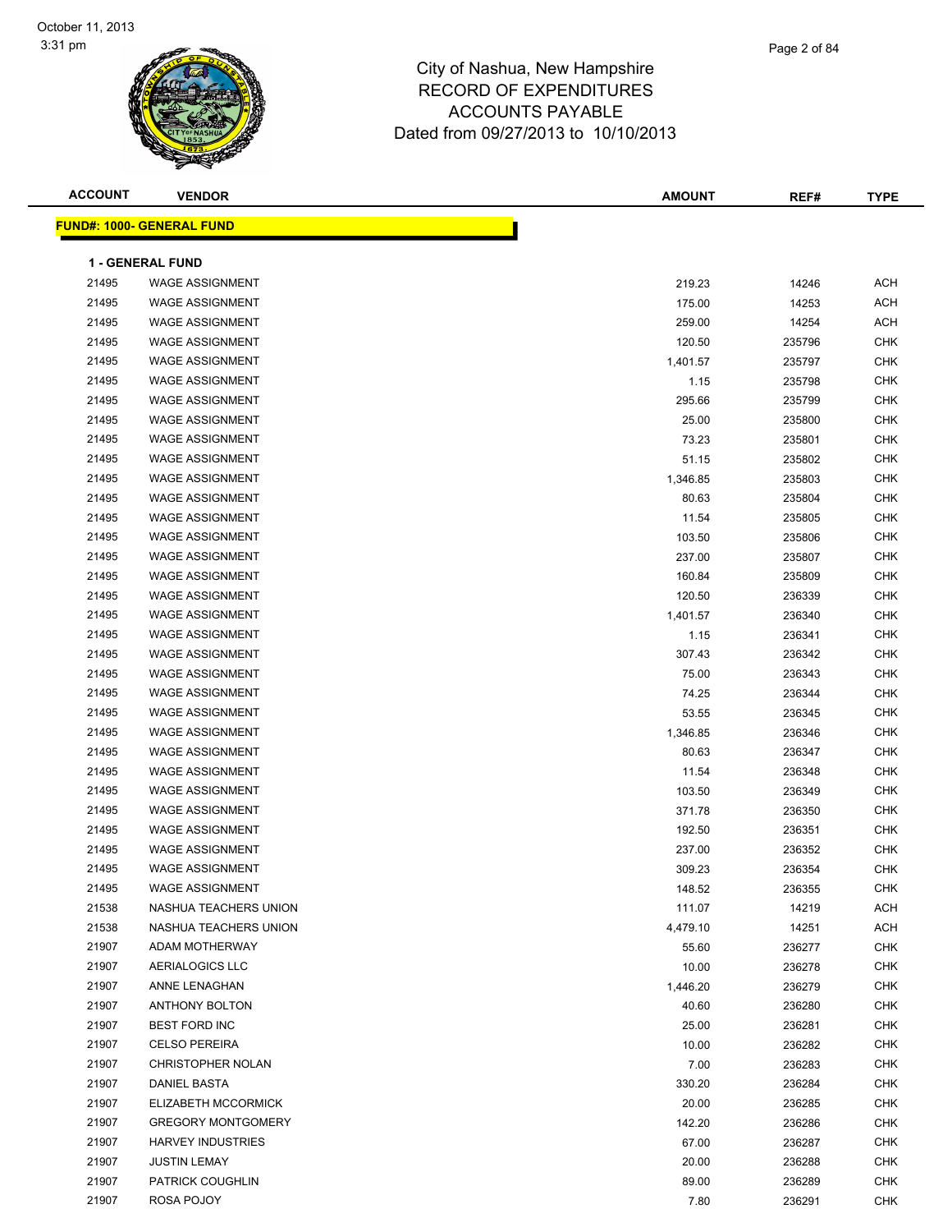City of Nashua, New Hampshire
RECORD OF EXPENDITURES
ACCOUNTS PAYABLE
Dated from 09/27/2013 to 10/10/2013

October 11, 2013
3:31 pm

**FUND#: 1000- GENERAL FUND**

**1 - GENERAL FUND**

| ACCOUNT | VENDOR | AMOUNT | REF# | TYPE |
|---|---|---|---|---|
| 21495 | WAGE ASSIGNMENT | 219.23 | 14246 | ACH |
| 21495 | WAGE ASSIGNMENT | 175.00 | 14253 | ACH |
| 21495 | WAGE ASSIGNMENT | 259.00 | 14254 | ACH |
| 21495 | WAGE ASSIGNMENT | 120.50 | 235796 | CHK |
| 21495 | WAGE ASSIGNMENT | 1,401.57 | 235797 | CHK |
| 21495 | WAGE ASSIGNMENT | 1.15 | 235798 | CHK |
| 21495 | WAGE ASSIGNMENT | 295.66 | 235799 | CHK |
| 21495 | WAGE ASSIGNMENT | 25.00 | 235800 | CHK |
| 21495 | WAGE ASSIGNMENT | 73.23 | 235801 | CHK |
| 21495 | WAGE ASSIGNMENT | 51.15 | 235802 | CHK |
| 21495 | WAGE ASSIGNMENT | 1,346.85 | 235803 | CHK |
| 21495 | WAGE ASSIGNMENT | 80.63 | 235804 | CHK |
| 21495 | WAGE ASSIGNMENT | 11.54 | 235805 | CHK |
| 21495 | WAGE ASSIGNMENT | 103.50 | 235806 | CHK |
| 21495 | WAGE ASSIGNMENT | 237.00 | 235807 | CHK |
| 21495 | WAGE ASSIGNMENT | 160.84 | 235809 | CHK |
| 21495 | WAGE ASSIGNMENT | 120.50 | 236339 | CHK |
| 21495 | WAGE ASSIGNMENT | 1,401.57 | 236340 | CHK |
| 21495 | WAGE ASSIGNMENT | 1.15 | 236341 | CHK |
| 21495 | WAGE ASSIGNMENT | 307.43 | 236342 | CHK |
| 21495 | WAGE ASSIGNMENT | 75.00 | 236343 | CHK |
| 21495 | WAGE ASSIGNMENT | 74.25 | 236344 | CHK |
| 21495 | WAGE ASSIGNMENT | 53.55 | 236345 | CHK |
| 21495 | WAGE ASSIGNMENT | 1,346.85 | 236346 | CHK |
| 21495 | WAGE ASSIGNMENT | 80.63 | 236347 | CHK |
| 21495 | WAGE ASSIGNMENT | 11.54 | 236348 | CHK |
| 21495 | WAGE ASSIGNMENT | 103.50 | 236349 | CHK |
| 21495 | WAGE ASSIGNMENT | 371.78 | 236350 | CHK |
| 21495 | WAGE ASSIGNMENT | 192.50 | 236351 | CHK |
| 21495 | WAGE ASSIGNMENT | 237.00 | 236352 | CHK |
| 21495 | WAGE ASSIGNMENT | 309.23 | 236354 | CHK |
| 21495 | WAGE ASSIGNMENT | 148.52 | 236355 | CHK |
| 21538 | NASHUA TEACHERS UNION | 111.07 | 14219 | ACH |
| 21538 | NASHUA TEACHERS UNION | 4,479.10 | 14251 | ACH |
| 21907 | ADAM MOTHERWAY | 55.60 | 236277 | CHK |
| 21907 | AERIALOGICS LLC | 10.00 | 236278 | CHK |
| 21907 | ANNE LENAGHAN | 1,446.20 | 236279 | CHK |
| 21907 | ANTHONY BOLTON | 40.60 | 236280 | CHK |
| 21907 | BEST FORD INC | 25.00 | 236281 | CHK |
| 21907 | CELSO PEREIRA | 10.00 | 236282 | CHK |
| 21907 | CHRISTOPHER NOLAN | 7.00 | 236283 | CHK |
| 21907 | DANIEL BASTA | 330.20 | 236284 | CHK |
| 21907 | ELIZABETH MCCORMICK | 20.00 | 236285 | CHK |
| 21907 | GREGORY MONTGOMERY | 142.20 | 236286 | CHK |
| 21907 | HARVEY INDUSTRIES | 67.00 | 236287 | CHK |
| 21907 | JUSTIN LEMAY | 20.00 | 236288 | CHK |
| 21907 | PATRICK COUGHLIN | 89.00 | 236289 | CHK |
| 21907 | ROSA POJOY | 7.80 | 236291 | CHK |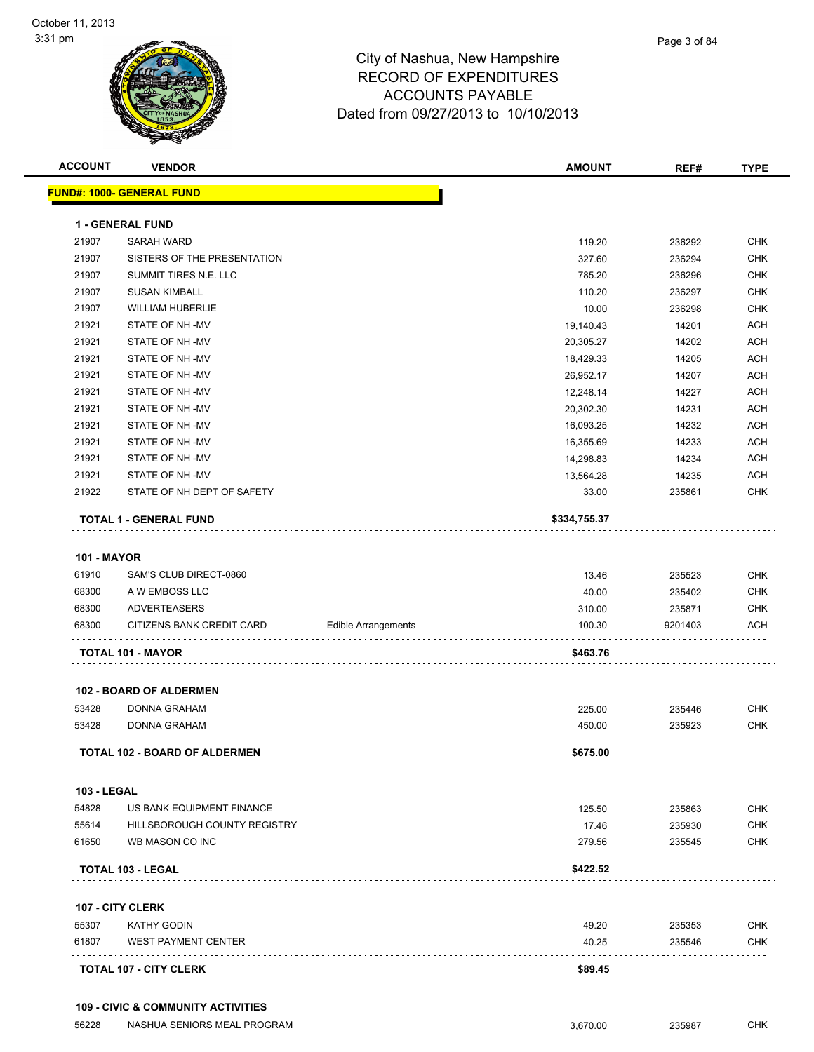City of Nashua, New Hampshire
RECORD OF EXPENDITURES
ACCOUNTS PAYABLE
Dated from 09/27/2013 to 10/10/2013

| ACCOUNT | VENDOR | | AMOUNT | REF# | TYPE |
|---|---|---|---|---|---|
| **FUND#: 1000- GENERAL FUND** | | | | | |
| **1 - GENERAL FUND** | | | | | |
| 21907 | SARAH WARD | | 119.20 | 236292 | CHK |
| 21907 | SISTERS OF THE PRESENTATION | | 327.60 | 236294 | CHK |
| 21907 | SUMMIT TIRES N.E. LLC | | 785.20 | 236296 | CHK |
| 21907 | SUSAN KIMBALL | | 110.20 | 236297 | CHK |
| 21907 | WILLIAM HUBERLIE | | 10.00 | 236298 | CHK |
| 21921 | STATE OF NH -MV | | 19,140.43 | 14201 | ACH |
| 21921 | STATE OF NH -MV | | 20,305.27 | 14202 | ACH |
| 21921 | STATE OF NH -MV | | 18,429.33 | 14205 | ACH |
| 21921 | STATE OF NH -MV | | 26,952.17 | 14207 | ACH |
| 21921 | STATE OF NH -MV | | 12,248.14 | 14227 | ACH |
| 21921 | STATE OF NH -MV | | 20,302.30 | 14231 | ACH |
| 21921 | STATE OF NH -MV | | 16,093.25 | 14232 | ACH |
| 21921 | STATE OF NH -MV | | 16,355.69 | 14233 | ACH |
| 21921 | STATE OF NH -MV | | 14,298.83 | 14234 | ACH |
| 21921 | STATE OF NH -MV | | 13,564.28 | 14235 | ACH |
| 21922 | STATE OF NH DEPT OF SAFETY | | 33.00 | 235861 | CHK |
| **TOTAL 1 - GENERAL FUND** | | | **$334,755.37** | | |
| **101 - MAYOR** | | | | | |
| 61910 | SAM'S CLUB DIRECT-0860 | | 13.46 | 235523 | CHK |
| 68300 | A W EMBOSS LLC | | 40.00 | 235402 | CHK |
| 68300 | ADVERTEASERS | | 310.00 | 235871 | CHK |
| 68300 | CITIZENS BANK CREDIT CARD | Edible Arrangements | 100.30 | 9201403 | ACH |
| **TOTAL 101 - MAYOR** | | | **$463.76** | | |
| **102 - BOARD OF ALDERMEN** | | | | | |
| 53428 | DONNA GRAHAM | | 225.00 | 235446 | CHK |
| 53428 | DONNA GRAHAM | | 450.00 | 235923 | CHK |
| **TOTAL 102 - BOARD OF ALDERMEN** | | | **$675.00** | | |
| **103 - LEGAL** | | | | | |
| 54828 | US BANK EQUIPMENT FINANCE | | 125.50 | 235863 | CHK |
| 55614 | HILLSBOROUGH COUNTY REGISTRY | | 17.46 | 235930 | CHK |
| 61650 | WB MASON CO INC | | 279.56 | 235545 | CHK |
| **TOTAL 103 - LEGAL** | | | **$422.52** | | |
| **107 - CITY CLERK** | | | | | |
| 55307 | KATHY GODIN | | 49.20 | 235353 | CHK |
| 61807 | WEST PAYMENT CENTER | | 40.25 | 235546 | CHK |
| **TOTAL 107 - CITY CLERK** | | | **$89.45** | | |
| **109 - CIVIC & COMMUNITY ACTIVITIES** | | | | | |
| 56228 | NASHUA SENIORS MEAL PROGRAM | | 3,670.00 | 235987 | CHK |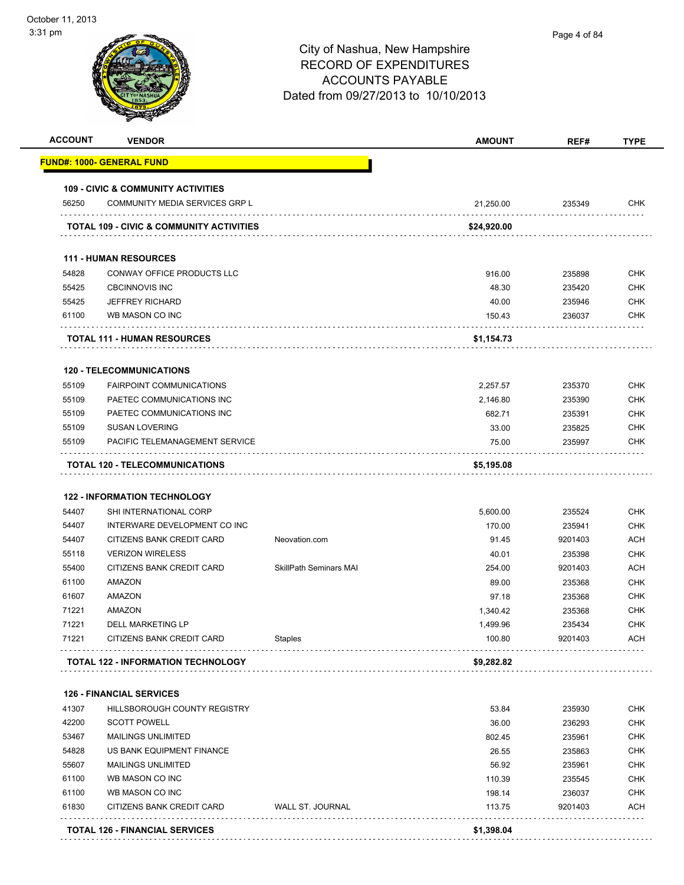# City of Nashua, New Hampshire
## RECORD OF EXPENDITURES
## ACCOUNTS PAYABLE
## Dated from 09/27/2013 to 10/10/2013

October 11, 2013
3:31 pm

| ACCOUNT | VENDOR | | AMOUNT | REF# | TYPE |
|---|---|---|---|---|---|
| **FUND#: 1000- GENERAL FUND** | | | | | |
| **109 - CIVIC & COMMUNITY ACTIVITIES** | | | | | |
| 56250 | COMMUNITY MEDIA SERVICES GRP L | | 21,250.00 | 235349 | CHK |
| **TOTAL 109 - CIVIC & COMMUNITY ACTIVITIES** | | | **$24,920.00** | | |
| **111 - HUMAN RESOURCES** | | | | | |
| 54828 | CONWAY OFFICE PRODUCTS LLC | | 916.00 | 235898 | CHK |
| 55425 | CBCINNOVIS INC | | 48.30 | 235420 | CHK |
| 55425 | JEFFREY RICHARD | | 40.00 | 235946 | CHK |
| 61100 | WB MASON CO INC | | 150.43 | 236037 | CHK |
| **TOTAL 111 - HUMAN RESOURCES** | | | **$1,154.73** | | |
| **120 - TELECOMMUNICATIONS** | | | | | |
| 55109 | FAIRPOINT COMMUNICATIONS | | 2,257.57 | 235370 | CHK |
| 55109 | PAETEC COMMUNICATIONS INC | | 2,146.80 | 235390 | CHK |
| 55109 | PAETEC COMMUNICATIONS INC | | 682.71 | 235391 | CHK |
| 55109 | SUSAN LOVERING | | 33.00 | 235825 | CHK |
| 55109 | PACIFIC TELEMANAGEMENT SERVICE | | 75.00 | 235997 | CHK |
| **TOTAL 120 - TELECOMMUNICATIONS** | | | **$5,195.08** | | |
| **122 - INFORMATION TECHNOLOGY** | | | | | |
| 54407 | SHI INTERNATIONAL CORP | | 5,600.00 | 235524 | CHK |
| 54407 | INTERWARE DEVELOPMENT CO INC | | 170.00 | 235941 | CHK |
| 54407 | CITIZENS BANK CREDIT CARD | Neovation.com | 91.45 | 9201403 | ACH |
| 55118 | VERIZON WIRELESS | | 40.01 | 235398 | CHK |
| 55400 | CITIZENS BANK CREDIT CARD | SkillPath Seminars MAI | 254.00 | 9201403 | ACH |
| 61100 | AMAZON | | 89.00 | 235368 | CHK |
| 61607 | AMAZON | | 97.18 | 235368 | CHK |
| 71221 | AMAZON | | 1,340.42 | 235368 | CHK |
| 71221 | DELL MARKETING LP | | 1,499.96 | 235434 | CHK |
| 71221 | CITIZENS BANK CREDIT CARD | Staples | 100.80 | 9201403 | ACH |
| **TOTAL 122 - INFORMATION TECHNOLOGY** | | | **$9,282.82** | | |
| **126 - FINANCIAL SERVICES** | | | | | |
| 41307 | HILLSBOROUGH COUNTY REGISTRY | | 53.84 | 235930 | CHK |
| 42200 | SCOTT POWELL | | 36.00 | 236293 | CHK |
| 53467 | MAILINGS UNLIMITED | | 802.45 | 235961 | CHK |
| 54828 | US BANK EQUIPMENT FINANCE | | 26.55 | 235863 | CHK |
| 55607 | MAILINGS UNLIMITED | | 56.92 | 235961 | CHK |
| 61100 | WB MASON CO INC | | 110.39 | 235545 | CHK |
| 61100 | WB MASON CO INC | | 198.14 | 236037 | CHK |
| 61830 | CITIZENS BANK CREDIT CARD | WALL ST. JOURNAL | 113.75 | 9201403 | ACH |
| **TOTAL 126 - FINANCIAL SERVICES** | | | **$1,398.04** | | |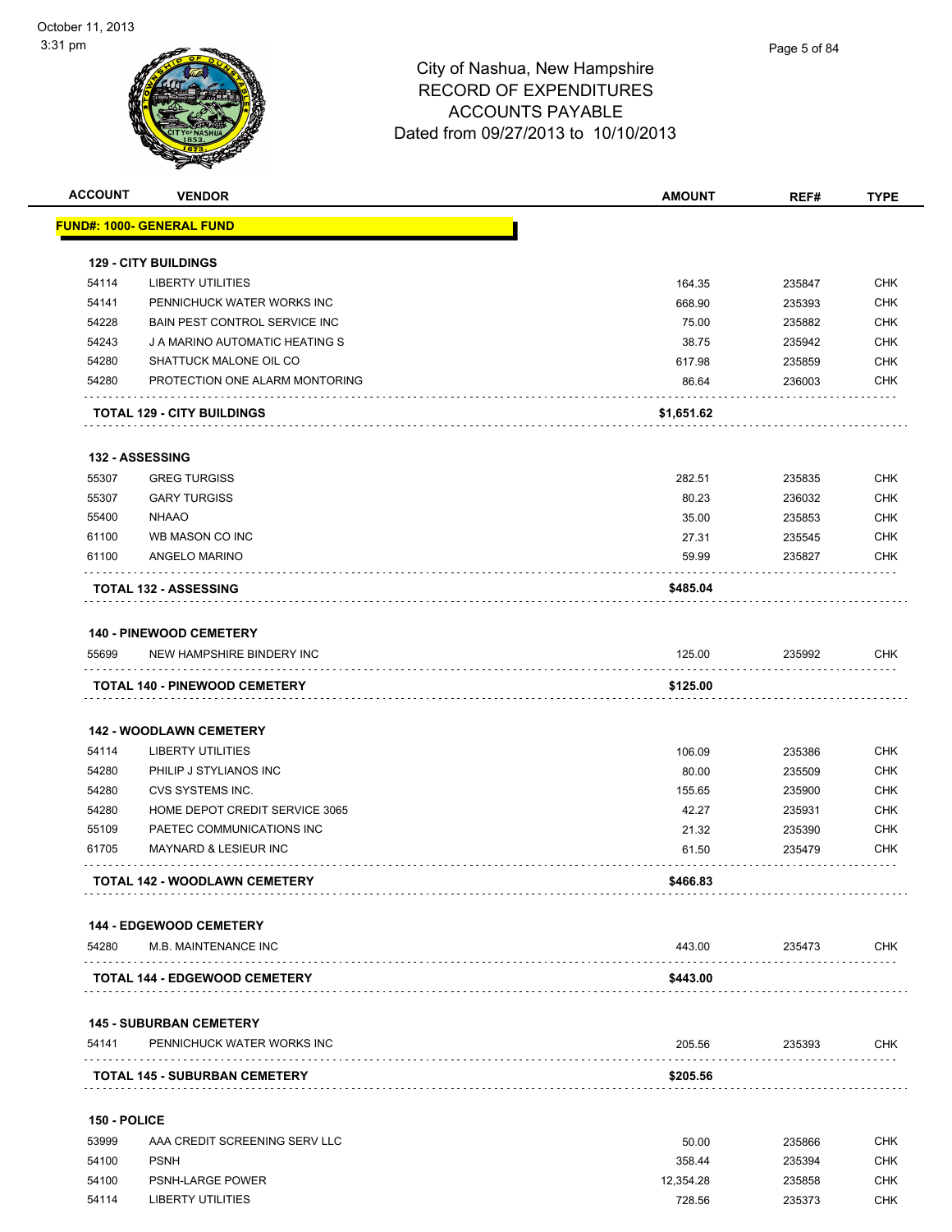# City of Nashua, New Hampshire
## RECORD OF EXPENDITURES
## ACCOUNTS PAYABLE
## Dated from 09/27/2013 to 10/10/2013

| ACCOUNT | VENDOR | AMOUNT | REF# | TYPE |
|---|---|---|---|---|
| **FUND#: 1000- GENERAL FUND** | | | | |
| **129 - CITY BUILDINGS** | | | | |
| 54114 | LIBERTY UTILITIES | 164.35 | 235847 | CHK |
| 54141 | PENNICHUCK WATER WORKS INC | 668.90 | 235393 | CHK |
| 54228 | BAIN PEST CONTROL SERVICE INC | 75.00 | 235882 | CHK |
| 54243 | J A MARINO AUTOMATIC HEATING S | 38.75 | 235942 | CHK |
| 54280 | SHATTUCK MALONE OIL CO | 617.98 | 235859 | CHK |
| 54280 | PROTECTION ONE ALARM MONTORING | 86.64 | 236003 | CHK |
| | **TOTAL 129 - CITY BUILDINGS** | **$1,651.62** | | |
| **132 - ASSESSING** | | | | |
| 55307 | GREG TURGISS | 282.51 | 235835 | CHK |
| 55307 | GARY TURGISS | 80.23 | 236032 | CHK |
| 55400 | NHAAO | 35.00 | 235853 | CHK |
| 61100 | WB MASON CO INC | 27.31 | 235545 | CHK |
| 61100 | ANGELO MARINO | 59.99 | 235827 | CHK |
| | **TOTAL 132 - ASSESSING** | **$485.04** | | |
| **140 - PINEWOOD CEMETERY** | | | | |
| 55699 | NEW HAMPSHIRE BINDERY INC | 125.00 | 235992 | CHK |
| | **TOTAL 140 - PINEWOOD CEMETERY** | **$125.00** | | |
| **142 - WOODLAWN CEMETERY** | | | | |
| 54114 | LIBERTY UTILITIES | 106.09 | 235386 | CHK |
| 54280 | PHILIP J STYLIANOS INC | 80.00 | 235509 | CHK |
| 54280 | CVS SYSTEMS INC. | 155.65 | 235900 | CHK |
| 54280 | HOME DEPOT CREDIT SERVICE 3065 | 42.27 | 235931 | CHK |
| 55109 | PAETEC COMMUNICATIONS INC | 21.32 | 235390 | CHK |
| 61705 | MAYNARD & LESIEUR INC | 61.50 | 235479 | CHK |
| | **TOTAL 142 - WOODLAWN CEMETERY** | **$466.83** | | |
| **144 - EDGEWOOD CEMETERY** | | | | |
| 54280 | M.B. MAINTENANCE INC | 443.00 | 235473 | CHK |
| | **TOTAL 144 - EDGEWOOD CEMETERY** | **$443.00** | | |
| **145 - SUBURBAN CEMETERY** | | | | |
| 54141 | PENNICHUCK WATER WORKS INC | 205.56 | 235393 | CHK |
| | **TOTAL 145 - SUBURBAN CEMETERY** | **$205.56** | | |
| **150 - POLICE** | | | | |
| 53999 | AAA CREDIT SCREENING SERV LLC | 50.00 | 235866 | CHK |
| 54100 | PSNH | 358.44 | 235394 | CHK |
| 54100 | PSNH-LARGE POWER | 12,354.28 | 235858 | CHK |
| 54114 | LIBERTY UTILITIES | 728.56 | 235373 | CHK |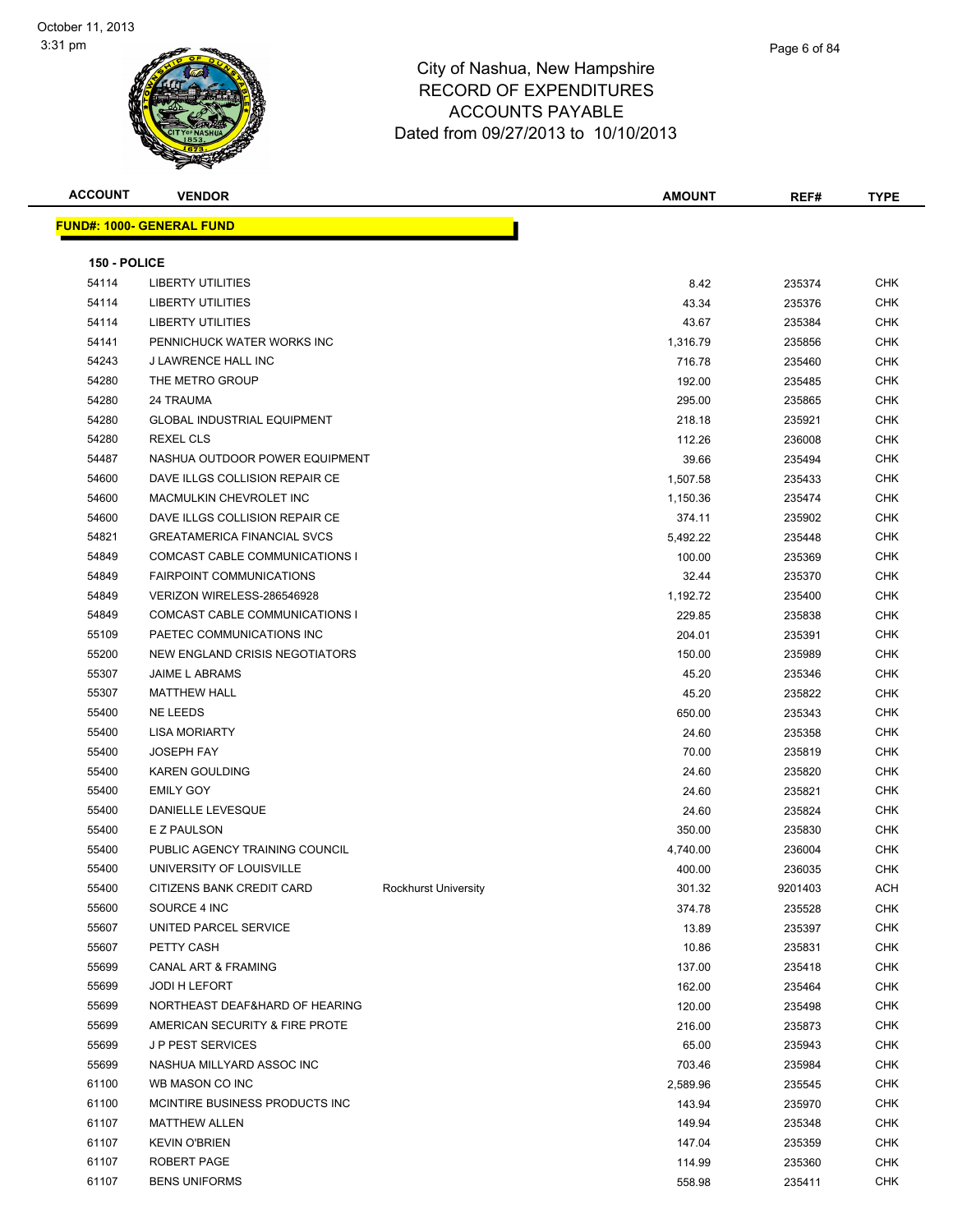October 11, 2013
3:31 pm

# City of Nashua, New Hampshire
## RECORD OF EXPENDITURES
## ACCOUNTS PAYABLE
## Dated from 09/27/2013 to 10/10/2013

**FUND#: 1000- GENERAL FUND**

**150 - POLICE**

| ACCOUNT | VENDOR | | AMOUNT | REF# | TYPE |
|---|---|---|---|---|---|
| 54114 | LIBERTY UTILITIES | | 8.42 | 235374 | CHK |
| 54114 | LIBERTY UTILITIES | | 43.34 | 235376 | CHK |
| 54114 | LIBERTY UTILITIES | | 43.67 | 235384 | CHK |
| 54141 | PENNICHUCK WATER WORKS INC | | 1,316.79 | 235856 | CHK |
| 54243 | J LAWRENCE HALL INC | | 716.78 | 235460 | CHK |
| 54280 | THE METRO GROUP | | 192.00 | 235485 | CHK |
| 54280 | 24 TRAUMA | | 295.00 | 235865 | CHK |
| 54280 | GLOBAL INDUSTRIAL EQUIPMENT | | 218.18 | 235921 | CHK |
| 54280 | REXEL CLS | | 112.26 | 236008 | CHK |
| 54487 | NASHUA OUTDOOR POWER EQUIPMENT | | 39.66 | 235494 | CHK |
| 54600 | DAVE ILLGS COLLISION REPAIR CE | | 1,507.58 | 235433 | CHK |
| 54600 | MACMULKIN CHEVROLET INC | | 1,150.36 | 235474 | CHK |
| 54600 | DAVE ILLGS COLLISION REPAIR CE | | 374.11 | 235902 | CHK |
| 54821 | GREATAMERICA FINANCIAL SVCS | | 5,492.22 | 235448 | CHK |
| 54849 | COMCAST CABLE COMMUNICATIONS I | | 100.00 | 235369 | CHK |
| 54849 | FAIRPOINT COMMUNICATIONS | | 32.44 | 235370 | CHK |
| 54849 | VERIZON WIRELESS-286546928 | | 1,192.72 | 235400 | CHK |
| 54849 | COMCAST CABLE COMMUNICATIONS I | | 229.85 | 235838 | CHK |
| 55109 | PAETEC COMMUNICATIONS INC | | 204.01 | 235391 | CHK |
| 55200 | NEW ENGLAND CRISIS NEGOTIATORS | | 150.00 | 235989 | CHK |
| 55307 | JAIME L ABRAMS | | 45.20 | 235346 | CHK |
| 55307 | MATTHEW HALL | | 45.20 | 235822 | CHK |
| 55400 | NE LEEDS | | 650.00 | 235343 | CHK |
| 55400 | LISA MORIARTY | | 24.60 | 235358 | CHK |
| 55400 | JOSEPH FAY | | 70.00 | 235819 | CHK |
| 55400 | KAREN GOULDING | | 24.60 | 235820 | CHK |
| 55400 | EMILY GOY | | 24.60 | 235821 | CHK |
| 55400 | DANIELLE LEVESQUE | | 24.60 | 235824 | CHK |
| 55400 | E Z PAULSON | | 350.00 | 235830 | CHK |
| 55400 | PUBLIC AGENCY TRAINING COUNCIL | | 4,740.00 | 236004 | CHK |
| 55400 | UNIVERSITY OF LOUISVILLE | | 400.00 | 236035 | CHK |
| 55400 | CITIZENS BANK CREDIT CARD | Rockhurst University | 301.32 | 9201403 | ACH |
| 55600 | SOURCE 4 INC | | 374.78 | 235528 | CHK |
| 55607 | UNITED PARCEL SERVICE | | 13.89 | 235397 | CHK |
| 55607 | PETTY CASH | | 10.86 | 235831 | CHK |
| 55699 | CANAL ART & FRAMING | | 137.00 | 235418 | CHK |
| 55699 | JODI H LEFORT | | 162.00 | 235464 | CHK |
| 55699 | NORTHEAST DEAF&HARD OF HEARING | | 120.00 | 235498 | CHK |
| 55699 | AMERICAN SECURITY & FIRE PROTE | | 216.00 | 235873 | CHK |
| 55699 | J P PEST SERVICES | | 65.00 | 235943 | CHK |
| 55699 | NASHUA MILLYARD ASSOC INC | | 703.46 | 235984 | CHK |
| 61100 | WB MASON CO INC | | 2,589.96 | 235545 | CHK |
| 61100 | MCINTIRE BUSINESS PRODUCTS INC | | 143.94 | 235970 | CHK |
| 61107 | MATTHEW ALLEN | | 149.94 | 235348 | CHK |
| 61107 | KEVIN O'BRIEN | | 147.04 | 235359 | CHK |
| 61107 | ROBERT PAGE | | 114.99 | 235360 | CHK |
| 61107 | BENS UNIFORMS | | 558.98 | 235411 | CHK |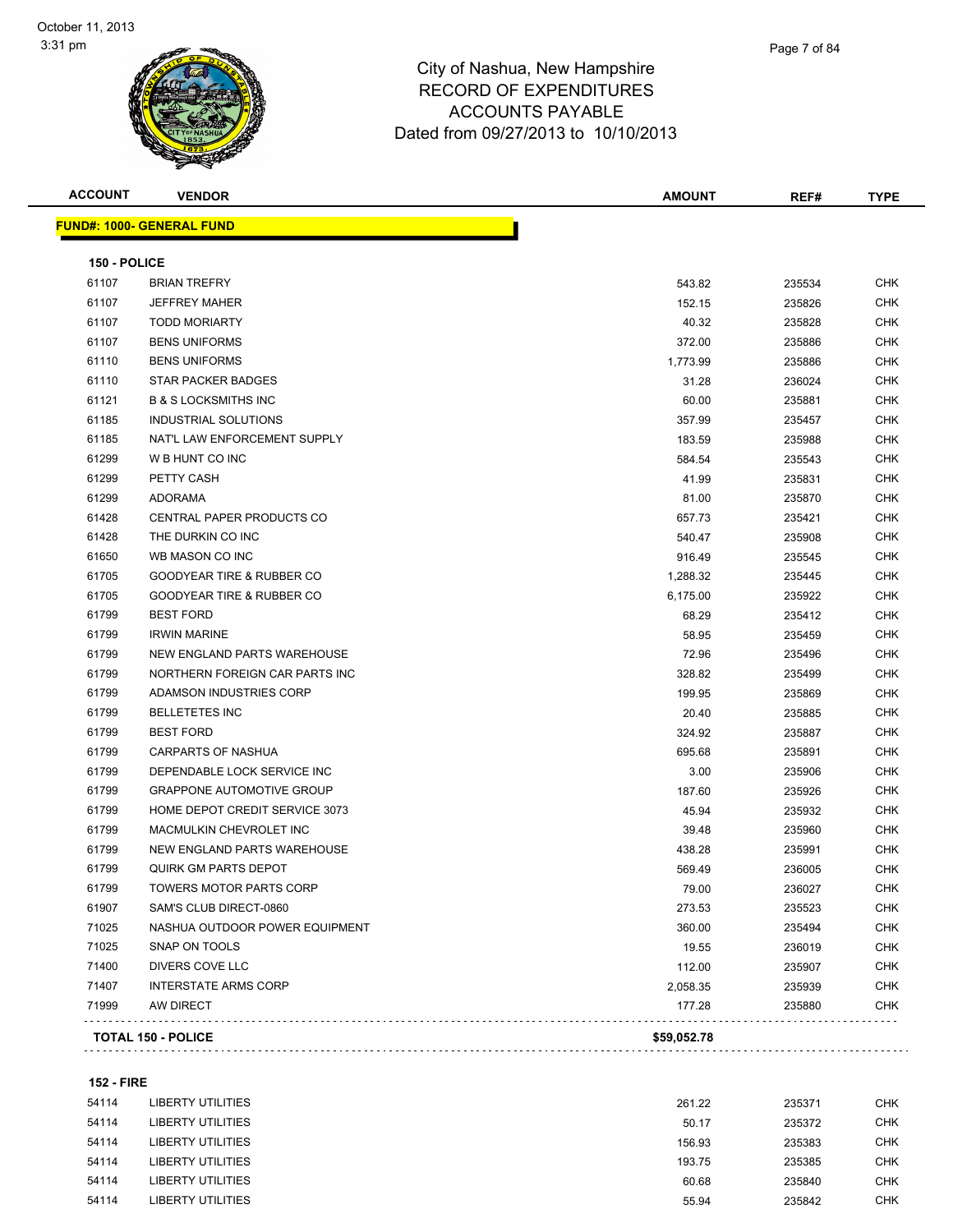# City of Nashua, New Hampshire
## RECORD OF EXPENDITURES
## ACCOUNTS PAYABLE
## Dated from 09/27/2013 to 10/10/2013

| ACCOUNT | VENDOR | AMOUNT | REF# | TYPE |
|---|---|---|---|---|
| **FUND#: 1000- GENERAL FUND** | | | | |
| **150 - POLICE** | | | | |
| 61107 | BRIAN TREFRY | 543.82 | 235534 | CHK |
| 61107 | JEFFREY MAHER | 152.15 | 235826 | CHK |
| 61107 | TODD MORIARTY | 40.32 | 235828 | CHK |
| 61107 | BENS UNIFORMS | 372.00 | 235886 | CHK |
| 61110 | BENS UNIFORMS | 1,773.99 | 235886 | CHK |
| 61110 | STAR PACKER BADGES | 31.28 | 236024 | CHK |
| 61121 | B & S LOCKSMITHS INC | 60.00 | 235881 | CHK |
| 61185 | INDUSTRIAL SOLUTIONS | 357.99 | 235457 | CHK |
| 61185 | NAT'L LAW ENFORCEMENT SUPPLY | 183.59 | 235988 | CHK |
| 61299 | W B HUNT CO INC | 584.54 | 235543 | CHK |
| 61299 | PETTY CASH | 41.99 | 235831 | CHK |
| 61299 | ADORAMA | 81.00 | 235870 | CHK |
| 61428 | CENTRAL PAPER PRODUCTS CO | 657.73 | 235421 | CHK |
| 61428 | THE DURKIN CO INC | 540.47 | 235908 | CHK |
| 61650 | WB MASON CO INC | 916.49 | 235545 | CHK |
| 61705 | GOODYEAR TIRE & RUBBER CO | 1,288.32 | 235445 | CHK |
| 61705 | GOODYEAR TIRE & RUBBER CO | 6,175.00 | 235922 | CHK |
| 61799 | BEST FORD | 68.29 | 235412 | CHK |
| 61799 | IRWIN MARINE | 58.95 | 235459 | CHK |
| 61799 | NEW ENGLAND PARTS WAREHOUSE | 72.96 | 235496 | CHK |
| 61799 | NORTHERN FOREIGN CAR PARTS INC | 328.82 | 235499 | CHK |
| 61799 | ADAMSON INDUSTRIES CORP | 199.95 | 235869 | CHK |
| 61799 | BELLETETES INC | 20.40 | 235885 | CHK |
| 61799 | BEST FORD | 324.92 | 235887 | CHK |
| 61799 | CARPARTS OF NASHUA | 695.68 | 235891 | CHK |
| 61799 | DEPENDABLE LOCK SERVICE INC | 3.00 | 235906 | CHK |
| 61799 | GRAPPONE AUTOMOTIVE GROUP | 187.60 | 235926 | CHK |
| 61799 | HOME DEPOT CREDIT SERVICE 3073 | 45.94 | 235932 | CHK |
| 61799 | MACMULKIN CHEVROLET INC | 39.48 | 235960 | CHK |
| 61799 | NEW ENGLAND PARTS WAREHOUSE | 438.28 | 235991 | CHK |
| 61799 | QUIRK GM PARTS DEPOT | 569.49 | 236005 | CHK |
| 61799 | TOWERS MOTOR PARTS CORP | 79.00 | 236027 | CHK |
| 61907 | SAM'S CLUB DIRECT-0860 | 273.53 | 235523 | CHK |
| 71025 | NASHUA OUTDOOR POWER EQUIPMENT | 360.00 | 235494 | CHK |
| 71025 | SNAP ON TOOLS | 19.55 | 236019 | CHK |
| 71400 | DIVERS COVE LLC | 112.00 | 235907 | CHK |
| 71407 | INTERSTATE ARMS CORP | 2,058.35 | 235939 | CHK |
| 71999 | AW DIRECT | 177.28 | 235880 | CHK |
| **TOTAL 150 - POLICE** | | **$59,052.78** | | |
| **152 - FIRE** | | | | |
| 54114 | LIBERTY UTILITIES | 261.22 | 235371 | CHK |
| 54114 | LIBERTY UTILITIES | 50.17 | 235372 | CHK |
| 54114 | LIBERTY UTILITIES | 156.93 | 235383 | CHK |
| 54114 | LIBERTY UTILITIES | 193.75 | 235385 | CHK |
| 54114 | LIBERTY UTILITIES | 60.68 | 235840 | CHK |
| 54114 | LIBERTY UTILITIES | 55.94 | 235842 | CHK |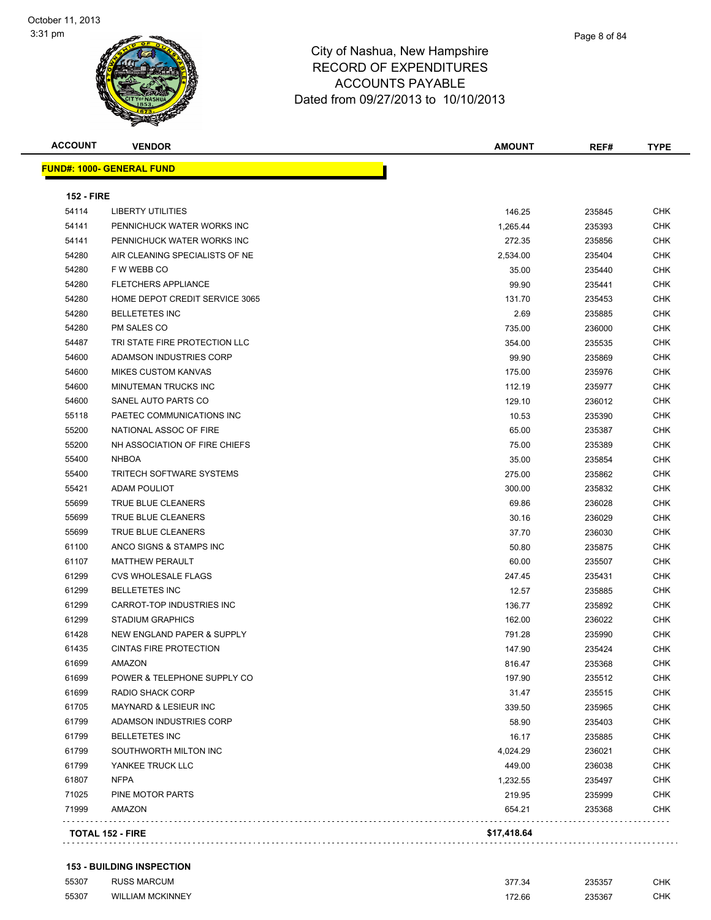City of Nashua, New Hampshire
RECORD OF EXPENDITURES
ACCOUNTS PAYABLE
Dated from 09/27/2013 to 10/10/2013

| ACCOUNT | VENDOR | AMOUNT | REF# | TYPE |
|---|---|---|---|---|
| **FUND#: 1000- GENERAL FUND** | | | | |
| **152 - FIRE** | | | | |
| 54114 | LIBERTY UTILITIES | 146.25 | 235845 | CHK |
| 54141 | PENNICHUCK WATER WORKS INC | 1,265.44 | 235393 | CHK |
| 54141 | PENNICHUCK WATER WORKS INC | 272.35 | 235856 | CHK |
| 54280 | AIR CLEANING SPECIALISTS OF NE | 2,534.00 | 235404 | CHK |
| 54280 | F W WEBB CO | 35.00 | 235440 | CHK |
| 54280 | FLETCHERS APPLIANCE | 99.90 | 235441 | CHK |
| 54280 | HOME DEPOT CREDIT SERVICE 3065 | 131.70 | 235453 | CHK |
| 54280 | BELLETETES INC | 2.69 | 235885 | CHK |
| 54280 | PM SALES CO | 735.00 | 236000 | CHK |
| 54487 | TRI STATE FIRE PROTECTION LLC | 354.00 | 235535 | CHK |
| 54600 | ADAMSON INDUSTRIES CORP | 99.90 | 235869 | CHK |
| 54600 | MIKES CUSTOM KANVAS | 175.00 | 235976 | CHK |
| 54600 | MINUTEMAN TRUCKS INC | 112.19 | 235977 | CHK |
| 54600 | SANEL AUTO PARTS CO | 129.10 | 236012 | CHK |
| 55118 | PAETEC COMMUNICATIONS INC | 10.53 | 235390 | CHK |
| 55200 | NATIONAL ASSOC OF FIRE | 65.00 | 235387 | CHK |
| 55200 | NH ASSOCIATION OF FIRE CHIEFS | 75.00 | 235389 | CHK |
| 55400 | NHBOA | 35.00 | 235854 | CHK |
| 55400 | TRITECH SOFTWARE SYSTEMS | 275.00 | 235862 | CHK |
| 55421 | ADAM POULIOT | 300.00 | 235832 | CHK |
| 55699 | TRUE BLUE CLEANERS | 69.86 | 236028 | CHK |
| 55699 | TRUE BLUE CLEANERS | 30.16 | 236029 | CHK |
| 55699 | TRUE BLUE CLEANERS | 37.70 | 236030 | CHK |
| 61100 | ANCO SIGNS & STAMPS INC | 50.80 | 235875 | CHK |
| 61107 | MATTHEW PERAULT | 60.00 | 235507 | CHK |
| 61299 | CVS WHOLESALE FLAGS | 247.45 | 235431 | CHK |
| 61299 | BELLETETES INC | 12.57 | 235885 | CHK |
| 61299 | CARROT-TOP INDUSTRIES INC | 136.77 | 235892 | CHK |
| 61299 | STADIUM GRAPHICS | 162.00 | 236022 | CHK |
| 61428 | NEW ENGLAND PAPER & SUPPLY | 791.28 | 235990 | CHK |
| 61435 | CINTAS FIRE PROTECTION | 147.90 | 235424 | CHK |
| 61699 | AMAZON | 816.47 | 235368 | CHK |
| 61699 | POWER & TELEPHONE SUPPLY CO | 197.90 | 235512 | CHK |
| 61699 | RADIO SHACK CORP | 31.47 | 235515 | CHK |
| 61705 | MAYNARD & LESIEUR INC | 339.50 | 235965 | CHK |
| 61799 | ADAMSON INDUSTRIES CORP | 58.90 | 235403 | CHK |
| 61799 | BELLETETES INC | 16.17 | 235885 | CHK |
| 61799 | SOUTHWORTH MILTON INC | 4,024.29 | 236021 | CHK |
| 61799 | YANKEE TRUCK LLC | 449.00 | 236038 | CHK |
| 61807 | NFPA | 1,232.55 | 235497 | CHK |
| 71025 | PINE MOTOR PARTS | 219.95 | 235999 | CHK |
| 71999 | AMAZON | 654.21 | 235368 | CHK |
| **TOTAL 152 - FIRE** | | **$17,418.64** | | |
| **153 - BUILDING INSPECTION** | | | | |
| 55307 | RUSS MARCUM | 377.34 | 235357 | CHK |
| 55307 | WILLIAM MCKINNEY | 172.66 | 235367 | CHK |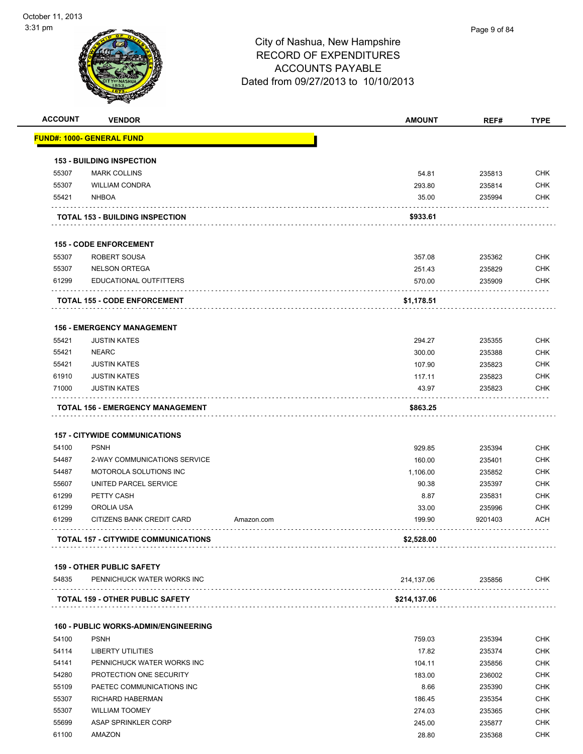# City of Nashua, New Hampshire
## RECORD OF EXPENDITURES
## ACCOUNTS PAYABLE
### Dated from 09/27/2013 to 10/10/2013

| ACCOUNT | VENDOR | | AMOUNT | REF# | TYPE |
|---|---|---|---|---|---|
| **FUND#: 1000- GENERAL FUND** | | | | | |
| **153 - BUILDING INSPECTION** | | | | | |
| 55307 | MARK COLLINS | | 54.81 | 235813 | CHK |
| 55307 | WILLIAM CONDRA | | 293.80 | 235814 | CHK |
| 55421 | NHBOA | | 35.00 | 235994 | CHK |
| **TOTAL 153 - BUILDING INSPECTION** | | | **$933.61** | | |
| **155 - CODE ENFORCEMENT** | | | | | |
| 55307 | ROBERT SOUSA | | 357.08 | 235362 | CHK |
| 55307 | NELSON ORTEGA | | 251.43 | 235829 | CHK |
| 61299 | EDUCATIONAL OUTFITTERS | | 570.00 | 235909 | CHK |
| **TOTAL 155 - CODE ENFORCEMENT** | | | **$1,178.51** | | |
| **156 - EMERGENCY MANAGEMENT** | | | | | |
| 55421 | JUSTIN KATES | | 294.27 | 235355 | CHK |
| 55421 | NEARC | | 300.00 | 235388 | CHK |
| 55421 | JUSTIN KATES | | 107.90 | 235823 | CHK |
| 61910 | JUSTIN KATES | | 117.11 | 235823 | CHK |
| 71000 | JUSTIN KATES | | 43.97 | 235823 | CHK |
| **TOTAL 156 - EMERGENCY MANAGEMENT** | | | **$863.25** | | |
| **157 - CITYWIDE COMMUNICATIONS** | | | | | |
| 54100 | PSNH | | 929.85 | 235394 | CHK |
| 54487 | 2-WAY COMMUNICATIONS SERVICE | | 160.00 | 235401 | CHK |
| 54487 | MOTOROLA SOLUTIONS INC | | 1,106.00 | 235852 | CHK |
| 55607 | UNITED PARCEL SERVICE | | 90.38 | 235397 | CHK |
| 61299 | PETTY CASH | | 8.87 | 235831 | CHK |
| 61299 | OROLIA USA | | 33.00 | 235996 | CHK |
| 61299 | CITIZENS BANK CREDIT CARD | Amazon.com | 199.90 | 9201403 | ACH |
| **TOTAL 157 - CITYWIDE COMMUNICATIONS** | | | **$2,528.00** | | |
| **159 - OTHER PUBLIC SAFETY** | | | | | |
| 54835 | PENNICHUCK WATER WORKS INC | | 214,137.06 | 235856 | CHK |
| **TOTAL 159 - OTHER PUBLIC SAFETY** | | | **$214,137.06** | | |
| **160 - PUBLIC WORKS-ADMIN/ENGINEERING** | | | | | |
| 54100 | PSNH | | 759.03 | 235394 | CHK |
| 54114 | LIBERTY UTILITIES | | 17.82 | 235374 | CHK |
| 54141 | PENNICHUCK WATER WORKS INC | | 104.11 | 235856 | CHK |
| 54280 | PROTECTION ONE SECURITY | | 183.00 | 236002 | CHK |
| 55109 | PAETEC COMMUNICATIONS INC | | 8.66 | 235390 | CHK |
| 55307 | RICHARD HABERMAN | | 186.45 | 235354 | CHK |
| 55307 | WILLIAM TOOMEY | | 274.03 | 235365 | CHK |
| 55699 | ASAP SPRINKLER CORP | | 245.00 | 235877 | CHK |
| 61100 | AMAZON | | 28.80 | 235368 | CHK |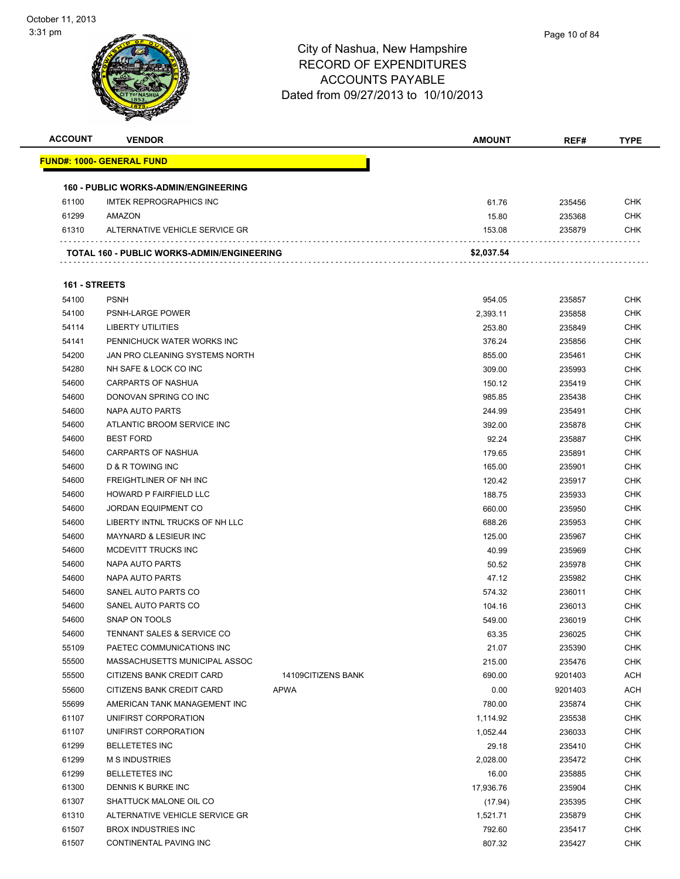# City of Nashua, New Hampshire
## RECORD OF EXPENDITURES
## ACCOUNTS PAYABLE
## Dated from 09/27/2013 to 10/10/2013

| ACCOUNT | VENDOR | | AMOUNT | REF# | TYPE |
|---|---|---|---|---|---|
| **FUND#: 1000- GENERAL FUND** | | | | | |
| **160 - PUBLIC WORKS-ADMIN/ENGINEERING** | | | | | |
| 61100 | IMTEK REPROGRAPHICS INC | | 61.76 | 235456 | CHK |
| 61299 | AMAZON | | 15.80 | 235368 | CHK |
| 61310 | ALTERNATIVE VEHICLE SERVICE GR | | 153.08 | 235879 | CHK |
| | **TOTAL 160 - PUBLIC WORKS-ADMIN/ENGINEERING** | | **$2,037.54** | | |
| **161 - STREETS** | | | | | |
| 54100 | PSNH | | 954.05 | 235857 | CHK |
| 54100 | PSNH-LARGE POWER | | 2,393.11 | 235858 | CHK |
| 54114 | LIBERTY UTILITIES | | 253.80 | 235849 | CHK |
| 54141 | PENNICHUCK WATER WORKS INC | | 376.24 | 235856 | CHK |
| 54200 | JAN PRO CLEANING SYSTEMS NORTH | | 855.00 | 235461 | CHK |
| 54280 | NH SAFE & LOCK CO INC | | 309.00 | 235993 | CHK |
| 54600 | CARPARTS OF NASHUA | | 150.12 | 235419 | CHK |
| 54600 | DONOVAN SPRING CO INC | | 985.85 | 235438 | CHK |
| 54600 | NAPA AUTO PARTS | | 244.99 | 235491 | CHK |
| 54600 | ATLANTIC BROOM SERVICE INC | | 392.00 | 235878 | CHK |
| 54600 | BEST FORD | | 92.24 | 235887 | CHK |
| 54600 | CARPARTS OF NASHUA | | 179.65 | 235891 | CHK |
| 54600 | D & R TOWING INC | | 165.00 | 235901 | CHK |
| 54600 | FREIGHTLINER OF NH INC | | 120.42 | 235917 | CHK |
| 54600 | HOWARD P FAIRFIELD LLC | | 188.75 | 235933 | CHK |
| 54600 | JORDAN EQUIPMENT CO | | 660.00 | 235950 | CHK |
| 54600 | LIBERTY INTNL TRUCKS OF NH LLC | | 688.26 | 235953 | CHK |
| 54600 | MAYNARD & LESIEUR INC | | 125.00 | 235967 | CHK |
| 54600 | MCDEVITT TRUCKS INC | | 40.99 | 235969 | CHK |
| 54600 | NAPA AUTO PARTS | | 50.52 | 235978 | CHK |
| 54600 | NAPA AUTO PARTS | | 47.12 | 235982 | CHK |
| 54600 | SANEL AUTO PARTS CO | | 574.32 | 236011 | CHK |
| 54600 | SANEL AUTO PARTS CO | | 104.16 | 236013 | CHK |
| 54600 | SNAP ON TOOLS | | 549.00 | 236019 | CHK |
| 54600 | TENNANT SALES & SERVICE CO | | 63.35 | 236025 | CHK |
| 55109 | PAETEC COMMUNICATIONS INC | | 21.07 | 235390 | CHK |
| 55500 | MASSACHUSETTS MUNICIPAL ASSOC | | 215.00 | 235476 | CHK |
| 55500 | CITIZENS BANK CREDIT CARD | 14109CITIZENS BANK | 690.00 | 9201403 | ACH |
| 55600 | CITIZENS BANK CREDIT CARD | APWA | 0.00 | 9201403 | ACH |
| 55699 | AMERICAN TANK MANAGEMENT INC | | 780.00 | 235874 | CHK |
| 61107 | UNIFIRST CORPORATION | | 1,114.92 | 235538 | CHK |
| 61107 | UNIFIRST CORPORATION | | 1,052.44 | 236033 | CHK |
| 61299 | BELLETETES INC | | 29.18 | 235410 | CHK |
| 61299 | M S INDUSTRIES | | 2,028.00 | 235472 | CHK |
| 61299 | BELLETETES INC | | 16.00 | 235885 | CHK |
| 61300 | DENNIS K BURKE INC | | 17,936.76 | 235904 | CHK |
| 61307 | SHATTUCK MALONE OIL CO | | (17.94) | 235395 | CHK |
| 61310 | ALTERNATIVE VEHICLE SERVICE GR | | 1,521.71 | 235879 | CHK |
| 61507 | BROX INDUSTRIES INC | | 792.60 | 235417 | CHK |
| 61507 | CONTINENTAL PAVING INC | | 807.32 | 235427 | CHK |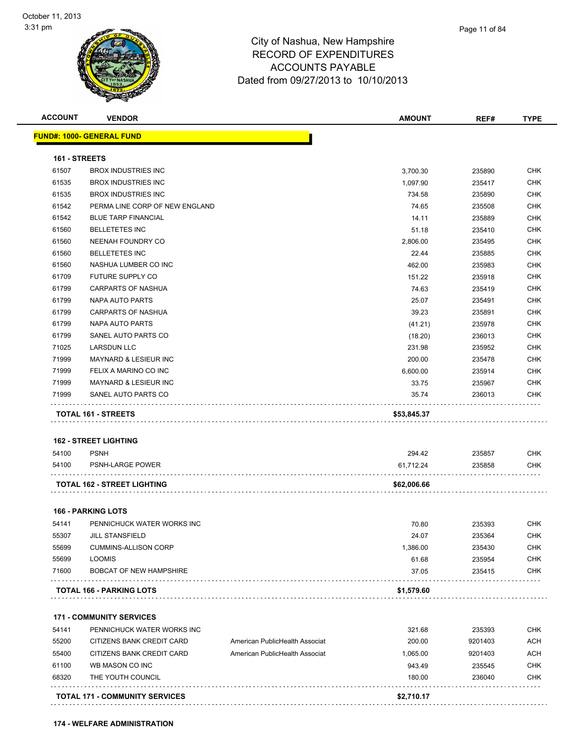City of Nashua, New Hampshire
RECORD OF EXPENDITURES
ACCOUNTS PAYABLE
Dated from 09/27/2013 to 10/10/2013

| ACCOUNT | VENDOR | | AMOUNT | REF# | TYPE |
|---|---|---|---|---|---|
| **FUND#: 1000- GENERAL FUND** | | | | | |
| **161 - STREETS** | | | | | |
| 61507 | BROX INDUSTRIES INC | | 3,700.30 | 235890 | CHK |
| 61535 | BROX INDUSTRIES INC | | 1,097.90 | 235417 | CHK |
| 61535 | BROX INDUSTRIES INC | | 734.58 | 235890 | CHK |
| 61542 | PERMA LINE CORP OF NEW ENGLAND | | 74.65 | 235508 | CHK |
| 61542 | BLUE TARP FINANCIAL | | 14.11 | 235889 | CHK |
| 61560 | BELLETETES INC | | 51.18 | 235410 | CHK |
| 61560 | NEENAH FOUNDRY CO | | 2,806.00 | 235495 | CHK |
| 61560 | BELLETETES INC | | 22.44 | 235885 | CHK |
| 61560 | NASHUA LUMBER CO INC | | 462.00 | 235983 | CHK |
| 61709 | FUTURE SUPPLY CO | | 151.22 | 235918 | CHK |
| 61799 | CARPARTS OF NASHUA | | 74.63 | 235419 | CHK |
| 61799 | NAPA AUTO PARTS | | 25.07 | 235491 | CHK |
| 61799 | CARPARTS OF NASHUA | | 39.23 | 235891 | CHK |
| 61799 | NAPA AUTO PARTS | | (41.21) | 235978 | CHK |
| 61799 | SANEL AUTO PARTS CO | | (18.20) | 236013 | CHK |
| 71025 | LARSDUN LLC | | 231.98 | 235952 | CHK |
| 71999 | MAYNARD & LESIEUR INC | | 200.00 | 235478 | CHK |
| 71999 | FELIX A MARINO CO INC | | 6,600.00 | 235914 | CHK |
| 71999 | MAYNARD & LESIEUR INC | | 33.75 | 235967 | CHK |
| 71999 | SANEL AUTO PARTS CO | | 35.74 | 236013 | CHK |
| **TOTAL 161 - STREETS** | | | **$53,845.37** | | |
| **162 - STREET LIGHTING** | | | | | |
| 54100 | PSNH | | 294.42 | 235857 | CHK |
| 54100 | PSNH-LARGE POWER | | 61,712.24 | 235858 | CHK |
| **TOTAL 162 - STREET LIGHTING** | | | **$62,006.66** | | |
| **166 - PARKING LOTS** | | | | | |
| 54141 | PENNICHUCK WATER WORKS INC | | 70.80 | 235393 | CHK |
| 55307 | JILL STANSFIELD | | 24.07 | 235364 | CHK |
| 55699 | CUMMINS-ALLISON CORP | | 1,386.00 | 235430 | CHK |
| 55699 | LOOMIS | | 61.68 | 235954 | CHK |
| 71600 | BOBCAT OF NEW HAMPSHIRE | | 37.05 | 235415 | CHK |
| **TOTAL 166 - PARKING LOTS** | | | **$1,579.60** | | |
| **171 - COMMUNITY SERVICES** | | | | | |
| 54141 | PENNICHUCK WATER WORKS INC | | 321.68 | 235393 | CHK |
| 55200 | CITIZENS BANK CREDIT CARD | American PublicHealth Associat | 200.00 | 9201403 | ACH |
| 55400 | CITIZENS BANK CREDIT CARD | American PublicHealth Associat | 1,065.00 | 9201403 | ACH |
| 61100 | WB MASON CO INC | | 943.49 | 235545 | CHK |
| 68320 | THE YOUTH COUNCIL | | 180.00 | 236040 | CHK |
| **TOTAL 171 - COMMUNITY SERVICES** | | | **$2,710.17** | | |
| **174 - WELFARE ADMINISTRATION** | | | | | |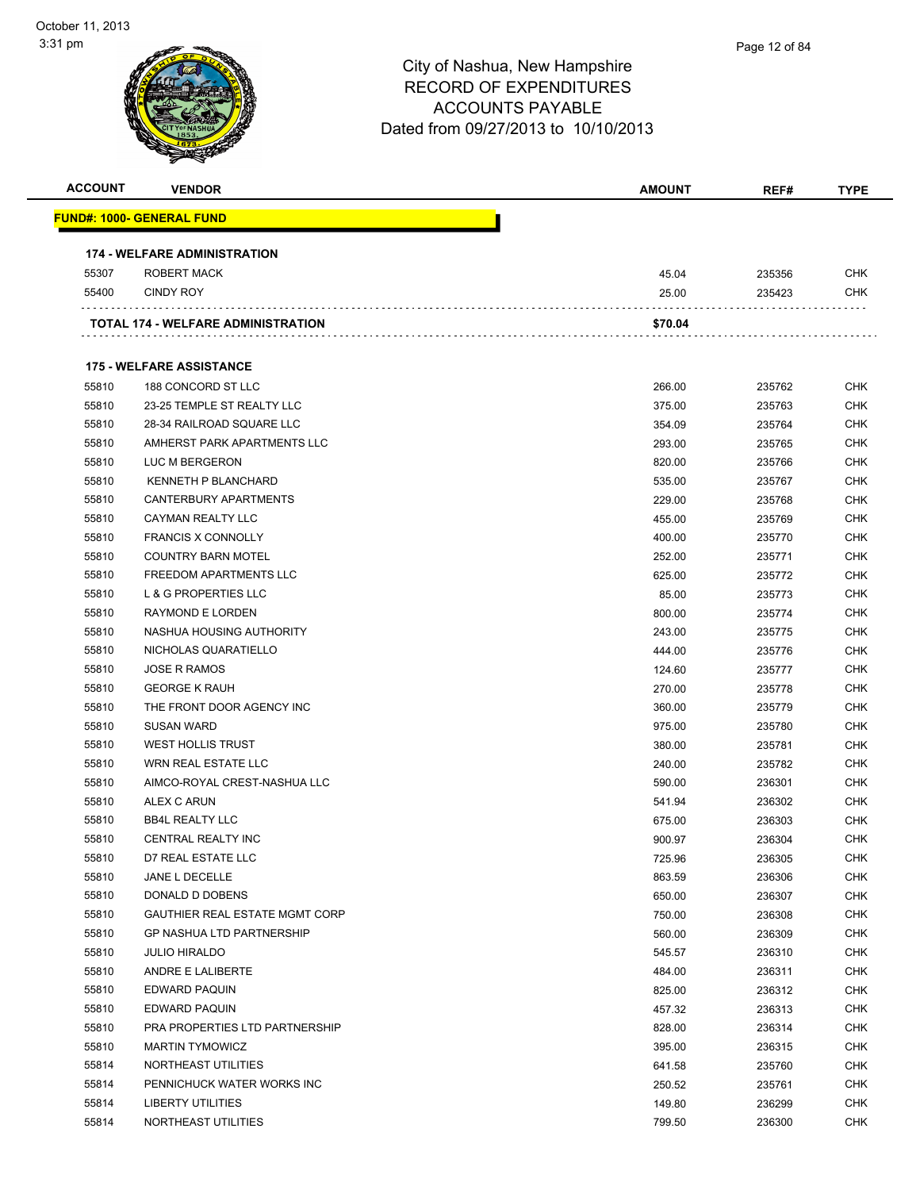# City of Nashua, New Hampshire
## RECORD OF EXPENDITURES
## ACCOUNTS PAYABLE
### Dated from 09/27/2013 to 10/10/2013

| ACCOUNT | VENDOR | AMOUNT | REF# | TYPE |
|---|---|---|---|---|
| **FUND#: 1000- GENERAL FUND** | | | | |
| **174 - WELFARE ADMINISTRATION** | | | | |
| 55307 | ROBERT MACK | 45.04 | 235356 | CHK |
| 55400 | CINDY ROY | 25.00 | 235423 | CHK |
| **TOTAL 174 - WELFARE ADMINISTRATION** | | **$70.04** | | |
| **175 - WELFARE ASSISTANCE** | | | | |
| 55810 | 188 CONCORD ST LLC | 266.00 | 235762 | CHK |
| 55810 | 23-25 TEMPLE ST REALTY LLC | 375.00 | 235763 | CHK |
| 55810 | 28-34 RAILROAD SQUARE LLC | 354.09 | 235764 | CHK |
| 55810 | AMHERST PARK APARTMENTS LLC | 293.00 | 235765 | CHK |
| 55810 | LUC M BERGERON | 820.00 | 235766 | CHK |
| 55810 | KENNETH P BLANCHARD | 535.00 | 235767 | CHK |
| 55810 | CANTERBURY APARTMENTS | 229.00 | 235768 | CHK |
| 55810 | CAYMAN REALTY LLC | 455.00 | 235769 | CHK |
| 55810 | FRANCIS X CONNOLLY | 400.00 | 235770 | CHK |
| 55810 | COUNTRY BARN MOTEL | 252.00 | 235771 | CHK |
| 55810 | FREEDOM APARTMENTS LLC | 625.00 | 235772 | CHK |
| 55810 | L & G PROPERTIES LLC | 85.00 | 235773 | CHK |
| 55810 | RAYMOND E LORDEN | 800.00 | 235774 | CHK |
| 55810 | NASHUA HOUSING AUTHORITY | 243.00 | 235775 | CHK |
| 55810 | NICHOLAS QUARATIELLO | 444.00 | 235776 | CHK |
| 55810 | JOSE R RAMOS | 124.60 | 235777 | CHK |
| 55810 | GEORGE K RAUH | 270.00 | 235778 | CHK |
| 55810 | THE FRONT DOOR AGENCY INC | 360.00 | 235779 | CHK |
| 55810 | SUSAN WARD | 975.00 | 235780 | CHK |
| 55810 | WEST HOLLIS TRUST | 380.00 | 235781 | CHK |
| 55810 | WRN REAL ESTATE LLC | 240.00 | 235782 | CHK |
| 55810 | AIMCO-ROYAL CREST-NASHUA LLC | 590.00 | 236301 | CHK |
| 55810 | ALEX C ARUN | 541.94 | 236302 | CHK |
| 55810 | BB4L REALTY LLC | 675.00 | 236303 | CHK |
| 55810 | CENTRAL REALTY INC | 900.97 | 236304 | CHK |
| 55810 | D7 REAL ESTATE LLC | 725.96 | 236305 | CHK |
| 55810 | JANE L DECELLE | 863.59 | 236306 | CHK |
| 55810 | DONALD D DOBENS | 650.00 | 236307 | CHK |
| 55810 | GAUTHIER REAL ESTATE MGMT CORP | 750.00 | 236308 | CHK |
| 55810 | GP NASHUA LTD PARTNERSHIP | 560.00 | 236309 | CHK |
| 55810 | JULIO HIRALDO | 545.57 | 236310 | CHK |
| 55810 | ANDRE E LALIBERTE | 484.00 | 236311 | CHK |
| 55810 | EDWARD PAQUIN | 825.00 | 236312 | CHK |
| 55810 | EDWARD PAQUIN | 457.32 | 236313 | CHK |
| 55810 | PRA PROPERTIES LTD PARTNERSHIP | 828.00 | 236314 | CHK |
| 55810 | MARTIN TYMOWICZ | 395.00 | 236315 | CHK |
| 55814 | NORTHEAST UTILITIES | 641.58 | 235760 | CHK |
| 55814 | PENNICHUCK WATER WORKS INC | 250.52 | 235761 | CHK |
| 55814 | LIBERTY UTILITIES | 149.80 | 236299 | CHK |
| 55814 | NORTHEAST UTILITIES | 799.50 | 236300 | CHK |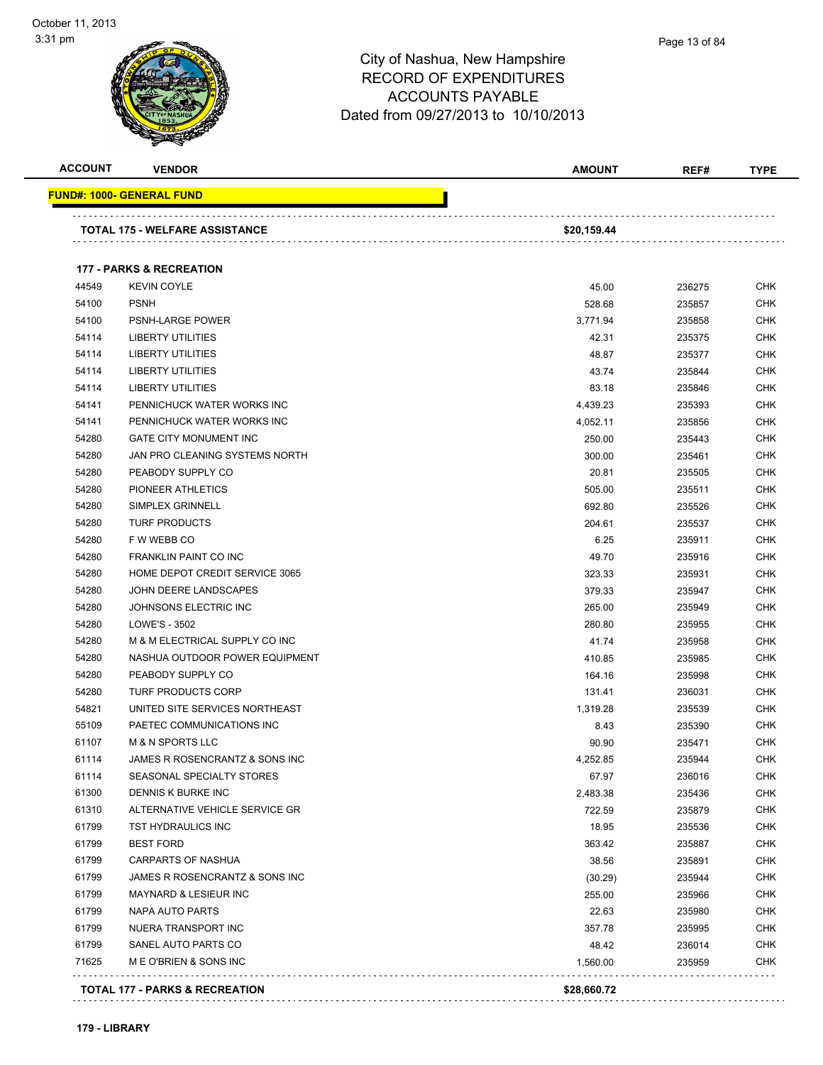City of Nashua, New Hampshire
RECORD OF EXPENDITURES
ACCOUNTS PAYABLE
Dated from 09/27/2013 to 10/10/2013

| ACCOUNT | VENDOR | AMOUNT | REF# | TYPE |
|---|---|---|---|---|
| **FUND#: 1000- GENERAL FUND** | | | | |
| | **TOTAL 175 - WELFARE ASSISTANCE** | **$20,159.44** | | |
| | **177 - PARKS & RECREATION** | | | |
| 44549 | KEVIN COYLE | 45.00 | 236275 | CHK |
| 54100 | PSNH | 528.68 | 235857 | CHK |
| 54100 | PSNH-LARGE POWER | 3,771.94 | 235858 | CHK |
| 54114 | LIBERTY UTILITIES | 42.31 | 235375 | CHK |
| 54114 | LIBERTY UTILITIES | 48.87 | 235377 | CHK |
| 54114 | LIBERTY UTILITIES | 43.74 | 235844 | CHK |
| 54114 | LIBERTY UTILITIES | 83.18 | 235846 | CHK |
| 54141 | PENNICHUCK WATER WORKS INC | 4,439.23 | 235393 | CHK |
| 54141 | PENNICHUCK WATER WORKS INC | 4,052.11 | 235856 | CHK |
| 54280 | GATE CITY MONUMENT INC | 250.00 | 235443 | CHK |
| 54280 | JAN PRO CLEANING SYSTEMS NORTH | 300.00 | 235461 | CHK |
| 54280 | PEABODY SUPPLY CO | 20.81 | 235505 | CHK |
| 54280 | PIONEER ATHLETICS | 505.00 | 235511 | CHK |
| 54280 | SIMPLEX GRINNELL | 692.80 | 235526 | CHK |
| 54280 | TURF PRODUCTS | 204.61 | 235537 | CHK |
| 54280 | F W WEBB CO | 6.25 | 235911 | CHK |
| 54280 | FRANKLIN PAINT CO INC | 49.70 | 235916 | CHK |
| 54280 | HOME DEPOT CREDIT SERVICE 3065 | 323.33 | 235931 | CHK |
| 54280 | JOHN DEERE LANDSCAPES | 379.33 | 235947 | CHK |
| 54280 | JOHNSONS ELECTRIC INC | 265.00 | 235949 | CHK |
| 54280 | LOWE'S - 3502 | 280.80 | 235955 | CHK |
| 54280 | M & M ELECTRICAL SUPPLY CO INC | 41.74 | 235958 | CHK |
| 54280 | NASHUA OUTDOOR POWER EQUIPMENT | 410.85 | 235985 | CHK |
| 54280 | PEABODY SUPPLY CO | 164.16 | 235998 | CHK |
| 54280 | TURF PRODUCTS CORP | 131.41 | 236031 | CHK |
| 54821 | UNITED SITE SERVICES NORTHEAST | 1,319.28 | 235539 | CHK |
| 55109 | PAETEC COMMUNICATIONS INC | 8.43 | 235390 | CHK |
| 61107 | M & N SPORTS LLC | 90.90 | 235471 | CHK |
| 61114 | JAMES R ROSENCRANTZ & SONS INC | 4,252.85 | 235944 | CHK |
| 61114 | SEASONAL SPECIALTY STORES | 67.97 | 236016 | CHK |
| 61300 | DENNIS K BURKE INC | 2,483.38 | 235436 | CHK |
| 61310 | ALTERNATIVE VEHICLE SERVICE GR | 722.59 | 235879 | CHK |
| 61799 | TST HYDRAULICS INC | 18.95 | 235536 | CHK |
| 61799 | BEST FORD | 363.42 | 235887 | CHK |
| 61799 | CARPARTS OF NASHUA | 38.56 | 235891 | CHK |
| 61799 | JAMES R ROSENCRANTZ & SONS INC | (30.29) | 235944 | CHK |
| 61799 | MAYNARD & LESIEUR INC | 255.00 | 235966 | CHK |
| 61799 | NAPA AUTO PARTS | 22.63 | 235980 | CHK |
| 61799 | NUERA TRANSPORT INC | 357.78 | 235995 | CHK |
| 61799 | SANEL AUTO PARTS CO | 48.42 | 236014 | CHK |
| 71625 | M E O'BRIEN & SONS INC | 1,560.00 | 235959 | CHK |
| | **TOTAL 177 - PARKS & RECREATION** | **$28,660.72** | | |

**179 - LIBRARY**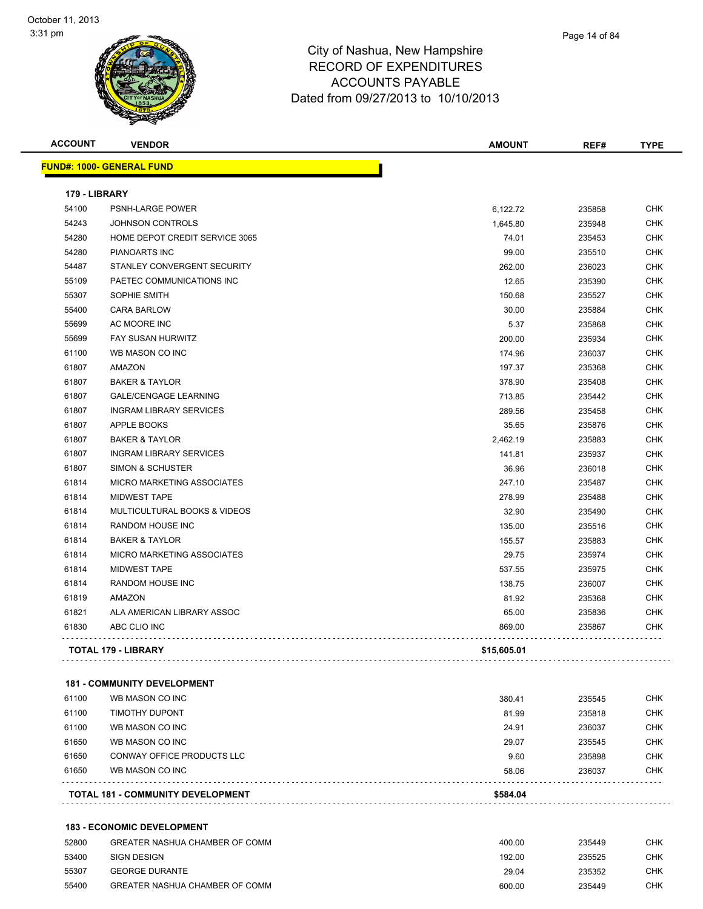# City of Nashua, New Hampshire
## RECORD OF EXPENDITURES
## ACCOUNTS PAYABLE
### Dated from 09/27/2013 to 10/10/2013

| ACCOUNT | VENDOR | AMOUNT | REF# | TYPE |
|---|---|---|---|---|
| **FUND#: 1000- GENERAL FUND** | | | | |
| **179 - LIBRARY** | | | | |
| 54100 | PSNH-LARGE POWER | 6,122.72 | 235858 | CHK |
| 54243 | JOHNSON CONTROLS | 1,645.80 | 235948 | CHK |
| 54280 | HOME DEPOT CREDIT SERVICE 3065 | 74.01 | 235453 | CHK |
| 54280 | PIANOARTS INC | 99.00 | 235510 | CHK |
| 54487 | STANLEY CONVERGENT SECURITY | 262.00 | 236023 | CHK |
| 55109 | PAETEC COMMUNICATIONS INC | 12.65 | 235390 | CHK |
| 55307 | SOPHIE SMITH | 150.68 | 235527 | CHK |
| 55400 | CARA BARLOW | 30.00 | 235884 | CHK |
| 55699 | AC MOORE INC | 5.37 | 235868 | CHK |
| 55699 | FAY SUSAN HURWITZ | 200.00 | 235934 | CHK |
| 61100 | WB MASON CO INC | 174.96 | 236037 | CHK |
| 61807 | AMAZON | 197.37 | 235368 | CHK |
| 61807 | BAKER & TAYLOR | 378.90 | 235408 | CHK |
| 61807 | GALE/CENGAGE LEARNING | 713.85 | 235442 | CHK |
| 61807 | INGRAM LIBRARY SERVICES | 289.56 | 235458 | CHK |
| 61807 | APPLE BOOKS | 35.65 | 235876 | CHK |
| 61807 | BAKER & TAYLOR | 2,462.19 | 235883 | CHK |
| 61807 | INGRAM LIBRARY SERVICES | 141.81 | 235937 | CHK |
| 61807 | SIMON & SCHUSTER | 36.96 | 236018 | CHK |
| 61814 | MICRO MARKETING ASSOCIATES | 247.10 | 235487 | CHK |
| 61814 | MIDWEST TAPE | 278.99 | 235488 | CHK |
| 61814 | MULTICULTURAL BOOKS & VIDEOS | 32.90 | 235490 | CHK |
| 61814 | RANDOM HOUSE INC | 135.00 | 235516 | CHK |
| 61814 | BAKER & TAYLOR | 155.57 | 235883 | CHK |
| 61814 | MICRO MARKETING ASSOCIATES | 29.75 | 235974 | CHK |
| 61814 | MIDWEST TAPE | 537.55 | 235975 | CHK |
| 61814 | RANDOM HOUSE INC | 138.75 | 236007 | CHK |
| 61819 | AMAZON | 81.92 | 235368 | CHK |
| 61821 | ALA AMERICAN LIBRARY ASSOC | 65.00 | 235836 | CHK |
| 61830 | ABC CLIO INC | 869.00 | 235867 | CHK |
| **TOTAL 179 - LIBRARY** | | **$15,605.01** | | |
| **181 - COMMUNITY DEVELOPMENT** | | | | |
| 61100 | WB MASON CO INC | 380.41 | 235545 | CHK |
| 61100 | TIMOTHY DUPONT | 81.99 | 235818 | CHK |
| 61100 | WB MASON CO INC | 24.91 | 236037 | CHK |
| 61650 | WB MASON CO INC | 29.07 | 235545 | CHK |
| 61650 | CONWAY OFFICE PRODUCTS LLC | 9.60 | 235898 | CHK |
| 61650 | WB MASON CO INC | 58.06 | 236037 | CHK |
| **TOTAL 181 - COMMUNITY DEVELOPMENT** | | **$584.04** | | |
| **183 - ECONOMIC DEVELOPMENT** | | | | |
| 52800 | GREATER NASHUA CHAMBER OF COMM | 400.00 | 235449 | CHK |
| 53400 | SIGN DESIGN | 192.00 | 235525 | CHK |
| 55307 | GEORGE DURANTE | 29.04 | 235352 | CHK |
| 55400 | GREATER NASHUA CHAMBER OF COMM | 600.00 | 235449 | CHK |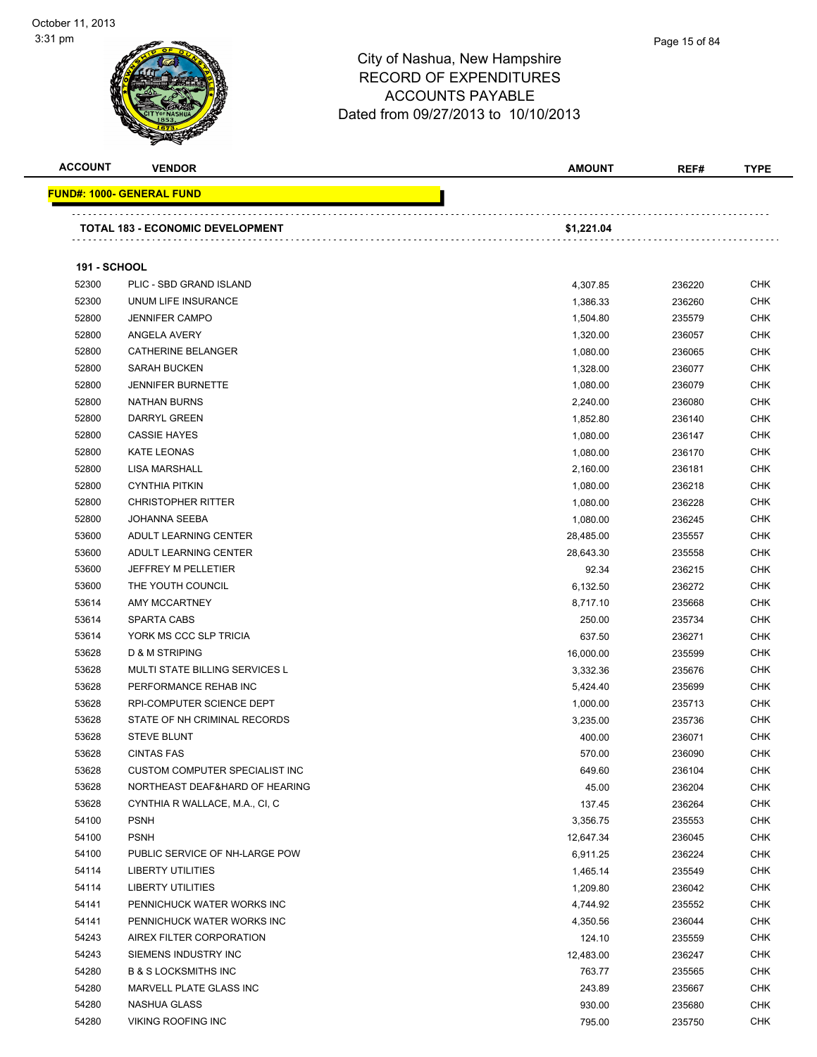# City of Nashua, New Hampshire
# RECORD OF EXPENDITURES
# ACCOUNTS PAYABLE
# Dated from 09/27/2013 to 10/10/2013

| ACCOUNT | VENDOR | AMOUNT | REF# | TYPE |
|---|---|---|---|---|
| **FUND#: 1000- GENERAL FUND** | | | | |
| | **TOTAL 183 - ECONOMIC DEVELOPMENT** | **$1,221.04** | | |
| **191 - SCHOOL** | | | | |
| 52300 | PLIC - SBD GRAND ISLAND | 4,307.85 | 236220 | CHK |
| 52300 | UNUM LIFE INSURANCE | 1,386.33 | 236260 | CHK |
| 52800 | JENNIFER CAMPO | 1,504.80 | 235579 | CHK |
| 52800 | ANGELA AVERY | 1,320.00 | 236057 | CHK |
| 52800 | CATHERINE BELANGER | 1,080.00 | 236065 | CHK |
| 52800 | SARAH BUCKEN | 1,328.00 | 236077 | CHK |
| 52800 | JENNIFER BURNETTE | 1,080.00 | 236079 | CHK |
| 52800 | NATHAN BURNS | 2,240.00 | 236080 | CHK |
| 52800 | DARRYL GREEN | 1,852.80 | 236140 | CHK |
| 52800 | CASSIE HAYES | 1,080.00 | 236147 | CHK |
| 52800 | KATE LEONAS | 1,080.00 | 236170 | CHK |
| 52800 | LISA MARSHALL | 2,160.00 | 236181 | CHK |
| 52800 | CYNTHIA PITKIN | 1,080.00 | 236218 | CHK |
| 52800 | CHRISTOPHER RITTER | 1,080.00 | 236228 | CHK |
| 52800 | JOHANNA SEEBA | 1,080.00 | 236245 | CHK |
| 53600 | ADULT LEARNING CENTER | 28,485.00 | 235557 | CHK |
| 53600 | ADULT LEARNING CENTER | 28,643.30 | 235558 | CHK |
| 53600 | JEFFREY M PELLETIER | 92.34 | 236215 | CHK |
| 53600 | THE YOUTH COUNCIL | 6,132.50 | 236272 | CHK |
| 53614 | AMY MCCARTNEY | 8,717.10 | 235668 | CHK |
| 53614 | SPARTA CABS | 250.00 | 235734 | CHK |
| 53614 | YORK MS CCC SLP TRICIA | 637.50 | 236271 | CHK |
| 53628 | D & M STRIPING | 16,000.00 | 235599 | CHK |
| 53628 | MULTI STATE BILLING SERVICES L | 3,332.36 | 235676 | CHK |
| 53628 | PERFORMANCE REHAB INC | 5,424.40 | 235699 | CHK |
| 53628 | RPI-COMPUTER SCIENCE DEPT | 1,000.00 | 235713 | CHK |
| 53628 | STATE OF NH CRIMINAL RECORDS | 3,235.00 | 235736 | CHK |
| 53628 | STEVE BLUNT | 400.00 | 236071 | CHK |
| 53628 | CINTAS FAS | 570.00 | 236090 | CHK |
| 53628 | CUSTOM COMPUTER SPECIALIST INC | 649.60 | 236104 | CHK |
| 53628 | NORTHEAST DEAF&HARD OF HEARING | 45.00 | 236204 | CHK |
| 53628 | CYNTHIA R WALLACE, M.A., CI, C | 137.45 | 236264 | CHK |
| 54100 | PSNH | 3,356.75 | 235553 | CHK |
| 54100 | PSNH | 12,647.34 | 236045 | CHK |
| 54100 | PUBLIC SERVICE OF NH-LARGE POW | 6,911.25 | 236224 | CHK |
| 54114 | LIBERTY UTILITIES | 1,465.14 | 235549 | CHK |
| 54114 | LIBERTY UTILITIES | 1,209.80 | 236042 | CHK |
| 54141 | PENNICHUCK WATER WORKS INC | 4,744.92 | 235552 | CHK |
| 54141 | PENNICHUCK WATER WORKS INC | 4,350.56 | 236044 | CHK |
| 54243 | AIREX FILTER CORPORATION | 124.10 | 235559 | CHK |
| 54243 | SIEMENS INDUSTRY INC | 12,483.00 | 236247 | CHK |
| 54280 | B & S LOCKSMITHS INC | 763.77 | 235565 | CHK |
| 54280 | MARVELL PLATE GLASS INC | 243.89 | 235667 | CHK |
| 54280 | NASHUA GLASS | 930.00 | 235680 | CHK |
| 54280 | VIKING ROOFING INC | 795.00 | 235750 | CHK |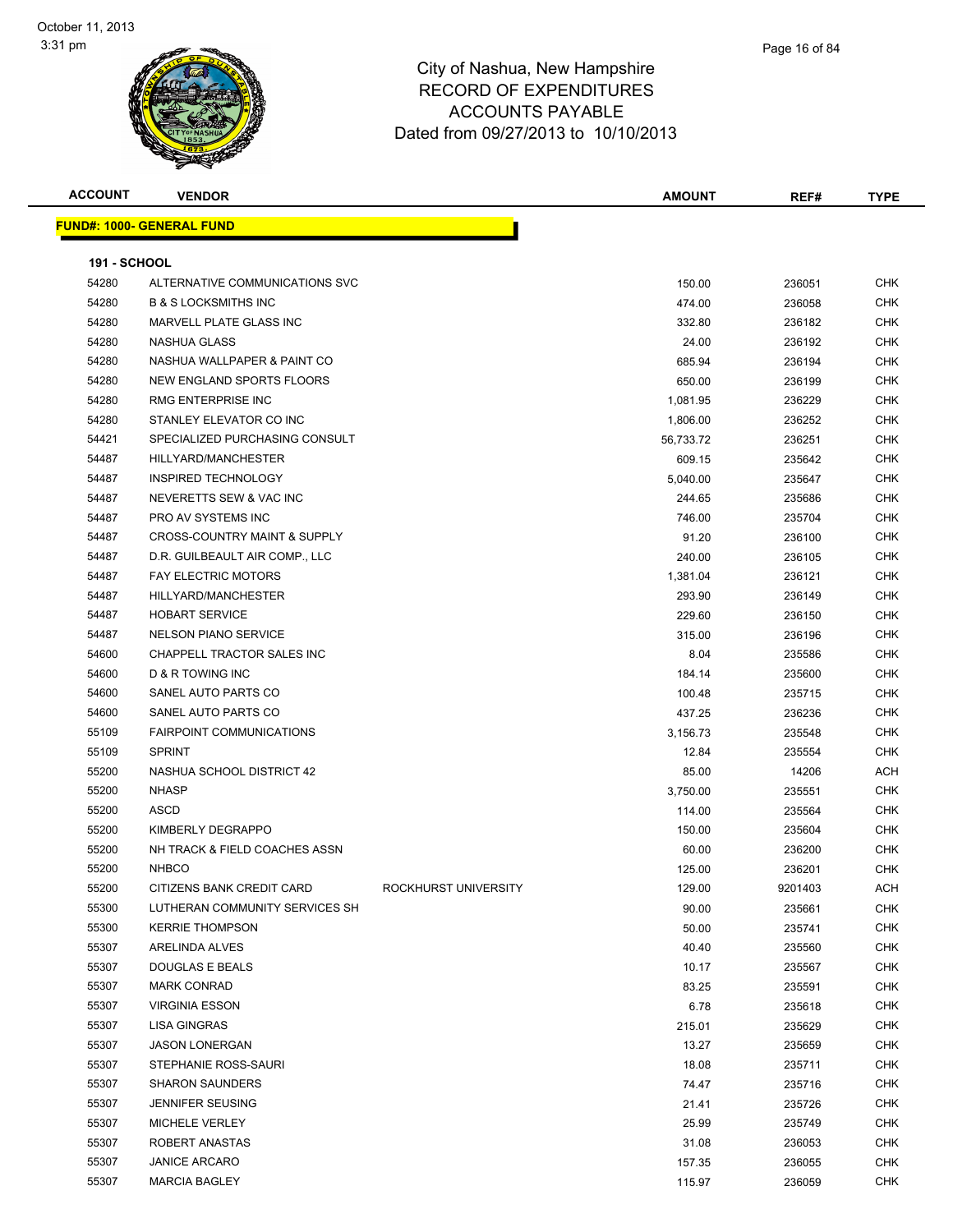# City of Nashua, New Hampshire
## RECORD OF EXPENDITURES
## ACCOUNTS PAYABLE
### Dated from 09/27/2013 to 10/10/2013

**FUND#: 1000- GENERAL FUND**

**191 - SCHOOL**

| ACCOUNT | VENDOR | | AMOUNT | REF# | TYPE |
|---|---|---|---|---|---|
| 54280 | ALTERNATIVE COMMUNICATIONS SVC | | 150.00 | 236051 | CHK |
| 54280 | B & S LOCKSMITHS INC | | 474.00 | 236058 | CHK |
| 54280 | MARVELL PLATE GLASS INC | | 332.80 | 236182 | CHK |
| 54280 | NASHUA GLASS | | 24.00 | 236192 | CHK |
| 54280 | NASHUA WALLPAPER & PAINT CO | | 685.94 | 236194 | CHK |
| 54280 | NEW ENGLAND SPORTS FLOORS | | 650.00 | 236199 | CHK |
| 54280 | RMG ENTERPRISE INC | | 1,081.95 | 236229 | CHK |
| 54280 | STANLEY ELEVATOR CO INC | | 1,806.00 | 236252 | CHK |
| 54421 | SPECIALIZED PURCHASING CONSULT | | 56,733.72 | 236251 | CHK |
| 54487 | HILLYARD/MANCHESTER | | 609.15 | 235642 | CHK |
| 54487 | INSPIRED TECHNOLOGY | | 5,040.00 | 235647 | CHK |
| 54487 | NEVERETTS SEW & VAC INC | | 244.65 | 235686 | CHK |
| 54487 | PRO AV SYSTEMS INC | | 746.00 | 235704 | CHK |
| 54487 | CROSS-COUNTRY MAINT & SUPPLY | | 91.20 | 236100 | CHK |
| 54487 | D.R. GUILBEAULT AIR COMP., LLC | | 240.00 | 236105 | CHK |
| 54487 | FAY ELECTRIC MOTORS | | 1,381.04 | 236121 | CHK |
| 54487 | HILLYARD/MANCHESTER | | 293.90 | 236149 | CHK |
| 54487 | HOBART SERVICE | | 229.60 | 236150 | CHK |
| 54487 | NELSON PIANO SERVICE | | 315.00 | 236196 | CHK |
| 54600 | CHAPPELL TRACTOR SALES INC | | 8.04 | 235586 | CHK |
| 54600 | D & R TOWING INC | | 184.14 | 235600 | CHK |
| 54600 | SANEL AUTO PARTS CO | | 100.48 | 235715 | CHK |
| 54600 | SANEL AUTO PARTS CO | | 437.25 | 236236 | CHK |
| 55109 | FAIRPOINT COMMUNICATIONS | | 3,156.73 | 235548 | CHK |
| 55109 | SPRINT | | 12.84 | 235554 | CHK |
| 55200 | NASHUA SCHOOL DISTRICT 42 | | 85.00 | 14206 | ACH |
| 55200 | NHASP | | 3,750.00 | 235551 | CHK |
| 55200 | ASCD | | 114.00 | 235564 | CHK |
| 55200 | KIMBERLY DEGRAPPO | | 150.00 | 235604 | CHK |
| 55200 | NH TRACK & FIELD COACHES ASSN | | 60.00 | 236200 | CHK |
| 55200 | NHBCO | | 125.00 | 236201 | CHK |
| 55200 | CITIZENS BANK CREDIT CARD | ROCKHURST UNIVERSITY | 129.00 | 9201403 | ACH |
| 55300 | LUTHERAN COMMUNITY SERVICES SH | | 90.00 | 235661 | CHK |
| 55300 | KERRIE THOMPSON | | 50.00 | 235741 | CHK |
| 55307 | ARELINDA ALVES | | 40.40 | 235560 | CHK |
| 55307 | DOUGLAS E BEALS | | 10.17 | 235567 | CHK |
| 55307 | MARK CONRAD | | 83.25 | 235591 | CHK |
| 55307 | VIRGINIA ESSON | | 6.78 | 235618 | CHK |
| 55307 | LISA GINGRAS | | 215.01 | 235629 | CHK |
| 55307 | JASON LONERGAN | | 13.27 | 235659 | CHK |
| 55307 | STEPHANIE ROSS-SAURI | | 18.08 | 235711 | CHK |
| 55307 | SHARON SAUNDERS | | 74.47 | 235716 | CHK |
| 55307 | JENNIFER SEUSING | | 21.41 | 235726 | CHK |
| 55307 | MICHELE VERLEY | | 25.99 | 235749 | CHK |
| 55307 | ROBERT ANASTAS | | 31.08 | 236053 | CHK |
| 55307 | JANICE ARCARO | | 157.35 | 236055 | CHK |
| 55307 | MARCIA BAGLEY | | 115.97 | 236059 | CHK |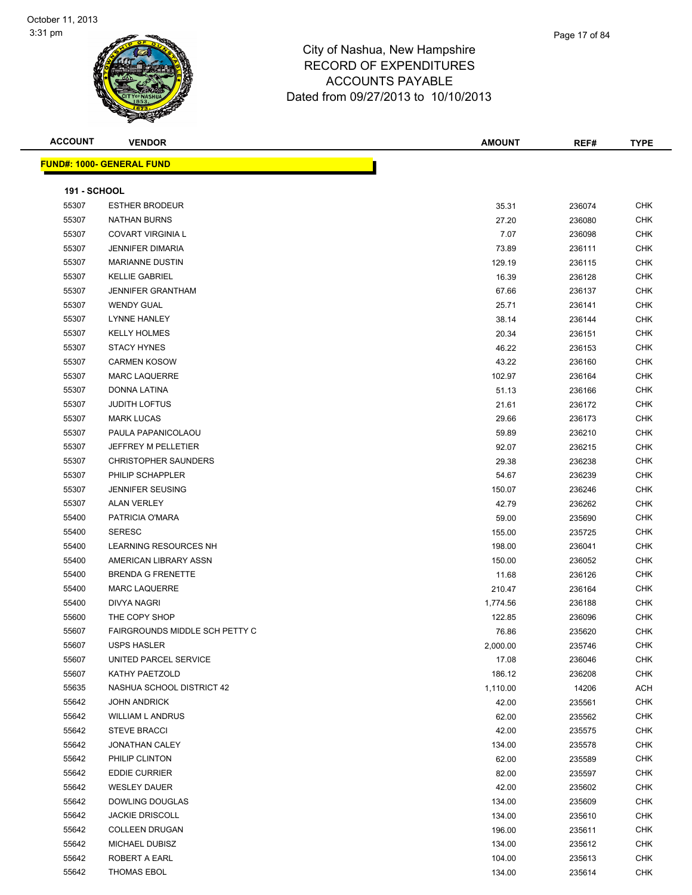# City of Nashua, New Hampshire
## RECORD OF EXPENDITURES
## ACCOUNTS PAYABLE
### Dated from 09/27/2013 to 10/10/2013

| ACCOUNT | VENDOR | AMOUNT | REF# | TYPE |
|---|---|---|---|---|

**FUND#: 1000- GENERAL FUND**

**191 - SCHOOL**

| ACCOUNT | VENDOR | AMOUNT | REF# | TYPE |
|---|---|---|---|---|
| 55307 | ESTHER BRODEUR | 35.31 | 236074 | CHK |
| 55307 | NATHAN BURNS | 27.20 | 236080 | CHK |
| 55307 | COVART VIRGINIA L | 7.07 | 236098 | CHK |
| 55307 | JENNIFER DIMARIA | 73.89 | 236111 | CHK |
| 55307 | MARIANNE DUSTIN | 129.19 | 236115 | CHK |
| 55307 | KELLIE GABRIEL | 16.39 | 236128 | CHK |
| 55307 | JENNIFER GRANTHAM | 67.66 | 236137 | CHK |
| 55307 | WENDY GUAL | 25.71 | 236141 | CHK |
| 55307 | LYNNE HANLEY | 38.14 | 236144 | CHK |
| 55307 | KELLY HOLMES | 20.34 | 236151 | CHK |
| 55307 | STACY HYNES | 46.22 | 236153 | CHK |
| 55307 | CARMEN KOSOW | 43.22 | 236160 | CHK |
| 55307 | MARC LAQUERRE | 102.97 | 236164 | CHK |
| 55307 | DONNA LATINA | 51.13 | 236166 | CHK |
| 55307 | JUDITH LOFTUS | 21.61 | 236172 | CHK |
| 55307 | MARK LUCAS | 29.66 | 236173 | CHK |
| 55307 | PAULA PAPANICOLAOU | 59.89 | 236210 | CHK |
| 55307 | JEFFREY M PELLETIER | 92.07 | 236215 | CHK |
| 55307 | CHRISTOPHER SAUNDERS | 29.38 | 236238 | CHK |
| 55307 | PHILIP SCHAPPLER | 54.67 | 236239 | CHK |
| 55307 | JENNIFER SEUSING | 150.07 | 236246 | CHK |
| 55307 | ALAN VERLEY | 42.79 | 236262 | CHK |
| 55400 | PATRICIA O'MARA | 59.00 | 235690 | CHK |
| 55400 | SERESC | 155.00 | 235725 | CHK |
| 55400 | LEARNING RESOURCES NH | 198.00 | 236041 | CHK |
| 55400 | AMERICAN LIBRARY ASSN | 150.00 | 236052 | CHK |
| 55400 | BRENDA G FRENETTE | 11.68 | 236126 | CHK |
| 55400 | MARC LAQUERRE | 210.47 | 236164 | CHK |
| 55400 | DIVYA NAGRI | 1,774.56 | 236188 | CHK |
| 55600 | THE COPY SHOP | 122.85 | 236096 | CHK |
| 55607 | FAIRGROUNDS MIDDLE SCH PETTY C | 76.86 | 235620 | CHK |
| 55607 | USPS HASLER | 2,000.00 | 235746 | CHK |
| 55607 | UNITED PARCEL SERVICE | 17.08 | 236046 | CHK |
| 55607 | KATHY PAETZOLD | 186.12 | 236208 | CHK |
| 55635 | NASHUA SCHOOL DISTRICT 42 | 1,110.00 | 14206 | ACH |
| 55642 | JOHN ANDRICK | 42.00 | 235561 | CHK |
| 55642 | WILLIAM L ANDRUS | 62.00 | 235562 | CHK |
| 55642 | STEVE BRACCI | 42.00 | 235575 | CHK |
| 55642 | JONATHAN CALEY | 134.00 | 235578 | CHK |
| 55642 | PHILIP CLINTON | 62.00 | 235589 | CHK |
| 55642 | EDDIE CURRIER | 82.00 | 235597 | CHK |
| 55642 | WESLEY DAUER | 42.00 | 235602 | CHK |
| 55642 | DOWLING DOUGLAS | 134.00 | 235609 | CHK |
| 55642 | JACKIE DRISCOLL | 134.00 | 235610 | CHK |
| 55642 | COLLEEN DRUGAN | 196.00 | 235611 | CHK |
| 55642 | MICHAEL DUBISZ | 134.00 | 235612 | CHK |
| 55642 | ROBERT A EARL | 104.00 | 235613 | CHK |
| 55642 | THOMAS EBOL | 134.00 | 235614 | CHK |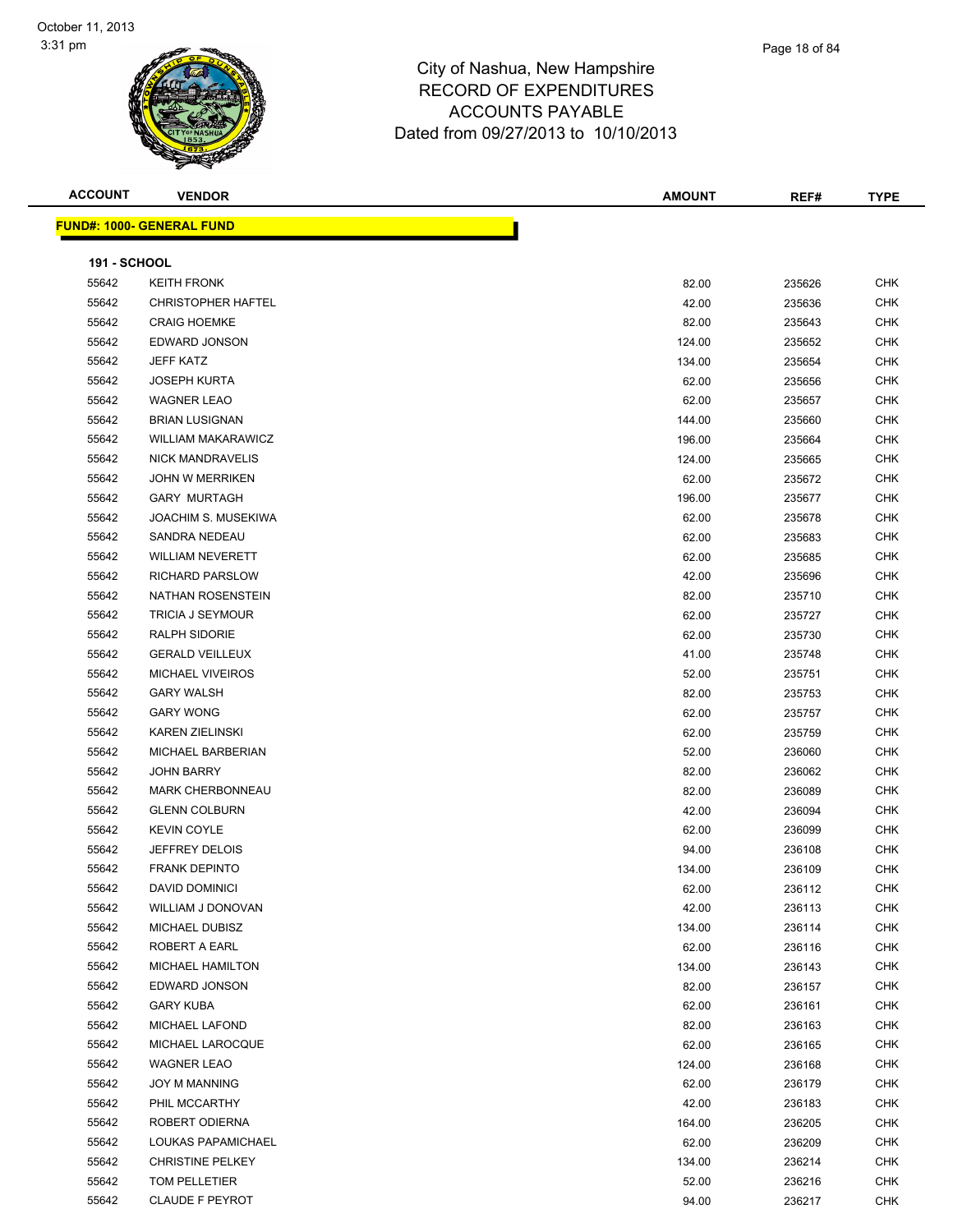City of Nashua, New Hampshire
RECORD OF EXPENDITURES
ACCOUNTS PAYABLE
Dated from 09/27/2013 to 10/10/2013

| ACCOUNT | VENDOR | AMOUNT | REF# | TYPE |
|---|---|---|---|---|

**FUND#: 1000- GENERAL FUND**

**191 - SCHOOL**

| ACCOUNT | VENDOR | AMOUNT | REF# | TYPE |
|---|---|---|---|---|
| 55642 | KEITH FRONK | 82.00 | 235626 | CHK |
| 55642 | CHRISTOPHER HAFTEL | 42.00 | 235636 | CHK |
| 55642 | CRAIG HOEMKE | 82.00 | 235643 | CHK |
| 55642 | EDWARD JONSON | 124.00 | 235652 | CHK |
| 55642 | JEFF KATZ | 134.00 | 235654 | CHK |
| 55642 | JOSEPH KURTA | 62.00 | 235656 | CHK |
| 55642 | WAGNER LEAO | 62.00 | 235657 | CHK |
| 55642 | BRIAN LUSIGNAN | 144.00 | 235660 | CHK |
| 55642 | WILLIAM MAKARAWICZ | 196.00 | 235664 | CHK |
| 55642 | NICK MANDRAVELIS | 124.00 | 235665 | CHK |
| 55642 | JOHN W MERRIKEN | 62.00 | 235672 | CHK |
| 55642 | GARY MURTAGH | 196.00 | 235677 | CHK |
| 55642 | JOACHIM S. MUSEKIWA | 62.00 | 235678 | CHK |
| 55642 | SANDRA NEDEAU | 62.00 | 235683 | CHK |
| 55642 | WILLIAM NEVERETT | 62.00 | 235685 | CHK |
| 55642 | RICHARD PARSLOW | 42.00 | 235696 | CHK |
| 55642 | NATHAN ROSENSTEIN | 82.00 | 235710 | CHK |
| 55642 | TRICIA J SEYMOUR | 62.00 | 235727 | CHK |
| 55642 | RALPH SIDORIE | 62.00 | 235730 | CHK |
| 55642 | GERALD VEILLEUX | 41.00 | 235748 | CHK |
| 55642 | MICHAEL VIVEIROS | 52.00 | 235751 | CHK |
| 55642 | GARY WALSH | 82.00 | 235753 | CHK |
| 55642 | GARY WONG | 62.00 | 235757 | CHK |
| 55642 | KAREN ZIELINSKI | 62.00 | 235759 | CHK |
| 55642 | MICHAEL BARBERIAN | 52.00 | 236060 | CHK |
| 55642 | JOHN BARRY | 82.00 | 236062 | CHK |
| 55642 | MARK CHERBONNEAU | 82.00 | 236089 | CHK |
| 55642 | GLENN COLBURN | 42.00 | 236094 | CHK |
| 55642 | KEVIN COYLE | 62.00 | 236099 | CHK |
| 55642 | JEFFREY DELOIS | 94.00 | 236108 | CHK |
| 55642 | FRANK DEPINTO | 134.00 | 236109 | CHK |
| 55642 | DAVID DOMINICI | 62.00 | 236112 | CHK |
| 55642 | WILLIAM J DONOVAN | 42.00 | 236113 | CHK |
| 55642 | MICHAEL DUBISZ | 134.00 | 236114 | CHK |
| 55642 | ROBERT A EARL | 62.00 | 236116 | CHK |
| 55642 | MICHAEL HAMILTON | 134.00 | 236143 | CHK |
| 55642 | EDWARD JONSON | 82.00 | 236157 | CHK |
| 55642 | GARY KUBA | 62.00 | 236161 | CHK |
| 55642 | MICHAEL LAFOND | 82.00 | 236163 | CHK |
| 55642 | MICHAEL LAROCQUE | 62.00 | 236165 | CHK |
| 55642 | WAGNER LEAO | 124.00 | 236168 | CHK |
| 55642 | JOY M MANNING | 62.00 | 236179 | CHK |
| 55642 | PHIL MCCARTHY | 42.00 | 236183 | CHK |
| 55642 | ROBERT ODIERNA | 164.00 | 236205 | CHK |
| 55642 | LOUKAS PAPAMICHAEL | 62.00 | 236209 | CHK |
| 55642 | CHRISTINE PELKEY | 134.00 | 236214 | CHK |
| 55642 | TOM PELLETIER | 52.00 | 236216 | CHK |
| 55642 | CLAUDE F PEYROT | 94.00 | 236217 | CHK |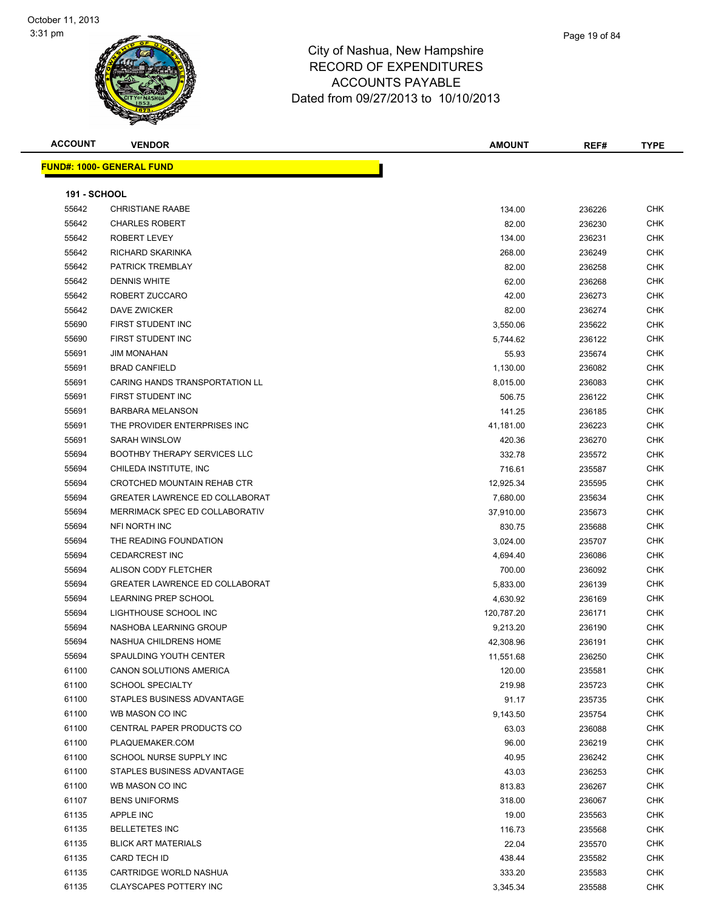City of Nashua, New Hampshire
RECORD OF EXPENDITURES
ACCOUNTS PAYABLE
Dated from 09/27/2013 to 10/10/2013

| ACCOUNT | VENDOR | AMOUNT | REF# | TYPE |
|---|---|---|---|---|
| **FUND#: 1000- GENERAL FUND** | | | | |
| **191 - SCHOOL** | | | | |
| 55642 | CHRISTIANE RAABE | 134.00 | 236226 | CHK |
| 55642 | CHARLES ROBERT | 82.00 | 236230 | CHK |
| 55642 | ROBERT LEVEY | 134.00 | 236231 | CHK |
| 55642 | RICHARD SKARINKA | 268.00 | 236249 | CHK |
| 55642 | PATRICK TREMBLAY | 82.00 | 236258 | CHK |
| 55642 | DENNIS WHITE | 62.00 | 236268 | CHK |
| 55642 | ROBERT ZUCCARO | 42.00 | 236273 | CHK |
| 55642 | DAVE ZWICKER | 82.00 | 236274 | CHK |
| 55690 | FIRST STUDENT INC | 3,550.06 | 235622 | CHK |
| 55690 | FIRST STUDENT INC | 5,744.62 | 236122 | CHK |
| 55691 | JIM MONAHAN | 55.93 | 235674 | CHK |
| 55691 | BRAD CANFIELD | 1,130.00 | 236082 | CHK |
| 55691 | CARING HANDS TRANSPORTATION LL | 8,015.00 | 236083 | CHK |
| 55691 | FIRST STUDENT INC | 506.75 | 236122 | CHK |
| 55691 | BARBARA MELANSON | 141.25 | 236185 | CHK |
| 55691 | THE PROVIDER ENTERPRISES INC | 41,181.00 | 236223 | CHK |
| 55691 | SARAH WINSLOW | 420.36 | 236270 | CHK |
| 55694 | BOOTHBY THERAPY SERVICES LLC | 332.78 | 235572 | CHK |
| 55694 | CHILEDA INSTITUTE, INC | 716.61 | 235587 | CHK |
| 55694 | CROTCHED MOUNTAIN REHAB CTR | 12,925.34 | 235595 | CHK |
| 55694 | GREATER LAWRENCE ED COLLABORAT | 7,680.00 | 235634 | CHK |
| 55694 | MERRIMACK SPEC ED COLLABORATIV | 37,910.00 | 235673 | CHK |
| 55694 | NFI NORTH INC | 830.75 | 235688 | CHK |
| 55694 | THE READING FOUNDATION | 3,024.00 | 235707 | CHK |
| 55694 | CEDARCREST INC | 4,694.40 | 236086 | CHK |
| 55694 | ALISON CODY FLETCHER | 700.00 | 236092 | CHK |
| 55694 | GREATER LAWRENCE ED COLLABORAT | 5,833.00 | 236139 | CHK |
| 55694 | LEARNING PREP SCHOOL | 4,630.92 | 236169 | CHK |
| 55694 | LIGHTHOUSE SCHOOL INC | 120,787.20 | 236171 | CHK |
| 55694 | NASHOBA LEARNING GROUP | 9,213.20 | 236190 | CHK |
| 55694 | NASHUA CHILDRENS HOME | 42,308.96 | 236191 | CHK |
| 55694 | SPAULDING YOUTH CENTER | 11,551.68 | 236250 | CHK |
| 61100 | CANON SOLUTIONS AMERICA | 120.00 | 235581 | CHK |
| 61100 | SCHOOL SPECIALTY | 219.98 | 235723 | CHK |
| 61100 | STAPLES BUSINESS ADVANTAGE | 91.17 | 235735 | CHK |
| 61100 | WB MASON CO INC | 9,143.50 | 235754 | CHK |
| 61100 | CENTRAL PAPER PRODUCTS CO | 63.03 | 236088 | CHK |
| 61100 | PLAQUEMAKER.COM | 96.00 | 236219 | CHK |
| 61100 | SCHOOL NURSE SUPPLY INC | 40.95 | 236242 | CHK |
| 61100 | STAPLES BUSINESS ADVANTAGE | 43.03 | 236253 | CHK |
| 61100 | WB MASON CO INC | 813.83 | 236267 | CHK |
| 61107 | BENS UNIFORMS | 318.00 | 236067 | CHK |
| 61135 | APPLE INC | 19.00 | 235563 | CHK |
| 61135 | BELLETETES INC | 116.73 | 235568 | CHK |
| 61135 | BLICK ART MATERIALS | 22.04 | 235570 | CHK |
| 61135 | CARD TECH ID | 438.44 | 235582 | CHK |
| 61135 | CARTRIDGE WORLD NASHUA | 333.20 | 235583 | CHK |
| 61135 | CLAYSCAPES POTTERY INC | 3,345.34 | 235588 | CHK |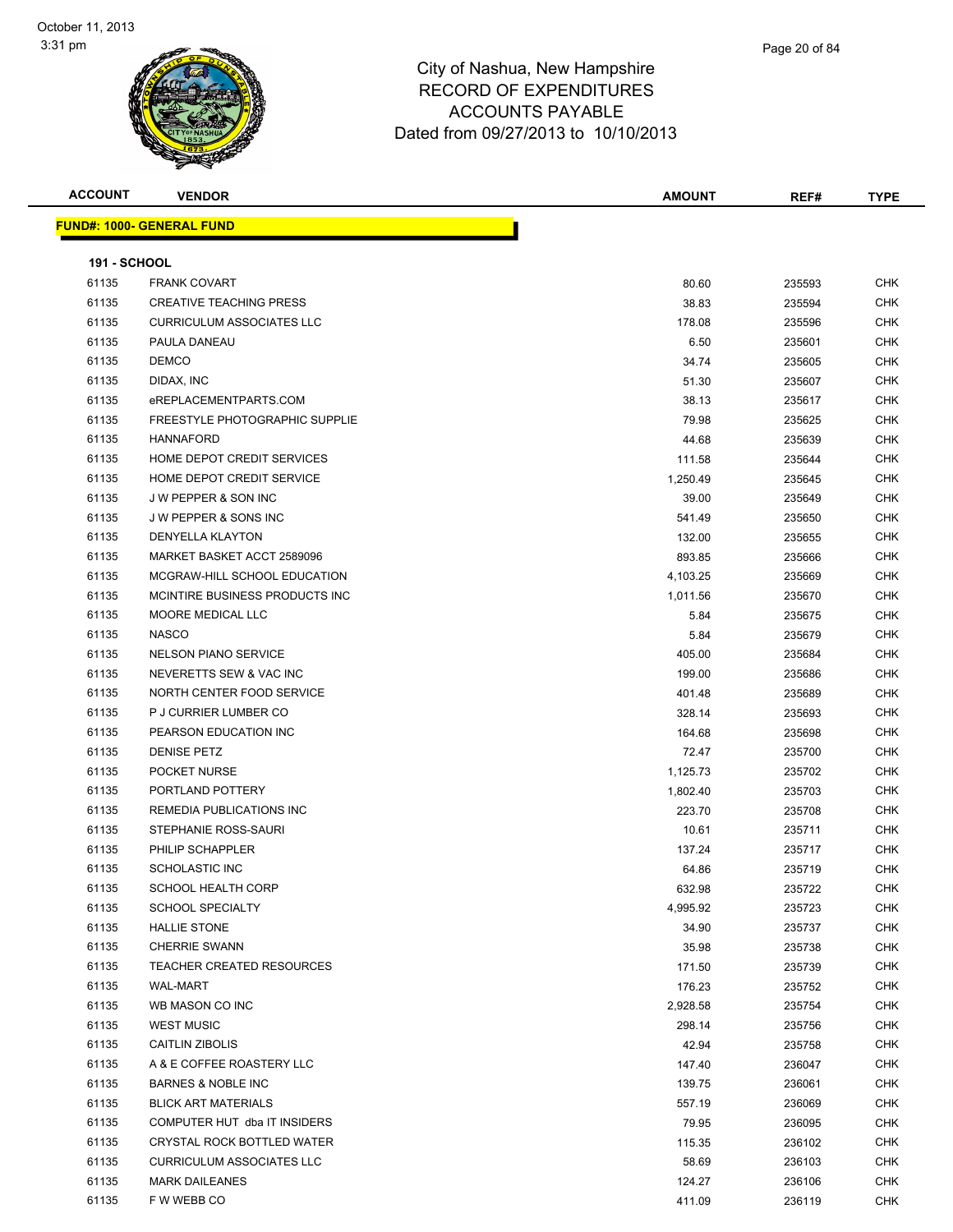City of Nashua, New Hampshire
RECORD OF EXPENDITURES
ACCOUNTS PAYABLE
Dated from 09/27/2013 to 10/10/2013

| ACCOUNT | VENDOR | AMOUNT | REF# | TYPE |
|---|---|---|---|---|

**FUND#: 1000- GENERAL FUND**

**191 - SCHOOL**

| ACCOUNT | VENDOR | AMOUNT | REF# | TYPE |
|---|---|---|---|---|
| 61135 | FRANK COVART | 80.60 | 235593 | CHK |
| 61135 | CREATIVE TEACHING PRESS | 38.83 | 235594 | CHK |
| 61135 | CURRICULUM ASSOCIATES LLC | 178.08 | 235596 | CHK |
| 61135 | PAULA DANEAU | 6.50 | 235601 | CHK |
| 61135 | DEMCO | 34.74 | 235605 | CHK |
| 61135 | DIDAX, INC | 51.30 | 235607 | CHK |
| 61135 | eREPLACEMENTPARTS.COM | 38.13 | 235617 | CHK |
| 61135 | FREESTYLE PHOTOGRAPHIC SUPPLIE | 79.98 | 235625 | CHK |
| 61135 | HANNAFORD | 44.68 | 235639 | CHK |
| 61135 | HOME DEPOT CREDIT SERVICES | 111.58 | 235644 | CHK |
| 61135 | HOME DEPOT CREDIT SERVICE | 1,250.49 | 235645 | CHK |
| 61135 | J W PEPPER & SON INC | 39.00 | 235649 | CHK |
| 61135 | J W PEPPER & SONS INC | 541.49 | 235650 | CHK |
| 61135 | DENYELLA KLAYTON | 132.00 | 235655 | CHK |
| 61135 | MARKET BASKET ACCT 2589096 | 893.85 | 235666 | CHK |
| 61135 | MCGRAW-HILL SCHOOL EDUCATION | 4,103.25 | 235669 | CHK |
| 61135 | MCINTIRE BUSINESS PRODUCTS INC | 1,011.56 | 235670 | CHK |
| 61135 | MOORE MEDICAL LLC | 5.84 | 235675 | CHK |
| 61135 | NASCO | 5.84 | 235679 | CHK |
| 61135 | NELSON PIANO SERVICE | 405.00 | 235684 | CHK |
| 61135 | NEVERETTS SEW & VAC INC | 199.00 | 235686 | CHK |
| 61135 | NORTH CENTER FOOD SERVICE | 401.48 | 235689 | CHK |
| 61135 | P J CURRIER LUMBER CO | 328.14 | 235693 | CHK |
| 61135 | PEARSON EDUCATION INC | 164.68 | 235698 | CHK |
| 61135 | DENISE PETZ | 72.47 | 235700 | CHK |
| 61135 | POCKET NURSE | 1,125.73 | 235702 | CHK |
| 61135 | PORTLAND POTTERY | 1,802.40 | 235703 | CHK |
| 61135 | REMEDIA PUBLICATIONS INC | 223.70 | 235708 | CHK |
| 61135 | STEPHANIE ROSS-SAURI | 10.61 | 235711 | CHK |
| 61135 | PHILIP SCHAPPLER | 137.24 | 235717 | CHK |
| 61135 | SCHOLASTIC INC | 64.86 | 235719 | CHK |
| 61135 | SCHOOL HEALTH CORP | 632.98 | 235722 | CHK |
| 61135 | SCHOOL SPECIALTY | 4,995.92 | 235723 | CHK |
| 61135 | HALLIE STONE | 34.90 | 235737 | CHK |
| 61135 | CHERRIE SWANN | 35.98 | 235738 | CHK |
| 61135 | TEACHER CREATED RESOURCES | 171.50 | 235739 | CHK |
| 61135 | WAL-MART | 176.23 | 235752 | CHK |
| 61135 | WB MASON CO INC | 2,928.58 | 235754 | CHK |
| 61135 | WEST MUSIC | 298.14 | 235756 | CHK |
| 61135 | CAITLIN ZIBOLIS | 42.94 | 235758 | CHK |
| 61135 | A & E COFFEE ROASTERY LLC | 147.40 | 236047 | CHK |
| 61135 | BARNES & NOBLE INC | 139.75 | 236061 | CHK |
| 61135 | BLICK ART MATERIALS | 557.19 | 236069 | CHK |
| 61135 | COMPUTER HUT dba IT INSIDERS | 79.95 | 236095 | CHK |
| 61135 | CRYSTAL ROCK BOTTLED WATER | 115.35 | 236102 | CHK |
| 61135 | CURRICULUM ASSOCIATES LLC | 58.69 | 236103 | CHK |
| 61135 | MARK DAILEANES | 124.27 | 236106 | CHK |
| 61135 | F W WEBB CO | 411.09 | 236119 | CHK |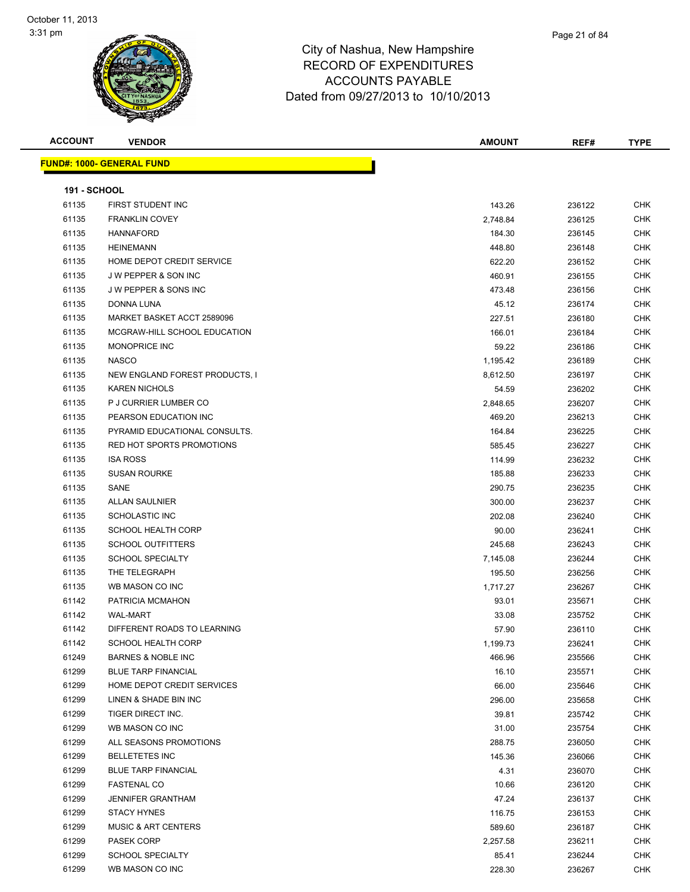# City of Nashua, New Hampshire
## RECORD OF EXPENDITURES
## ACCOUNTS PAYABLE
### Dated from 09/27/2013 to 10/10/2013

| ACCOUNT | VENDOR | AMOUNT | REF# | TYPE |
|---|---|---|---|---|

**FUND#: 1000- GENERAL FUND**

**191 - SCHOOL**

| ACCOUNT | VENDOR | AMOUNT | REF# | TYPE |
|---|---|---|---|---|
| 61135 | FIRST STUDENT INC | 143.26 | 236122 | CHK |
| 61135 | FRANKLIN COVEY | 2,748.84 | 236125 | CHK |
| 61135 | HANNAFORD | 184.30 | 236145 | CHK |
| 61135 | HEINEMANN | 448.80 | 236148 | CHK |
| 61135 | HOME DEPOT CREDIT SERVICE | 622.20 | 236152 | CHK |
| 61135 | J W PEPPER & SON INC | 460.91 | 236155 | CHK |
| 61135 | J W PEPPER & SONS INC | 473.48 | 236156 | CHK |
| 61135 | DONNA LUNA | 45.12 | 236174 | CHK |
| 61135 | MARKET BASKET ACCT 2589096 | 227.51 | 236180 | CHK |
| 61135 | MCGRAW-HILL SCHOOL EDUCATION | 166.01 | 236184 | CHK |
| 61135 | MONOPRICE INC | 59.22 | 236186 | CHK |
| 61135 | NASCO | 1,195.42 | 236189 | CHK |
| 61135 | NEW ENGLAND FOREST PRODUCTS, I | 8,612.50 | 236197 | CHK |
| 61135 | KAREN NICHOLS | 54.59 | 236202 | CHK |
| 61135 | P J CURRIER LUMBER CO | 2,848.65 | 236207 | CHK |
| 61135 | PEARSON EDUCATION INC | 469.20 | 236213 | CHK |
| 61135 | PYRAMID EDUCATIONAL CONSULTS. | 164.84 | 236225 | CHK |
| 61135 | RED HOT SPORTS PROMOTIONS | 585.45 | 236227 | CHK |
| 61135 | ISA ROSS | 114.99 | 236232 | CHK |
| 61135 | SUSAN ROURKE | 185.88 | 236233 | CHK |
| 61135 | SANE | 290.75 | 236235 | CHK |
| 61135 | ALLAN SAULNIER | 300.00 | 236237 | CHK |
| 61135 | SCHOLASTIC INC | 202.08 | 236240 | CHK |
| 61135 | SCHOOL HEALTH CORP | 90.00 | 236241 | CHK |
| 61135 | SCHOOL OUTFITTERS | 245.68 | 236243 | CHK |
| 61135 | SCHOOL SPECIALTY | 7,145.08 | 236244 | CHK |
| 61135 | THE TELEGRAPH | 195.50 | 236256 | CHK |
| 61135 | WB MASON CO INC | 1,717.27 | 236267 | CHK |
| 61142 | PATRICIA MCMAHON | 93.01 | 235671 | CHK |
| 61142 | WAL-MART | 33.08 | 235752 | CHK |
| 61142 | DIFFERENT ROADS TO LEARNING | 57.90 | 236110 | CHK |
| 61142 | SCHOOL HEALTH CORP | 1,199.73 | 236241 | CHK |
| 61249 | BARNES & NOBLE INC | 466.96 | 235566 | CHK |
| 61299 | BLUE TARP FINANCIAL | 16.10 | 235571 | CHK |
| 61299 | HOME DEPOT CREDIT SERVICES | 66.00 | 235646 | CHK |
| 61299 | LINEN & SHADE BIN INC | 296.00 | 235658 | CHK |
| 61299 | TIGER DIRECT INC. | 39.81 | 235742 | CHK |
| 61299 | WB MASON CO INC | 31.00 | 235754 | CHK |
| 61299 | ALL SEASONS PROMOTIONS | 288.75 | 236050 | CHK |
| 61299 | BELLETETES INC | 145.36 | 236066 | CHK |
| 61299 | BLUE TARP FINANCIAL | 4.31 | 236070 | CHK |
| 61299 | FASTENAL CO | 10.66 | 236120 | CHK |
| 61299 | JENNIFER GRANTHAM | 47.24 | 236137 | CHK |
| 61299 | STACY HYNES | 116.75 | 236153 | CHK |
| 61299 | MUSIC & ART CENTERS | 589.60 | 236187 | CHK |
| 61299 | PASEK CORP | 2,257.58 | 236211 | CHK |
| 61299 | SCHOOL SPECIALTY | 85.41 | 236244 | CHK |
| 61299 | WB MASON CO INC | 228.30 | 236267 | CHK |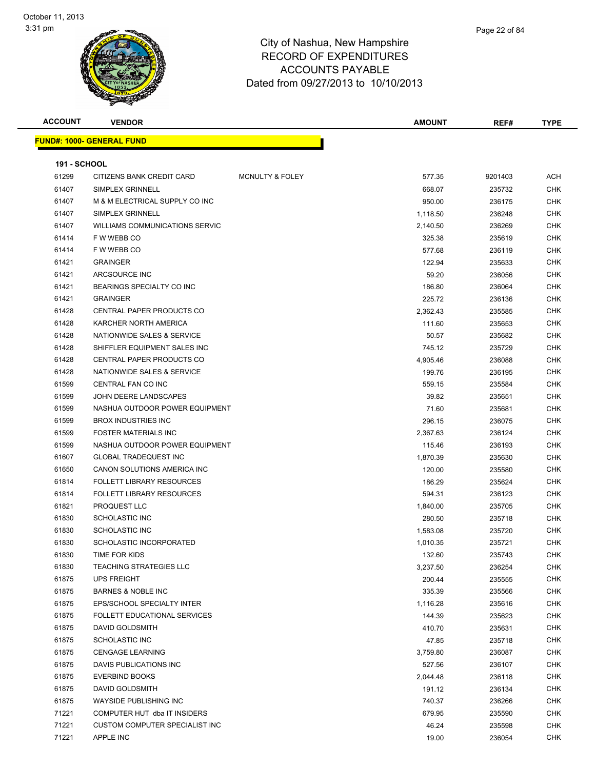# City of Nashua, New Hampshire
## RECORD OF EXPENDITURES
## ACCOUNTS PAYABLE
## Dated from 09/27/2013 to 10/10/2013

| ACCOUNT | VENDOR | | AMOUNT | REF# | TYPE |
|---|---|---|---|---|---|

**FUND#: 1000- GENERAL FUND**

**191 - SCHOOL**

| ACCOUNT | VENDOR | | AMOUNT | REF# | TYPE |
|---|---|---|---|---|---|
| 61299 | CITIZENS BANK CREDIT CARD | MCNULTY & FOLEY | 577.35 | 9201403 | ACH |
| 61407 | SIMPLEX GRINNELL | | 668.07 | 235732 | CHK |
| 61407 | M & M ELECTRICAL SUPPLY CO INC | | 950.00 | 236175 | CHK |
| 61407 | SIMPLEX GRINNELL | | 1,118.50 | 236248 | CHK |
| 61407 | WILLIAMS COMMUNICATIONS SERVIC | | 2,140.50 | 236269 | CHK |
| 61414 | F W WEBB CO | | 325.38 | 235619 | CHK |
| 61414 | F W WEBB CO | | 577.68 | 236119 | CHK |
| 61421 | GRAINGER | | 122.94 | 235633 | CHK |
| 61421 | ARCSOURCE INC | | 59.20 | 236056 | CHK |
| 61421 | BEARINGS SPECIALTY CO INC | | 186.80 | 236064 | CHK |
| 61421 | GRAINGER | | 225.72 | 236136 | CHK |
| 61428 | CENTRAL PAPER PRODUCTS CO | | 2,362.43 | 235585 | CHK |
| 61428 | KARCHER NORTH AMERICA | | 111.60 | 235653 | CHK |
| 61428 | NATIONWIDE SALES & SERVICE | | 50.57 | 235682 | CHK |
| 61428 | SHIFFLER EQUIPMENT SALES INC | | 745.12 | 235729 | CHK |
| 61428 | CENTRAL PAPER PRODUCTS CO | | 4,905.46 | 236088 | CHK |
| 61428 | NATIONWIDE SALES & SERVICE | | 199.76 | 236195 | CHK |
| 61599 | CENTRAL FAN CO INC | | 559.15 | 235584 | CHK |
| 61599 | JOHN DEERE LANDSCAPES | | 39.82 | 235651 | CHK |
| 61599 | NASHUA OUTDOOR POWER EQUIPMENT | | 71.60 | 235681 | CHK |
| 61599 | BROX INDUSTRIES INC | | 296.15 | 236075 | CHK |
| 61599 | FOSTER MATERIALS INC | | 2,367.63 | 236124 | CHK |
| 61599 | NASHUA OUTDOOR POWER EQUIPMENT | | 115.46 | 236193 | CHK |
| 61607 | GLOBAL TRADEQUEST INC | | 1,870.39 | 235630 | CHK |
| 61650 | CANON SOLUTIONS AMERICA INC | | 120.00 | 235580 | CHK |
| 61814 | FOLLETT LIBRARY RESOURCES | | 186.29 | 235624 | CHK |
| 61814 | FOLLETT LIBRARY RESOURCES | | 594.31 | 236123 | CHK |
| 61821 | PROQUEST LLC | | 1,840.00 | 235705 | CHK |
| 61830 | SCHOLASTIC INC | | 280.50 | 235718 | CHK |
| 61830 | SCHOLASTIC INC | | 1,583.08 | 235720 | CHK |
| 61830 | SCHOLASTIC INCORPORATED | | 1,010.35 | 235721 | CHK |
| 61830 | TIME FOR KIDS | | 132.60 | 235743 | CHK |
| 61830 | TEACHING STRATEGIES LLC | | 3,237.50 | 236254 | CHK |
| 61875 | UPS FREIGHT | | 200.44 | 235555 | CHK |
| 61875 | BARNES & NOBLE INC | | 335.39 | 235566 | CHK |
| 61875 | EPS/SCHOOL SPECIALTY INTER | | 1,116.28 | 235616 | CHK |
| 61875 | FOLLETT EDUCATIONAL SERVICES | | 144.39 | 235623 | CHK |
| 61875 | DAVID GOLDSMITH | | 410.70 | 235631 | CHK |
| 61875 | SCHOLASTIC INC | | 47.85 | 235718 | CHK |
| 61875 | CENGAGE LEARNING | | 3,759.80 | 236087 | CHK |
| 61875 | DAVIS PUBLICATIONS INC | | 527.56 | 236107 | CHK |
| 61875 | EVERBIND BOOKS | | 2,044.48 | 236118 | CHK |
| 61875 | DAVID GOLDSMITH | | 191.12 | 236134 | CHK |
| 61875 | WAYSIDE PUBLISHING INC | | 740.37 | 236266 | CHK |
| 71221 | COMPUTER HUT dba IT INSIDERS | | 679.95 | 235590 | CHK |
| 71221 | CUSTOM COMPUTER SPECIALIST INC | | 46.24 | 235598 | CHK |
| 71221 | APPLE INC | | 19.00 | 236054 | CHK |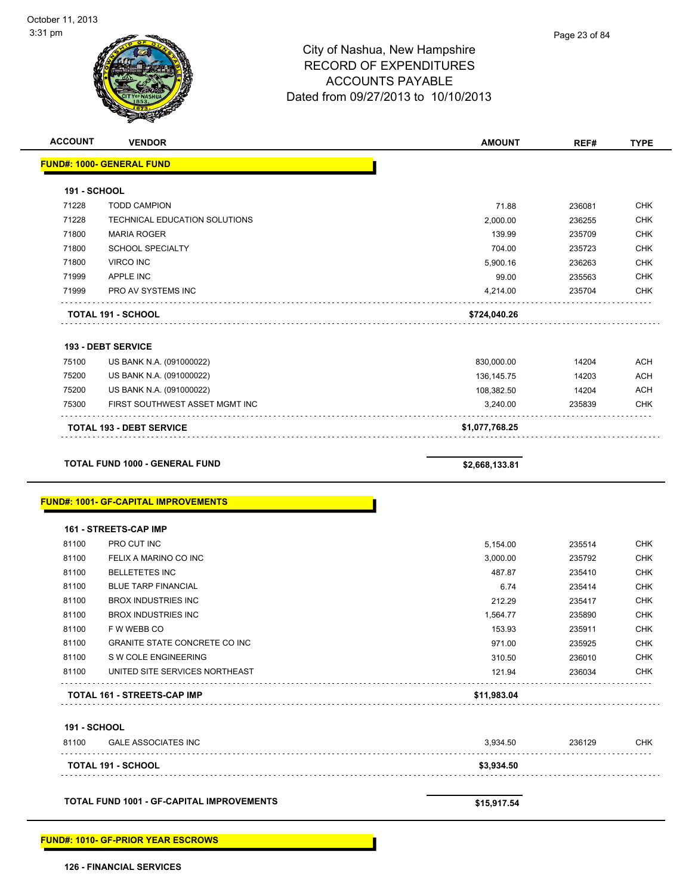# City of Nashua, New Hampshire
# RECORD OF EXPENDITURES
# ACCOUNTS PAYABLE
## Dated from 09/27/2013 to 10/10/2013

| ACCOUNT | VENDOR | AMOUNT | REF# | TYPE |
|---|---|---|---|---|
| **FUND#: 1000- GENERAL FUND** | | | | |
| **191 - SCHOOL** | | | | |
| 71228 | TODD CAMPION | 71.88 | 236081 | CHK |
| 71228 | TECHNICAL EDUCATION SOLUTIONS | 2,000.00 | 236255 | CHK |
| 71800 | MARIA ROGER | 139.99 | 235709 | CHK |
| 71800 | SCHOOL SPECIALTY | 704.00 | 235723 | CHK |
| 71800 | VIRCO INC | 5,900.16 | 236263 | CHK |
| 71999 | APPLE INC | 99.00 | 235563 | CHK |
| 71999 | PRO AV SYSTEMS INC | 4,214.00 | 235704 | CHK |
| | **TOTAL 191 - SCHOOL** | **$724,040.26** | | |
| **193 - DEBT SERVICE** | | | | |
| 75100 | US BANK N.A. (091000022) | 830,000.00 | 14204 | ACH |
| 75200 | US BANK N.A. (091000022) | 136,145.75 | 14203 | ACH |
| 75200 | US BANK N.A. (091000022) | 108,382.50 | 14204 | ACH |
| 75300 | FIRST SOUTHWEST ASSET MGMT INC | 3,240.00 | 235839 | CHK |
| | **TOTAL 193 - DEBT SERVICE** | **$1,077,768.25** | | |
| | **TOTAL FUND 1000 - GENERAL FUND** | **$2,668,133.81** | | |
| **FUND#: 1001- GF-CAPITAL IMPROVEMENTS** | | | | |
| **161 - STREETS-CAP IMP** | | | | |
| 81100 | PRO CUT INC | 5,154.00 | 235514 | CHK |
| 81100 | FELIX A MARINO CO INC | 3,000.00 | 235792 | CHK |
| 81100 | BELLETETES INC | 487.87 | 235410 | CHK |
| 81100 | BLUE TARP FINANCIAL | 6.74 | 235414 | CHK |
| 81100 | BROX INDUSTRIES INC | 212.29 | 235417 | CHK |
| 81100 | BROX INDUSTRIES INC | 1,564.77 | 235890 | CHK |
| 81100 | F W WEBB CO | 153.93 | 235911 | CHK |
| 81100 | GRANITE STATE CONCRETE CO INC | 971.00 | 235925 | CHK |
| 81100 | S W COLE ENGINEERING | 310.50 | 236010 | CHK |
| 81100 | UNITED SITE SERVICES NORTHEAST | 121.94 | 236034 | CHK |
| | **TOTAL 161 - STREETS-CAP IMP** | **$11,983.04** | | |
| **191 - SCHOOL** | | | | |
| 81100 | GALE ASSOCIATES INC | 3,934.50 | 236129 | CHK |
| | **TOTAL 191 - SCHOOL** | **$3,934.50** | | |
| | **TOTAL FUND 1001 - GF-CAPITAL IMPROVEMENTS** | **$15,917.54** | | |
| **FUND#: 1010- GF-PRIOR YEAR ESCROWS** | | | | |
| **126 - FINANCIAL SERVICES** | | | | |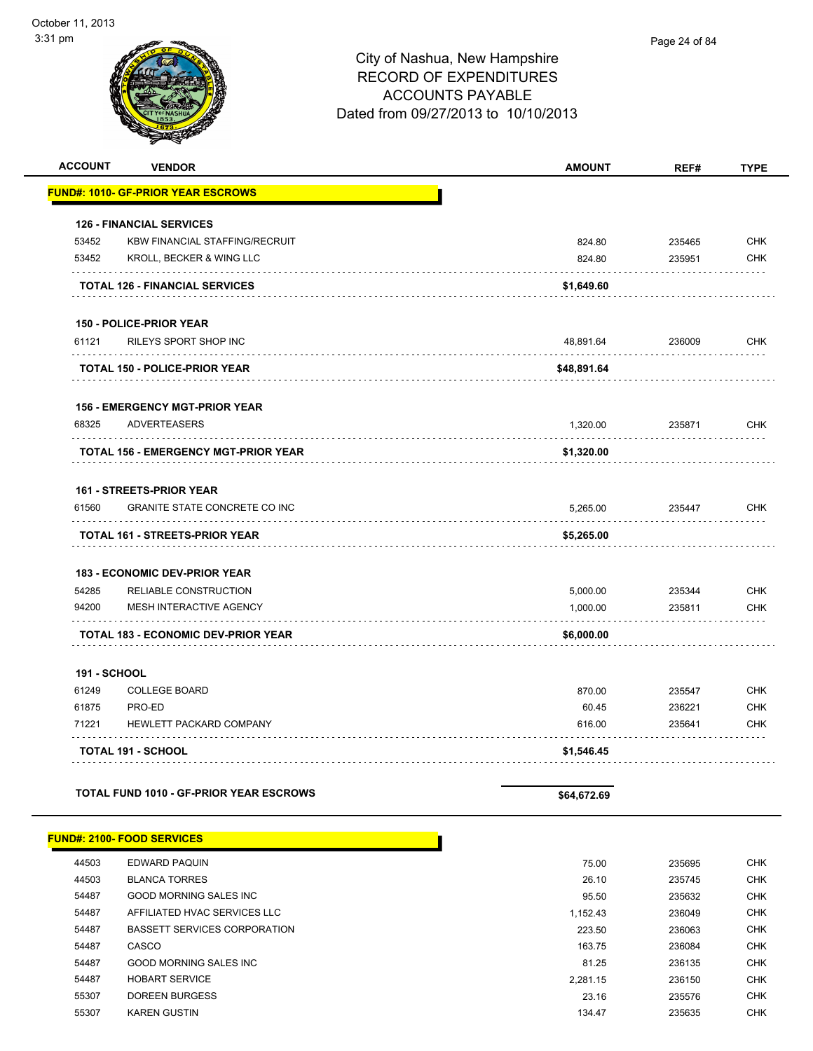# City of Nashua, New Hampshire
## RECORD OF EXPENDITURES
## ACCOUNTS PAYABLE
### Dated from 09/27/2013 to 10/10/2013

| ACCOUNT | VENDOR | AMOUNT | REF# | TYPE |
|---|---|---|---|---|
| **FUND#: 1010- GF-PRIOR YEAR ESCROWS** | | | | |
| **126 - FINANCIAL SERVICES** | | | | |
| 53452 | KBW FINANCIAL STAFFING/RECRUIT | 824.80 | 235465 | CHK |
| 53452 | KROLL, BECKER & WING LLC | 824.80 | 235951 | CHK |
| | **TOTAL 126 - FINANCIAL SERVICES** | **$1,649.60** | | |
| **150 - POLICE-PRIOR YEAR** | | | | |
| 61121 | RILEYS SPORT SHOP INC | 48,891.64 | 236009 | CHK |
| | **TOTAL 150 - POLICE-PRIOR YEAR** | **$48,891.64** | | |
| **156 - EMERGENCY MGT-PRIOR YEAR** | | | | |
| 68325 | ADVERTEASERS | 1,320.00 | 235871 | CHK |
| | **TOTAL 156 - EMERGENCY MGT-PRIOR YEAR** | **$1,320.00** | | |
| **161 - STREETS-PRIOR YEAR** | | | | |
| 61560 | GRANITE STATE CONCRETE CO INC | 5,265.00 | 235447 | CHK |
| | **TOTAL 161 - STREETS-PRIOR YEAR** | **$5,265.00** | | |
| **183 - ECONOMIC DEV-PRIOR YEAR** | | | | |
| 54285 | RELIABLE CONSTRUCTION | 5,000.00 | 235344 | CHK |
| 94200 | MESH INTERACTIVE AGENCY | 1,000.00 | 235811 | CHK |
| | **TOTAL 183 - ECONOMIC DEV-PRIOR YEAR** | **$6,000.00** | | |
| **191 - SCHOOL** | | | | |
| 61249 | COLLEGE BOARD | 870.00 | 235547 | CHK |
| 61875 | PRO-ED | 60.45 | 236221 | CHK |
| 71221 | HEWLETT PACKARD COMPANY | 616.00 | 235641 | CHK |
| | **TOTAL 191 - SCHOOL** | **$1,546.45** | | |
| | **TOTAL FUND 1010 - GF-PRIOR YEAR ESCROWS** | **$64,672.69** | | |
| **FUND#: 2100- FOOD SERVICES** | | | | |
| 44503 | EDWARD PAQUIN | 75.00 | 235695 | CHK |
| 44503 | BLANCA TORRES | 26.10 | 235745 | CHK |
| 54487 | GOOD MORNING SALES INC | 95.50 | 235632 | CHK |
| 54487 | AFFILIATED HVAC SERVICES LLC | 1,152.43 | 236049 | CHK |
| 54487 | BASSETT SERVICES CORPORATION | 223.50 | 236063 | CHK |
| 54487 | CASCO | 163.75 | 236084 | CHK |
| 54487 | GOOD MORNING SALES INC | 81.25 | 236135 | CHK |
| 54487 | HOBART SERVICE | 2,281.15 | 236150 | CHK |
| 55307 | DOREEN BURGESS | 23.16 | 235576 | CHK |
| 55307 | KAREN GUSTIN | 134.47 | 235635 | CHK |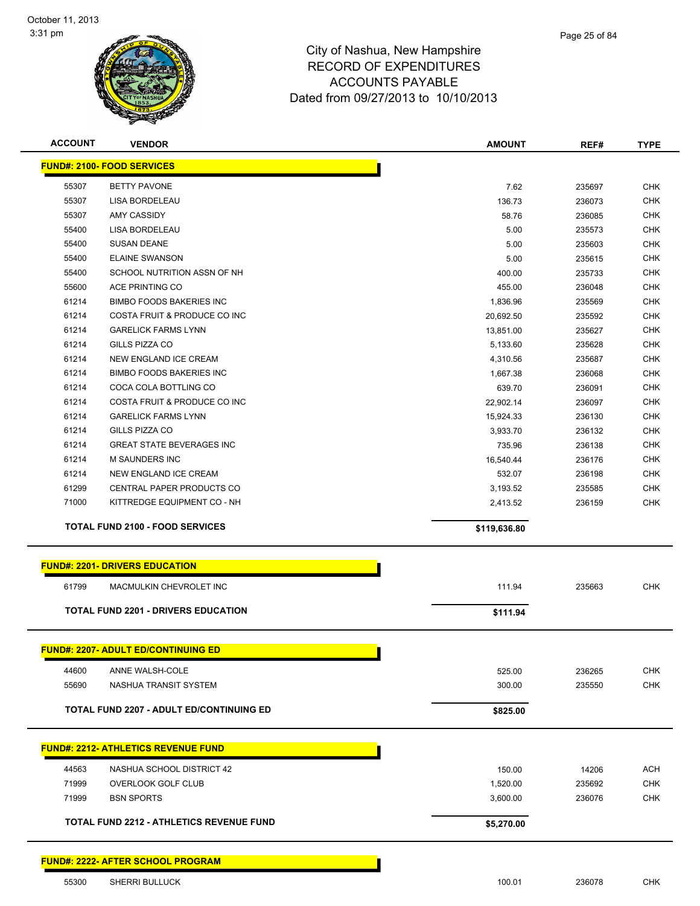October 11, 2013
3:31 pm

# City of Nashua, New Hampshire
## RECORD OF EXPENDITURES
## ACCOUNTS PAYABLE
## Dated from 09/27/2013 to 10/10/2013

| ACCOUNT | VENDOR | AMOUNT | REF# | TYPE |
|---|---|---|---|---|
| **FUND#: 2100- FOOD SERVICES** | | | | |
| 55307 | BETTY PAVONE | 7.62 | 235697 | CHK |
| 55307 | LISA BORDELEAU | 136.73 | 236073 | CHK |
| 55307 | AMY CASSIDY | 58.76 | 236085 | CHK |
| 55400 | LISA BORDELEAU | 5.00 | 235573 | CHK |
| 55400 | SUSAN DEANE | 5.00 | 235603 | CHK |
| 55400 | ELAINE SWANSON | 5.00 | 235615 | CHK |
| 55400 | SCHOOL NUTRITION ASSN OF NH | 400.00 | 235733 | CHK |
| 55600 | ACE PRINTING CO | 455.00 | 236048 | CHK |
| 61214 | BIMBO FOODS BAKERIES INC | 1,836.96 | 235569 | CHK |
| 61214 | COSTA FRUIT & PRODUCE CO INC | 20,692.50 | 235592 | CHK |
| 61214 | GARELICK FARMS LYNN | 13,851.00 | 235627 | CHK |
| 61214 | GILLS PIZZA CO | 5,133.60 | 235628 | CHK |
| 61214 | NEW ENGLAND ICE CREAM | 4,310.56 | 235687 | CHK |
| 61214 | BIMBO FOODS BAKERIES INC | 1,667.38 | 236068 | CHK |
| 61214 | COCA COLA BOTTLING CO | 639.70 | 236091 | CHK |
| 61214 | COSTA FRUIT & PRODUCE CO INC | 22,902.14 | 236097 | CHK |
| 61214 | GARELICK FARMS LYNN | 15,924.33 | 236130 | CHK |
| 61214 | GILLS PIZZA CO | 3,933.70 | 236132 | CHK |
| 61214 | GREAT STATE BEVERAGES INC | 735.96 | 236138 | CHK |
| 61214 | M SAUNDERS INC | 16,540.44 | 236176 | CHK |
| 61214 | NEW ENGLAND ICE CREAM | 532.07 | 236198 | CHK |
| 61299 | CENTRAL PAPER PRODUCTS CO | 3,193.52 | 235585 | CHK |
| 71000 | KITTREDGE EQUIPMENT CO - NH | 2,413.52 | 236159 | CHK |
| | **TOTAL FUND 2100 - FOOD SERVICES** | **$119,636.80** | | |
| **FUND#: 2201- DRIVERS EDUCATION** | | | | |
| 61799 | MACMULKIN CHEVROLET INC | 111.94 | 235663 | CHK |
| | **TOTAL FUND 2201 - DRIVERS EDUCATION** | **$111.94** | | |
| **FUND#: 2207- ADULT ED/CONTINUING ED** | | | | |
| 44600 | ANNE WALSH-COLE | 525.00 | 236265 | CHK |
| 55690 | NASHUA TRANSIT SYSTEM | 300.00 | 235550 | CHK |
| | **TOTAL FUND 2207 - ADULT ED/CONTINUING ED** | **$825.00** | | |
| **FUND#: 2212- ATHLETICS REVENUE FUND** | | | | |
| 44563 | NASHUA SCHOOL DISTRICT 42 | 150.00 | 14206 | ACH |
| 71999 | OVERLOOK GOLF CLUB | 1,520.00 | 235692 | CHK |
| 71999 | BSN SPORTS | 3,600.00 | 236076 | CHK |
| | **TOTAL FUND 2212 - ATHLETICS REVENUE FUND** | **$5,270.00** | | |
| **FUND#: 2222- AFTER SCHOOL PROGRAM** | | | | |
| 55300 | SHERRI BULLUCK | 100.01 | 236078 | CHK |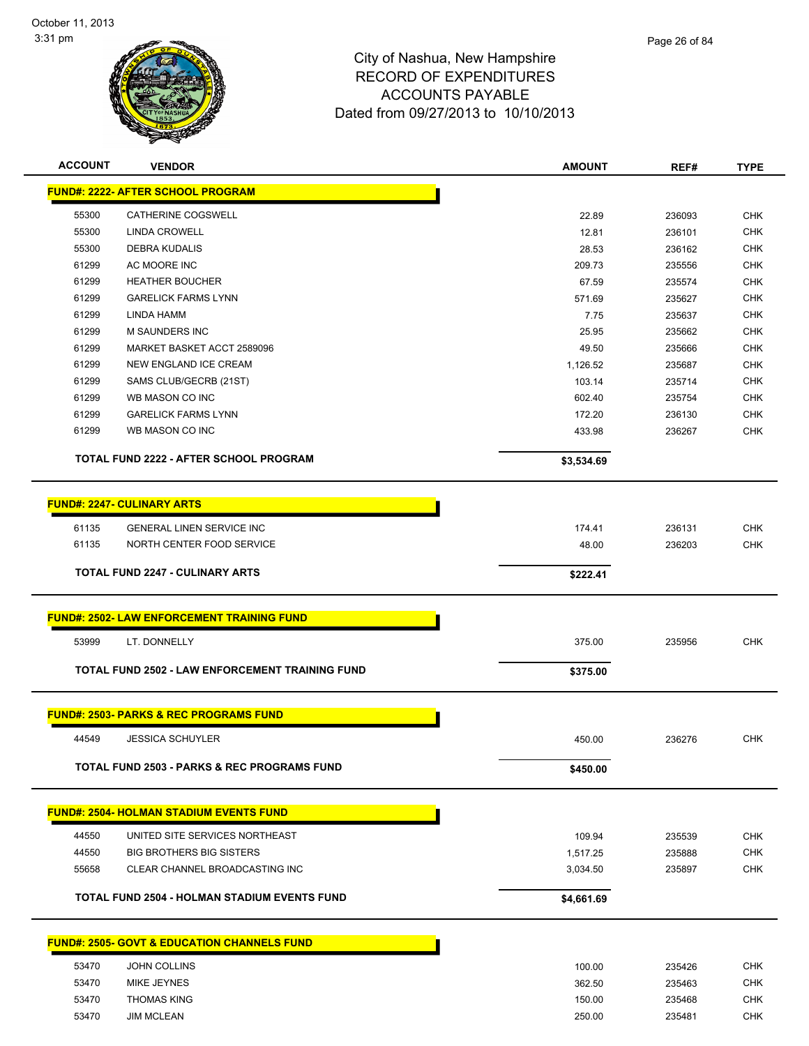# City of Nashua, New Hampshire
## RECORD OF EXPENDITURES
## ACCOUNTS PAYABLE
### Dated from 09/27/2013 to 10/10/2013

| ACCOUNT | VENDOR | AMOUNT | REF# | TYPE |
|---|---|---|---|---|
| **FUND#: 2222- AFTER SCHOOL PROGRAM** | | | | |
| 55300 | CATHERINE COGSWELL | 22.89 | 236093 | CHK |
| 55300 | LINDA CROWELL | 12.81 | 236101 | CHK |
| 55300 | DEBRA KUDALIS | 28.53 | 236162 | CHK |
| 61299 | AC MOORE INC | 209.73 | 235556 | CHK |
| 61299 | HEATHER BOUCHER | 67.59 | 235574 | CHK |
| 61299 | GARELICK FARMS LYNN | 571.69 | 235627 | CHK |
| 61299 | LINDA HAMM | 7.75 | 235637 | CHK |
| 61299 | M SAUNDERS INC | 25.95 | 235662 | CHK |
| 61299 | MARKET BASKET ACCT 2589096 | 49.50 | 235666 | CHK |
| 61299 | NEW ENGLAND ICE CREAM | 1,126.52 | 235687 | CHK |
| 61299 | SAMS CLUB/GECRB (21ST) | 103.14 | 235714 | CHK |
| 61299 | WB MASON CO INC | 602.40 | 235754 | CHK |
| 61299 | GARELICK FARMS LYNN | 172.20 | 236130 | CHK |
| 61299 | WB MASON CO INC | 433.98 | 236267 | CHK |
| **TOTAL FUND 2222 - AFTER SCHOOL PROGRAM** | | **$3,534.69** | | |
| **FUND#: 2247- CULINARY ARTS** | | | | |
| 61135 | GENERAL LINEN SERVICE INC | 174.41 | 236131 | CHK |
| 61135 | NORTH CENTER FOOD SERVICE | 48.00 | 236203 | CHK |
| **TOTAL FUND 2247 - CULINARY ARTS** | | **$222.41** | | |
| **FUND#: 2502- LAW ENFORCEMENT TRAINING FUND** | | | | |
| 53999 | LT. DONNELLY | 375.00 | 235956 | CHK |
| **TOTAL FUND 2502 - LAW ENFORCEMENT TRAINING FUND** | | **$375.00** | | |
| **FUND#: 2503- PARKS & REC PROGRAMS FUND** | | | | |
| 44549 | JESSICA SCHUYLER | 450.00 | 236276 | CHK |
| **TOTAL FUND 2503 - PARKS & REC PROGRAMS FUND** | | **$450.00** | | |
| **FUND#: 2504- HOLMAN STADIUM EVENTS FUND** | | | | |
| 44550 | UNITED SITE SERVICES NORTHEAST | 109.94 | 235539 | CHK |
| 44550 | BIG BROTHERS BIG SISTERS | 1,517.25 | 235888 | CHK |
| 55658 | CLEAR CHANNEL BROADCASTING INC | 3,034.50 | 235897 | CHK |
| **TOTAL FUND 2504 - HOLMAN STADIUM EVENTS FUND** | | **$4,661.69** | | |
| **FUND#: 2505- GOVT & EDUCATION CHANNELS FUND** | | | | |
| 53470 | JOHN COLLINS | 100.00 | 235426 | CHK |
| 53470 | MIKE JEYNES | 362.50 | 235463 | CHK |
| 53470 | THOMAS KING | 150.00 | 235468 | CHK |
| 53470 | JIM MCLEAN | 250.00 | 235481 | CHK |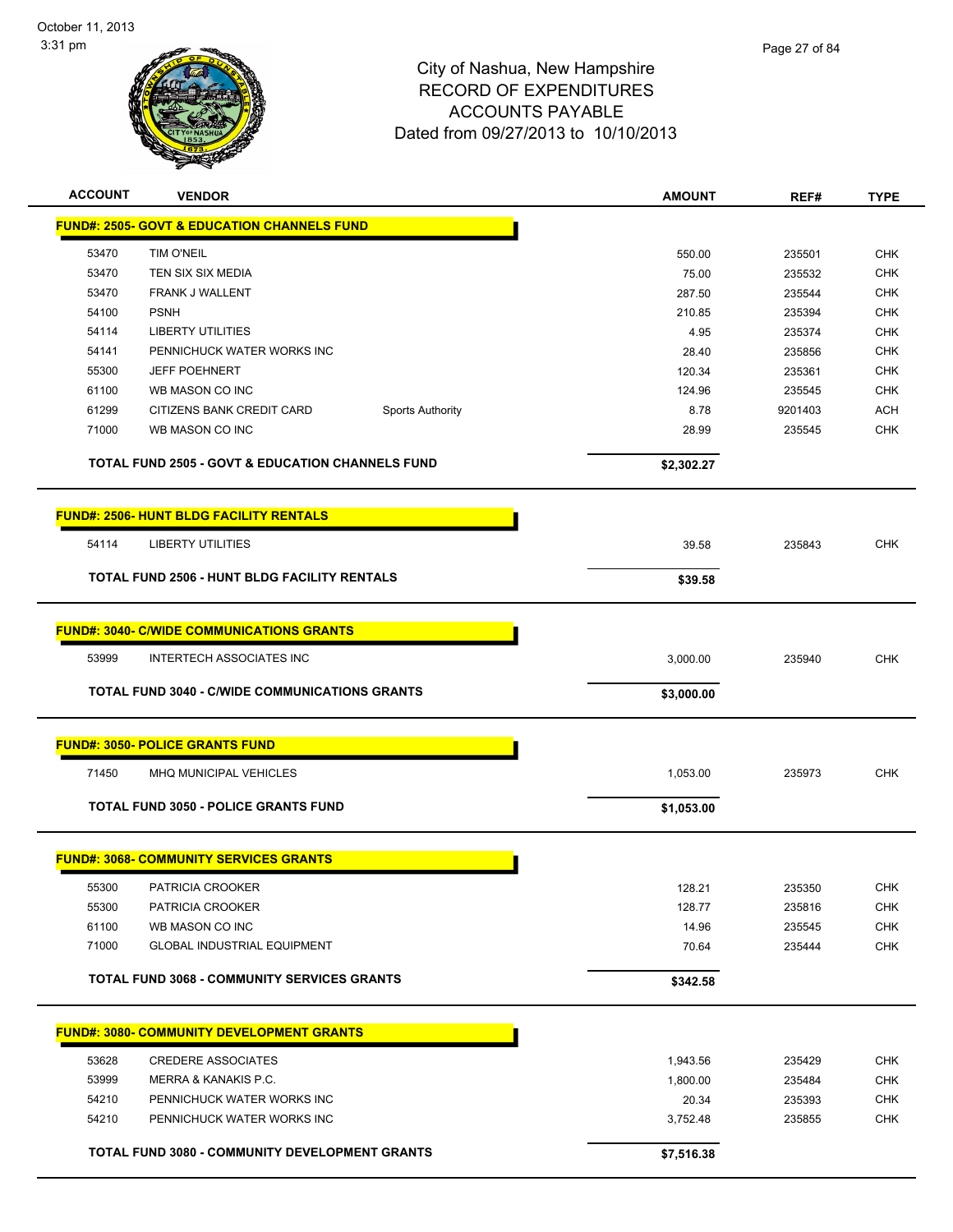# City of Nashua, New Hampshire
## RECORD OF EXPENDITURES
## ACCOUNTS PAYABLE
## Dated from 09/27/2013 to 10/10/2013

| ACCOUNT | VENDOR | | AMOUNT | REF# | TYPE |
|---|---|---|---|---|---|
| **FUND#: 2505- GOVT & EDUCATION CHANNELS FUND** | | | | | |
| 53470 | TIM O'NEIL | | 550.00 | 235501 | CHK |
| 53470 | TEN SIX SIX MEDIA | | 75.00 | 235532 | CHK |
| 53470 | FRANK J WALLENT | | 287.50 | 235544 | CHK |
| 54100 | PSNH | | 210.85 | 235394 | CHK |
| 54114 | LIBERTY UTILITIES | | 4.95 | 235374 | CHK |
| 54141 | PENNICHUCK WATER WORKS INC | | 28.40 | 235856 | CHK |
| 55300 | JEFF POEHNERT | | 120.34 | 235361 | CHK |
| 61100 | WB MASON CO INC | | 124.96 | 235545 | CHK |
| 61299 | CITIZENS BANK CREDIT CARD | Sports Authority | 8.78 | 9201403 | ACH |
| 71000 | WB MASON CO INC | | 28.99 | 235545 | CHK |
| **TOTAL FUND 2505 - GOVT & EDUCATION CHANNELS FUND** | | | **$2,302.27** | | |
| **FUND#: 2506- HUNT BLDG FACILITY RENTALS** | | | | | |
| 54114 | LIBERTY UTILITIES | | 39.58 | 235843 | CHK |
| **TOTAL FUND 2506 - HUNT BLDG FACILITY RENTALS** | | | **$39.58** | | |
| **FUND#: 3040- C/WIDE COMMUNICATIONS GRANTS** | | | | | |
| 53999 | INTERTECH ASSOCIATES INC | | 3,000.00 | 235940 | CHK |
| **TOTAL FUND 3040 - C/WIDE COMMUNICATIONS GRANTS** | | | **$3,000.00** | | |
| **FUND#: 3050- POLICE GRANTS FUND** | | | | | |
| 71450 | MHQ MUNICIPAL VEHICLES | | 1,053.00 | 235973 | CHK |
| **TOTAL FUND 3050 - POLICE GRANTS FUND** | | | **$1,053.00** | | |
| **FUND#: 3068- COMMUNITY SERVICES GRANTS** | | | | | |
| 55300 | PATRICIA CROOKER | | 128.21 | 235350 | CHK |
| 55300 | PATRICIA CROOKER | | 128.77 | 235816 | CHK |
| 61100 | WB MASON CO INC | | 14.96 | 235545 | CHK |
| 71000 | GLOBAL INDUSTRIAL EQUIPMENT | | 70.64 | 235444 | CHK |
| **TOTAL FUND 3068 - COMMUNITY SERVICES GRANTS** | | | **$342.58** | | |
| **FUND#: 3080- COMMUNITY DEVELOPMENT GRANTS** | | | | | |
| 53628 | CREDERE ASSOCIATES | | 1,943.56 | 235429 | CHK |
| 53999 | MERRA & KANAKIS P.C. | | 1,800.00 | 235484 | CHK |
| 54210 | PENNICHUCK WATER WORKS INC | | 20.34 | 235393 | CHK |
| 54210 | PENNICHUCK WATER WORKS INC | | 3,752.48 | 235855 | CHK |
| **TOTAL FUND 3080 - COMMUNITY DEVELOPMENT GRANTS** | | | **$7,516.38** | | |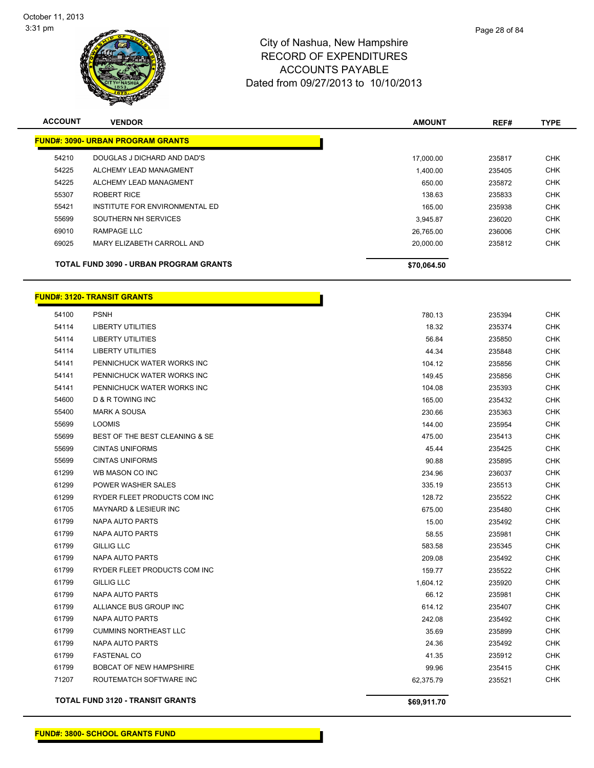# City of Nashua, New Hampshire
## RECORD OF EXPENDITURES
## ACCOUNTS PAYABLE
### Dated from 09/27/2013 to 10/10/2013

| ACCOUNT | VENDOR | AMOUNT | REF# | TYPE |
|---|---|---|---|---|
| **FUND#: 3090- URBAN PROGRAM GRANTS** | | | | |
| 54210 | DOUGLAS J DICHARD AND DAD'S | 17,000.00 | 235817 | CHK |
| 54225 | ALCHEMY LEAD MANAGMENT | 1,400.00 | 235405 | CHK |
| 54225 | ALCHEMY LEAD MANAGMENT | 650.00 | 235872 | CHK |
| 55307 | ROBERT RICE | 138.63 | 235833 | CHK |
| 55421 | INSTITUTE FOR ENVIRONMENTAL ED | 165.00 | 235938 | CHK |
| 55699 | SOUTHERN NH SERVICES | 3,945.87 | 236020 | CHK |
| 69010 | RAMPAGE LLC | 26,765.00 | 236006 | CHK |
| 69025 | MARY ELIZABETH CARROLL AND | 20,000.00 | 235812 | CHK |
| | **TOTAL FUND 3090 - URBAN PROGRAM GRANTS** | **$70,064.50** | | |

| ACCOUNT | VENDOR | AMOUNT | REF# | TYPE |
|---|---|---|---|---|
| **FUND#: 3120- TRANSIT GRANTS** | | | | |
| 54100 | PSNH | 780.13 | 235394 | CHK |
| 54114 | LIBERTY UTILITIES | 18.32 | 235374 | CHK |
| 54114 | LIBERTY UTILITIES | 56.84 | 235850 | CHK |
| 54114 | LIBERTY UTILITIES | 44.34 | 235848 | CHK |
| 54141 | PENNICHUCK WATER WORKS INC | 104.12 | 235856 | CHK |
| 54141 | PENNICHUCK WATER WORKS INC | 149.45 | 235856 | CHK |
| 54141 | PENNICHUCK WATER WORKS INC | 104.08 | 235393 | CHK |
| 54600 | D & R TOWING INC | 165.00 | 235432 | CHK |
| 55400 | MARK A SOUSA | 230.66 | 235363 | CHK |
| 55699 | LOOMIS | 144.00 | 235954 | CHK |
| 55699 | BEST OF THE BEST CLEANING & SE | 475.00 | 235413 | CHK |
| 55699 | CINTAS UNIFORMS | 45.44 | 235425 | CHK |
| 55699 | CINTAS UNIFORMS | 90.88 | 235895 | CHK |
| 61299 | WB MASON CO INC | 234.96 | 236037 | CHK |
| 61299 | POWER WASHER SALES | 335.19 | 235513 | CHK |
| 61299 | RYDER FLEET PRODUCTS COM INC | 128.72 | 235522 | CHK |
| 61705 | MAYNARD & LESIEUR INC | 675.00 | 235480 | CHK |
| 61799 | NAPA AUTO PARTS | 15.00 | 235492 | CHK |
| 61799 | NAPA AUTO PARTS | 58.55 | 235981 | CHK |
| 61799 | GILLIG LLC | 583.58 | 235345 | CHK |
| 61799 | NAPA AUTO PARTS | 209.08 | 235492 | CHK |
| 61799 | RYDER FLEET PRODUCTS COM INC | 159.77 | 235522 | CHK |
| 61799 | GILLIG LLC | 1,604.12 | 235920 | CHK |
| 61799 | NAPA AUTO PARTS | 66.12 | 235981 | CHK |
| 61799 | ALLIANCE BUS GROUP INC | 614.12 | 235407 | CHK |
| 61799 | NAPA AUTO PARTS | 242.08 | 235492 | CHK |
| 61799 | CUMMINS NORTHEAST LLC | 35.69 | 235899 | CHK |
| 61799 | NAPA AUTO PARTS | 24.36 | 235492 | CHK |
| 61799 | FASTENAL CO | 41.35 | 235912 | CHK |
| 61799 | BOBCAT OF NEW HAMPSHIRE | 99.96 | 235415 | CHK |
| 71207 | ROUTEMATCH SOFTWARE INC | 62,375.79 | 235521 | CHK |
| | **TOTAL FUND 3120 - TRANSIT GRANTS** | **$69,911.70** | | |

**FUND#: 3800- SCHOOL GRANTS FUND**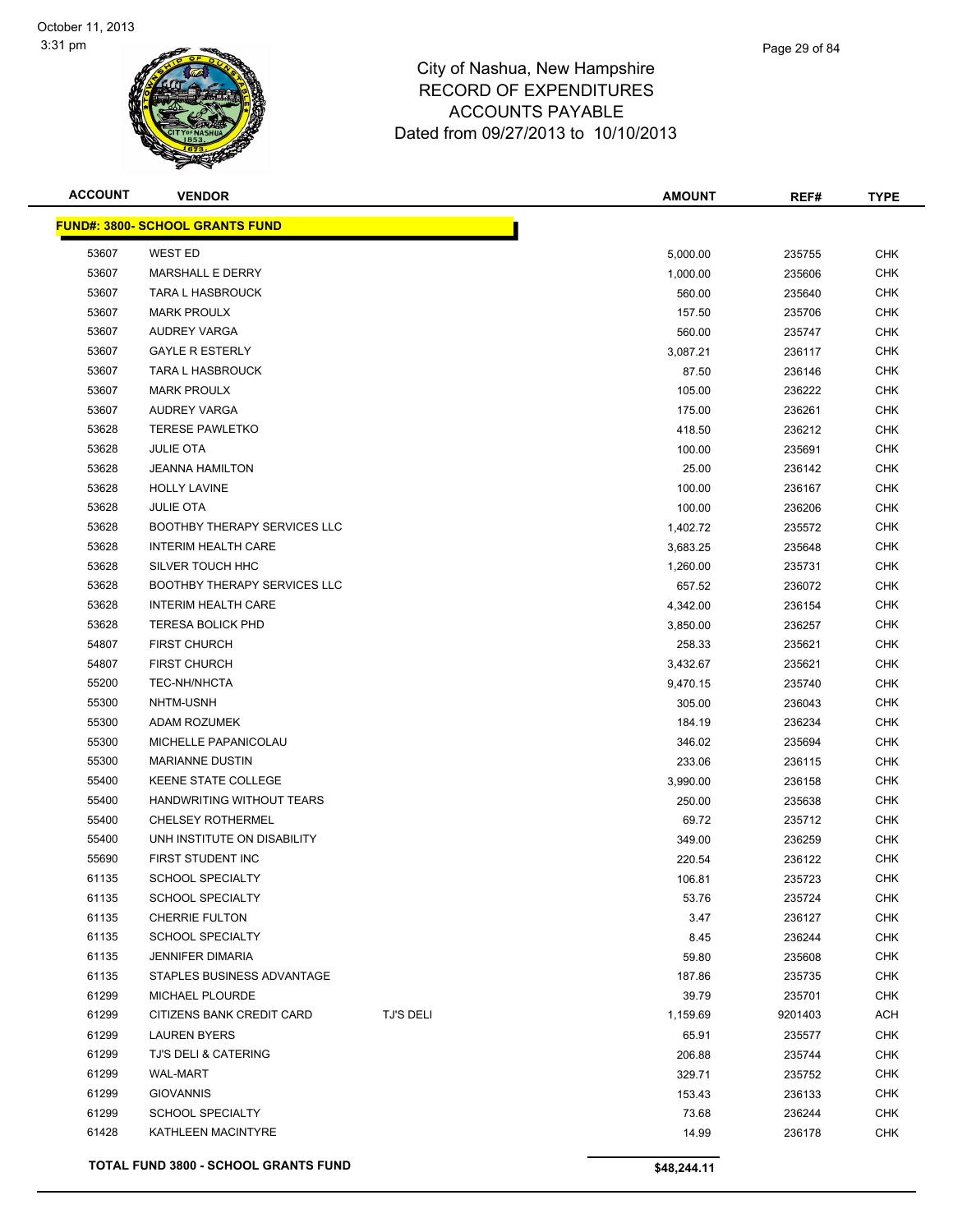# City of Nashua, New Hampshire
## RECORD OF EXPENDITURES
## ACCOUNTS PAYABLE
### Dated from 09/27/2013 to 10/10/2013

October 11, 2013
3:31 pm

| ACCOUNT | VENDOR | | AMOUNT | REF# | TYPE |
|---|---|---|---|---|---|
| **FUND#: 3800- SCHOOL GRANTS FUND** | | | | | |
| 53607 | WEST ED | | 5,000.00 | 235755 | CHK |
| 53607 | MARSHALL E DERRY | | 1,000.00 | 235606 | CHK |
| 53607 | TARA L HASBROUCK | | 560.00 | 235640 | CHK |
| 53607 | MARK PROULX | | 157.50 | 235706 | CHK |
| 53607 | AUDREY VARGA | | 560.00 | 235747 | CHK |
| 53607 | GAYLE R ESTERLY | | 3,087.21 | 236117 | CHK |
| 53607 | TARA L HASBROUCK | | 87.50 | 236146 | CHK |
| 53607 | MARK PROULX | | 105.00 | 236222 | CHK |
| 53607 | AUDREY VARGA | | 175.00 | 236261 | CHK |
| 53628 | TERESE PAWLETKO | | 418.50 | 236212 | CHK |
| 53628 | JULIE OTA | | 100.00 | 235691 | CHK |
| 53628 | JEANNA HAMILTON | | 25.00 | 236142 | CHK |
| 53628 | HOLLY LAVINE | | 100.00 | 236167 | CHK |
| 53628 | JULIE OTA | | 100.00 | 236206 | CHK |
| 53628 | BOOTHBY THERAPY SERVICES LLC | | 1,402.72 | 235572 | CHK |
| 53628 | INTERIM HEALTH CARE | | 3,683.25 | 235648 | CHK |
| 53628 | SILVER TOUCH HHC | | 1,260.00 | 235731 | CHK |
| 53628 | BOOTHBY THERAPY SERVICES LLC | | 657.52 | 236072 | CHK |
| 53628 | INTERIM HEALTH CARE | | 4,342.00 | 236154 | CHK |
| 53628 | TERESA BOLICK PHD | | 3,850.00 | 236257 | CHK |
| 54807 | FIRST CHURCH | | 258.33 | 235621 | CHK |
| 54807 | FIRST CHURCH | | 3,432.67 | 235621 | CHK |
| 55200 | TEC-NH/NHCTA | | 9,470.15 | 235740 | CHK |
| 55300 | NHTM-USNH | | 305.00 | 236043 | CHK |
| 55300 | ADAM ROZUMEK | | 184.19 | 236234 | CHK |
| 55300 | MICHELLE PAPANICOLAU | | 346.02 | 235694 | CHK |
| 55300 | MARIANNE DUSTIN | | 233.06 | 236115 | CHK |
| 55400 | KEENE STATE COLLEGE | | 3,990.00 | 236158 | CHK |
| 55400 | HANDWRITING WITHOUT TEARS | | 250.00 | 235638 | CHK |
| 55400 | CHELSEY ROTHERMEL | | 69.72 | 235712 | CHK |
| 55400 | UNH INSTITUTE ON DISABILITY | | 349.00 | 236259 | CHK |
| 55690 | FIRST STUDENT INC | | 220.54 | 236122 | CHK |
| 61135 | SCHOOL SPECIALTY | | 106.81 | 235723 | CHK |
| 61135 | SCHOOL SPECIALTY | | 53.76 | 235724 | CHK |
| 61135 | CHERRIE FULTON | | 3.47 | 236127 | CHK |
| 61135 | SCHOOL SPECIALTY | | 8.45 | 236244 | CHK |
| 61135 | JENNIFER DIMARIA | | 59.80 | 235608 | CHK |
| 61135 | STAPLES BUSINESS ADVANTAGE | | 187.86 | 235735 | CHK |
| 61299 | MICHAEL PLOURDE | | 39.79 | 235701 | CHK |
| 61299 | CITIZENS BANK CREDIT CARD | TJ'S DELI | 1,159.69 | 9201403 | ACH |
| 61299 | LAUREN BYERS | | 65.91 | 235577 | CHK |
| 61299 | TJ'S DELI & CATERING | | 206.88 | 235744 | CHK |
| 61299 | WAL-MART | | 329.71 | 235752 | CHK |
| 61299 | GIOVANNIS | | 153.43 | 236133 | CHK |
| 61299 | SCHOOL SPECIALTY | | 73.68 | 236244 | CHK |
| 61428 | KATHLEEN MACINTYRE | | 14.99 | 236178 | CHK |
| **TOTAL FUND 3800 - SCHOOL GRANTS FUND** | | | **$48,244.11** | | |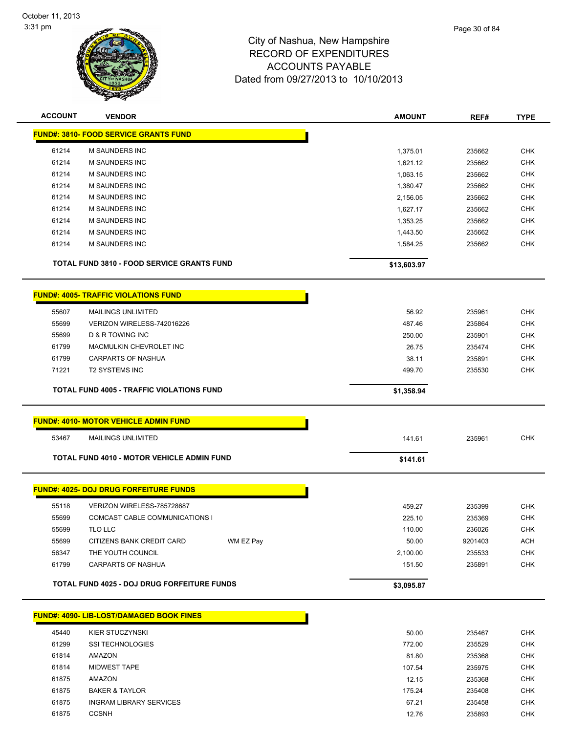City of Nashua, New Hampshire
RECORD OF EXPENDITURES
ACCOUNTS PAYABLE
Dated from 09/27/2013 to 10/10/2013

| ACCOUNT | VENDOR | | AMOUNT | REF# | TYPE |
|---|---|---|---|---|---|
| **FUND#: 3810- FOOD SERVICE GRANTS FUND** | | | | | |
| 61214 | M SAUNDERS INC | | 1,375.01 | 235662 | CHK |
| 61214 | M SAUNDERS INC | | 1,621.12 | 235662 | CHK |
| 61214 | M SAUNDERS INC | | 1,063.15 | 235662 | CHK |
| 61214 | M SAUNDERS INC | | 1,380.47 | 235662 | CHK |
| 61214 | M SAUNDERS INC | | 2,156.05 | 235662 | CHK |
| 61214 | M SAUNDERS INC | | 1,627.17 | 235662 | CHK |
| 61214 | M SAUNDERS INC | | 1,353.25 | 235662 | CHK |
| 61214 | M SAUNDERS INC | | 1,443.50 | 235662 | CHK |
| 61214 | M SAUNDERS INC | | 1,584.25 | 235662 | CHK |
| **TOTAL FUND 3810 - FOOD SERVICE GRANTS FUND** | | | **$13,603.97** | | |
| **FUND#: 4005- TRAFFIC VIOLATIONS FUND** | | | | | |
| 55607 | MAILINGS UNLIMITED | | 56.92 | 235961 | CHK |
| 55699 | VERIZON WIRELESS-742016226 | | 487.46 | 235864 | CHK |
| 55699 | D & R TOWING INC | | 250.00 | 235901 | CHK |
| 61799 | MACMULKIN CHEVROLET INC | | 26.75 | 235474 | CHK |
| 61799 | CARPARTS OF NASHUA | | 38.11 | 235891 | CHK |
| 71221 | T2 SYSTEMS INC | | 499.70 | 235530 | CHK |
| **TOTAL FUND 4005 - TRAFFIC VIOLATIONS FUND** | | | **$1,358.94** | | |
| **FUND#: 4010- MOTOR VEHICLE ADMIN FUND** | | | | | |
| 53467 | MAILINGS UNLIMITED | | 141.61 | 235961 | CHK |
| **TOTAL FUND 4010 - MOTOR VEHICLE ADMIN FUND** | | | **$141.61** | | |
| **FUND#: 4025- DOJ DRUG FORFEITURE FUNDS** | | | | | |
| 55118 | VERIZON WIRELESS-785728687 | | 459.27 | 235399 | CHK |
| 55699 | COMCAST CABLE COMMUNICATIONS I | | 225.10 | 235369 | CHK |
| 55699 | TLO LLC | | 110.00 | 236026 | CHK |
| 55699 | CITIZENS BANK CREDIT CARD | WM EZ Pay | 50.00 | 9201403 | ACH |
| 56347 | THE YOUTH COUNCIL | | 2,100.00 | 235533 | CHK |
| 61799 | CARPARTS OF NASHUA | | 151.50 | 235891 | CHK |
| **TOTAL FUND 4025 - DOJ DRUG FORFEITURE FUNDS** | | | **$3,095.87** | | |
| **FUND#: 4090- LIB-LOST/DAMAGED BOOK FINES** | | | | | |
| 45440 | KIER STUCZYNSKI | | 50.00 | 235467 | CHK |
| 61299 | SSI TECHNOLOGIES | | 772.00 | 235529 | CHK |
| 61814 | AMAZON | | 81.80 | 235368 | CHK |
| 61814 | MIDWEST TAPE | | 107.54 | 235975 | CHK |
| 61875 | AMAZON | | 12.15 | 235368 | CHK |
| 61875 | BAKER & TAYLOR | | 175.24 | 235408 | CHK |
| 61875 | INGRAM LIBRARY SERVICES | | 67.21 | 235458 | CHK |
| 61875 | CCSNH | | 12.76 | 235893 | CHK |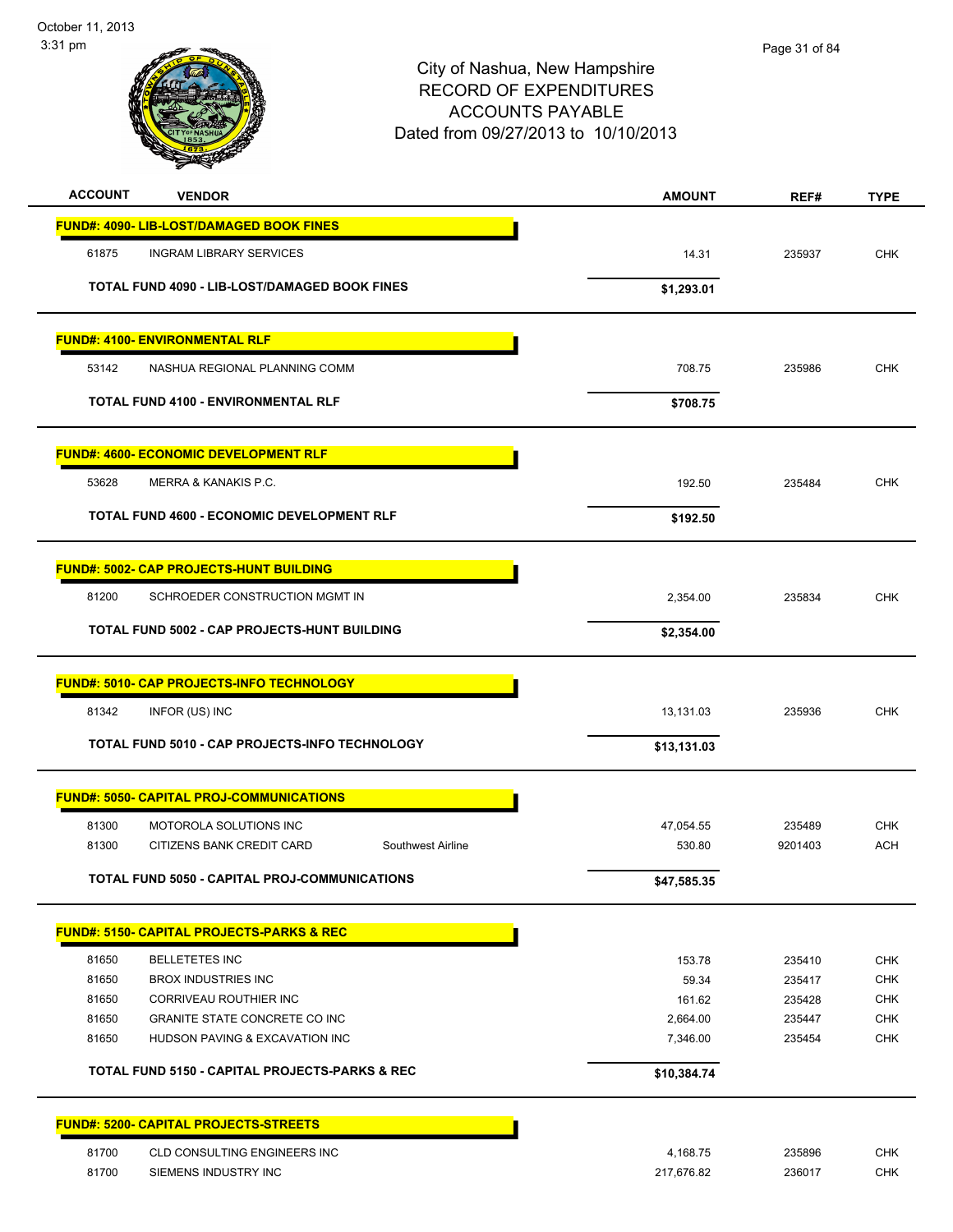City of Nashua, New Hampshire
RECORD OF EXPENDITURES
ACCOUNTS PAYABLE
Dated from 09/27/2013 to 10/10/2013

October 11, 2013
3:31 pm

| ACCOUNT | VENDOR | | AMOUNT | REF# | TYPE |
|---|---|---|---|---|---|
| **FUND#: 4090- LIB-LOST/DAMAGED BOOK FINES** | | | | | |
| 61875 | INGRAM LIBRARY SERVICES | | 14.31 | 235937 | CHK |
| | **TOTAL FUND 4090 - LIB-LOST/DAMAGED BOOK FINES** | | **$1,293.01** | | |
| **FUND#: 4100- ENVIRONMENTAL RLF** | | | | | |
| 53142 | NASHUA REGIONAL PLANNING COMM | | 708.75 | 235986 | CHK |
| | **TOTAL FUND 4100 - ENVIRONMENTAL RLF** | | **$708.75** | | |
| **FUND#: 4600- ECONOMIC DEVELOPMENT RLF** | | | | | |
| 53628 | MERRA & KANAKIS P.C. | | 192.50 | 235484 | CHK |
| | **TOTAL FUND 4600 - ECONOMIC DEVELOPMENT RLF** | | **$192.50** | | |
| **FUND#: 5002- CAP PROJECTS-HUNT BUILDING** | | | | | |
| 81200 | SCHROEDER CONSTRUCTION MGMT IN | | 2,354.00 | 235834 | CHK |
| | **TOTAL FUND 5002 - CAP PROJECTS-HUNT BUILDING** | | **$2,354.00** | | |
| **FUND#: 5010- CAP PROJECTS-INFO TECHNOLOGY** | | | | | |
| 81342 | INFOR (US) INC | | 13,131.03 | 235936 | CHK |
| | **TOTAL FUND 5010 - CAP PROJECTS-INFO TECHNOLOGY** | | **$13,131.03** | | |
| **FUND#: 5050- CAPITAL PROJ-COMMUNICATIONS** | | | | | |
| 81300 | MOTOROLA SOLUTIONS INC | | 47,054.55 | 235489 | CHK |
| 81300 | CITIZENS BANK CREDIT CARD | Southwest Airline | 530.80 | 9201403 | ACH |
| | **TOTAL FUND 5050 - CAPITAL PROJ-COMMUNICATIONS** | | **$47,585.35** | | |
| **FUND#: 5150- CAPITAL PROJECTS-PARKS & REC** | | | | | |
| 81650 | BELLETETES INC | | 153.78 | 235410 | CHK |
| 81650 | BROX INDUSTRIES INC | | 59.34 | 235417 | CHK |
| 81650 | CORRIVEAU ROUTHIER INC | | 161.62 | 235428 | CHK |
| 81650 | GRANITE STATE CONCRETE CO INC | | 2,664.00 | 235447 | CHK |
| 81650 | HUDSON PAVING & EXCAVATION INC | | 7,346.00 | 235454 | CHK |
| | **TOTAL FUND 5150 - CAPITAL PROJECTS-PARKS & REC** | | **$10,384.74** | | |
| **FUND#: 5200- CAPITAL PROJECTS-STREETS** | | | | | |
| 81700 | CLD CONSULTING ENGINEERS INC | | 4,168.75 | 235896 | CHK |
| 81700 | SIEMENS INDUSTRY INC | | 217,676.82 | 236017 | CHK |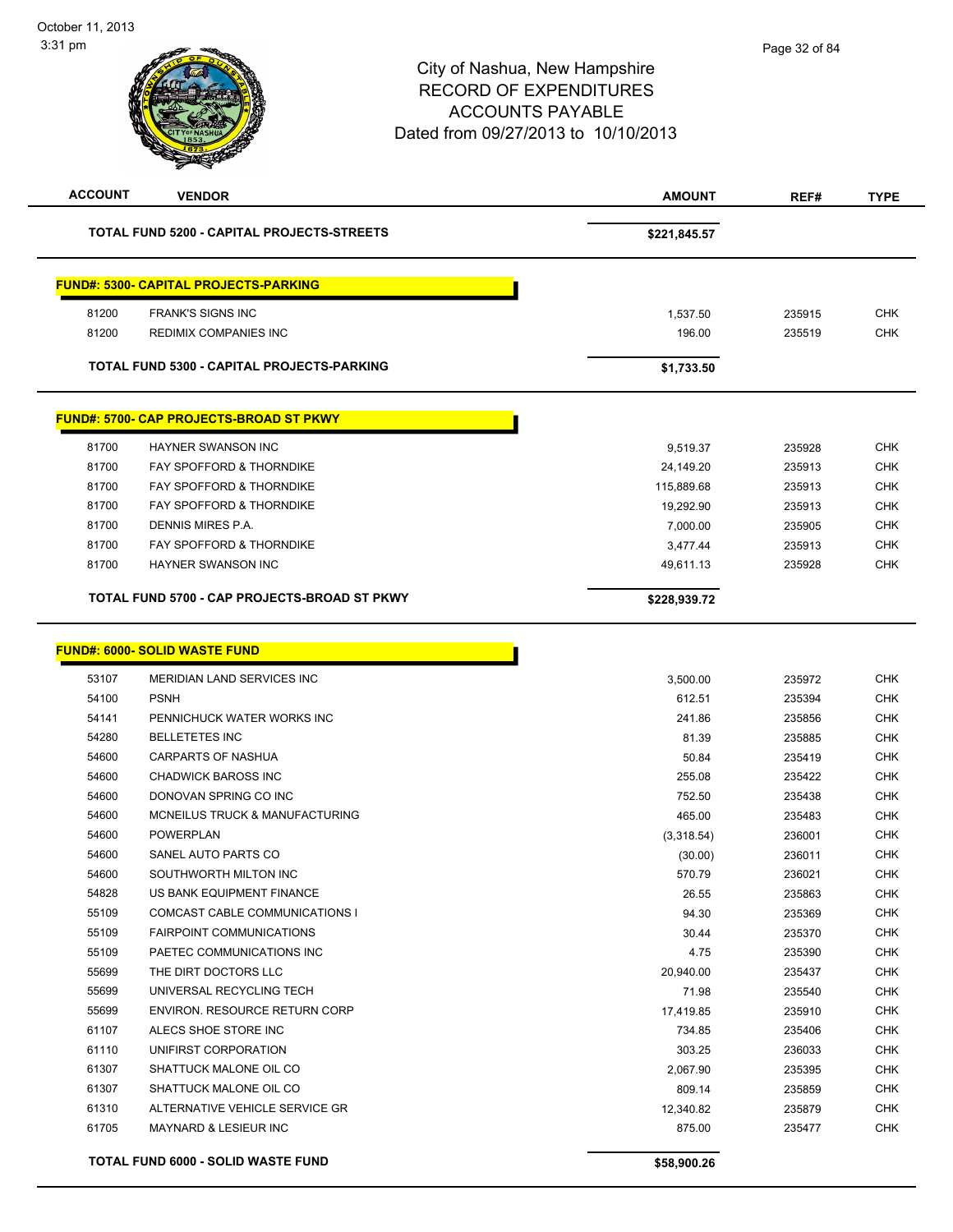City of Nashua, New Hampshire
RECORD OF EXPENDITURES
ACCOUNTS PAYABLE
Dated from 09/27/2013 to 10/10/2013

| ACCOUNT | VENDOR | AMOUNT | REF# | TYPE |
|---|---|---|---|---|
| | **TOTAL FUND 5200 - CAPITAL PROJECTS-STREETS** | **$221,845.57** | | |

**FUND#: 5300- CAPITAL PROJECTS-PARKING**

| ACCOUNT | VENDOR | AMOUNT | REF# | TYPE |
|---|---|---|---|---|
| 81200 | FRANK'S SIGNS INC | 1,537.50 | 235915 | CHK |
| 81200 | REDIMIX COMPANIES INC | 196.00 | 235519 | CHK |
| | **TOTAL FUND 5300 - CAPITAL PROJECTS-PARKING** | **$1,733.50** | | |

**FUND#: 5700- CAP PROJECTS-BROAD ST PKWY**

| ACCOUNT | VENDOR | AMOUNT | REF# | TYPE |
|---|---|---|---|---|
| 81700 | HAYNER SWANSON INC | 9,519.37 | 235928 | CHK |
| 81700 | FAY SPOFFORD & THORNDIKE | 24,149.20 | 235913 | CHK |
| 81700 | FAY SPOFFORD & THORNDIKE | 115,889.68 | 235913 | CHK |
| 81700 | FAY SPOFFORD & THORNDIKE | 19,292.90 | 235913 | CHK |
| 81700 | DENNIS MIRES P.A. | 7,000.00 | 235905 | CHK |
| 81700 | FAY SPOFFORD & THORNDIKE | 3,477.44 | 235913 | CHK |
| 81700 | HAYNER SWANSON INC | 49,611.13 | 235928 | CHK |
| | **TOTAL FUND 5700 - CAP PROJECTS-BROAD ST PKWY** | **$228,939.72** | | |

**FUND#: 6000- SOLID WASTE FUND**

| ACCOUNT | VENDOR | AMOUNT | REF# | TYPE |
|---|---|---|---|---|
| 53107 | MERIDIAN LAND SERVICES INC | 3,500.00 | 235972 | CHK |
| 54100 | PSNH | 612.51 | 235394 | CHK |
| 54141 | PENNICHUCK WATER WORKS INC | 241.86 | 235856 | CHK |
| 54280 | BELLETETES INC | 81.39 | 235885 | CHK |
| 54600 | CARPARTS OF NASHUA | 50.84 | 235419 | CHK |
| 54600 | CHADWICK BAROSS INC | 255.08 | 235422 | CHK |
| 54600 | DONOVAN SPRING CO INC | 752.50 | 235438 | CHK |
| 54600 | MCNEILUS TRUCK & MANUFACTURING | 465.00 | 235483 | CHK |
| 54600 | POWERPLAN | (3,318.54) | 236001 | CHK |
| 54600 | SANEL AUTO PARTS CO | (30.00) | 236011 | CHK |
| 54600 | SOUTHWORTH MILTON INC | 570.79 | 236021 | CHK |
| 54828 | US BANK EQUIPMENT FINANCE | 26.55 | 235863 | CHK |
| 55109 | COMCAST CABLE COMMUNICATIONS I | 94.30 | 235369 | CHK |
| 55109 | FAIRPOINT COMMUNICATIONS | 30.44 | 235370 | CHK |
| 55109 | PAETEC COMMUNICATIONS INC | 4.75 | 235390 | CHK |
| 55699 | THE DIRT DOCTORS LLC | 20,940.00 | 235437 | CHK |
| 55699 | UNIVERSAL RECYCLING TECH | 71.98 | 235540 | CHK |
| 55699 | ENVIRON. RESOURCE RETURN CORP | 17,419.85 | 235910 | CHK |
| 61107 | ALECS SHOE STORE INC | 734.85 | 235406 | CHK |
| 61110 | UNIFIRST CORPORATION | 303.25 | 236033 | CHK |
| 61307 | SHATTUCK MALONE OIL CO | 2,067.90 | 235395 | CHK |
| 61307 | SHATTUCK MALONE OIL CO | 809.14 | 235859 | CHK |
| 61310 | ALTERNATIVE VEHICLE SERVICE GR | 12,340.82 | 235879 | CHK |
| 61705 | MAYNARD & LESIEUR INC | 875.00 | 235477 | CHK |
| | **TOTAL FUND 6000 - SOLID WASTE FUND** | **$58,900.26** | | |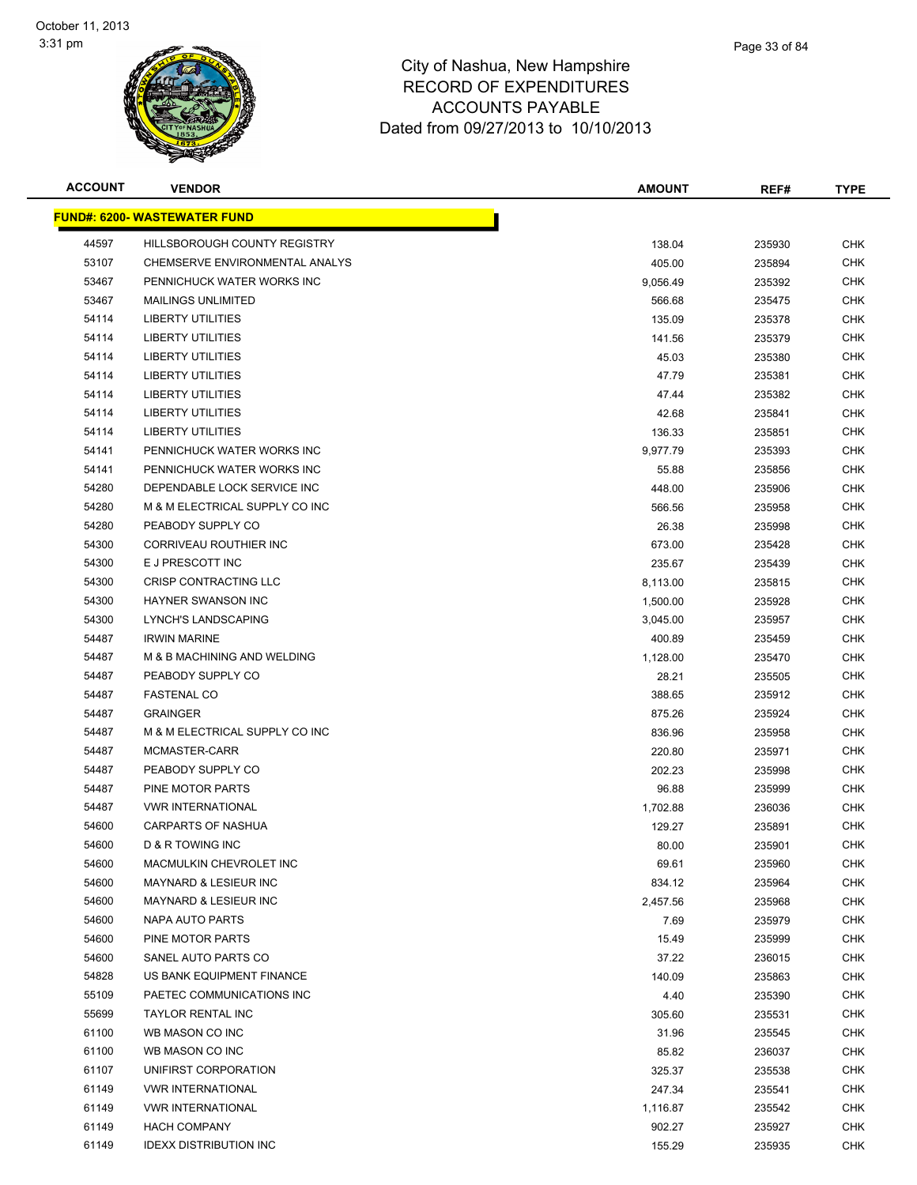City of Nashua, New Hampshire
RECORD OF EXPENDITURES
ACCOUNTS PAYABLE
Dated from 09/27/2013 to 10/10/2013

| ACCOUNT | VENDOR | AMOUNT | REF# | TYPE |
|---|---|---|---|---|
| **FUND#: 6200- WASTEWATER FUND** | | | | |
| 44597 | HILLSBOROUGH COUNTY REGISTRY | 138.04 | 235930 | CHK |
| 53107 | CHEMSERVE ENVIRONMENTAL ANALYS | 405.00 | 235894 | CHK |
| 53467 | PENNICHUCK WATER WORKS INC | 9,056.49 | 235392 | CHK |
| 53467 | MAILINGS UNLIMITED | 566.68 | 235475 | CHK |
| 54114 | LIBERTY UTILITIES | 135.09 | 235378 | CHK |
| 54114 | LIBERTY UTILITIES | 141.56 | 235379 | CHK |
| 54114 | LIBERTY UTILITIES | 45.03 | 235380 | CHK |
| 54114 | LIBERTY UTILITIES | 47.79 | 235381 | CHK |
| 54114 | LIBERTY UTILITIES | 47.44 | 235382 | CHK |
| 54114 | LIBERTY UTILITIES | 42.68 | 235841 | CHK |
| 54114 | LIBERTY UTILITIES | 136.33 | 235851 | CHK |
| 54141 | PENNICHUCK WATER WORKS INC | 9,977.79 | 235393 | CHK |
| 54141 | PENNICHUCK WATER WORKS INC | 55.88 | 235856 | CHK |
| 54280 | DEPENDABLE LOCK SERVICE INC | 448.00 | 235906 | CHK |
| 54280 | M & M ELECTRICAL SUPPLY CO INC | 566.56 | 235958 | CHK |
| 54280 | PEABODY SUPPLY CO | 26.38 | 235998 | CHK |
| 54300 | CORRIVEAU ROUTHIER INC | 673.00 | 235428 | CHK |
| 54300 | E J PRESCOTT INC | 235.67 | 235439 | CHK |
| 54300 | CRISP CONTRACTING LLC | 8,113.00 | 235815 | CHK |
| 54300 | HAYNER SWANSON INC | 1,500.00 | 235928 | CHK |
| 54300 | LYNCH'S LANDSCAPING | 3,045.00 | 235957 | CHK |
| 54487 | IRWIN MARINE | 400.89 | 235459 | CHK |
| 54487 | M & B MACHINING AND WELDING | 1,128.00 | 235470 | CHK |
| 54487 | PEABODY SUPPLY CO | 28.21 | 235505 | CHK |
| 54487 | FASTENAL CO | 388.65 | 235912 | CHK |
| 54487 | GRAINGER | 875.26 | 235924 | CHK |
| 54487 | M & M ELECTRICAL SUPPLY CO INC | 836.96 | 235958 | CHK |
| 54487 | MCMASTER-CARR | 220.80 | 235971 | CHK |
| 54487 | PEABODY SUPPLY CO | 202.23 | 235998 | CHK |
| 54487 | PINE MOTOR PARTS | 96.88 | 235999 | CHK |
| 54487 | VWR INTERNATIONAL | 1,702.88 | 236036 | CHK |
| 54600 | CARPARTS OF NASHUA | 129.27 | 235891 | CHK |
| 54600 | D & R TOWING INC | 80.00 | 235901 | CHK |
| 54600 | MACMULKIN CHEVROLET INC | 69.61 | 235960 | CHK |
| 54600 | MAYNARD & LESIEUR INC | 834.12 | 235964 | CHK |
| 54600 | MAYNARD & LESIEUR INC | 2,457.56 | 235968 | CHK |
| 54600 | NAPA AUTO PARTS | 7.69 | 235979 | CHK |
| 54600 | PINE MOTOR PARTS | 15.49 | 235999 | CHK |
| 54600 | SANEL AUTO PARTS CO | 37.22 | 236015 | CHK |
| 54828 | US BANK EQUIPMENT FINANCE | 140.09 | 235863 | CHK |
| 55109 | PAETEC COMMUNICATIONS INC | 4.40 | 235390 | CHK |
| 55699 | TAYLOR RENTAL INC | 305.60 | 235531 | CHK |
| 61100 | WB MASON CO INC | 31.96 | 235545 | CHK |
| 61100 | WB MASON CO INC | 85.82 | 236037 | CHK |
| 61107 | UNIFIRST CORPORATION | 325.37 | 235538 | CHK |
| 61149 | VWR INTERNATIONAL | 247.34 | 235541 | CHK |
| 61149 | VWR INTERNATIONAL | 1,116.87 | 235542 | CHK |
| 61149 | HACH COMPANY | 902.27 | 235927 | CHK |
| 61149 | IDEXX DISTRIBUTION INC | 155.29 | 235935 | CHK |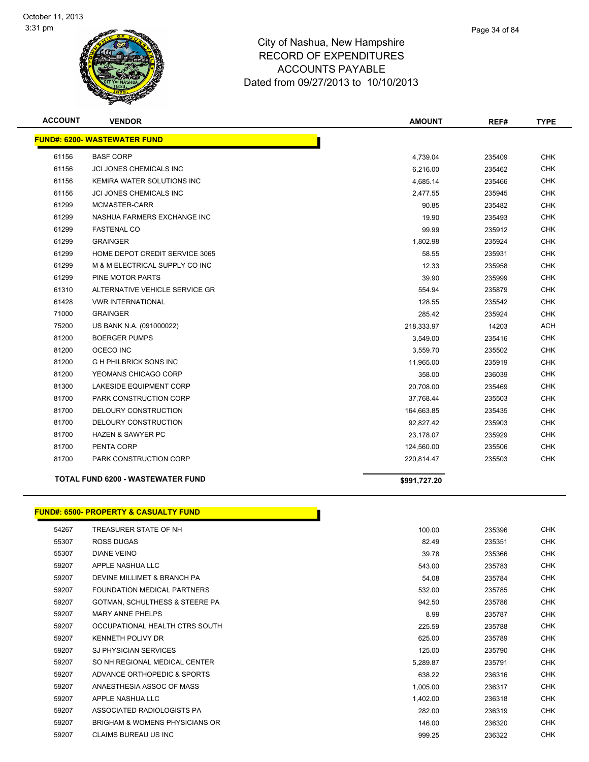# City of Nashua, New Hampshire
## RECORD OF EXPENDITURES
## ACCOUNTS PAYABLE
## Dated from 09/27/2013 to 10/10/2013

| ACCOUNT | VENDOR | AMOUNT | REF# | TYPE |
|---|---|---|---|---|
| **FUND#: 6200- WASTEWATER FUND** | | | | |
| 61156 | BASF CORP | 4,739.04 | 235409 | CHK |
| 61156 | JCI JONES CHEMICALS INC | 6,216.00 | 235462 | CHK |
| 61156 | KEMIRA WATER SOLUTIONS INC | 4,685.14 | 235466 | CHK |
| 61156 | JCI JONES CHEMICALS INC | 2,477.55 | 235945 | CHK |
| 61299 | MCMASTER-CARR | 90.85 | 235482 | CHK |
| 61299 | NASHUA FARMERS EXCHANGE INC | 19.90 | 235493 | CHK |
| 61299 | FASTENAL CO | 99.99 | 235912 | CHK |
| 61299 | GRAINGER | 1,802.98 | 235924 | CHK |
| 61299 | HOME DEPOT CREDIT SERVICE 3065 | 58.55 | 235931 | CHK |
| 61299 | M & M ELECTRICAL SUPPLY CO INC | 12.33 | 235958 | CHK |
| 61299 | PINE MOTOR PARTS | 39.90 | 235999 | CHK |
| 61310 | ALTERNATIVE VEHICLE SERVICE GR | 554.94 | 235879 | CHK |
| 61428 | VWR INTERNATIONAL | 128.55 | 235542 | CHK |
| 71000 | GRAINGER | 285.42 | 235924 | CHK |
| 75200 | US BANK N.A. (091000022) | 218,333.97 | 14203 | ACH |
| 81200 | BOERGER PUMPS | 3,549.00 | 235416 | CHK |
| 81200 | OCECO INC | 3,559.70 | 235502 | CHK |
| 81200 | G H PHILBRICK SONS INC | 11,965.00 | 235919 | CHK |
| 81200 | YEOMANS CHICAGO CORP | 358.00 | 236039 | CHK |
| 81300 | LAKESIDE EQUIPMENT CORP | 20,708.00 | 235469 | CHK |
| 81700 | PARK CONSTRUCTION CORP | 37,768.44 | 235503 | CHK |
| 81700 | DELOURY CONSTRUCTION | 164,663.85 | 235435 | CHK |
| 81700 | DELOURY CONSTRUCTION | 92,827.42 | 235903 | CHK |
| 81700 | HAZEN & SAWYER PC | 23,178.07 | 235929 | CHK |
| 81700 | PENTA CORP | 124,560.00 | 235506 | CHK |
| 81700 | PARK CONSTRUCTION CORP | 220,814.47 | 235503 | CHK |
| **TOTAL FUND 6200 - WASTEWATER FUND** | | **$991,727.20** | | |

| ACCOUNT | VENDOR | AMOUNT | REF# | TYPE |
|---|---|---|---|---|
| **FUND#: 6500- PROPERTY & CASUALTY FUND** | | | | |
| 54267 | TREASURER STATE OF NH | 100.00 | 235396 | CHK |
| 55307 | ROSS DUGAS | 82.49 | 235351 | CHK |
| 55307 | DIANE VEINO | 39.78 | 235366 | CHK |
| 59207 | APPLE NASHUA LLC | 543.00 | 235783 | CHK |
| 59207 | DEVINE MILLIMET & BRANCH PA | 54.08 | 235784 | CHK |
| 59207 | FOUNDATION MEDICAL PARTNERS | 532.00 | 235785 | CHK |
| 59207 | GOTMAN, SCHULTHESS & STEERE PA | 942.50 | 235786 | CHK |
| 59207 | MARY ANNE PHELPS | 8.99 | 235787 | CHK |
| 59207 | OCCUPATIONAL HEALTH CTRS SOUTH | 225.59 | 235788 | CHK |
| 59207 | KENNETH POLIVY DR | 625.00 | 235789 | CHK |
| 59207 | SJ PHYSICIAN SERVICES | 125.00 | 235790 | CHK |
| 59207 | SO NH REGIONAL MEDICAL CENTER | 5,289.87 | 235791 | CHK |
| 59207 | ADVANCE ORTHOPEDIC & SPORTS | 638.22 | 236316 | CHK |
| 59207 | ANAESTHESIA ASSOC OF MASS | 1,005.00 | 236317 | CHK |
| 59207 | APPLE NASHUA LLC | 1,402.00 | 236318 | CHK |
| 59207 | ASSOCIATED RADIOLOGISTS PA | 282.00 | 236319 | CHK |
| 59207 | BRIGHAM & WOMENS PHYSICIANS OR | 146.00 | 236320 | CHK |
| 59207 | CLAIMS BUREAU US INC | 999.25 | 236322 | CHK |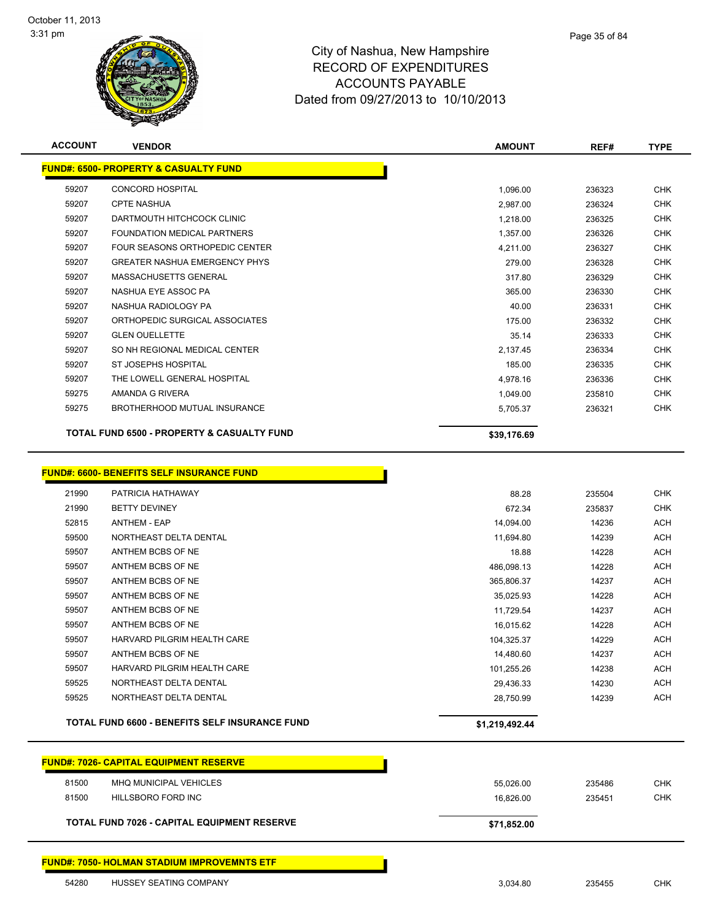City of Nashua, New Hampshire
RECORD OF EXPENDITURES
ACCOUNTS PAYABLE
Dated from 09/27/2013 to 10/10/2013

| ACCOUNT | VENDOR | AMOUNT | REF# | TYPE |
|---|---|---|---|---|
| **FUND#: 6500- PROPERTY & CASUALTY FUND** | | | | |
| 59207 | CONCORD HOSPITAL | 1,096.00 | 236323 | CHK |
| 59207 | CPTE NASHUA | 2,987.00 | 236324 | CHK |
| 59207 | DARTMOUTH HITCHCOCK CLINIC | 1,218.00 | 236325 | CHK |
| 59207 | FOUNDATION MEDICAL PARTNERS | 1,357.00 | 236326 | CHK |
| 59207 | FOUR SEASONS ORTHOPEDIC CENTER | 4,211.00 | 236327 | CHK |
| 59207 | GREATER NASHUA EMERGENCY PHYS | 279.00 | 236328 | CHK |
| 59207 | MASSACHUSETTS GENERAL | 317.80 | 236329 | CHK |
| 59207 | NASHUA EYE ASSOC PA | 365.00 | 236330 | CHK |
| 59207 | NASHUA RADIOLOGY PA | 40.00 | 236331 | CHK |
| 59207 | ORTHOPEDIC SURGICAL ASSOCIATES | 175.00 | 236332 | CHK |
| 59207 | GLEN OUELLETTE | 35.14 | 236333 | CHK |
| 59207 | SO NH REGIONAL MEDICAL CENTER | 2,137.45 | 236334 | CHK |
| 59207 | ST JOSEPHS HOSPITAL | 185.00 | 236335 | CHK |
| 59207 | THE LOWELL GENERAL HOSPITAL | 4,978.16 | 236336 | CHK |
| 59275 | AMANDA G RIVERA | 1,049.00 | 235810 | CHK |
| 59275 | BROTHERHOOD MUTUAL INSURANCE | 5,705.37 | 236321 | CHK |
| | **TOTAL FUND 6500 - PROPERTY & CASUALTY FUND** | **$39,176.69** | | |
| **FUND#: 6600- BENEFITS SELF INSURANCE FUND** | | | | |
| 21990 | PATRICIA HATHAWAY | 88.28 | 235504 | CHK |
| 21990 | BETTY DEVINEY | 672.34 | 235837 | CHK |
| 52815 | ANTHEM - EAP | 14,094.00 | 14236 | ACH |
| 59500 | NORTHEAST DELTA DENTAL | 11,694.80 | 14239 | ACH |
| 59507 | ANTHEM BCBS OF NE | 18.88 | 14228 | ACH |
| 59507 | ANTHEM BCBS OF NE | 486,098.13 | 14228 | ACH |
| 59507 | ANTHEM BCBS OF NE | 365,806.37 | 14237 | ACH |
| 59507 | ANTHEM BCBS OF NE | 35,025.93 | 14228 | ACH |
| 59507 | ANTHEM BCBS OF NE | 11,729.54 | 14237 | ACH |
| 59507 | ANTHEM BCBS OF NE | 16,015.62 | 14228 | ACH |
| 59507 | HARVARD PILGRIM HEALTH CARE | 104,325.37 | 14229 | ACH |
| 59507 | ANTHEM BCBS OF NE | 14,480.60 | 14237 | ACH |
| 59507 | HARVARD PILGRIM HEALTH CARE | 101,255.26 | 14238 | ACH |
| 59525 | NORTHEAST DELTA DENTAL | 29,436.33 | 14230 | ACH |
| 59525 | NORTHEAST DELTA DENTAL | 28,750.99 | 14239 | ACH |
| | **TOTAL FUND 6600 - BENEFITS SELF INSURANCE FUND** | **$1,219,492.44** | | |
| **FUND#: 7026- CAPITAL EQUIPMENT RESERVE** | | | | |
| 81500 | MHQ MUNICIPAL VEHICLES | 55,026.00 | 235486 | CHK |
| 81500 | HILLSBORO FORD INC | 16,826.00 | 235451 | CHK |
| | **TOTAL FUND 7026 - CAPITAL EQUIPMENT RESERVE** | **$71,852.00** | | |
| **FUND#: 7050- HOLMAN STADIUM IMPROVEMNTS ETF** | | | | |
| 54280 | HUSSEY SEATING COMPANY | 3,034.80 | 235455 | CHK |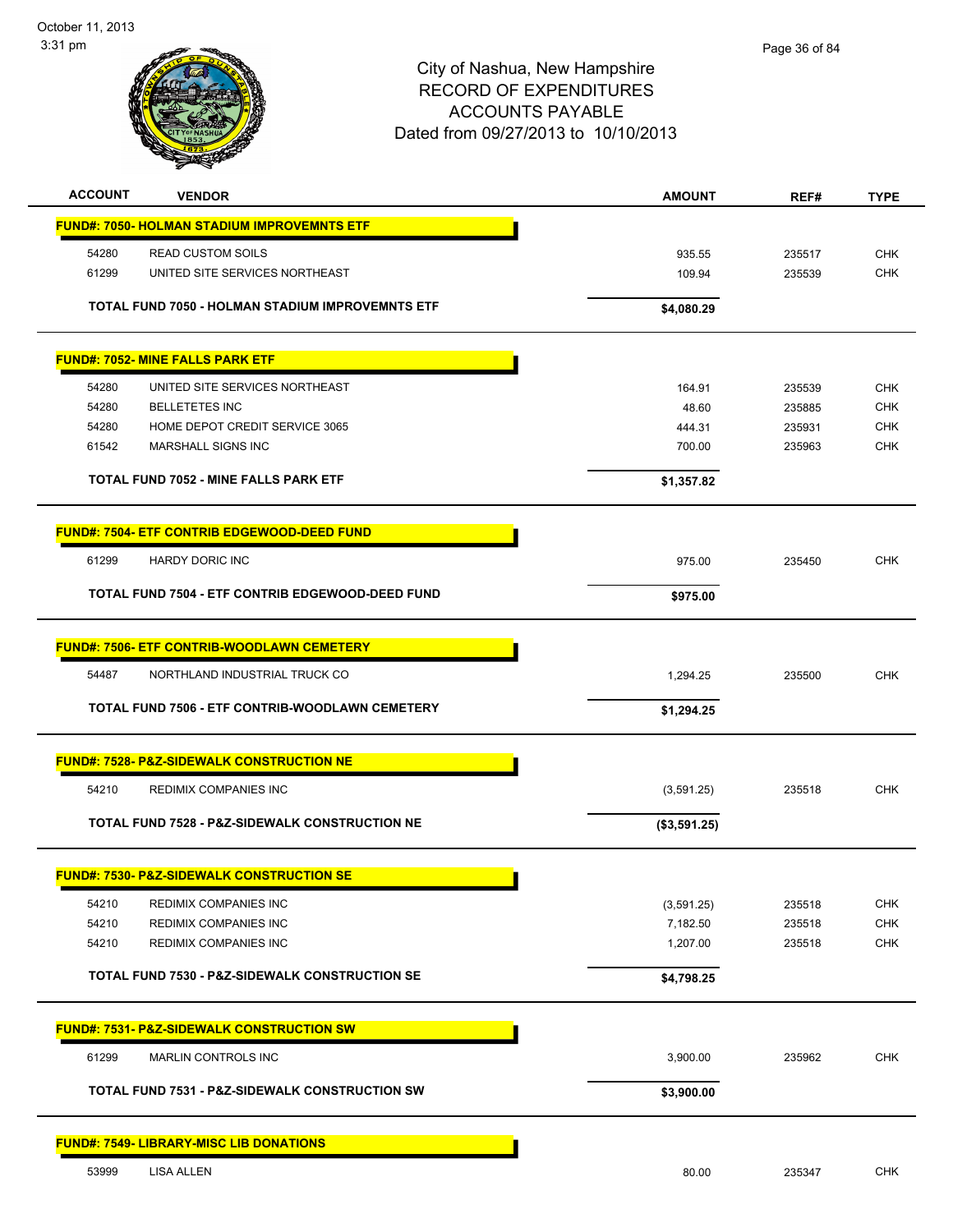# City of Nashua, New Hampshire
## RECORD OF EXPENDITURES
## ACCOUNTS PAYABLE
## Dated from 09/27/2013 to 10/10/2013

| ACCOUNT | VENDOR | AMOUNT | REF# | TYPE |
|---|---|---|---|---|
| **FUND#: 7050- HOLMAN STADIUM IMPROVEMNTS ETF** | | | | |
| 54280 | READ CUSTOM SOILS | 935.55 | 235517 | CHK |
| 61299 | UNITED SITE SERVICES NORTHEAST | 109.94 | 235539 | CHK |
| | **TOTAL FUND 7050 - HOLMAN STADIUM IMPROVEMNTS ETF** | **$4,080.29** | | |
| **FUND#: 7052- MINE FALLS PARK ETF** | | | | |
| 54280 | UNITED SITE SERVICES NORTHEAST | 164.91 | 235539 | CHK |
| 54280 | BELLETETES INC | 48.60 | 235885 | CHK |
| 54280 | HOME DEPOT CREDIT SERVICE 3065 | 444.31 | 235931 | CHK |
| 61542 | MARSHALL SIGNS INC | 700.00 | 235963 | CHK |
| | **TOTAL FUND 7052 - MINE FALLS PARK ETF** | **$1,357.82** | | |
| **FUND#: 7504- ETF CONTRIB EDGEWOOD-DEED FUND** | | | | |
| 61299 | HARDY DORIC INC | 975.00 | 235450 | CHK |
| | **TOTAL FUND 7504 - ETF CONTRIB EDGEWOOD-DEED FUND** | **$975.00** | | |
| **FUND#: 7506- ETF CONTRIB-WOODLAWN CEMETERY** | | | | |
| 54487 | NORTHLAND INDUSTRIAL TRUCK CO | 1,294.25 | 235500 | CHK |
| | **TOTAL FUND 7506 - ETF CONTRIB-WOODLAWN CEMETERY** | **$1,294.25** | | |
| **FUND#: 7528- P&Z-SIDEWALK CONSTRUCTION NE** | | | | |
| 54210 | REDIMIX COMPANIES INC | (3,591.25) | 235518 | CHK |
| | **TOTAL FUND 7528 - P&Z-SIDEWALK CONSTRUCTION NE** | **($3,591.25)** | | |
| **FUND#: 7530- P&Z-SIDEWALK CONSTRUCTION SE** | | | | |
| 54210 | REDIMIX COMPANIES INC | (3,591.25) | 235518 | CHK |
| 54210 | REDIMIX COMPANIES INC | 7,182.50 | 235518 | CHK |
| 54210 | REDIMIX COMPANIES INC | 1,207.00 | 235518 | CHK |
| | **TOTAL FUND 7530 - P&Z-SIDEWALK CONSTRUCTION SE** | **$4,798.25** | | |
| **FUND#: 7531- P&Z-SIDEWALK CONSTRUCTION SW** | | | | |
| 61299 | MARLIN CONTROLS INC | 3,900.00 | 235962 | CHK |
| | **TOTAL FUND 7531 - P&Z-SIDEWALK CONSTRUCTION SW** | **$3,900.00** | | |
| **FUND#: 7549- LIBRARY-MISC LIB DONATIONS** | | | | |
| 53999 | LISA ALLEN | 80.00 | 235347 | CHK |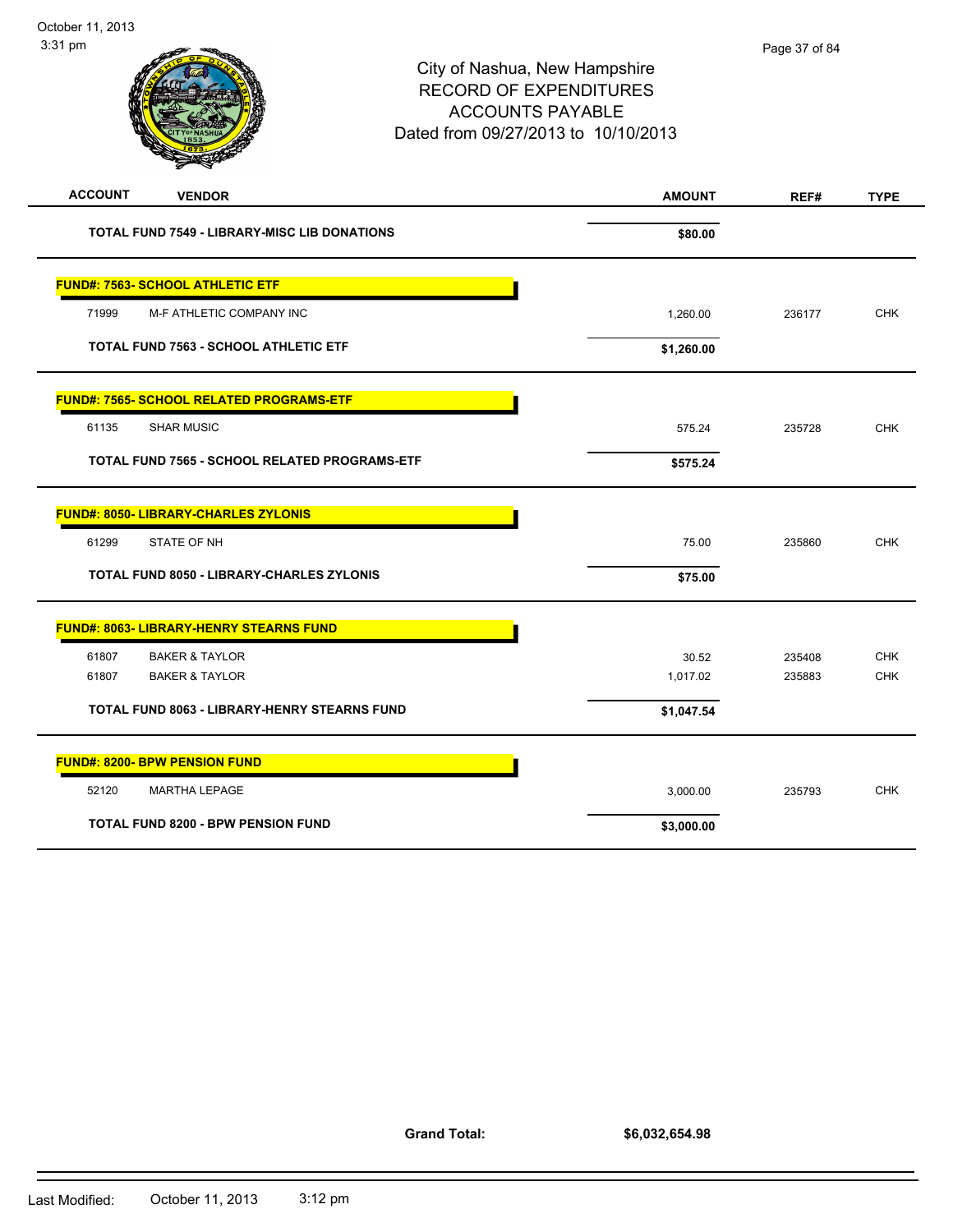# City of Nashua, New Hampshire
## RECORD OF EXPENDITURES
## ACCOUNTS PAYABLE
## Dated from 09/27/2013 to 10/10/2013

| ACCOUNT | VENDOR | AMOUNT | REF# | TYPE |
|---|---|---|---|---|
| | **TOTAL FUND 7549 - LIBRARY-MISC LIB DONATIONS** | **$80.00** | | |
| **FUND#: 7563- SCHOOL ATHLETIC ETF** | | | | |
| 71999 | M-F ATHLETIC COMPANY INC | 1,260.00 | 236177 | CHK |
| | **TOTAL FUND 7563 - SCHOOL ATHLETIC ETF** | **$1,260.00** | | |
| **FUND#: 7565- SCHOOL RELATED PROGRAMS-ETF** | | | | |
| 61135 | SHAR MUSIC | 575.24 | 235728 | CHK |
| | **TOTAL FUND 7565 - SCHOOL RELATED PROGRAMS-ETF** | **$575.24** | | |
| **FUND#: 8050- LIBRARY-CHARLES ZYLONIS** | | | | |
| 61299 | STATE OF NH | 75.00 | 235860 | CHK |
| | **TOTAL FUND 8050 - LIBRARY-CHARLES ZYLONIS** | **$75.00** | | |
| **FUND#: 8063- LIBRARY-HENRY STEARNS FUND** | | | | |
| 61807 | BAKER & TAYLOR | 30.52 | 235408 | CHK |
| 61807 | BAKER & TAYLOR | 1,017.02 | 235883 | CHK |
| | **TOTAL FUND 8063 - LIBRARY-HENRY STEARNS FUND** | **$1,047.54** | | |
| **FUND#: 8200- BPW PENSION FUND** | | | | |
| 52120 | MARTHA LEPAGE | 3,000.00 | 235793 | CHK |
| | **TOTAL FUND 8200 - BPW PENSION FUND** | **$3,000.00** | | |

**Grand Total:** **$6,032,654.98**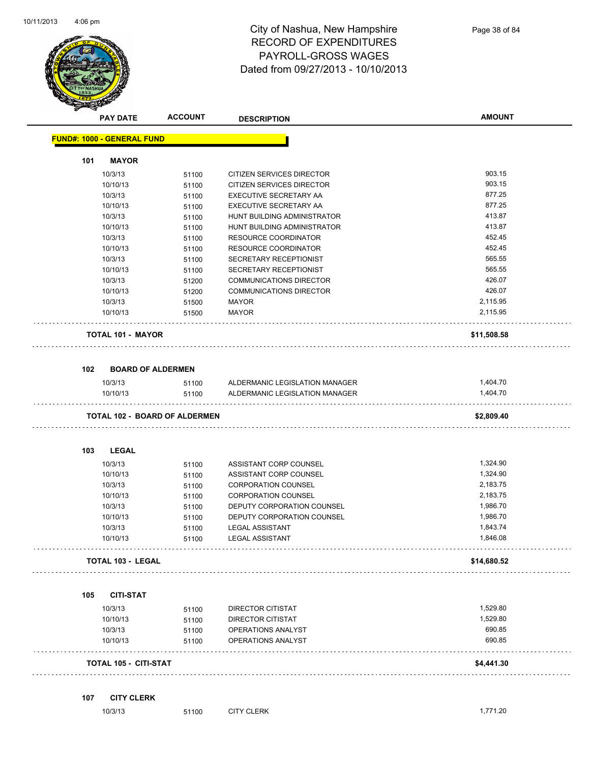# City of Nashua, New Hampshire
## RECORD OF EXPENDITURES
## PAYROLL-GROSS WAGES
## Dated from 09/27/2013 - 10/10/2013

**FUND#: 1000 - GENERAL FUND**

### 101 MAYOR

| PAY DATE | ACCOUNT | DESCRIPTION | AMOUNT |
|---|---|---|---|
| 10/3/13 | 51100 | CITIZEN SERVICES DIRECTOR | 903.15 |
| 10/10/13 | 51100 | CITIZEN SERVICES DIRECTOR | 903.15 |
| 10/3/13 | 51100 | EXECUTIVE SECRETARY AA | 877.25 |
| 10/10/13 | 51100 | EXECUTIVE SECRETARY AA | 877.25 |
| 10/3/13 | 51100 | HUNT BUILDING ADMINISTRATOR | 413.87 |
| 10/10/13 | 51100 | HUNT BUILDING ADMINISTRATOR | 413.87 |
| 10/3/13 | 51100 | RESOURCE COORDINATOR | 452.45 |
| 10/10/13 | 51100 | RESOURCE COORDINATOR | 452.45 |
| 10/3/13 | 51100 | SECRETARY RECEPTIONIST | 565.55 |
| 10/10/13 | 51100 | SECRETARY RECEPTIONIST | 565.55 |
| 10/3/13 | 51200 | COMMUNICATIONS DIRECTOR | 426.07 |
| 10/10/13 | 51200 | COMMUNICATIONS DIRECTOR | 426.07 |
| 10/3/13 | 51500 | MAYOR | 2,115.95 |
| 10/10/13 | 51500 | MAYOR | 2,115.95 |

**TOTAL 101 - MAYOR** **$11,508.58**

### 102 BOARD OF ALDERMEN

| PAY DATE | ACCOUNT | DESCRIPTION | AMOUNT |
|---|---|---|---|
| 10/3/13 | 51100 | ALDERMANIC LEGISLATION MANAGER | 1,404.70 |
| 10/10/13 | 51100 | ALDERMANIC LEGISLATION MANAGER | 1,404.70 |

**TOTAL 102 - BOARD OF ALDERMEN** **$2,809.40**

### 103 LEGAL

| PAY DATE | ACCOUNT | DESCRIPTION | AMOUNT |
|---|---|---|---|
| 10/3/13 | 51100 | ASSISTANT CORP COUNSEL | 1,324.90 |
| 10/10/13 | 51100 | ASSISTANT CORP COUNSEL | 1,324.90 |
| 10/3/13 | 51100 | CORPORATION COUNSEL | 2,183.75 |
| 10/10/13 | 51100 | CORPORATION COUNSEL | 2,183.75 |
| 10/3/13 | 51100 | DEPUTY CORPORATION COUNSEL | 1,986.70 |
| 10/10/13 | 51100 | DEPUTY CORPORATION COUNSEL | 1,986.70 |
| 10/3/13 | 51100 | LEGAL ASSISTANT | 1,843.74 |
| 10/10/13 | 51100 | LEGAL ASSISTANT | 1,846.08 |

**TOTAL 103 - LEGAL** **$14,680.52**

### 105 CITI-STAT

| PAY DATE | ACCOUNT | DESCRIPTION | AMOUNT |
|---|---|---|---|
| 10/3/13 | 51100 | DIRECTOR CITISTAT | 1,529.80 |
| 10/10/13 | 51100 | DIRECTOR CITISTAT | 1,529.80 |
| 10/3/13 | 51100 | OPERATIONS ANALYST | 690.85 |
| 10/10/13 | 51100 | OPERATIONS ANALYST | 690.85 |

**TOTAL 105 - CITI-STAT** **$4,441.30**

### 107 CITY CLERK

| PAY DATE | ACCOUNT | DESCRIPTION | AMOUNT |
|---|---|---|---|
| 10/3/13 | 51100 | CITY CLERK | 1,771.20 |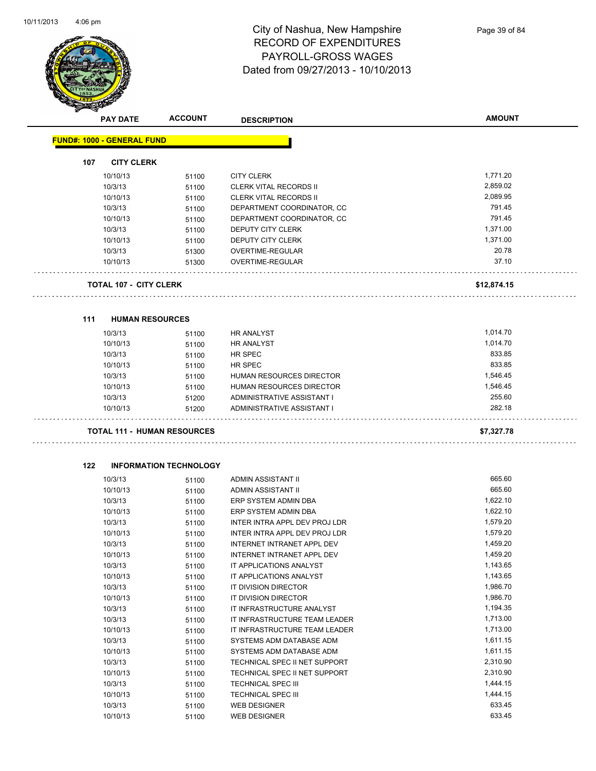# City of Nashua, New Hampshire
## RECORD OF EXPENDITURES
## PAYROLL-GROSS WAGES
## Dated from 09/27/2013 - 10/10/2013

| PAY DATE | ACCOUNT | DESCRIPTION | AMOUNT |
|---|---|---|---|
| **FUND#: 1000 - GENERAL FUND** | | | |
| **107 CITY CLERK** | | | |
| 10/10/13 | 51100 | CITY CLERK | 1,771.20 |
| 10/3/13 | 51100 | CLERK VITAL RECORDS II | 2,859.02 |
| 10/10/13 | 51100 | CLERK VITAL RECORDS II | 2,089.95 |
| 10/3/13 | 51100 | DEPARTMENT COORDINATOR, CC | 791.45 |
| 10/10/13 | 51100 | DEPARTMENT COORDINATOR, CC | 791.45 |
| 10/3/13 | 51100 | DEPUTY CITY CLERK | 1,371.00 |
| 10/10/13 | 51100 | DEPUTY CITY CLERK | 1,371.00 |
| 10/3/13 | 51300 | OVERTIME-REGULAR | 20.78 |
| 10/10/13 | 51300 | OVERTIME-REGULAR | 37.10 |
| **TOTAL 107 - CITY CLERK** | | | **$12,874.15** |
| **111 HUMAN RESOURCES** | | | |
| 10/3/13 | 51100 | HR ANALYST | 1,014.70 |
| 10/10/13 | 51100 | HR ANALYST | 1,014.70 |
| 10/3/13 | 51100 | HR SPEC | 833.85 |
| 10/10/13 | 51100 | HR SPEC | 833.85 |
| 10/3/13 | 51100 | HUMAN RESOURCES DIRECTOR | 1,546.45 |
| 10/10/13 | 51100 | HUMAN RESOURCES DIRECTOR | 1,546.45 |
| 10/3/13 | 51200 | ADMINISTRATIVE ASSISTANT I | 255.60 |
| 10/10/13 | 51200 | ADMINISTRATIVE ASSISTANT I | 282.18 |
| **TOTAL 111 - HUMAN RESOURCES** | | | **$7,327.78** |
| **122 INFORMATION TECHNOLOGY** | | | |
| 10/3/13 | 51100 | ADMIN ASSISTANT II | 665.60 |
| 10/10/13 | 51100 | ADMIN ASSISTANT II | 665.60 |
| 10/3/13 | 51100 | ERP SYSTEM ADMIN DBA | 1,622.10 |
| 10/10/13 | 51100 | ERP SYSTEM ADMIN DBA | 1,622.10 |
| 10/3/13 | 51100 | INTER INTRA APPL DEV PROJ LDR | 1,579.20 |
| 10/10/13 | 51100 | INTER INTRA APPL DEV PROJ LDR | 1,579.20 |
| 10/3/13 | 51100 | INTERNET INTRANET APPL DEV | 1,459.20 |
| 10/10/13 | 51100 | INTERNET INTRANET APPL DEV | 1,459.20 |
| 10/3/13 | 51100 | IT APPLICATIONS ANALYST | 1,143.65 |
| 10/10/13 | 51100 | IT APPLICATIONS ANALYST | 1,143.65 |
| 10/3/13 | 51100 | IT DIVISION DIRECTOR | 1,986.70 |
| 10/10/13 | 51100 | IT DIVISION DIRECTOR | 1,986.70 |
| 10/3/13 | 51100 | IT INFRASTRUCTURE ANALYST | 1,194.35 |
| 10/3/13 | 51100 | IT INFRASTRUCTURE TEAM LEADER | 1,713.00 |
| 10/10/13 | 51100 | IT INFRASTRUCTURE TEAM LEADER | 1,713.00 |
| 10/3/13 | 51100 | SYSTEMS ADM DATABASE ADM | 1,611.15 |
| 10/10/13 | 51100 | SYSTEMS ADM DATABASE ADM | 1,611.15 |
| 10/3/13 | 51100 | TECHNICAL SPEC II NET SUPPORT | 2,310.90 |
| 10/10/13 | 51100 | TECHNICAL SPEC II NET SUPPORT | 2,310.90 |
| 10/3/13 | 51100 | TECHNICAL SPEC III | 1,444.15 |
| 10/10/13 | 51100 | TECHNICAL SPEC III | 1,444.15 |
| 10/3/13 | 51100 | WEB DESIGNER | 633.45 |
| 10/10/13 | 51100 | WEB DESIGNER | 633.45 |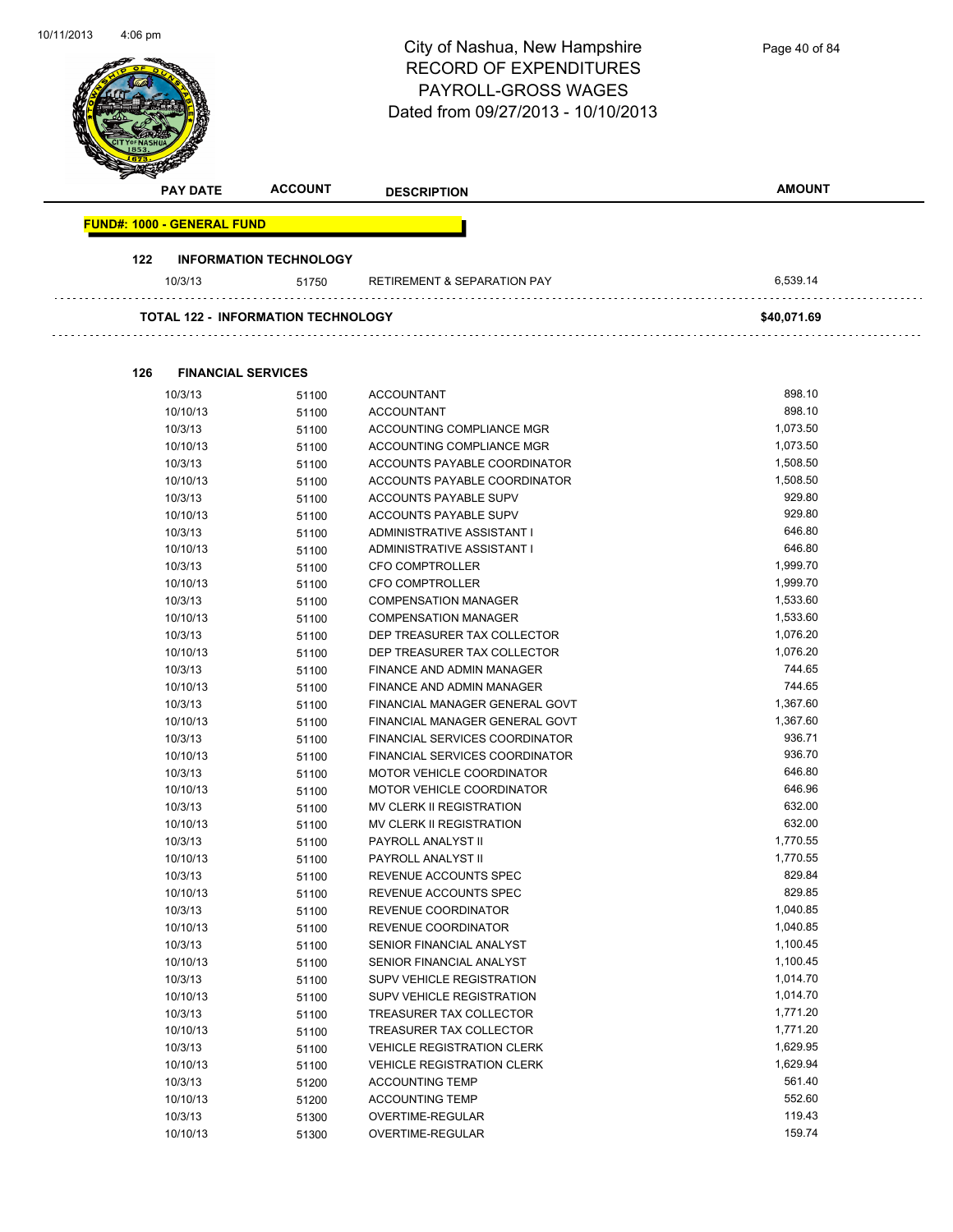City of Nashua, New Hampshire
RECORD OF EXPENDITURES
PAYROLL-GROSS WAGES
Dated from 09/27/2013 - 10/10/2013

| PAY DATE | ACCOUNT | DESCRIPTION | AMOUNT |
|---|---|---|---|
| **FUND#: 1000 - GENERAL FUND** | | | |
| **122 INFORMATION TECHNOLOGY** | | | |
| 10/3/13 | 51750 | RETIREMENT & SEPARATION PAY | 6,539.14 |
| **TOTAL 122 - INFORMATION TECHNOLOGY** | | | **$40,071.69** |
| **126 FINANCIAL SERVICES** | | | |
| 10/3/13 | 51100 | ACCOUNTANT | 898.10 |
| 10/10/13 | 51100 | ACCOUNTANT | 898.10 |
| 10/3/13 | 51100 | ACCOUNTING COMPLIANCE MGR | 1,073.50 |
| 10/10/13 | 51100 | ACCOUNTING COMPLIANCE MGR | 1,073.50 |
| 10/3/13 | 51100 | ACCOUNTS PAYABLE COORDINATOR | 1,508.50 |
| 10/10/13 | 51100 | ACCOUNTS PAYABLE COORDINATOR | 1,508.50 |
| 10/3/13 | 51100 | ACCOUNTS PAYABLE SUPV | 929.80 |
| 10/10/13 | 51100 | ACCOUNTS PAYABLE SUPV | 929.80 |
| 10/3/13 | 51100 | ADMINISTRATIVE ASSISTANT I | 646.80 |
| 10/10/13 | 51100 | ADMINISTRATIVE ASSISTANT I | 646.80 |
| 10/3/13 | 51100 | CFO COMPTROLLER | 1,999.70 |
| 10/10/13 | 51100 | CFO COMPTROLLER | 1,999.70 |
| 10/3/13 | 51100 | COMPENSATION MANAGER | 1,533.60 |
| 10/10/13 | 51100 | COMPENSATION MANAGER | 1,533.60 |
| 10/3/13 | 51100 | DEP TREASURER TAX COLLECTOR | 1,076.20 |
| 10/10/13 | 51100 | DEP TREASURER TAX COLLECTOR | 1,076.20 |
| 10/3/13 | 51100 | FINANCE AND ADMIN MANAGER | 744.65 |
| 10/10/13 | 51100 | FINANCE AND ADMIN MANAGER | 744.65 |
| 10/3/13 | 51100 | FINANCIAL MANAGER GENERAL GOVT | 1,367.60 |
| 10/10/13 | 51100 | FINANCIAL MANAGER GENERAL GOVT | 1,367.60 |
| 10/3/13 | 51100 | FINANCIAL SERVICES COORDINATOR | 936.71 |
| 10/10/13 | 51100 | FINANCIAL SERVICES COORDINATOR | 936.70 |
| 10/3/13 | 51100 | MOTOR VEHICLE COORDINATOR | 646.80 |
| 10/10/13 | 51100 | MOTOR VEHICLE COORDINATOR | 646.96 |
| 10/3/13 | 51100 | MV CLERK II REGISTRATION | 632.00 |
| 10/10/13 | 51100 | MV CLERK II REGISTRATION | 632.00 |
| 10/3/13 | 51100 | PAYROLL ANALYST II | 1,770.55 |
| 10/10/13 | 51100 | PAYROLL ANALYST II | 1,770.55 |
| 10/3/13 | 51100 | REVENUE ACCOUNTS SPEC | 829.84 |
| 10/10/13 | 51100 | REVENUE ACCOUNTS SPEC | 829.85 |
| 10/3/13 | 51100 | REVENUE COORDINATOR | 1,040.85 |
| 10/10/13 | 51100 | REVENUE COORDINATOR | 1,040.85 |
| 10/3/13 | 51100 | SENIOR FINANCIAL ANALYST | 1,100.45 |
| 10/10/13 | 51100 | SENIOR FINANCIAL ANALYST | 1,100.45 |
| 10/3/13 | 51100 | SUPV VEHICLE REGISTRATION | 1,014.70 |
| 10/10/13 | 51100 | SUPV VEHICLE REGISTRATION | 1,014.70 |
| 10/3/13 | 51100 | TREASURER TAX COLLECTOR | 1,771.20 |
| 10/10/13 | 51100 | TREASURER TAX COLLECTOR | 1,771.20 |
| 10/3/13 | 51100 | VEHICLE REGISTRATION CLERK | 1,629.95 |
| 10/10/13 | 51100 | VEHICLE REGISTRATION CLERK | 1,629.94 |
| 10/3/13 | 51200 | ACCOUNTING TEMP | 561.40 |
| 10/10/13 | 51200 | ACCOUNTING TEMP | 552.60 |
| 10/3/13 | 51300 | OVERTIME-REGULAR | 119.43 |
| 10/10/13 | 51300 | OVERTIME-REGULAR | 159.74 |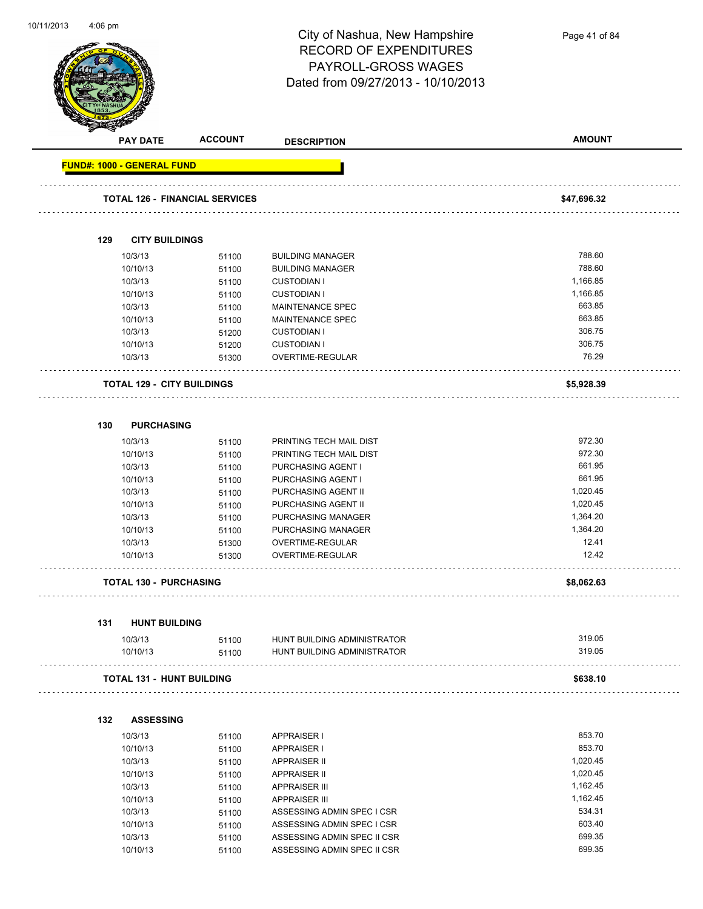# City of Nashua, New Hampshire
## RECORD OF EXPENDITURES
## PAYROLL-GROSS WAGES
## Dated from 09/27/2013 - 10/10/2013

| PAY DATE | ACCOUNT | DESCRIPTION | AMOUNT |
|---|---|---|---|
| **FUND#: 1000 - GENERAL FUND** | | | |
| **TOTAL 126 - FINANCIAL SERVICES** | | | **$47,696.32** |
| **129 CITY BUILDINGS** | | | |
| 10/3/13 | 51100 | BUILDING MANAGER | 788.60 |
| 10/10/13 | 51100 | BUILDING MANAGER | 788.60 |
| 10/3/13 | 51100 | CUSTODIAN I | 1,166.85 |
| 10/10/13 | 51100 | CUSTODIAN I | 1,166.85 |
| 10/3/13 | 51100 | MAINTENANCE SPEC | 663.85 |
| 10/10/13 | 51100 | MAINTENANCE SPEC | 663.85 |
| 10/3/13 | 51200 | CUSTODIAN I | 306.75 |
| 10/10/13 | 51200 | CUSTODIAN I | 306.75 |
| 10/3/13 | 51300 | OVERTIME-REGULAR | 76.29 |
| **TOTAL 129 - CITY BUILDINGS** | | | **$5,928.39** |
| **130 PURCHASING** | | | |
| 10/3/13 | 51100 | PRINTING TECH MAIL DIST | 972.30 |
| 10/10/13 | 51100 | PRINTING TECH MAIL DIST | 972.30 |
| 10/3/13 | 51100 | PURCHASING AGENT I | 661.95 |
| 10/10/13 | 51100 | PURCHASING AGENT I | 661.95 |
| 10/3/13 | 51100 | PURCHASING AGENT II | 1,020.45 |
| 10/10/13 | 51100 | PURCHASING AGENT II | 1,020.45 |
| 10/3/13 | 51100 | PURCHASING MANAGER | 1,364.20 |
| 10/10/13 | 51100 | PURCHASING MANAGER | 1,364.20 |
| 10/3/13 | 51300 | OVERTIME-REGULAR | 12.41 |
| 10/10/13 | 51300 | OVERTIME-REGULAR | 12.42 |
| **TOTAL 130 - PURCHASING** | | | **$8,062.63** |
| **131 HUNT BUILDING** | | | |
| 10/3/13 | 51100 | HUNT BUILDING ADMINISTRATOR | 319.05 |
| 10/10/13 | 51100 | HUNT BUILDING ADMINISTRATOR | 319.05 |
| **TOTAL 131 - HUNT BUILDING** | | | **$638.10** |
| **132 ASSESSING** | | | |
| 10/3/13 | 51100 | APPRAISER I | 853.70 |
| 10/10/13 | 51100 | APPRAISER I | 853.70 |
| 10/3/13 | 51100 | APPRAISER II | 1,020.45 |
| 10/10/13 | 51100 | APPRAISER II | 1,020.45 |
| 10/3/13 | 51100 | APPRAISER III | 1,162.45 |
| 10/10/13 | 51100 | APPRAISER III | 1,162.45 |
| 10/3/13 | 51100 | ASSESSING ADMIN SPEC I CSR | 534.31 |
| 10/10/13 | 51100 | ASSESSING ADMIN SPEC I CSR | 603.40 |
| 10/3/13 | 51100 | ASSESSING ADMIN SPEC II CSR | 699.35 |
| 10/10/13 | 51100 | ASSESSING ADMIN SPEC II CSR | 699.35 |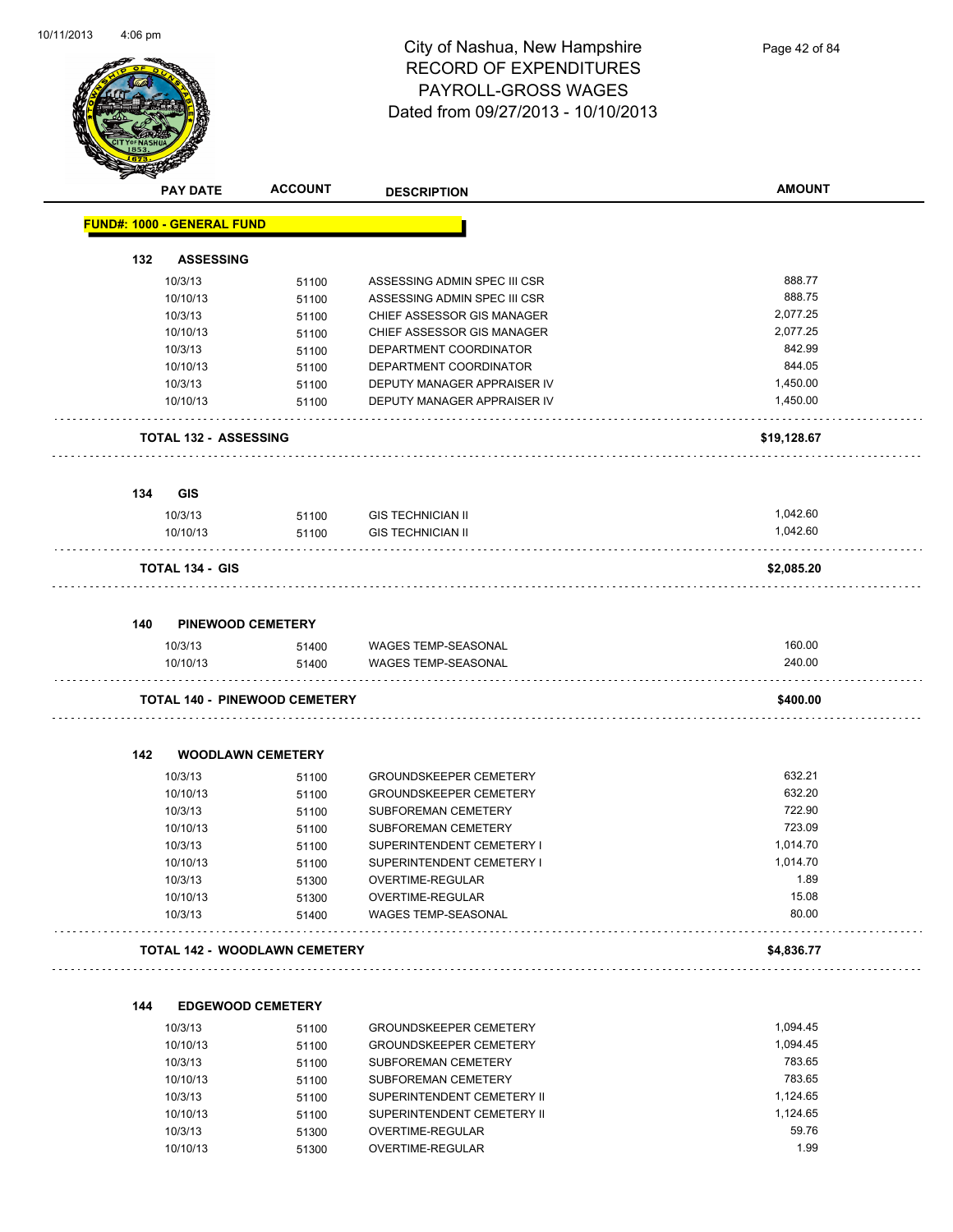# City of Nashua, New Hampshire
## RECORD OF EXPENDITURES
## PAYROLL-GROSS WAGES
## Dated from 09/27/2013 - 10/10/2013

| PAY DATE | ACCOUNT | DESCRIPTION | AMOUNT |
|---|---|---|---|
| **FUND#: 1000 - GENERAL FUND** | | | |
| **132 ASSESSING** | | | |
| 10/3/13 | 51100 | ASSESSING ADMIN SPEC III CSR | 888.77 |
| 10/10/13 | 51100 | ASSESSING ADMIN SPEC III CSR | 888.75 |
| 10/3/13 | 51100 | CHIEF ASSESSOR GIS MANAGER | 2,077.25 |
| 10/10/13 | 51100 | CHIEF ASSESSOR GIS MANAGER | 2,077.25 |
| 10/3/13 | 51100 | DEPARTMENT COORDINATOR | 842.99 |
| 10/10/13 | 51100 | DEPARTMENT COORDINATOR | 844.05 |
| 10/3/13 | 51100 | DEPUTY MANAGER APPRAISER IV | 1,450.00 |
| 10/10/13 | 51100 | DEPUTY MANAGER APPRAISER IV | 1,450.00 |
| **TOTAL 132 - ASSESSING** | | | **$19,128.67** |
| **134 GIS** | | | |
| 10/3/13 | 51100 | GIS TECHNICIAN II | 1,042.60 |
| 10/10/13 | 51100 | GIS TECHNICIAN II | 1,042.60 |
| **TOTAL 134 - GIS** | | | **$2,085.20** |
| **140 PINEWOOD CEMETERY** | | | |
| 10/3/13 | 51400 | WAGES TEMP-SEASONAL | 160.00 |
| 10/10/13 | 51400 | WAGES TEMP-SEASONAL | 240.00 |
| **TOTAL 140 - PINEWOOD CEMETERY** | | | **$400.00** |
| **142 WOODLAWN CEMETERY** | | | |
| 10/3/13 | 51100 | GROUNDSKEEPER CEMETERY | 632.21 |
| 10/10/13 | 51100 | GROUNDSKEEPER CEMETERY | 632.20 |
| 10/3/13 | 51100 | SUBFOREMAN CEMETERY | 722.90 |
| 10/10/13 | 51100 | SUBFOREMAN CEMETERY | 723.09 |
| 10/3/13 | 51100 | SUPERINTENDENT CEMETERY I | 1,014.70 |
| 10/10/13 | 51100 | SUPERINTENDENT CEMETERY I | 1,014.70 |
| 10/3/13 | 51300 | OVERTIME-REGULAR | 1.89 |
| 10/10/13 | 51300 | OVERTIME-REGULAR | 15.08 |
| 10/3/13 | 51400 | WAGES TEMP-SEASONAL | 80.00 |
| **TOTAL 142 - WOODLAWN CEMETERY** | | | **$4,836.77** |
| **144 EDGEWOOD CEMETERY** | | | |
| 10/3/13 | 51100 | GROUNDSKEEPER CEMETERY | 1,094.45 |
| 10/10/13 | 51100 | GROUNDSKEEPER CEMETERY | 1,094.45 |
| 10/3/13 | 51100 | SUBFOREMAN CEMETERY | 783.65 |
| 10/10/13 | 51100 | SUBFOREMAN CEMETERY | 783.65 |
| 10/3/13 | 51100 | SUPERINTENDENT CEMETERY II | 1,124.65 |
| 10/10/13 | 51100 | SUPERINTENDENT CEMETERY II | 1,124.65 |
| 10/3/13 | 51300 | OVERTIME-REGULAR | 59.76 |
| 10/10/13 | 51300 | OVERTIME-REGULAR | 1.99 |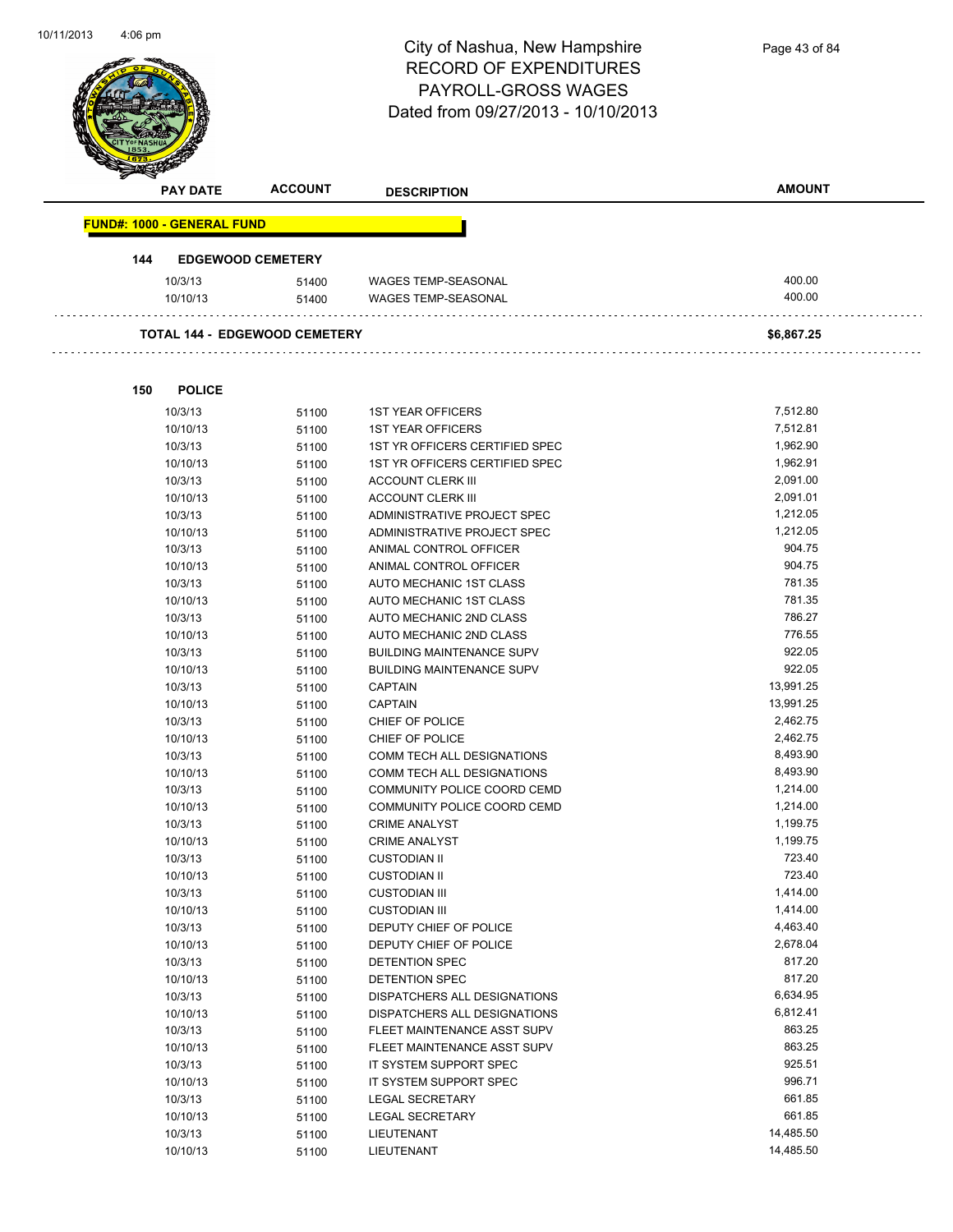# City of Nashua, New Hampshire
## RECORD OF EXPENDITURES
## PAYROLL-GROSS WAGES
## Dated from 09/27/2013 - 10/10/2013

| PAY DATE | ACCOUNT | DESCRIPTION | AMOUNT |
|---|---|---|---|
| **FUND#: 1000 - GENERAL FUND** | | | |
| **144 EDGEWOOD CEMETERY** | | | |
| 10/3/13 | 51400 | WAGES TEMP-SEASONAL | 400.00 |
| 10/10/13 | 51400 | WAGES TEMP-SEASONAL | 400.00 |
| **TOTAL 144 - EDGEWOOD CEMETERY** | | | **$6,867.25** |
| **150 POLICE** | | | |
| 10/3/13 | 51100 | 1ST YEAR OFFICERS | 7,512.80 |
| 10/10/13 | 51100 | 1ST YEAR OFFICERS | 7,512.81 |
| 10/3/13 | 51100 | 1ST YR OFFICERS CERTIFIED SPEC | 1,962.90 |
| 10/10/13 | 51100 | 1ST YR OFFICERS CERTIFIED SPEC | 1,962.91 |
| 10/3/13 | 51100 | ACCOUNT CLERK III | 2,091.00 |
| 10/10/13 | 51100 | ACCOUNT CLERK III | 2,091.01 |
| 10/3/13 | 51100 | ADMINISTRATIVE PROJECT SPEC | 1,212.05 |
| 10/10/13 | 51100 | ADMINISTRATIVE PROJECT SPEC | 1,212.05 |
| 10/3/13 | 51100 | ANIMAL CONTROL OFFICER | 904.75 |
| 10/10/13 | 51100 | ANIMAL CONTROL OFFICER | 904.75 |
| 10/3/13 | 51100 | AUTO MECHANIC 1ST CLASS | 781.35 |
| 10/10/13 | 51100 | AUTO MECHANIC 1ST CLASS | 781.35 |
| 10/3/13 | 51100 | AUTO MECHANIC 2ND CLASS | 786.27 |
| 10/10/13 | 51100 | AUTO MECHANIC 2ND CLASS | 776.55 |
| 10/3/13 | 51100 | BUILDING MAINTENANCE SUPV | 922.05 |
| 10/10/13 | 51100 | BUILDING MAINTENANCE SUPV | 922.05 |
| 10/3/13 | 51100 | CAPTAIN | 13,991.25 |
| 10/10/13 | 51100 | CAPTAIN | 13,991.25 |
| 10/3/13 | 51100 | CHIEF OF POLICE | 2,462.75 |
| 10/10/13 | 51100 | CHIEF OF POLICE | 2,462.75 |
| 10/3/13 | 51100 | COMM TECH ALL DESIGNATIONS | 8,493.90 |
| 10/10/13 | 51100 | COMM TECH ALL DESIGNATIONS | 8,493.90 |
| 10/3/13 | 51100 | COMMUNITY POLICE COORD CEMD | 1,214.00 |
| 10/10/13 | 51100 | COMMUNITY POLICE COORD CEMD | 1,214.00 |
| 10/3/13 | 51100 | CRIME ANALYST | 1,199.75 |
| 10/10/13 | 51100 | CRIME ANALYST | 1,199.75 |
| 10/3/13 | 51100 | CUSTODIAN II | 723.40 |
| 10/10/13 | 51100 | CUSTODIAN II | 723.40 |
| 10/3/13 | 51100 | CUSTODIAN III | 1,414.00 |
| 10/10/13 | 51100 | CUSTODIAN III | 1,414.00 |
| 10/3/13 | 51100 | DEPUTY CHIEF OF POLICE | 4,463.40 |
| 10/10/13 | 51100 | DEPUTY CHIEF OF POLICE | 2,678.04 |
| 10/3/13 | 51100 | DETENTION SPEC | 817.20 |
| 10/10/13 | 51100 | DETENTION SPEC | 817.20 |
| 10/3/13 | 51100 | DISPATCHERS ALL DESIGNATIONS | 6,634.95 |
| 10/10/13 | 51100 | DISPATCHERS ALL DESIGNATIONS | 6,812.41 |
| 10/3/13 | 51100 | FLEET MAINTENANCE ASST SUPV | 863.25 |
| 10/10/13 | 51100 | FLEET MAINTENANCE ASST SUPV | 863.25 |
| 10/3/13 | 51100 | IT SYSTEM SUPPORT SPEC | 925.51 |
| 10/10/13 | 51100 | IT SYSTEM SUPPORT SPEC | 996.71 |
| 10/3/13 | 51100 | LEGAL SECRETARY | 661.85 |
| 10/10/13 | 51100 | LEGAL SECRETARY | 661.85 |
| 10/3/13 | 51100 | LIEUTENANT | 14,485.50 |
| 10/10/13 | 51100 | LIEUTENANT | 14,485.50 |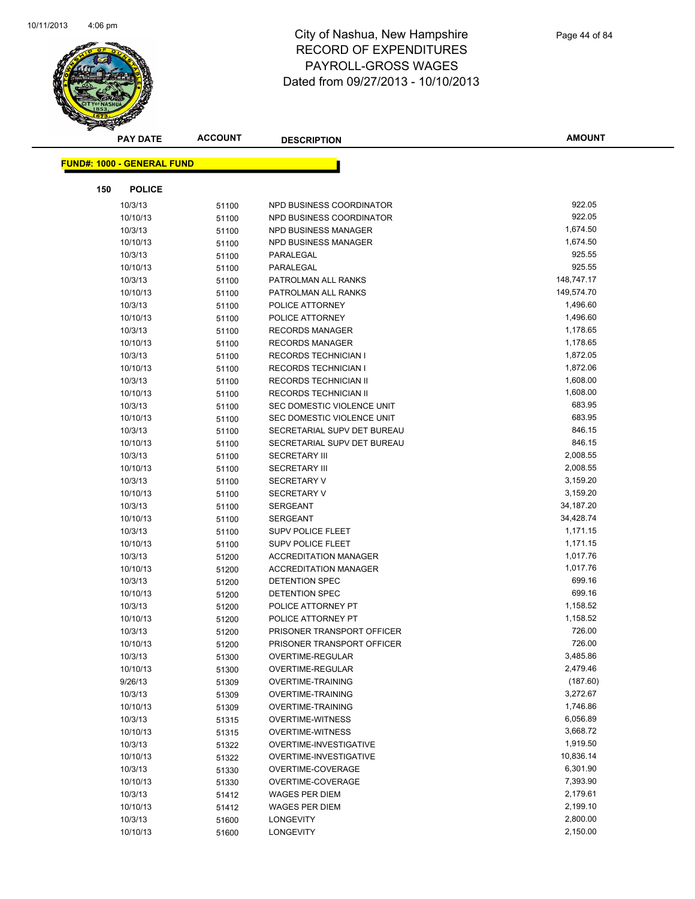City of Nashua, New Hampshire
RECORD OF EXPENDITURES
PAYROLL-GROSS WAGES
Dated from 09/27/2013 - 10/10/2013

| PAY DATE | ACCOUNT | DESCRIPTION | AMOUNT |
|---|---|---|---|

**FUND#: 1000 - GENERAL FUND**

**150 POLICE**

| PAY DATE | ACCOUNT | DESCRIPTION | AMOUNT |
|---|---|---|---|
| 10/3/13 | 51100 | NPD BUSINESS COORDINATOR | 922.05 |
| 10/10/13 | 51100 | NPD BUSINESS COORDINATOR | 922.05 |
| 10/3/13 | 51100 | NPD BUSINESS MANAGER | 1,674.50 |
| 10/10/13 | 51100 | NPD BUSINESS MANAGER | 1,674.50 |
| 10/3/13 | 51100 | PARALEGAL | 925.55 |
| 10/10/13 | 51100 | PARALEGAL | 925.55 |
| 10/3/13 | 51100 | PATROLMAN ALL RANKS | 148,747.17 |
| 10/10/13 | 51100 | PATROLMAN ALL RANKS | 149,574.70 |
| 10/3/13 | 51100 | POLICE ATTORNEY | 1,496.60 |
| 10/10/13 | 51100 | POLICE ATTORNEY | 1,496.60 |
| 10/3/13 | 51100 | RECORDS MANAGER | 1,178.65 |
| 10/10/13 | 51100 | RECORDS MANAGER | 1,178.65 |
| 10/3/13 | 51100 | RECORDS TECHNICIAN I | 1,872.05 |
| 10/10/13 | 51100 | RECORDS TECHNICIAN I | 1,872.06 |
| 10/3/13 | 51100 | RECORDS TECHNICIAN II | 1,608.00 |
| 10/10/13 | 51100 | RECORDS TECHNICIAN II | 1,608.00 |
| 10/3/13 | 51100 | SEC DOMESTIC VIOLENCE UNIT | 683.95 |
| 10/10/13 | 51100 | SEC DOMESTIC VIOLENCE UNIT | 683.95 |
| 10/3/13 | 51100 | SECRETARIAL SUPV DET BUREAU | 846.15 |
| 10/10/13 | 51100 | SECRETARIAL SUPV DET BUREAU | 846.15 |
| 10/3/13 | 51100 | SECRETARY III | 2,008.55 |
| 10/10/13 | 51100 | SECRETARY III | 2,008.55 |
| 10/3/13 | 51100 | SECRETARY V | 3,159.20 |
| 10/10/13 | 51100 | SECRETARY V | 3,159.20 |
| 10/3/13 | 51100 | SERGEANT | 34,187.20 |
| 10/10/13 | 51100 | SERGEANT | 34,428.74 |
| 10/3/13 | 51100 | SUPV POLICE FLEET | 1,171.15 |
| 10/10/13 | 51100 | SUPV POLICE FLEET | 1,171.15 |
| 10/3/13 | 51200 | ACCREDITATION MANAGER | 1,017.76 |
| 10/10/13 | 51200 | ACCREDITATION MANAGER | 1,017.76 |
| 10/3/13 | 51200 | DETENTION SPEC | 699.16 |
| 10/10/13 | 51200 | DETENTION SPEC | 699.16 |
| 10/3/13 | 51200 | POLICE ATTORNEY PT | 1,158.52 |
| 10/10/13 | 51200 | POLICE ATTORNEY PT | 1,158.52 |
| 10/3/13 | 51200 | PRISONER TRANSPORT OFFICER | 726.00 |
| 10/10/13 | 51200 | PRISONER TRANSPORT OFFICER | 726.00 |
| 10/3/13 | 51300 | OVERTIME-REGULAR | 3,485.86 |
| 10/10/13 | 51300 | OVERTIME-REGULAR | 2,479.46 |
| 9/26/13 | 51309 | OVERTIME-TRAINING | (187.60) |
| 10/3/13 | 51309 | OVERTIME-TRAINING | 3,272.67 |
| 10/10/13 | 51309 | OVERTIME-TRAINING | 1,746.86 |
| 10/3/13 | 51315 | OVERTIME-WITNESS | 6,056.89 |
| 10/10/13 | 51315 | OVERTIME-WITNESS | 3,668.72 |
| 10/3/13 | 51322 | OVERTIME-INVESTIGATIVE | 1,919.50 |
| 10/10/13 | 51322 | OVERTIME-INVESTIGATIVE | 10,836.14 |
| 10/3/13 | 51330 | OVERTIME-COVERAGE | 6,301.90 |
| 10/10/13 | 51330 | OVERTIME-COVERAGE | 7,393.90 |
| 10/3/13 | 51412 | WAGES PER DIEM | 2,179.61 |
| 10/10/13 | 51412 | WAGES PER DIEM | 2,199.10 |
| 10/3/13 | 51600 | LONGEVITY | 2,800.00 |
| 10/10/13 | 51600 | LONGEVITY | 2,150.00 |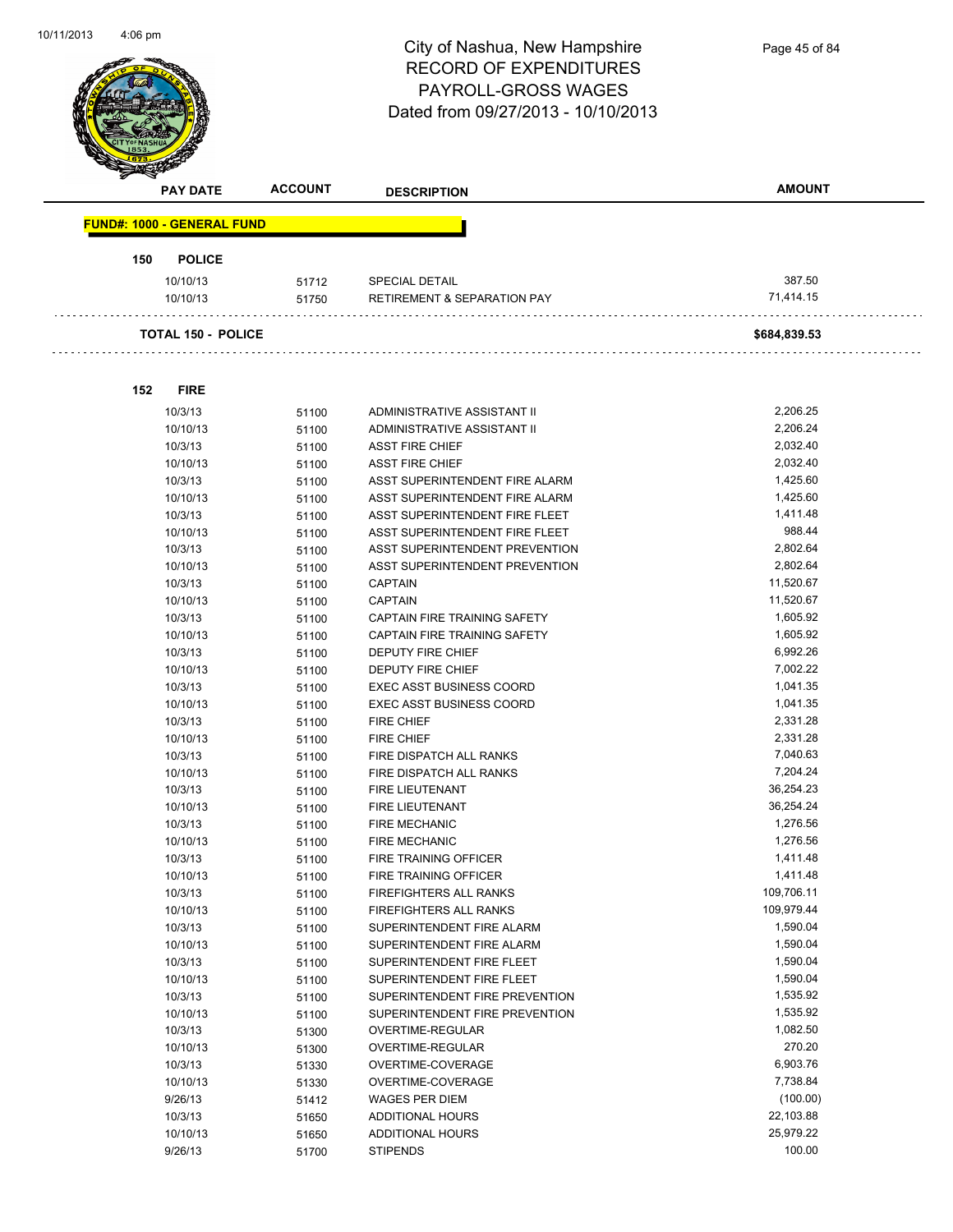# City of Nashua, New Hampshire
## RECORD OF EXPENDITURES
## PAYROLL-GROSS WAGES
## Dated from 09/27/2013 - 10/10/2013

| PAY DATE | ACCOUNT | DESCRIPTION | AMOUNT |
|---|---|---|---|
| **FUND#: 1000 - GENERAL FUND** | | | |
| **150 POLICE** | | | |
| 10/10/13 | 51712 | SPECIAL DETAIL | 387.50 |
| 10/10/13 | 51750 | RETIREMENT & SEPARATION PAY | 71,414.15 |
| **TOTAL 150 - POLICE** | | | **$684,839.53** |
| **152 FIRE** | | | |
| 10/3/13 | 51100 | ADMINISTRATIVE ASSISTANT II | 2,206.25 |
| 10/10/13 | 51100 | ADMINISTRATIVE ASSISTANT II | 2,206.24 |
| 10/3/13 | 51100 | ASST FIRE CHIEF | 2,032.40 |
| 10/10/13 | 51100 | ASST FIRE CHIEF | 2,032.40 |
| 10/3/13 | 51100 | ASST SUPERINTENDENT FIRE ALARM | 1,425.60 |
| 10/10/13 | 51100 | ASST SUPERINTENDENT FIRE ALARM | 1,425.60 |
| 10/3/13 | 51100 | ASST SUPERINTENDENT FIRE FLEET | 1,411.48 |
| 10/10/13 | 51100 | ASST SUPERINTENDENT FIRE FLEET | 988.44 |
| 10/3/13 | 51100 | ASST SUPERINTENDENT PREVENTION | 2,802.64 |
| 10/10/13 | 51100 | ASST SUPERINTENDENT PREVENTION | 2,802.64 |
| 10/3/13 | 51100 | CAPTAIN | 11,520.67 |
| 10/10/13 | 51100 | CAPTAIN | 11,520.67 |
| 10/3/13 | 51100 | CAPTAIN FIRE TRAINING SAFETY | 1,605.92 |
| 10/10/13 | 51100 | CAPTAIN FIRE TRAINING SAFETY | 1,605.92 |
| 10/3/13 | 51100 | DEPUTY FIRE CHIEF | 6,992.26 |
| 10/10/13 | 51100 | DEPUTY FIRE CHIEF | 7,002.22 |
| 10/3/13 | 51100 | EXEC ASST BUSINESS COORD | 1,041.35 |
| 10/10/13 | 51100 | EXEC ASST BUSINESS COORD | 1,041.35 |
| 10/3/13 | 51100 | FIRE CHIEF | 2,331.28 |
| 10/10/13 | 51100 | FIRE CHIEF | 2,331.28 |
| 10/3/13 | 51100 | FIRE DISPATCH ALL RANKS | 7,040.63 |
| 10/10/13 | 51100 | FIRE DISPATCH ALL RANKS | 7,204.24 |
| 10/3/13 | 51100 | FIRE LIEUTENANT | 36,254.23 |
| 10/10/13 | 51100 | FIRE LIEUTENANT | 36,254.24 |
| 10/3/13 | 51100 | FIRE MECHANIC | 1,276.56 |
| 10/10/13 | 51100 | FIRE MECHANIC | 1,276.56 |
| 10/3/13 | 51100 | FIRE TRAINING OFFICER | 1,411.48 |
| 10/10/13 | 51100 | FIRE TRAINING OFFICER | 1,411.48 |
| 10/3/13 | 51100 | FIREFIGHTERS ALL RANKS | 109,706.11 |
| 10/10/13 | 51100 | FIREFIGHTERS ALL RANKS | 109,979.44 |
| 10/3/13 | 51100 | SUPERINTENDENT FIRE ALARM | 1,590.04 |
| 10/10/13 | 51100 | SUPERINTENDENT FIRE ALARM | 1,590.04 |
| 10/3/13 | 51100 | SUPERINTENDENT FIRE FLEET | 1,590.04 |
| 10/10/13 | 51100 | SUPERINTENDENT FIRE FLEET | 1,590.04 |
| 10/3/13 | 51100 | SUPERINTENDENT FIRE PREVENTION | 1,535.92 |
| 10/10/13 | 51100 | SUPERINTENDENT FIRE PREVENTION | 1,535.92 |
| 10/3/13 | 51300 | OVERTIME-REGULAR | 1,082.50 |
| 10/10/13 | 51300 | OVERTIME-REGULAR | 270.20 |
| 10/3/13 | 51330 | OVERTIME-COVERAGE | 6,903.76 |
| 10/10/13 | 51330 | OVERTIME-COVERAGE | 7,738.84 |
| 9/26/13 | 51412 | WAGES PER DIEM | (100.00) |
| 10/3/13 | 51650 | ADDITIONAL HOURS | 22,103.88 |
| 10/10/13 | 51650 | ADDITIONAL HOURS | 25,979.22 |
| 9/26/13 | 51700 | STIPENDS | 100.00 |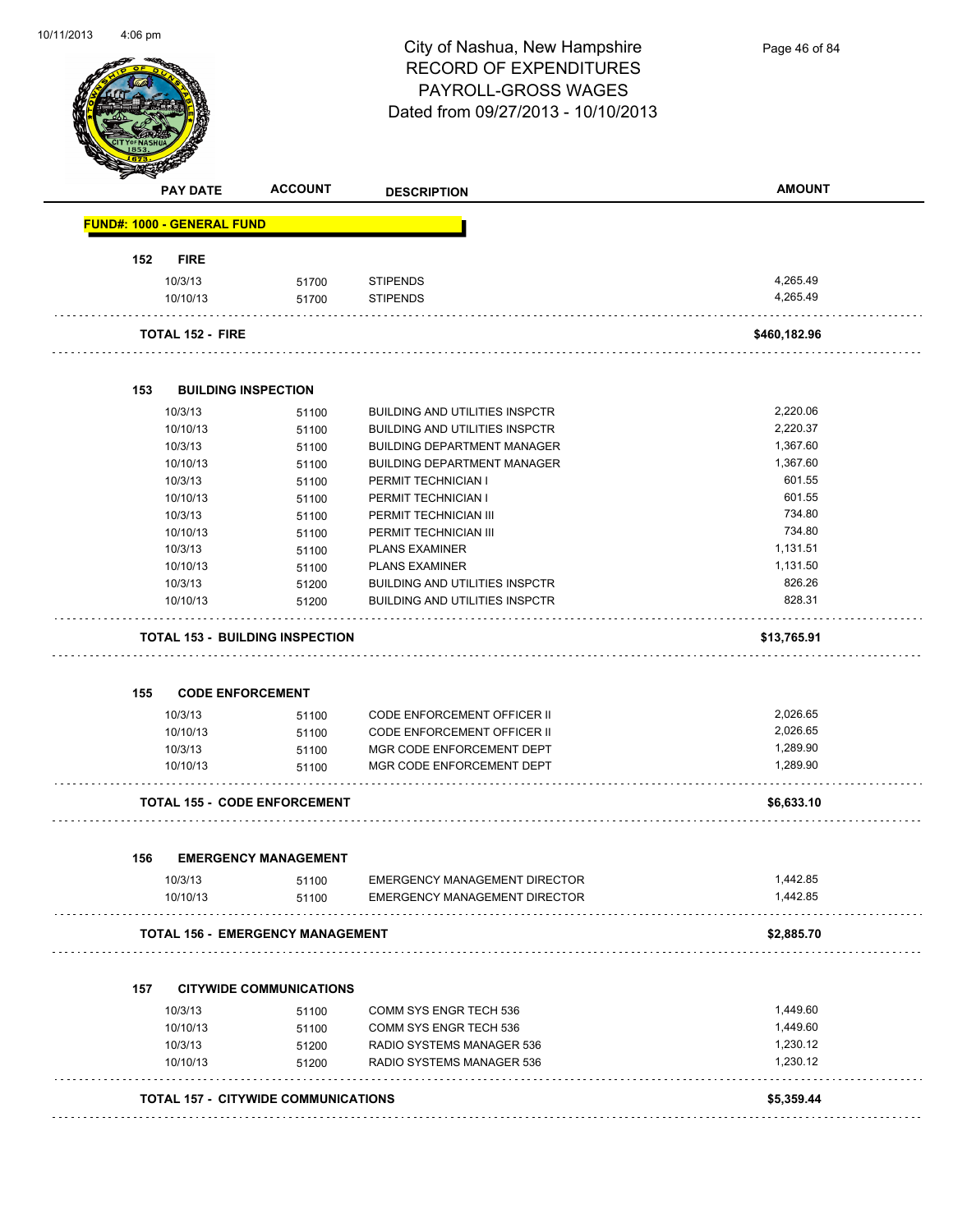# City of Nashua, New Hampshire
# RECORD OF EXPENDITURES
# PAYROLL-GROSS WAGES
# Dated from 09/27/2013 - 10/10/2013

| PAY DATE | ACCOUNT | DESCRIPTION | AMOUNT |
|---|---|---|---|
| **FUND#: 1000 - GENERAL FUND** | | | |
| **152 FIRE** | | | |
| 10/3/13 | 51700 | STIPENDS | 4,265.49 |
| 10/10/13 | 51700 | STIPENDS | 4,265.49 |
| **TOTAL 152 - FIRE** | | | **$460,182.96** |
| **153 BUILDING INSPECTION** | | | |
| 10/3/13 | 51100 | BUILDING AND UTILITIES INSPCTR | 2,220.06 |
| 10/10/13 | 51100 | BUILDING AND UTILITIES INSPCTR | 2,220.37 |
| 10/3/13 | 51100 | BUILDING DEPARTMENT MANAGER | 1,367.60 |
| 10/10/13 | 51100 | BUILDING DEPARTMENT MANAGER | 1,367.60 |
| 10/3/13 | 51100 | PERMIT TECHNICIAN I | 601.55 |
| 10/10/13 | 51100 | PERMIT TECHNICIAN I | 601.55 |
| 10/3/13 | 51100 | PERMIT TECHNICIAN III | 734.80 |
| 10/10/13 | 51100 | PERMIT TECHNICIAN III | 734.80 |
| 10/3/13 | 51100 | PLANS EXAMINER | 1,131.51 |
| 10/10/13 | 51100 | PLANS EXAMINER | 1,131.50 |
| 10/3/13 | 51200 | BUILDING AND UTILITIES INSPCTR | 826.26 |
| 10/10/13 | 51200 | BUILDING AND UTILITIES INSPCTR | 828.31 |
| **TOTAL 153 - BUILDING INSPECTION** | | | **$13,765.91** |
| **155 CODE ENFORCEMENT** | | | |
| 10/3/13 | 51100 | CODE ENFORCEMENT OFFICER II | 2,026.65 |
| 10/10/13 | 51100 | CODE ENFORCEMENT OFFICER II | 2,026.65 |
| 10/3/13 | 51100 | MGR CODE ENFORCEMENT DEPT | 1,289.90 |
| 10/10/13 | 51100 | MGR CODE ENFORCEMENT DEPT | 1,289.90 |
| **TOTAL 155 - CODE ENFORCEMENT** | | | **$6,633.10** |
| **156 EMERGENCY MANAGEMENT** | | | |
| 10/3/13 | 51100 | EMERGENCY MANAGEMENT DIRECTOR | 1,442.85 |
| 10/10/13 | 51100 | EMERGENCY MANAGEMENT DIRECTOR | 1,442.85 |
| **TOTAL 156 - EMERGENCY MANAGEMENT** | | | **$2,885.70** |
| **157 CITYWIDE COMMUNICATIONS** | | | |
| 10/3/13 | 51100 | COMM SYS ENGR TECH 536 | 1,449.60 |
| 10/10/13 | 51100 | COMM SYS ENGR TECH 536 | 1,449.60 |
| 10/3/13 | 51200 | RADIO SYSTEMS MANAGER 536 | 1,230.12 |
| 10/10/13 | 51200 | RADIO SYSTEMS MANAGER 536 | 1,230.12 |
| **TOTAL 157 - CITYWIDE COMMUNICATIONS** | | | **$5,359.44** |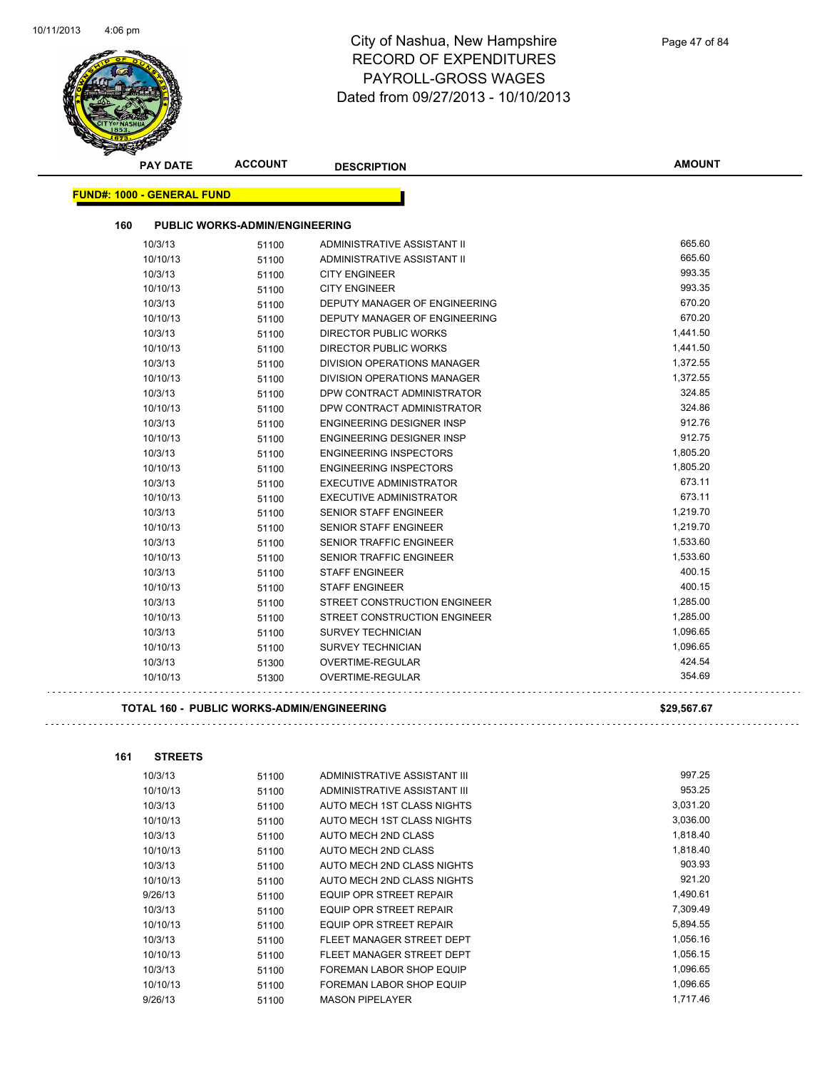# City of Nashua, New Hampshire
## RECORD OF EXPENDITURES
## PAYROLL-GROSS WAGES
## Dated from 09/27/2013 - 10/10/2013

| PAY DATE | ACCOUNT | DESCRIPTION | AMOUNT |
|---|---|---|---|

**FUND#: 1000 - GENERAL FUND**

### 160 PUBLIC WORKS-ADMIN/ENGINEERING

| PAY DATE | ACCOUNT | DESCRIPTION | AMOUNT |
|---|---|---|---|
| 10/3/13 | 51100 | ADMINISTRATIVE ASSISTANT II | 665.60 |
| 10/10/13 | 51100 | ADMINISTRATIVE ASSISTANT II | 665.60 |
| 10/3/13 | 51100 | CITY ENGINEER | 993.35 |
| 10/10/13 | 51100 | CITY ENGINEER | 993.35 |
| 10/3/13 | 51100 | DEPUTY MANAGER OF ENGINEERING | 670.20 |
| 10/10/13 | 51100 | DEPUTY MANAGER OF ENGINEERING | 670.20 |
| 10/3/13 | 51100 | DIRECTOR PUBLIC WORKS | 1,441.50 |
| 10/10/13 | 51100 | DIRECTOR PUBLIC WORKS | 1,441.50 |
| 10/3/13 | 51100 | DIVISION OPERATIONS MANAGER | 1,372.55 |
| 10/10/13 | 51100 | DIVISION OPERATIONS MANAGER | 1,372.55 |
| 10/3/13 | 51100 | DPW CONTRACT ADMINISTRATOR | 324.85 |
| 10/10/13 | 51100 | DPW CONTRACT ADMINISTRATOR | 324.86 |
| 10/3/13 | 51100 | ENGINEERING DESIGNER INSP | 912.76 |
| 10/10/13 | 51100 | ENGINEERING DESIGNER INSP | 912.75 |
| 10/3/13 | 51100 | ENGINEERING INSPECTORS | 1,805.20 |
| 10/10/13 | 51100 | ENGINEERING INSPECTORS | 1,805.20 |
| 10/3/13 | 51100 | EXECUTIVE ADMINISTRATOR | 673.11 |
| 10/10/13 | 51100 | EXECUTIVE ADMINISTRATOR | 673.11 |
| 10/3/13 | 51100 | SENIOR STAFF ENGINEER | 1,219.70 |
| 10/10/13 | 51100 | SENIOR STAFF ENGINEER | 1,219.70 |
| 10/3/13 | 51100 | SENIOR TRAFFIC ENGINEER | 1,533.60 |
| 10/10/13 | 51100 | SENIOR TRAFFIC ENGINEER | 1,533.60 |
| 10/3/13 | 51100 | STAFF ENGINEER | 400.15 |
| 10/10/13 | 51100 | STAFF ENGINEER | 400.15 |
| 10/3/13 | 51100 | STREET CONSTRUCTION ENGINEER | 1,285.00 |
| 10/10/13 | 51100 | STREET CONSTRUCTION ENGINEER | 1,285.00 |
| 10/3/13 | 51100 | SURVEY TECHNICIAN | 1,096.65 |
| 10/10/13 | 51100 | SURVEY TECHNICIAN | 1,096.65 |
| 10/3/13 | 51300 | OVERTIME-REGULAR | 424.54 |
| 10/10/13 | 51300 | OVERTIME-REGULAR | 354.69 |

**TOTAL 160 - PUBLIC WORKS-ADMIN/ENGINEERING** **$29,567.67**

### 161 STREETS

| PAY DATE | ACCOUNT | DESCRIPTION | AMOUNT |
|---|---|---|---|
| 10/3/13 | 51100 | ADMINISTRATIVE ASSISTANT III | 997.25 |
| 10/10/13 | 51100 | ADMINISTRATIVE ASSISTANT III | 953.25 |
| 10/3/13 | 51100 | AUTO MECH 1ST CLASS NIGHTS | 3,031.20 |
| 10/10/13 | 51100 | AUTO MECH 1ST CLASS NIGHTS | 3,036.00 |
| 10/3/13 | 51100 | AUTO MECH 2ND CLASS | 1,818.40 |
| 10/10/13 | 51100 | AUTO MECH 2ND CLASS | 1,818.40 |
| 10/3/13 | 51100 | AUTO MECH 2ND CLASS NIGHTS | 903.93 |
| 10/10/13 | 51100 | AUTO MECH 2ND CLASS NIGHTS | 921.20 |
| 9/26/13 | 51100 | EQUIP OPR STREET REPAIR | 1,490.61 |
| 10/3/13 | 51100 | EQUIP OPR STREET REPAIR | 7,309.49 |
| 10/10/13 | 51100 | EQUIP OPR STREET REPAIR | 5,894.55 |
| 10/3/13 | 51100 | FLEET MANAGER STREET DEPT | 1,056.16 |
| 10/10/13 | 51100 | FLEET MANAGER STREET DEPT | 1,056.15 |
| 10/3/13 | 51100 | FOREMAN LABOR SHOP EQUIP | 1,096.65 |
| 10/10/13 | 51100 | FOREMAN LABOR SHOP EQUIP | 1,096.65 |
| 9/26/13 | 51100 | MASON PIPELAYER | 1,717.46 |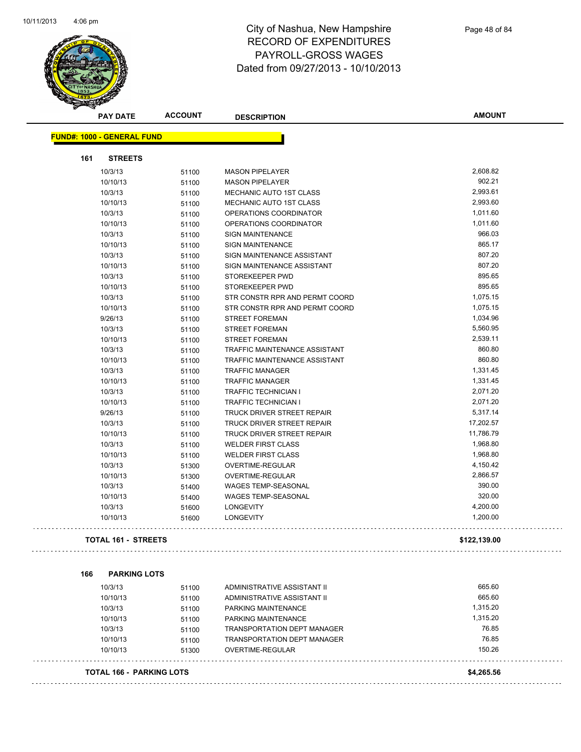# City of Nashua, New Hampshire
## RECORD OF EXPENDITURES
## PAYROLL-GROSS WAGES
## Dated from 09/27/2013 - 10/10/2013

| PAY DATE | ACCOUNT | DESCRIPTION | AMOUNT |
|---|---|---|---|

**FUND#: 1000 - GENERAL FUND**

**161 STREETS**

| PAY DATE | ACCOUNT | DESCRIPTION | AMOUNT |
|---|---|---|---|
| 10/3/13 | 51100 | MASON PIPELAYER | 2,608.82 |
| 10/10/13 | 51100 | MASON PIPELAYER | 902.21 |
| 10/3/13 | 51100 | MECHANIC AUTO 1ST CLASS | 2,993.61 |
| 10/10/13 | 51100 | MECHANIC AUTO 1ST CLASS | 2,993.60 |
| 10/3/13 | 51100 | OPERATIONS COORDINATOR | 1,011.60 |
| 10/10/13 | 51100 | OPERATIONS COORDINATOR | 1,011.60 |
| 10/3/13 | 51100 | SIGN MAINTENANCE | 966.03 |
| 10/10/13 | 51100 | SIGN MAINTENANCE | 865.17 |
| 10/3/13 | 51100 | SIGN MAINTENANCE ASSISTANT | 807.20 |
| 10/10/13 | 51100 | SIGN MAINTENANCE ASSISTANT | 807.20 |
| 10/3/13 | 51100 | STOREKEEPER PWD | 895.65 |
| 10/10/13 | 51100 | STOREKEEPER PWD | 895.65 |
| 10/3/13 | 51100 | STR CONSTR RPR AND PERMT COORD | 1,075.15 |
| 10/10/13 | 51100 | STR CONSTR RPR AND PERMT COORD | 1,075.15 |
| 9/26/13 | 51100 | STREET FOREMAN | 1,034.96 |
| 10/3/13 | 51100 | STREET FOREMAN | 5,560.95 |
| 10/10/13 | 51100 | STREET FOREMAN | 2,539.11 |
| 10/3/13 | 51100 | TRAFFIC MAINTENANCE ASSISTANT | 860.80 |
| 10/10/13 | 51100 | TRAFFIC MAINTENANCE ASSISTANT | 860.80 |
| 10/3/13 | 51100 | TRAFFIC MANAGER | 1,331.45 |
| 10/10/13 | 51100 | TRAFFIC MANAGER | 1,331.45 |
| 10/3/13 | 51100 | TRAFFIC TECHNICIAN I | 2,071.20 |
| 10/10/13 | 51100 | TRAFFIC TECHNICIAN I | 2,071.20 |
| 9/26/13 | 51100 | TRUCK DRIVER STREET REPAIR | 5,317.14 |
| 10/3/13 | 51100 | TRUCK DRIVER STREET REPAIR | 17,202.57 |
| 10/10/13 | 51100 | TRUCK DRIVER STREET REPAIR | 11,786.79 |
| 10/3/13 | 51100 | WELDER FIRST CLASS | 1,968.80 |
| 10/10/13 | 51100 | WELDER FIRST CLASS | 1,968.80 |
| 10/3/13 | 51300 | OVERTIME-REGULAR | 4,150.42 |
| 10/10/13 | 51300 | OVERTIME-REGULAR | 2,866.57 |
| 10/3/13 | 51400 | WAGES TEMP-SEASONAL | 390.00 |
| 10/10/13 | 51400 | WAGES TEMP-SEASONAL | 320.00 |
| 10/3/13 | 51600 | LONGEVITY | 4,200.00 |
| 10/10/13 | 51600 | LONGEVITY | 1,200.00 |

**TOTAL 161 - STREETS** **$122,139.00**

**166 PARKING LOTS**

| PAY DATE | ACCOUNT | DESCRIPTION | AMOUNT |
|---|---|---|---|
| 10/3/13 | 51100 | ADMINISTRATIVE ASSISTANT II | 665.60 |
| 10/10/13 | 51100 | ADMINISTRATIVE ASSISTANT II | 665.60 |
| 10/3/13 | 51100 | PARKING MAINTENANCE | 1,315.20 |
| 10/10/13 | 51100 | PARKING MAINTENANCE | 1,315.20 |
| 10/3/13 | 51100 | TRANSPORTATION DEPT MANAGER | 76.85 |
| 10/10/13 | 51100 | TRANSPORTATION DEPT MANAGER | 76.85 |
| 10/10/13 | 51300 | OVERTIME-REGULAR | 150.26 |

**TOTAL 166 - PARKING LOTS** **$4,265.56**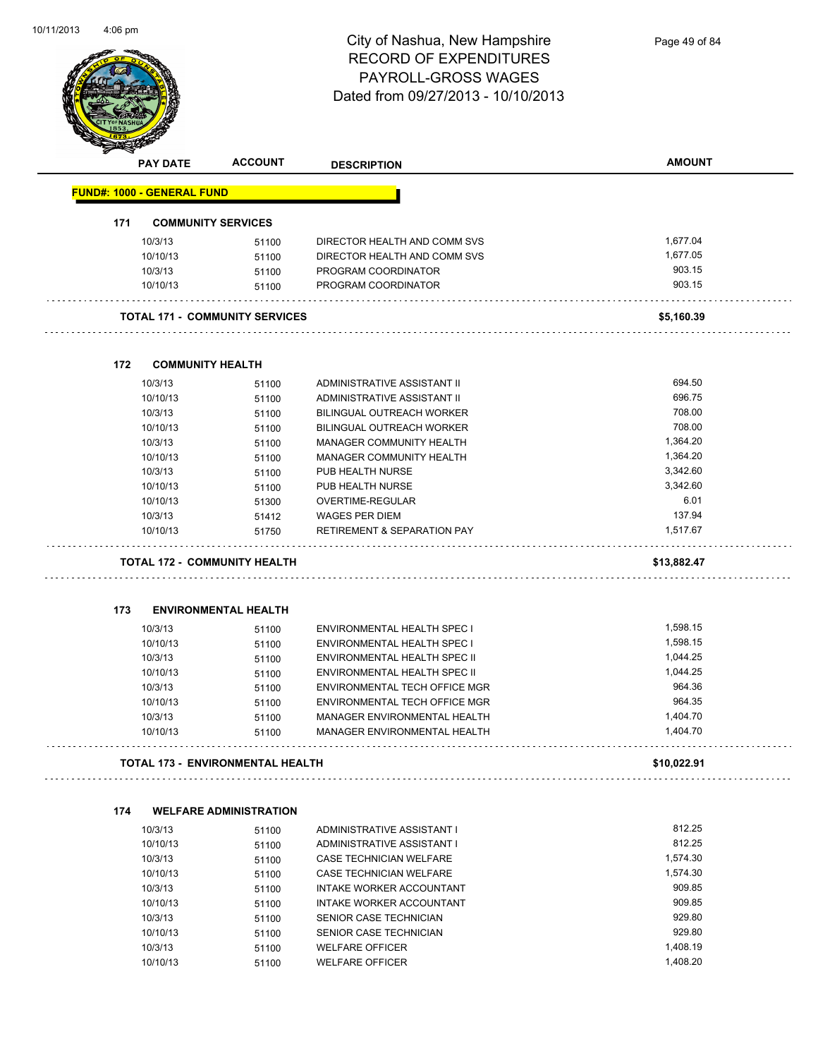# City of Nashua, New Hampshire
## RECORD OF EXPENDITURES
## PAYROLL-GROSS WAGES
## Dated from 09/27/2013 - 10/10/2013

| PAY DATE | ACCOUNT | DESCRIPTION | AMOUNT |
|---|---|---|---|
| **FUND#: 1000 - GENERAL FUND** | | | |
| **171 COMMUNITY SERVICES** | | | |
| 10/3/13 | 51100 | DIRECTOR HEALTH AND COMM SVS | 1,677.04 |
| 10/10/13 | 51100 | DIRECTOR HEALTH AND COMM SVS | 1,677.05 |
| 10/3/13 | 51100 | PROGRAM COORDINATOR | 903.15 |
| 10/10/13 | 51100 | PROGRAM COORDINATOR | 903.15 |
| **TOTAL 171 - COMMUNITY SERVICES** | | | **$5,160.39** |
| **172 COMMUNITY HEALTH** | | | |
| 10/3/13 | 51100 | ADMINISTRATIVE ASSISTANT II | 694.50 |
| 10/10/13 | 51100 | ADMINISTRATIVE ASSISTANT II | 696.75 |
| 10/3/13 | 51100 | BILINGUAL OUTREACH WORKER | 708.00 |
| 10/10/13 | 51100 | BILINGUAL OUTREACH WORKER | 708.00 |
| 10/3/13 | 51100 | MANAGER COMMUNITY HEALTH | 1,364.20 |
| 10/10/13 | 51100 | MANAGER COMMUNITY HEALTH | 1,364.20 |
| 10/3/13 | 51100 | PUB HEALTH NURSE | 3,342.60 |
| 10/10/13 | 51100 | PUB HEALTH NURSE | 3,342.60 |
| 10/10/13 | 51300 | OVERTIME-REGULAR | 6.01 |
| 10/3/13 | 51412 | WAGES PER DIEM | 137.94 |
| 10/10/13 | 51750 | RETIREMENT & SEPARATION PAY | 1,517.67 |
| **TOTAL 172 - COMMUNITY HEALTH** | | | **$13,882.47** |
| **173 ENVIRONMENTAL HEALTH** | | | |
| 10/3/13 | 51100 | ENVIRONMENTAL HEALTH SPEC I | 1,598.15 |
| 10/10/13 | 51100 | ENVIRONMENTAL HEALTH SPEC I | 1,598.15 |
| 10/3/13 | 51100 | ENVIRONMENTAL HEALTH SPEC II | 1,044.25 |
| 10/10/13 | 51100 | ENVIRONMENTAL HEALTH SPEC II | 1,044.25 |
| 10/3/13 | 51100 | ENVIRONMENTAL TECH OFFICE MGR | 964.36 |
| 10/10/13 | 51100 | ENVIRONMENTAL TECH OFFICE MGR | 964.35 |
| 10/3/13 | 51100 | MANAGER ENVIRONMENTAL HEALTH | 1,404.70 |
| 10/10/13 | 51100 | MANAGER ENVIRONMENTAL HEALTH | 1,404.70 |
| **TOTAL 173 - ENVIRONMENTAL HEALTH** | | | **$10,022.91** |
| **174 WELFARE ADMINISTRATION** | | | |
| 10/3/13 | 51100 | ADMINISTRATIVE ASSISTANT I | 812.25 |
| 10/10/13 | 51100 | ADMINISTRATIVE ASSISTANT I | 812.25 |
| 10/3/13 | 51100 | CASE TECHNICIAN WELFARE | 1,574.30 |
| 10/10/13 | 51100 | CASE TECHNICIAN WELFARE | 1,574.30 |
| 10/3/13 | 51100 | INTAKE WORKER ACCOUNTANT | 909.85 |
| 10/10/13 | 51100 | INTAKE WORKER ACCOUNTANT | 909.85 |
| 10/3/13 | 51100 | SENIOR CASE TECHNICIAN | 929.80 |
| 10/10/13 | 51100 | SENIOR CASE TECHNICIAN | 929.80 |
| 10/3/13 | 51100 | WELFARE OFFICER | 1,408.19 |
| 10/10/13 | 51100 | WELFARE OFFICER | 1,408.20 |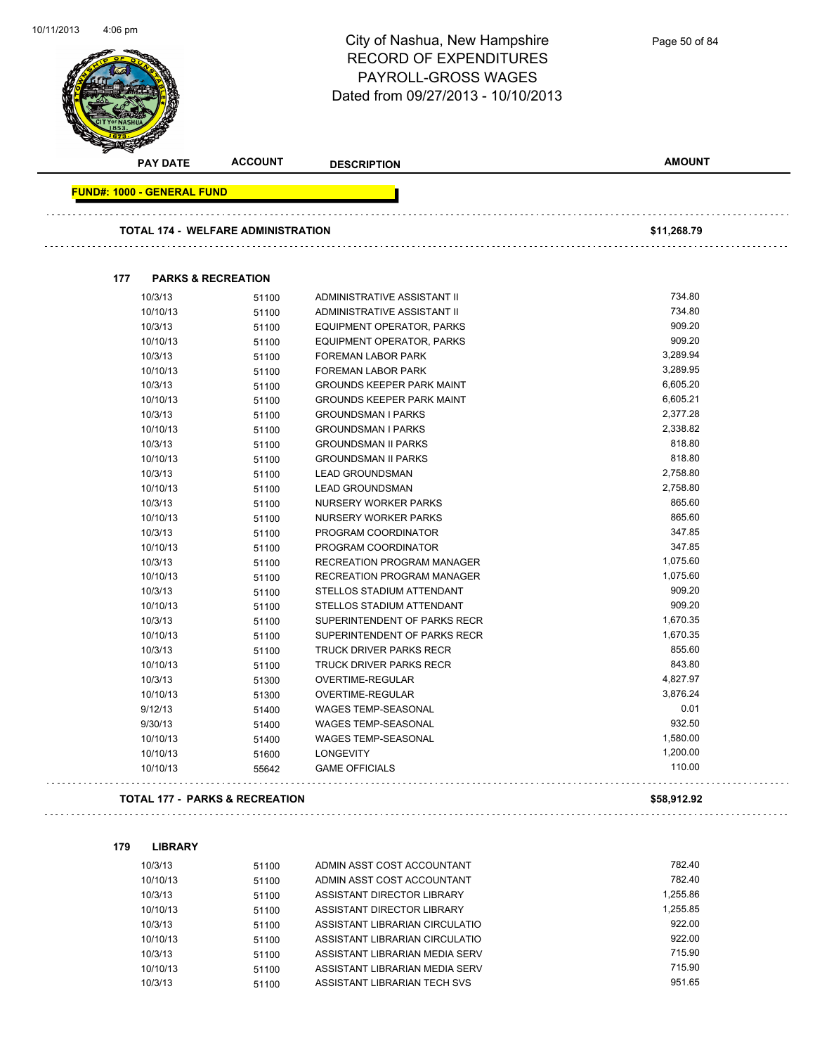# City of Nashua, New Hampshire
## RECORD OF EXPENDITURES
## PAYROLL-GROSS WAGES
## Dated from 09/27/2013 - 10/10/2013

| PAY DATE | ACCOUNT | DESCRIPTION | AMOUNT |
|---|---|---|---|

**FUND#: 1000 - GENERAL FUND**

**TOTAL 174 - WELFARE ADMINISTRATION** — **$11,268.79**

### 177 PARKS & RECREATION

| PAY DATE | ACCOUNT | DESCRIPTION | AMOUNT |
|---|---|---|---|
| 10/3/13 | 51100 | ADMINISTRATIVE ASSISTANT II | 734.80 |
| 10/10/13 | 51100 | ADMINISTRATIVE ASSISTANT II | 734.80 |
| 10/3/13 | 51100 | EQUIPMENT OPERATOR, PARKS | 909.20 |
| 10/10/13 | 51100 | EQUIPMENT OPERATOR, PARKS | 909.20 |
| 10/3/13 | 51100 | FOREMAN LABOR PARK | 3,289.94 |
| 10/10/13 | 51100 | FOREMAN LABOR PARK | 3,289.95 |
| 10/3/13 | 51100 | GROUNDS KEEPER PARK MAINT | 6,605.20 |
| 10/10/13 | 51100 | GROUNDS KEEPER PARK MAINT | 6,605.21 |
| 10/3/13 | 51100 | GROUNDSMAN I PARKS | 2,377.28 |
| 10/10/13 | 51100 | GROUNDSMAN I PARKS | 2,338.82 |
| 10/3/13 | 51100 | GROUNDSMAN II PARKS | 818.80 |
| 10/10/13 | 51100 | GROUNDSMAN II PARKS | 818.80 |
| 10/3/13 | 51100 | LEAD GROUNDSMAN | 2,758.80 |
| 10/10/13 | 51100 | LEAD GROUNDSMAN | 2,758.80 |
| 10/3/13 | 51100 | NURSERY WORKER PARKS | 865.60 |
| 10/10/13 | 51100 | NURSERY WORKER PARKS | 865.60 |
| 10/3/13 | 51100 | PROGRAM COORDINATOR | 347.85 |
| 10/10/13 | 51100 | PROGRAM COORDINATOR | 347.85 |
| 10/3/13 | 51100 | RECREATION PROGRAM MANAGER | 1,075.60 |
| 10/10/13 | 51100 | RECREATION PROGRAM MANAGER | 1,075.60 |
| 10/3/13 | 51100 | STELLOS STADIUM ATTENDANT | 909.20 |
| 10/10/13 | 51100 | STELLOS STADIUM ATTENDANT | 909.20 |
| 10/3/13 | 51100 | SUPERINTENDENT OF PARKS RECR | 1,670.35 |
| 10/10/13 | 51100 | SUPERINTENDENT OF PARKS RECR | 1,670.35 |
| 10/3/13 | 51100 | TRUCK DRIVER PARKS RECR | 855.60 |
| 10/10/13 | 51100 | TRUCK DRIVER PARKS RECR | 843.80 |
| 10/3/13 | 51300 | OVERTIME-REGULAR | 4,827.97 |
| 10/10/13 | 51300 | OVERTIME-REGULAR | 3,876.24 |
| 9/12/13 | 51400 | WAGES TEMP-SEASONAL | 0.01 |
| 9/30/13 | 51400 | WAGES TEMP-SEASONAL | 932.50 |
| 10/10/13 | 51400 | WAGES TEMP-SEASONAL | 1,580.00 |
| 10/10/13 | 51600 | LONGEVITY | 1,200.00 |
| 10/10/13 | 55642 | GAME OFFICIALS | 110.00 |

**TOTAL 177 - PARKS & RECREATION** — **$58,912.92**

### 179 LIBRARY

| PAY DATE | ACCOUNT | DESCRIPTION | AMOUNT |
|---|---|---|---|
| 10/3/13 | 51100 | ADMIN ASST COST ACCOUNTANT | 782.40 |
| 10/10/13 | 51100 | ADMIN ASST COST ACCOUNTANT | 782.40 |
| 10/3/13 | 51100 | ASSISTANT DIRECTOR LIBRARY | 1,255.86 |
| 10/10/13 | 51100 | ASSISTANT DIRECTOR LIBRARY | 1,255.85 |
| 10/3/13 | 51100 | ASSISTANT LIBRARIAN CIRCULATIO | 922.00 |
| 10/10/13 | 51100 | ASSISTANT LIBRARIAN CIRCULATIO | 922.00 |
| 10/3/13 | 51100 | ASSISTANT LIBRARIAN MEDIA SERV | 715.90 |
| 10/10/13 | 51100 | ASSISTANT LIBRARIAN MEDIA SERV | 715.90 |
| 10/3/13 | 51100 | ASSISTANT LIBRARIAN TECH SVS | 951.65 |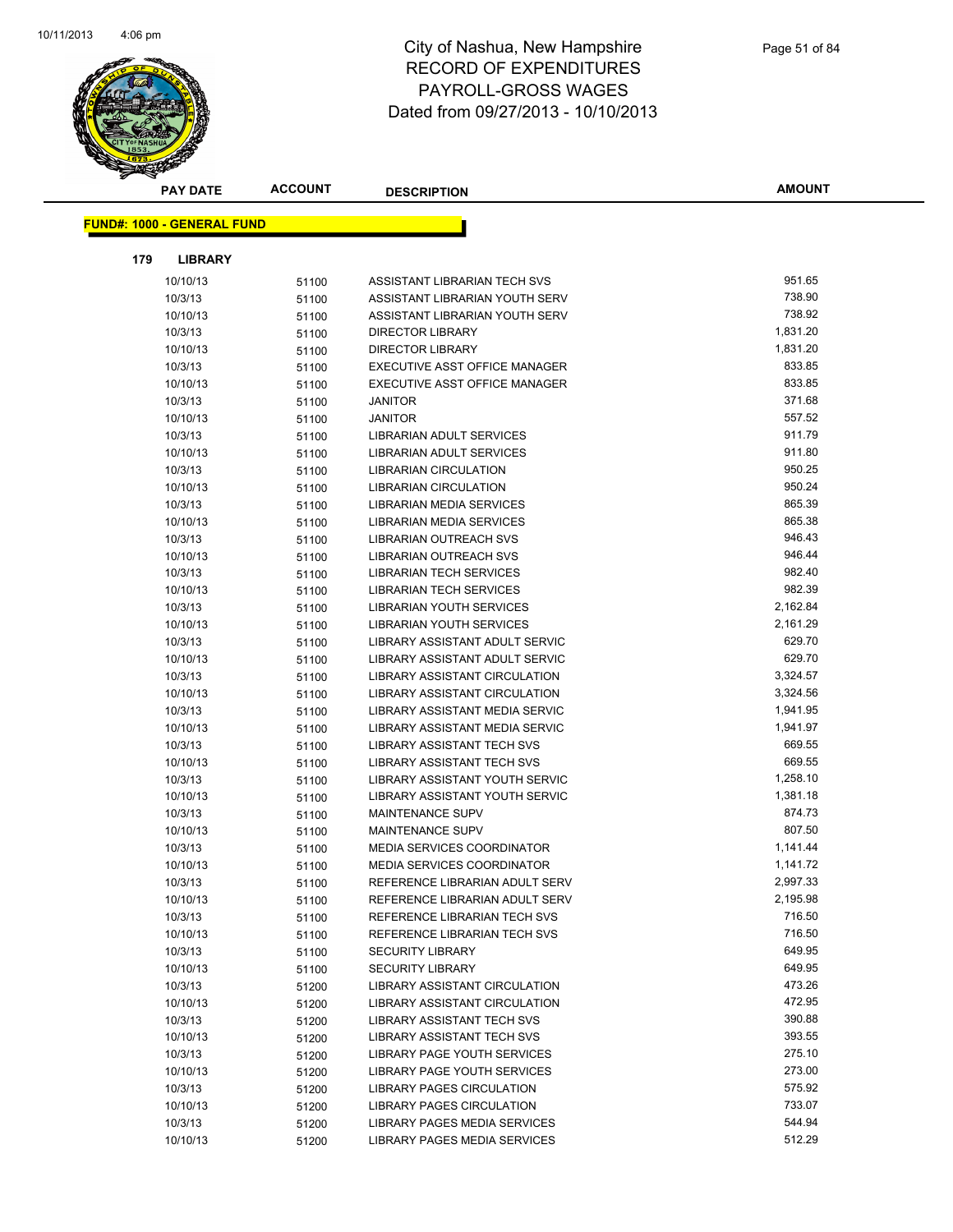# City of Nashua, New Hampshire
## RECORD OF EXPENDITURES
## PAYROLL-GROSS WAGES
## Dated from 09/27/2013 - 10/10/2013

| PAY DATE | ACCOUNT | DESCRIPTION | AMOUNT |
|---|---|---|---|

**FUND#: 1000 - GENERAL FUND**

**179 LIBRARY**

| PAY DATE | ACCOUNT | DESCRIPTION | AMOUNT |
|---|---|---|---|
| 10/10/13 | 51100 | ASSISTANT LIBRARIAN TECH SVS | 951.65 |
| 10/3/13 | 51100 | ASSISTANT LIBRARIAN YOUTH SERV | 738.90 |
| 10/10/13 | 51100 | ASSISTANT LIBRARIAN YOUTH SERV | 738.92 |
| 10/3/13 | 51100 | DIRECTOR LIBRARY | 1,831.20 |
| 10/10/13 | 51100 | DIRECTOR LIBRARY | 1,831.20 |
| 10/3/13 | 51100 | EXECUTIVE ASST OFFICE MANAGER | 833.85 |
| 10/10/13 | 51100 | EXECUTIVE ASST OFFICE MANAGER | 833.85 |
| 10/3/13 | 51100 | JANITOR | 371.68 |
| 10/10/13 | 51100 | JANITOR | 557.52 |
| 10/3/13 | 51100 | LIBRARIAN ADULT SERVICES | 911.79 |
| 10/10/13 | 51100 | LIBRARIAN ADULT SERVICES | 911.80 |
| 10/3/13 | 51100 | LIBRARIAN CIRCULATION | 950.25 |
| 10/10/13 | 51100 | LIBRARIAN CIRCULATION | 950.24 |
| 10/3/13 | 51100 | LIBRARIAN MEDIA SERVICES | 865.39 |
| 10/10/13 | 51100 | LIBRARIAN MEDIA SERVICES | 865.38 |
| 10/3/13 | 51100 | LIBRARIAN OUTREACH SVS | 946.43 |
| 10/10/13 | 51100 | LIBRARIAN OUTREACH SVS | 946.44 |
| 10/3/13 | 51100 | LIBRARIAN TECH SERVICES | 982.40 |
| 10/10/13 | 51100 | LIBRARIAN TECH SERVICES | 982.39 |
| 10/3/13 | 51100 | LIBRARIAN YOUTH SERVICES | 2,162.84 |
| 10/10/13 | 51100 | LIBRARIAN YOUTH SERVICES | 2,161.29 |
| 10/3/13 | 51100 | LIBRARY ASSISTANT ADULT SERVIC | 629.70 |
| 10/10/13 | 51100 | LIBRARY ASSISTANT ADULT SERVIC | 629.70 |
| 10/3/13 | 51100 | LIBRARY ASSISTANT CIRCULATION | 3,324.57 |
| 10/10/13 | 51100 | LIBRARY ASSISTANT CIRCULATION | 3,324.56 |
| 10/3/13 | 51100 | LIBRARY ASSISTANT MEDIA SERVIC | 1,941.95 |
| 10/10/13 | 51100 | LIBRARY ASSISTANT MEDIA SERVIC | 1,941.97 |
| 10/3/13 | 51100 | LIBRARY ASSISTANT TECH SVS | 669.55 |
| 10/10/13 | 51100 | LIBRARY ASSISTANT TECH SVS | 669.55 |
| 10/3/13 | 51100 | LIBRARY ASSISTANT YOUTH SERVIC | 1,258.10 |
| 10/10/13 | 51100 | LIBRARY ASSISTANT YOUTH SERVIC | 1,381.18 |
| 10/3/13 | 51100 | MAINTENANCE SUPV | 874.73 |
| 10/10/13 | 51100 | MAINTENANCE SUPV | 807.50 |
| 10/3/13 | 51100 | MEDIA SERVICES COORDINATOR | 1,141.44 |
| 10/10/13 | 51100 | MEDIA SERVICES COORDINATOR | 1,141.72 |
| 10/3/13 | 51100 | REFERENCE LIBRARIAN ADULT SERV | 2,997.33 |
| 10/10/13 | 51100 | REFERENCE LIBRARIAN ADULT SERV | 2,195.98 |
| 10/3/13 | 51100 | REFERENCE LIBRARIAN TECH SVS | 716.50 |
| 10/10/13 | 51100 | REFERENCE LIBRARIAN TECH SVS | 716.50 |
| 10/3/13 | 51100 | SECURITY LIBRARY | 649.95 |
| 10/10/13 | 51100 | SECURITY LIBRARY | 649.95 |
| 10/3/13 | 51200 | LIBRARY ASSISTANT CIRCULATION | 473.26 |
| 10/10/13 | 51200 | LIBRARY ASSISTANT CIRCULATION | 472.95 |
| 10/3/13 | 51200 | LIBRARY ASSISTANT TECH SVS | 390.88 |
| 10/10/13 | 51200 | LIBRARY ASSISTANT TECH SVS | 393.55 |
| 10/3/13 | 51200 | LIBRARY PAGE YOUTH SERVICES | 275.10 |
| 10/10/13 | 51200 | LIBRARY PAGE YOUTH SERVICES | 273.00 |
| 10/3/13 | 51200 | LIBRARY PAGES CIRCULATION | 575.92 |
| 10/10/13 | 51200 | LIBRARY PAGES CIRCULATION | 733.07 |
| 10/3/13 | 51200 | LIBRARY PAGES MEDIA SERVICES | 544.94 |
| 10/10/13 | 51200 | LIBRARY PAGES MEDIA SERVICES | 512.29 |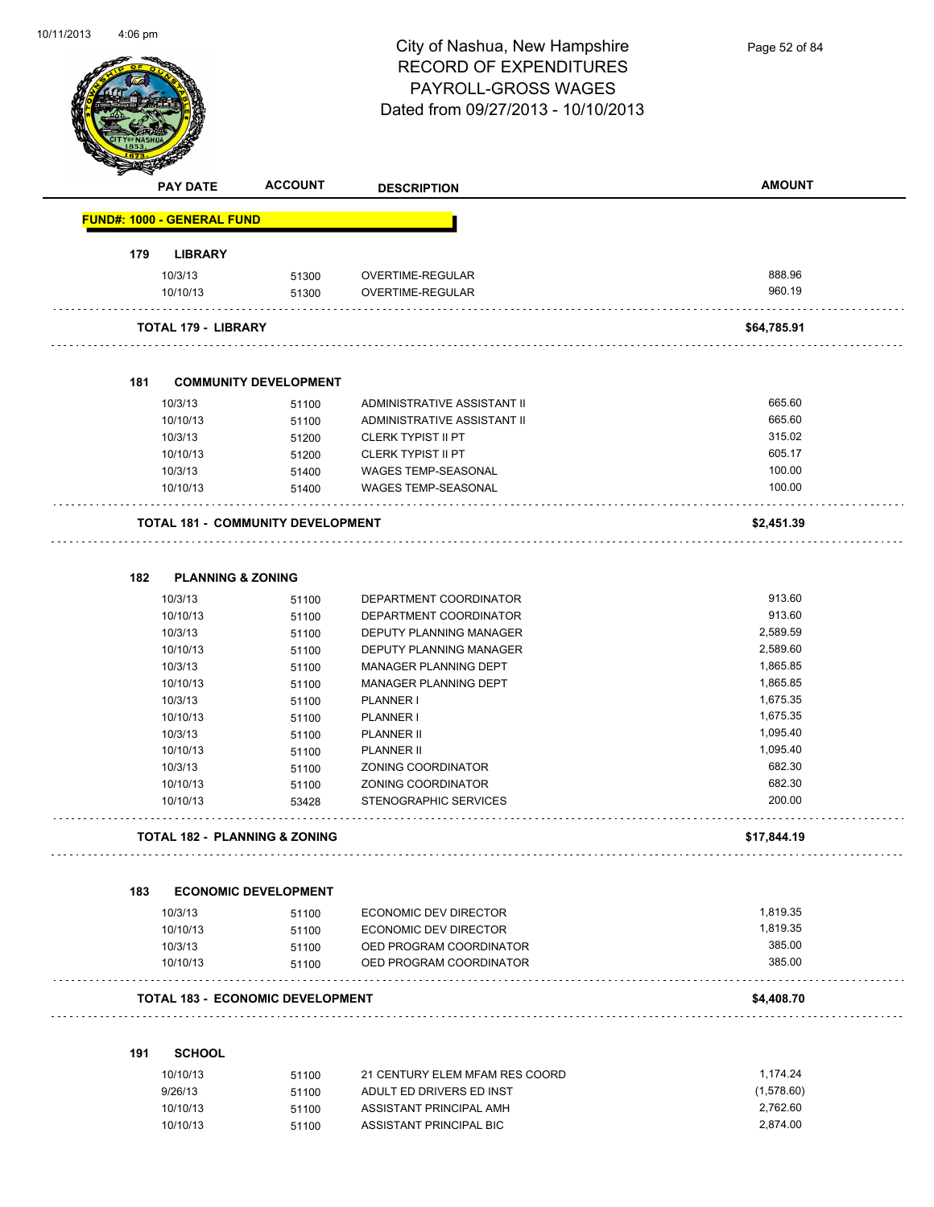# City of Nashua, New Hampshire
## RECORD OF EXPENDITURES
## PAYROLL-GROSS WAGES
## Dated from 09/27/2013 - 10/10/2013

| PAY DATE | ACCOUNT | DESCRIPTION | AMOUNT |
|---|---|---|---|

**FUND#: 1000 - GENERAL FUND**

### 179 LIBRARY

| PAY DATE | ACCOUNT | DESCRIPTION | AMOUNT |
|---|---|---|---|
| 10/3/13 | 51300 | OVERTIME-REGULAR | 888.96 |
| 10/10/13 | 51300 | OVERTIME-REGULAR | 960.19 |
| **TOTAL 179 - LIBRARY** | | | **$64,785.91** |

### 181 COMMUNITY DEVELOPMENT

| PAY DATE | ACCOUNT | DESCRIPTION | AMOUNT |
|---|---|---|---|
| 10/3/13 | 51100 | ADMINISTRATIVE ASSISTANT II | 665.60 |
| 10/10/13 | 51100 | ADMINISTRATIVE ASSISTANT II | 665.60 |
| 10/3/13 | 51200 | CLERK TYPIST II PT | 315.02 |
| 10/10/13 | 51200 | CLERK TYPIST II PT | 605.17 |
| 10/3/13 | 51400 | WAGES TEMP-SEASONAL | 100.00 |
| 10/10/13 | 51400 | WAGES TEMP-SEASONAL | 100.00 |
| **TOTAL 181 - COMMUNITY DEVELOPMENT** | | | **$2,451.39** |

### 182 PLANNING & ZONING

| PAY DATE | ACCOUNT | DESCRIPTION | AMOUNT |
|---|---|---|---|
| 10/3/13 | 51100 | DEPARTMENT COORDINATOR | 913.60 |
| 10/10/13 | 51100 | DEPARTMENT COORDINATOR | 913.60 |
| 10/3/13 | 51100 | DEPUTY PLANNING MANAGER | 2,589.59 |
| 10/10/13 | 51100 | DEPUTY PLANNING MANAGER | 2,589.60 |
| 10/3/13 | 51100 | MANAGER PLANNING DEPT | 1,865.85 |
| 10/10/13 | 51100 | MANAGER PLANNING DEPT | 1,865.85 |
| 10/3/13 | 51100 | PLANNER I | 1,675.35 |
| 10/10/13 | 51100 | PLANNER I | 1,675.35 |
| 10/3/13 | 51100 | PLANNER II | 1,095.40 |
| 10/10/13 | 51100 | PLANNER II | 1,095.40 |
| 10/3/13 | 51100 | ZONING COORDINATOR | 682.30 |
| 10/10/13 | 51100 | ZONING COORDINATOR | 682.30 |
| 10/10/13 | 53428 | STENOGRAPHIC SERVICES | 200.00 |
| **TOTAL 182 - PLANNING & ZONING** | | | **$17,844.19** |

### 183 ECONOMIC DEVELOPMENT

| PAY DATE | ACCOUNT | DESCRIPTION | AMOUNT |
|---|---|---|---|
| 10/3/13 | 51100 | ECONOMIC DEV DIRECTOR | 1,819.35 |
| 10/10/13 | 51100 | ECONOMIC DEV DIRECTOR | 1,819.35 |
| 10/3/13 | 51100 | OED PROGRAM COORDINATOR | 385.00 |
| 10/10/13 | 51100 | OED PROGRAM COORDINATOR | 385.00 |
| **TOTAL 183 - ECONOMIC DEVELOPMENT** | | | **$4,408.70** |

### 191 SCHOOL

| PAY DATE | ACCOUNT | DESCRIPTION | AMOUNT |
|---|---|---|---|
| 10/10/13 | 51100 | 21 CENTURY ELEM MFAM RES COORD | 1,174.24 |
| 9/26/13 | 51100 | ADULT ED DRIVERS ED INST | (1,578.60) |
| 10/10/13 | 51100 | ASSISTANT PRINCIPAL AMH | 2,762.60 |
| 10/10/13 | 51100 | ASSISTANT PRINCIPAL BIC | 2,874.00 |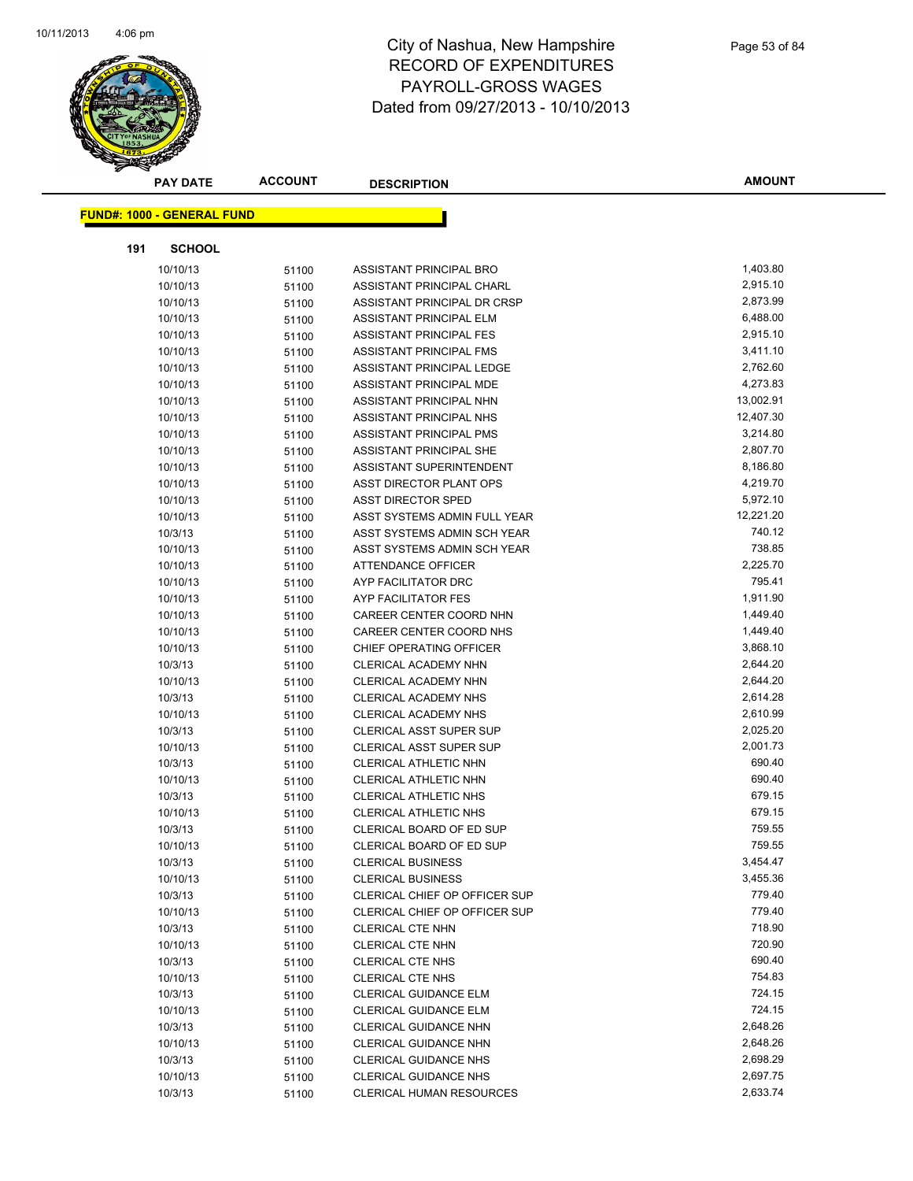# City of Nashua, New Hampshire
## RECORD OF EXPENDITURES
## PAYROLL-GROSS WAGES
## Dated from 09/27/2013 - 10/10/2013

| PAY DATE | ACCOUNT | DESCRIPTION | AMOUNT |
|---|---|---|---|

**FUND#: 1000 - GENERAL FUND**

**191 SCHOOL**

| PAY DATE | ACCOUNT | DESCRIPTION | AMOUNT |
|---|---|---|---|
| 10/10/13 | 51100 | ASSISTANT PRINCIPAL BRO | 1,403.80 |
| 10/10/13 | 51100 | ASSISTANT PRINCIPAL CHARL | 2,915.10 |
| 10/10/13 | 51100 | ASSISTANT PRINCIPAL DR CRSP | 2,873.99 |
| 10/10/13 | 51100 | ASSISTANT PRINCIPAL ELM | 6,488.00 |
| 10/10/13 | 51100 | ASSISTANT PRINCIPAL FES | 2,915.10 |
| 10/10/13 | 51100 | ASSISTANT PRINCIPAL FMS | 3,411.10 |
| 10/10/13 | 51100 | ASSISTANT PRINCIPAL LEDGE | 2,762.60 |
| 10/10/13 | 51100 | ASSISTANT PRINCIPAL MDE | 4,273.83 |
| 10/10/13 | 51100 | ASSISTANT PRINCIPAL NHN | 13,002.91 |
| 10/10/13 | 51100 | ASSISTANT PRINCIPAL NHS | 12,407.30 |
| 10/10/13 | 51100 | ASSISTANT PRINCIPAL PMS | 3,214.80 |
| 10/10/13 | 51100 | ASSISTANT PRINCIPAL SHE | 2,807.70 |
| 10/10/13 | 51100 | ASSISTANT SUPERINTENDENT | 8,186.80 |
| 10/10/13 | 51100 | ASST DIRECTOR PLANT OPS | 4,219.70 |
| 10/10/13 | 51100 | ASST DIRECTOR SPED | 5,972.10 |
| 10/10/13 | 51100 | ASST SYSTEMS ADMIN FULL YEAR | 12,221.20 |
| 10/3/13 | 51100 | ASST SYSTEMS ADMIN SCH YEAR | 740.12 |
| 10/10/13 | 51100 | ASST SYSTEMS ADMIN SCH YEAR | 738.85 |
| 10/10/13 | 51100 | ATTENDANCE OFFICER | 2,225.70 |
| 10/10/13 | 51100 | AYP FACILITATOR DRC | 795.41 |
| 10/10/13 | 51100 | AYP FACILITATOR FES | 1,911.90 |
| 10/10/13 | 51100 | CAREER CENTER COORD NHN | 1,449.40 |
| 10/10/13 | 51100 | CAREER CENTER COORD NHS | 1,449.40 |
| 10/10/13 | 51100 | CHIEF OPERATING OFFICER | 3,868.10 |
| 10/3/13 | 51100 | CLERICAL ACADEMY NHN | 2,644.20 |
| 10/10/13 | 51100 | CLERICAL ACADEMY NHN | 2,644.20 |
| 10/3/13 | 51100 | CLERICAL ACADEMY NHS | 2,614.28 |
| 10/10/13 | 51100 | CLERICAL ACADEMY NHS | 2,610.99 |
| 10/3/13 | 51100 | CLERICAL ASST SUPER SUP | 2,025.20 |
| 10/10/13 | 51100 | CLERICAL ASST SUPER SUP | 2,001.73 |
| 10/3/13 | 51100 | CLERICAL ATHLETIC NHN | 690.40 |
| 10/10/13 | 51100 | CLERICAL ATHLETIC NHN | 690.40 |
| 10/3/13 | 51100 | CLERICAL ATHLETIC NHS | 679.15 |
| 10/10/13 | 51100 | CLERICAL ATHLETIC NHS | 679.15 |
| 10/3/13 | 51100 | CLERICAL BOARD OF ED SUP | 759.55 |
| 10/10/13 | 51100 | CLERICAL BOARD OF ED SUP | 759.55 |
| 10/3/13 | 51100 | CLERICAL BUSINESS | 3,454.47 |
| 10/10/13 | 51100 | CLERICAL BUSINESS | 3,455.36 |
| 10/3/13 | 51100 | CLERICAL CHIEF OP OFFICER SUP | 779.40 |
| 10/10/13 | 51100 | CLERICAL CHIEF OP OFFICER SUP | 779.40 |
| 10/3/13 | 51100 | CLERICAL CTE NHN | 718.90 |
| 10/10/13 | 51100 | CLERICAL CTE NHN | 720.90 |
| 10/3/13 | 51100 | CLERICAL CTE NHS | 690.40 |
| 10/10/13 | 51100 | CLERICAL CTE NHS | 754.83 |
| 10/3/13 | 51100 | CLERICAL GUIDANCE ELM | 724.15 |
| 10/10/13 | 51100 | CLERICAL GUIDANCE ELM | 724.15 |
| 10/3/13 | 51100 | CLERICAL GUIDANCE NHN | 2,648.26 |
| 10/10/13 | 51100 | CLERICAL GUIDANCE NHN | 2,648.26 |
| 10/3/13 | 51100 | CLERICAL GUIDANCE NHS | 2,698.29 |
| 10/10/13 | 51100 | CLERICAL GUIDANCE NHS | 2,697.75 |
| 10/3/13 | 51100 | CLERICAL HUMAN RESOURCES | 2,633.74 |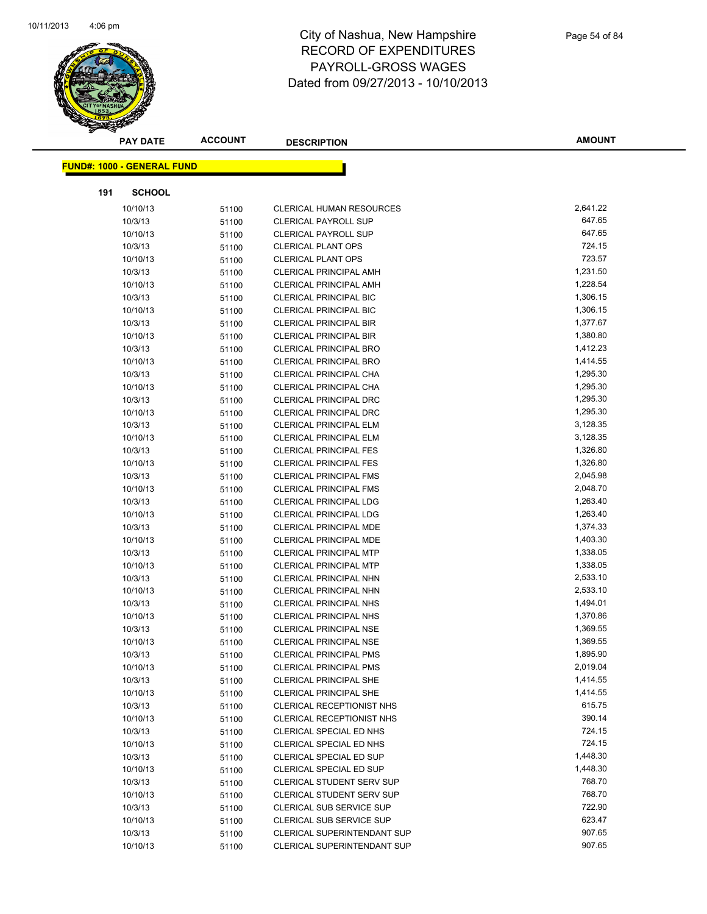# City of Nashua, New Hampshire
## RECORD OF EXPENDITURES
## PAYROLL-GROSS WAGES
## Dated from 09/27/2013 - 10/10/2013

| PAY DATE | ACCOUNT | DESCRIPTION | AMOUNT |
|---|---|---|---|

**FUND#: 1000 - GENERAL FUND**

**191 SCHOOL**

| PAY DATE | ACCOUNT | DESCRIPTION | AMOUNT |
|---|---|---|---|
| 10/10/13 | 51100 | CLERICAL HUMAN RESOURCES | 2,641.22 |
| 10/3/13 | 51100 | CLERICAL PAYROLL SUP | 647.65 |
| 10/10/13 | 51100 | CLERICAL PAYROLL SUP | 647.65 |
| 10/3/13 | 51100 | CLERICAL PLANT OPS | 724.15 |
| 10/10/13 | 51100 | CLERICAL PLANT OPS | 723.57 |
| 10/3/13 | 51100 | CLERICAL PRINCIPAL AMH | 1,231.50 |
| 10/10/13 | 51100 | CLERICAL PRINCIPAL AMH | 1,228.54 |
| 10/3/13 | 51100 | CLERICAL PRINCIPAL BIC | 1,306.15 |
| 10/10/13 | 51100 | CLERICAL PRINCIPAL BIC | 1,306.15 |
| 10/3/13 | 51100 | CLERICAL PRINCIPAL BIR | 1,377.67 |
| 10/10/13 | 51100 | CLERICAL PRINCIPAL BIR | 1,380.80 |
| 10/3/13 | 51100 | CLERICAL PRINCIPAL BRO | 1,412.23 |
| 10/10/13 | 51100 | CLERICAL PRINCIPAL BRO | 1,414.55 |
| 10/3/13 | 51100 | CLERICAL PRINCIPAL CHA | 1,295.30 |
| 10/10/13 | 51100 | CLERICAL PRINCIPAL CHA | 1,295.30 |
| 10/3/13 | 51100 | CLERICAL PRINCIPAL DRC | 1,295.30 |
| 10/10/13 | 51100 | CLERICAL PRINCIPAL DRC | 1,295.30 |
| 10/3/13 | 51100 | CLERICAL PRINCIPAL ELM | 3,128.35 |
| 10/10/13 | 51100 | CLERICAL PRINCIPAL ELM | 3,128.35 |
| 10/3/13 | 51100 | CLERICAL PRINCIPAL FES | 1,326.80 |
| 10/10/13 | 51100 | CLERICAL PRINCIPAL FES | 1,326.80 |
| 10/3/13 | 51100 | CLERICAL PRINCIPAL FMS | 2,045.98 |
| 10/10/13 | 51100 | CLERICAL PRINCIPAL FMS | 2,048.70 |
| 10/3/13 | 51100 | CLERICAL PRINCIPAL LDG | 1,263.40 |
| 10/10/13 | 51100 | CLERICAL PRINCIPAL LDG | 1,263.40 |
| 10/3/13 | 51100 | CLERICAL PRINCIPAL MDE | 1,374.33 |
| 10/10/13 | 51100 | CLERICAL PRINCIPAL MDE | 1,403.30 |
| 10/3/13 | 51100 | CLERICAL PRINCIPAL MTP | 1,338.05 |
| 10/10/13 | 51100 | CLERICAL PRINCIPAL MTP | 1,338.05 |
| 10/3/13 | 51100 | CLERICAL PRINCIPAL NHN | 2,533.10 |
| 10/10/13 | 51100 | CLERICAL PRINCIPAL NHN | 2,533.10 |
| 10/3/13 | 51100 | CLERICAL PRINCIPAL NHS | 1,494.01 |
| 10/10/13 | 51100 | CLERICAL PRINCIPAL NHS | 1,370.86 |
| 10/3/13 | 51100 | CLERICAL PRINCIPAL NSE | 1,369.55 |
| 10/10/13 | 51100 | CLERICAL PRINCIPAL NSE | 1,369.55 |
| 10/3/13 | 51100 | CLERICAL PRINCIPAL PMS | 1,895.90 |
| 10/10/13 | 51100 | CLERICAL PRINCIPAL PMS | 2,019.04 |
| 10/3/13 | 51100 | CLERICAL PRINCIPAL SHE | 1,414.55 |
| 10/10/13 | 51100 | CLERICAL PRINCIPAL SHE | 1,414.55 |
| 10/3/13 | 51100 | CLERICAL RECEPTIONIST NHS | 615.75 |
| 10/10/13 | 51100 | CLERICAL RECEPTIONIST NHS | 390.14 |
| 10/3/13 | 51100 | CLERICAL SPECIAL ED NHS | 724.15 |
| 10/10/13 | 51100 | CLERICAL SPECIAL ED NHS | 724.15 |
| 10/3/13 | 51100 | CLERICAL SPECIAL ED SUP | 1,448.30 |
| 10/10/13 | 51100 | CLERICAL SPECIAL ED SUP | 1,448.30 |
| 10/3/13 | 51100 | CLERICAL STUDENT SERV SUP | 768.70 |
| 10/10/13 | 51100 | CLERICAL STUDENT SERV SUP | 768.70 |
| 10/3/13 | 51100 | CLERICAL SUB SERVICE SUP | 722.90 |
| 10/10/13 | 51100 | CLERICAL SUB SERVICE SUP | 623.47 |
| 10/3/13 | 51100 | CLERICAL SUPERINTENDANT SUP | 907.65 |
| 10/10/13 | 51100 | CLERICAL SUPERINTENDANT SUP | 907.65 |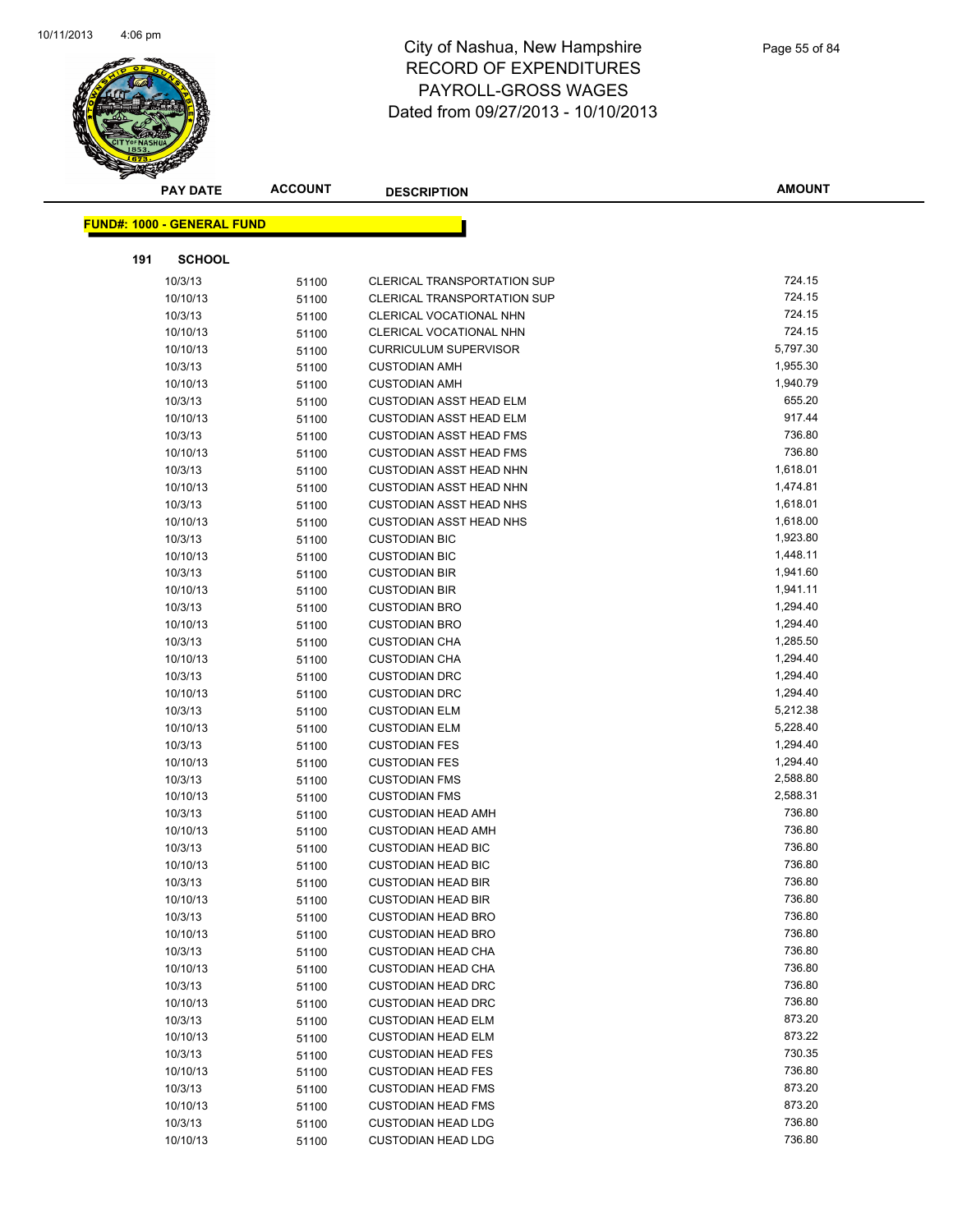# City of Nashua, New Hampshire
## RECORD OF EXPENDITURES
## PAYROLL-GROSS WAGES
## Dated from 09/27/2013 - 10/10/2013

| PAY DATE | ACCOUNT | DESCRIPTION | AMOUNT |
|---|---|---|---|

**FUND#: 1000 - GENERAL FUND**

**191 SCHOOL**

| PAY DATE | ACCOUNT | DESCRIPTION | AMOUNT |
|---|---|---|---|
| 10/3/13 | 51100 | CLERICAL TRANSPORTATION SUP | 724.15 |
| 10/10/13 | 51100 | CLERICAL TRANSPORTATION SUP | 724.15 |
| 10/3/13 | 51100 | CLERICAL VOCATIONAL NHN | 724.15 |
| 10/10/13 | 51100 | CLERICAL VOCATIONAL NHN | 724.15 |
| 10/10/13 | 51100 | CURRICULUM SUPERVISOR | 5,797.30 |
| 10/3/13 | 51100 | CUSTODIAN AMH | 1,955.30 |
| 10/10/13 | 51100 | CUSTODIAN AMH | 1,940.79 |
| 10/3/13 | 51100 | CUSTODIAN ASST HEAD ELM | 655.20 |
| 10/10/13 | 51100 | CUSTODIAN ASST HEAD ELM | 917.44 |
| 10/3/13 | 51100 | CUSTODIAN ASST HEAD FMS | 736.80 |
| 10/10/13 | 51100 | CUSTODIAN ASST HEAD FMS | 736.80 |
| 10/3/13 | 51100 | CUSTODIAN ASST HEAD NHN | 1,618.01 |
| 10/10/13 | 51100 | CUSTODIAN ASST HEAD NHN | 1,474.81 |
| 10/3/13 | 51100 | CUSTODIAN ASST HEAD NHS | 1,618.01 |
| 10/10/13 | 51100 | CUSTODIAN ASST HEAD NHS | 1,618.00 |
| 10/3/13 | 51100 | CUSTODIAN BIC | 1,923.80 |
| 10/10/13 | 51100 | CUSTODIAN BIC | 1,448.11 |
| 10/3/13 | 51100 | CUSTODIAN BIR | 1,941.60 |
| 10/10/13 | 51100 | CUSTODIAN BIR | 1,941.11 |
| 10/3/13 | 51100 | CUSTODIAN BRO | 1,294.40 |
| 10/10/13 | 51100 | CUSTODIAN BRO | 1,294.40 |
| 10/3/13 | 51100 | CUSTODIAN CHA | 1,285.50 |
| 10/10/13 | 51100 | CUSTODIAN CHA | 1,294.40 |
| 10/3/13 | 51100 | CUSTODIAN DRC | 1,294.40 |
| 10/10/13 | 51100 | CUSTODIAN DRC | 1,294.40 |
| 10/3/13 | 51100 | CUSTODIAN ELM | 5,212.38 |
| 10/10/13 | 51100 | CUSTODIAN ELM | 5,228.40 |
| 10/3/13 | 51100 | CUSTODIAN FES | 1,294.40 |
| 10/10/13 | 51100 | CUSTODIAN FES | 1,294.40 |
| 10/3/13 | 51100 | CUSTODIAN FMS | 2,588.80 |
| 10/10/13 | 51100 | CUSTODIAN FMS | 2,588.31 |
| 10/3/13 | 51100 | CUSTODIAN HEAD AMH | 736.80 |
| 10/10/13 | 51100 | CUSTODIAN HEAD AMH | 736.80 |
| 10/3/13 | 51100 | CUSTODIAN HEAD BIC | 736.80 |
| 10/10/13 | 51100 | CUSTODIAN HEAD BIC | 736.80 |
| 10/3/13 | 51100 | CUSTODIAN HEAD BIR | 736.80 |
| 10/10/13 | 51100 | CUSTODIAN HEAD BIR | 736.80 |
| 10/3/13 | 51100 | CUSTODIAN HEAD BRO | 736.80 |
| 10/10/13 | 51100 | CUSTODIAN HEAD BRO | 736.80 |
| 10/3/13 | 51100 | CUSTODIAN HEAD CHA | 736.80 |
| 10/10/13 | 51100 | CUSTODIAN HEAD CHA | 736.80 |
| 10/3/13 | 51100 | CUSTODIAN HEAD DRC | 736.80 |
| 10/10/13 | 51100 | CUSTODIAN HEAD DRC | 736.80 |
| 10/3/13 | 51100 | CUSTODIAN HEAD ELM | 873.20 |
| 10/10/13 | 51100 | CUSTODIAN HEAD ELM | 873.22 |
| 10/3/13 | 51100 | CUSTODIAN HEAD FES | 730.35 |
| 10/10/13 | 51100 | CUSTODIAN HEAD FES | 736.80 |
| 10/3/13 | 51100 | CUSTODIAN HEAD FMS | 873.20 |
| 10/10/13 | 51100 | CUSTODIAN HEAD FMS | 873.20 |
| 10/3/13 | 51100 | CUSTODIAN HEAD LDG | 736.80 |
| 10/10/13 | 51100 | CUSTODIAN HEAD LDG | 736.80 |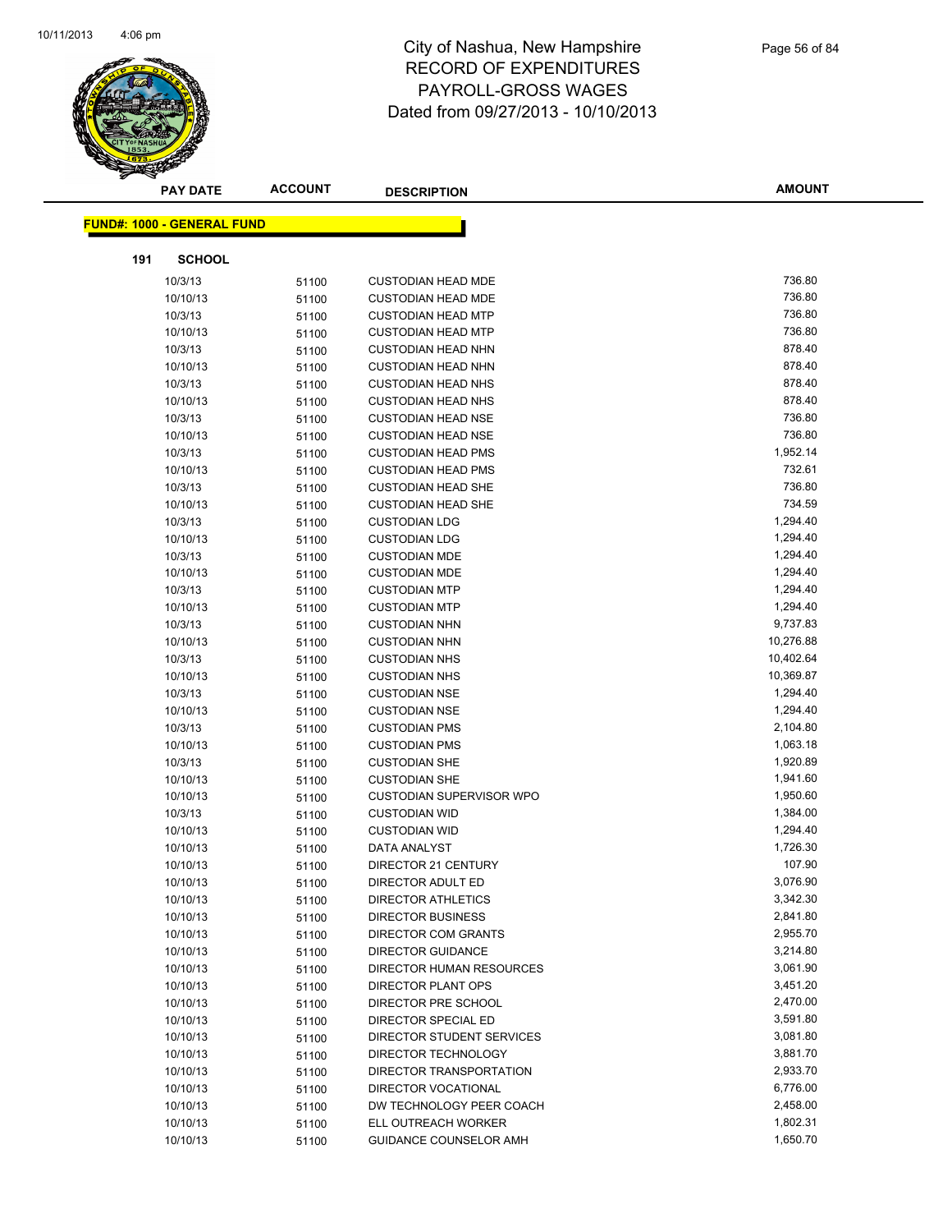# City of Nashua, New Hampshire
## RECORD OF EXPENDITURES
## PAYROLL-GROSS WAGES
## Dated from 09/27/2013 - 10/10/2013

**FUND#: 1000 - GENERAL FUND**

**191 SCHOOL**

| PAY DATE | ACCOUNT | DESCRIPTION | AMOUNT |
|---|---|---|---|
| 10/3/13 | 51100 | CUSTODIAN HEAD MDE | 736.80 |
| 10/10/13 | 51100 | CUSTODIAN HEAD MDE | 736.80 |
| 10/3/13 | 51100 | CUSTODIAN HEAD MTP | 736.80 |
| 10/10/13 | 51100 | CUSTODIAN HEAD MTP | 736.80 |
| 10/3/13 | 51100 | CUSTODIAN HEAD NHN | 878.40 |
| 10/10/13 | 51100 | CUSTODIAN HEAD NHN | 878.40 |
| 10/3/13 | 51100 | CUSTODIAN HEAD NHS | 878.40 |
| 10/10/13 | 51100 | CUSTODIAN HEAD NHS | 878.40 |
| 10/3/13 | 51100 | CUSTODIAN HEAD NSE | 736.80 |
| 10/10/13 | 51100 | CUSTODIAN HEAD NSE | 736.80 |
| 10/3/13 | 51100 | CUSTODIAN HEAD PMS | 1,952.14 |
| 10/10/13 | 51100 | CUSTODIAN HEAD PMS | 732.61 |
| 10/3/13 | 51100 | CUSTODIAN HEAD SHE | 736.80 |
| 10/10/13 | 51100 | CUSTODIAN HEAD SHE | 734.59 |
| 10/3/13 | 51100 | CUSTODIAN LDG | 1,294.40 |
| 10/10/13 | 51100 | CUSTODIAN LDG | 1,294.40 |
| 10/3/13 | 51100 | CUSTODIAN MDE | 1,294.40 |
| 10/10/13 | 51100 | CUSTODIAN MDE | 1,294.40 |
| 10/3/13 | 51100 | CUSTODIAN MTP | 1,294.40 |
| 10/10/13 | 51100 | CUSTODIAN MTP | 1,294.40 |
| 10/3/13 | 51100 | CUSTODIAN NHN | 9,737.83 |
| 10/10/13 | 51100 | CUSTODIAN NHN | 10,276.88 |
| 10/3/13 | 51100 | CUSTODIAN NHS | 10,402.64 |
| 10/10/13 | 51100 | CUSTODIAN NHS | 10,369.87 |
| 10/3/13 | 51100 | CUSTODIAN NSE | 1,294.40 |
| 10/10/13 | 51100 | CUSTODIAN NSE | 1,294.40 |
| 10/3/13 | 51100 | CUSTODIAN PMS | 2,104.80 |
| 10/10/13 | 51100 | CUSTODIAN PMS | 1,063.18 |
| 10/3/13 | 51100 | CUSTODIAN SHE | 1,920.89 |
| 10/10/13 | 51100 | CUSTODIAN SHE | 1,941.60 |
| 10/10/13 | 51100 | CUSTODIAN SUPERVISOR WPO | 1,950.60 |
| 10/3/13 | 51100 | CUSTODIAN WID | 1,384.00 |
| 10/10/13 | 51100 | CUSTODIAN WID | 1,294.40 |
| 10/10/13 | 51100 | DATA ANALYST | 1,726.30 |
| 10/10/13 | 51100 | DIRECTOR 21 CENTURY | 107.90 |
| 10/10/13 | 51100 | DIRECTOR ADULT ED | 3,076.90 |
| 10/10/13 | 51100 | DIRECTOR ATHLETICS | 3,342.30 |
| 10/10/13 | 51100 | DIRECTOR BUSINESS | 2,841.80 |
| 10/10/13 | 51100 | DIRECTOR COM GRANTS | 2,955.70 |
| 10/10/13 | 51100 | DIRECTOR GUIDANCE | 3,214.80 |
| 10/10/13 | 51100 | DIRECTOR HUMAN RESOURCES | 3,061.90 |
| 10/10/13 | 51100 | DIRECTOR PLANT OPS | 3,451.20 |
| 10/10/13 | 51100 | DIRECTOR PRE SCHOOL | 2,470.00 |
| 10/10/13 | 51100 | DIRECTOR SPECIAL ED | 3,591.80 |
| 10/10/13 | 51100 | DIRECTOR STUDENT SERVICES | 3,081.80 |
| 10/10/13 | 51100 | DIRECTOR TECHNOLOGY | 3,881.70 |
| 10/10/13 | 51100 | DIRECTOR TRANSPORTATION | 2,933.70 |
| 10/10/13 | 51100 | DIRECTOR VOCATIONAL | 6,776.00 |
| 10/10/13 | 51100 | DW TECHNOLOGY PEER COACH | 2,458.00 |
| 10/10/13 | 51100 | ELL OUTREACH WORKER | 1,802.31 |
| 10/10/13 | 51100 | GUIDANCE COUNSELOR AMH | 1,650.70 |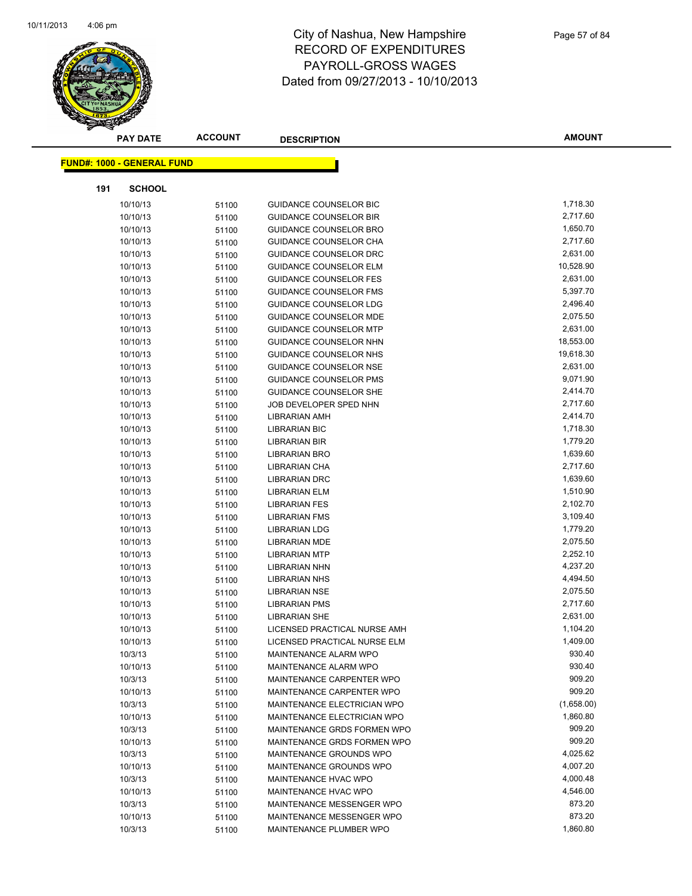# City of Nashua, New Hampshire
# RECORD OF EXPENDITURES
# PAYROLL-GROSS WAGES
# Dated from 09/27/2013 - 10/10/2013

**FUND#: 1000 - GENERAL FUND**

**191 SCHOOL**

| PAY DATE | ACCOUNT | DESCRIPTION | AMOUNT |
|---|---|---|---|
| 10/10/13 | 51100 | GUIDANCE COUNSELOR BIC | 1,718.30 |
| 10/10/13 | 51100 | GUIDANCE COUNSELOR BIR | 2,717.60 |
| 10/10/13 | 51100 | GUIDANCE COUNSELOR BRO | 1,650.70 |
| 10/10/13 | 51100 | GUIDANCE COUNSELOR CHA | 2,717.60 |
| 10/10/13 | 51100 | GUIDANCE COUNSELOR DRC | 2,631.00 |
| 10/10/13 | 51100 | GUIDANCE COUNSELOR ELM | 10,528.90 |
| 10/10/13 | 51100 | GUIDANCE COUNSELOR FES | 2,631.00 |
| 10/10/13 | 51100 | GUIDANCE COUNSELOR FMS | 5,397.70 |
| 10/10/13 | 51100 | GUIDANCE COUNSELOR LDG | 2,496.40 |
| 10/10/13 | 51100 | GUIDANCE COUNSELOR MDE | 2,075.50 |
| 10/10/13 | 51100 | GUIDANCE COUNSELOR MTP | 2,631.00 |
| 10/10/13 | 51100 | GUIDANCE COUNSELOR NHN | 18,553.00 |
| 10/10/13 | 51100 | GUIDANCE COUNSELOR NHS | 19,618.30 |
| 10/10/13 | 51100 | GUIDANCE COUNSELOR NSE | 2,631.00 |
| 10/10/13 | 51100 | GUIDANCE COUNSELOR PMS | 9,071.90 |
| 10/10/13 | 51100 | GUIDANCE COUNSELOR SHE | 2,414.70 |
| 10/10/13 | 51100 | JOB DEVELOPER SPED NHN | 2,717.60 |
| 10/10/13 | 51100 | LIBRARIAN AMH | 2,414.70 |
| 10/10/13 | 51100 | LIBRARIAN BIC | 1,718.30 |
| 10/10/13 | 51100 | LIBRARIAN BIR | 1,779.20 |
| 10/10/13 | 51100 | LIBRARIAN BRO | 1,639.60 |
| 10/10/13 | 51100 | LIBRARIAN CHA | 2,717.60 |
| 10/10/13 | 51100 | LIBRARIAN DRC | 1,639.60 |
| 10/10/13 | 51100 | LIBRARIAN ELM | 1,510.90 |
| 10/10/13 | 51100 | LIBRARIAN FES | 2,102.70 |
| 10/10/13 | 51100 | LIBRARIAN FMS | 3,109.40 |
| 10/10/13 | 51100 | LIBRARIAN LDG | 1,779.20 |
| 10/10/13 | 51100 | LIBRARIAN MDE | 2,075.50 |
| 10/10/13 | 51100 | LIBRARIAN MTP | 2,252.10 |
| 10/10/13 | 51100 | LIBRARIAN NHN | 4,237.20 |
| 10/10/13 | 51100 | LIBRARIAN NHS | 4,494.50 |
| 10/10/13 | 51100 | LIBRARIAN NSE | 2,075.50 |
| 10/10/13 | 51100 | LIBRARIAN PMS | 2,717.60 |
| 10/10/13 | 51100 | LIBRARIAN SHE | 2,631.00 |
| 10/10/13 | 51100 | LICENSED PRACTICAL NURSE AMH | 1,104.20 |
| 10/10/13 | 51100 | LICENSED PRACTICAL NURSE ELM | 1,409.00 |
| 10/3/13 | 51100 | MAINTENANCE ALARM WPO | 930.40 |
| 10/10/13 | 51100 | MAINTENANCE ALARM WPO | 930.40 |
| 10/3/13 | 51100 | MAINTENANCE CARPENTER WPO | 909.20 |
| 10/10/13 | 51100 | MAINTENANCE CARPENTER WPO | 909.20 |
| 10/3/13 | 51100 | MAINTENANCE ELECTRICIAN WPO | (1,658.00) |
| 10/10/13 | 51100 | MAINTENANCE ELECTRICIAN WPO | 1,860.80 |
| 10/3/13 | 51100 | MAINTENANCE GRDS FORMEN WPO | 909.20 |
| 10/10/13 | 51100 | MAINTENANCE GRDS FORMEN WPO | 909.20 |
| 10/3/13 | 51100 | MAINTENANCE GROUNDS WPO | 4,025.62 |
| 10/10/13 | 51100 | MAINTENANCE GROUNDS WPO | 4,007.20 |
| 10/3/13 | 51100 | MAINTENANCE HVAC WPO | 4,000.48 |
| 10/10/13 | 51100 | MAINTENANCE HVAC WPO | 4,546.00 |
| 10/3/13 | 51100 | MAINTENANCE MESSENGER WPO | 873.20 |
| 10/10/13 | 51100 | MAINTENANCE MESSENGER WPO | 873.20 |
| 10/3/13 | 51100 | MAINTENANCE PLUMBER WPO | 1,860.80 |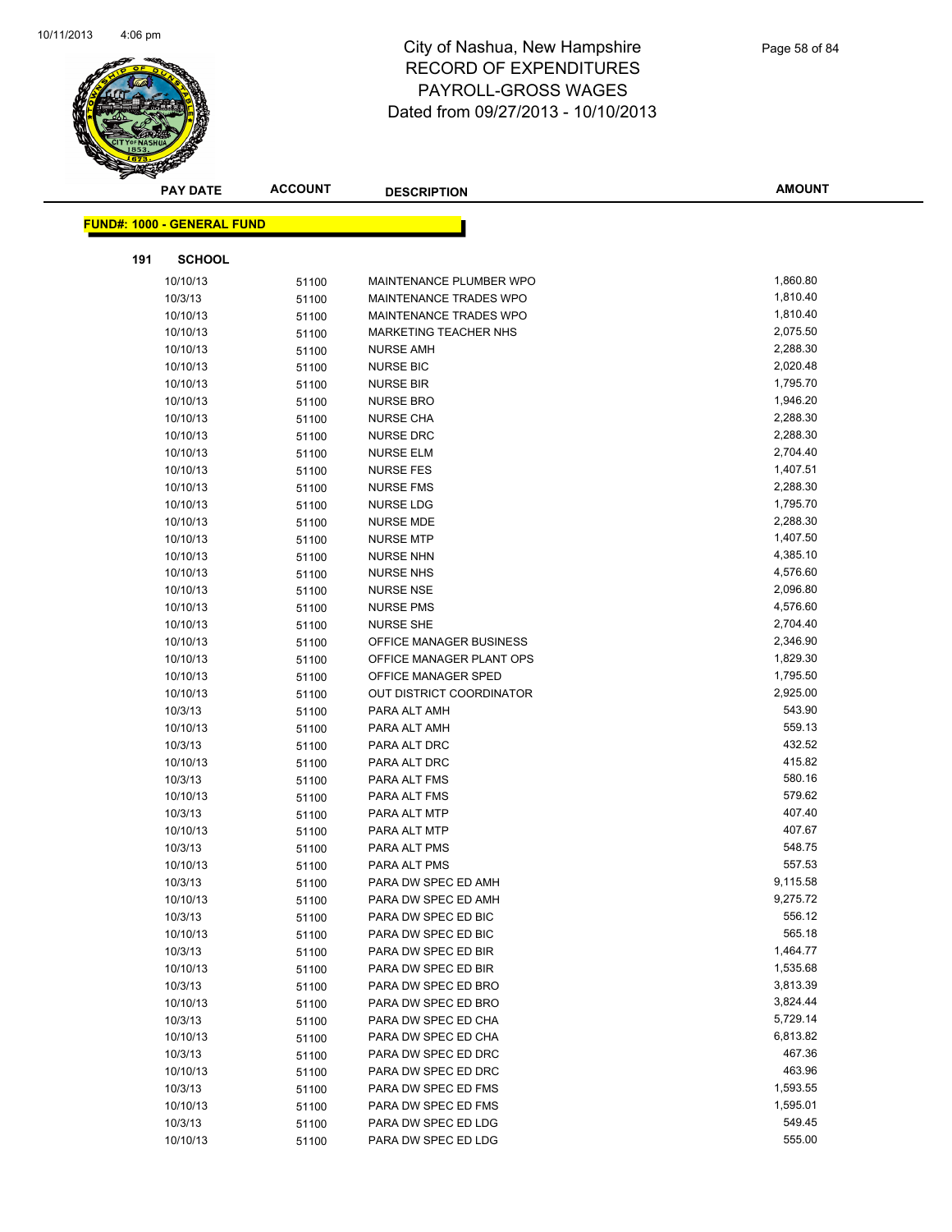# City of Nashua, New Hampshire
## RECORD OF EXPENDITURES
## PAYROLL-GROSS WAGES
## Dated from 09/27/2013 - 10/10/2013

| PAY DATE | ACCOUNT | DESCRIPTION | AMOUNT |
|---|---|---|---|

**FUND#: 1000 - GENERAL FUND**

**191 SCHOOL**

| PAY DATE | ACCOUNT | DESCRIPTION | AMOUNT |
|---|---|---|---|
| 10/10/13 | 51100 | MAINTENANCE PLUMBER WPO | 1,860.80 |
| 10/3/13 | 51100 | MAINTENANCE TRADES WPO | 1,810.40 |
| 10/10/13 | 51100 | MAINTENANCE TRADES WPO | 1,810.40 |
| 10/10/13 | 51100 | MARKETING TEACHER NHS | 2,075.50 |
| 10/10/13 | 51100 | NURSE AMH | 2,288.30 |
| 10/10/13 | 51100 | NURSE BIC | 2,020.48 |
| 10/10/13 | 51100 | NURSE BIR | 1,795.70 |
| 10/10/13 | 51100 | NURSE BRO | 1,946.20 |
| 10/10/13 | 51100 | NURSE CHA | 2,288.30 |
| 10/10/13 | 51100 | NURSE DRC | 2,288.30 |
| 10/10/13 | 51100 | NURSE ELM | 2,704.40 |
| 10/10/13 | 51100 | NURSE FES | 1,407.51 |
| 10/10/13 | 51100 | NURSE FMS | 2,288.30 |
| 10/10/13 | 51100 | NURSE LDG | 1,795.70 |
| 10/10/13 | 51100 | NURSE MDE | 2,288.30 |
| 10/10/13 | 51100 | NURSE MTP | 1,407.50 |
| 10/10/13 | 51100 | NURSE NHN | 4,385.10 |
| 10/10/13 | 51100 | NURSE NHS | 4,576.60 |
| 10/10/13 | 51100 | NURSE NSE | 2,096.80 |
| 10/10/13 | 51100 | NURSE PMS | 4,576.60 |
| 10/10/13 | 51100 | NURSE SHE | 2,704.40 |
| 10/10/13 | 51100 | OFFICE MANAGER BUSINESS | 2,346.90 |
| 10/10/13 | 51100 | OFFICE MANAGER PLANT OPS | 1,829.30 |
| 10/10/13 | 51100 | OFFICE MANAGER SPED | 1,795.50 |
| 10/10/13 | 51100 | OUT DISTRICT COORDINATOR | 2,925.00 |
| 10/3/13 | 51100 | PARA ALT AMH | 543.90 |
| 10/10/13 | 51100 | PARA ALT AMH | 559.13 |
| 10/3/13 | 51100 | PARA ALT DRC | 432.52 |
| 10/10/13 | 51100 | PARA ALT DRC | 415.82 |
| 10/3/13 | 51100 | PARA ALT FMS | 580.16 |
| 10/10/13 | 51100 | PARA ALT FMS | 579.62 |
| 10/3/13 | 51100 | PARA ALT MTP | 407.40 |
| 10/10/13 | 51100 | PARA ALT MTP | 407.67 |
| 10/3/13 | 51100 | PARA ALT PMS | 548.75 |
| 10/10/13 | 51100 | PARA ALT PMS | 557.53 |
| 10/3/13 | 51100 | PARA DW SPEC ED AMH | 9,115.58 |
| 10/10/13 | 51100 | PARA DW SPEC ED AMH | 9,275.72 |
| 10/3/13 | 51100 | PARA DW SPEC ED BIC | 556.12 |
| 10/10/13 | 51100 | PARA DW SPEC ED BIC | 565.18 |
| 10/3/13 | 51100 | PARA DW SPEC ED BIR | 1,464.77 |
| 10/10/13 | 51100 | PARA DW SPEC ED BIR | 1,535.68 |
| 10/3/13 | 51100 | PARA DW SPEC ED BRO | 3,813.39 |
| 10/10/13 | 51100 | PARA DW SPEC ED BRO | 3,824.44 |
| 10/3/13 | 51100 | PARA DW SPEC ED CHA | 5,729.14 |
| 10/10/13 | 51100 | PARA DW SPEC ED CHA | 6,813.82 |
| 10/3/13 | 51100 | PARA DW SPEC ED DRC | 467.36 |
| 10/10/13 | 51100 | PARA DW SPEC ED DRC | 463.96 |
| 10/3/13 | 51100 | PARA DW SPEC ED FMS | 1,593.55 |
| 10/10/13 | 51100 | PARA DW SPEC ED FMS | 1,595.01 |
| 10/3/13 | 51100 | PARA DW SPEC ED LDG | 549.45 |
| 10/10/13 | 51100 | PARA DW SPEC ED LDG | 555.00 |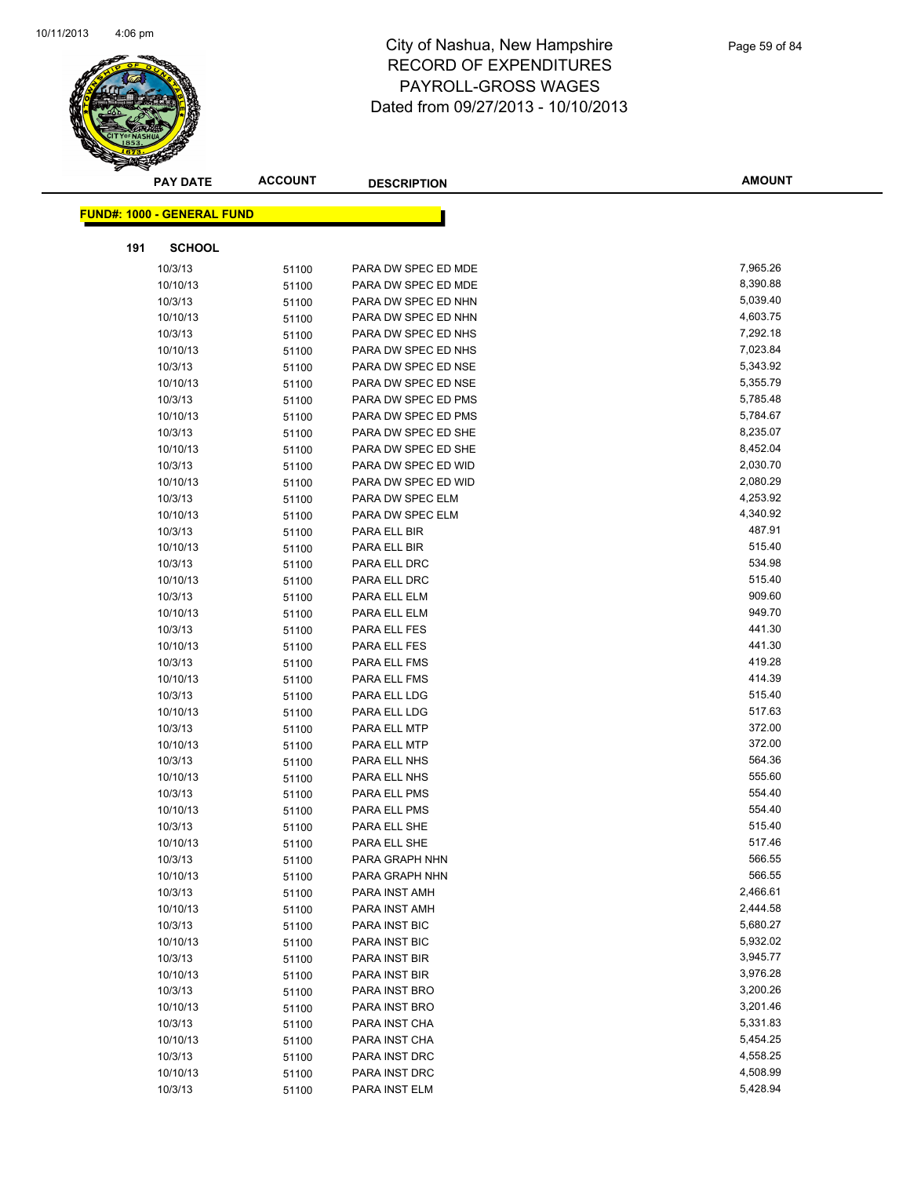# City of Nashua, New Hampshire
## RECORD OF EXPENDITURES
## PAYROLL-GROSS WAGES
## Dated from 09/27/2013 - 10/10/2013

**FUND#: 1000 - GENERAL FUND**

**191 SCHOOL**

| PAY DATE | ACCOUNT | DESCRIPTION | AMOUNT |
|---|---|---|---|
| 10/3/13 | 51100 | PARA DW SPEC ED MDE | 7,965.26 |
| 10/10/13 | 51100 | PARA DW SPEC ED MDE | 8,390.88 |
| 10/3/13 | 51100 | PARA DW SPEC ED NHN | 5,039.40 |
| 10/10/13 | 51100 | PARA DW SPEC ED NHN | 4,603.75 |
| 10/3/13 | 51100 | PARA DW SPEC ED NHS | 7,292.18 |
| 10/10/13 | 51100 | PARA DW SPEC ED NHS | 7,023.84 |
| 10/3/13 | 51100 | PARA DW SPEC ED NSE | 5,343.92 |
| 10/10/13 | 51100 | PARA DW SPEC ED NSE | 5,355.79 |
| 10/3/13 | 51100 | PARA DW SPEC ED PMS | 5,785.48 |
| 10/10/13 | 51100 | PARA DW SPEC ED PMS | 5,784.67 |
| 10/3/13 | 51100 | PARA DW SPEC ED SHE | 8,235.07 |
| 10/10/13 | 51100 | PARA DW SPEC ED SHE | 8,452.04 |
| 10/3/13 | 51100 | PARA DW SPEC ED WID | 2,030.70 |
| 10/10/13 | 51100 | PARA DW SPEC ED WID | 2,080.29 |
| 10/3/13 | 51100 | PARA DW SPEC ELM | 4,253.92 |
| 10/10/13 | 51100 | PARA DW SPEC ELM | 4,340.92 |
| 10/3/13 | 51100 | PARA ELL BIR | 487.91 |
| 10/10/13 | 51100 | PARA ELL BIR | 515.40 |
| 10/3/13 | 51100 | PARA ELL DRC | 534.98 |
| 10/10/13 | 51100 | PARA ELL DRC | 515.40 |
| 10/3/13 | 51100 | PARA ELL ELM | 909.60 |
| 10/10/13 | 51100 | PARA ELL ELM | 949.70 |
| 10/3/13 | 51100 | PARA ELL FES | 441.30 |
| 10/10/13 | 51100 | PARA ELL FES | 441.30 |
| 10/3/13 | 51100 | PARA ELL FMS | 419.28 |
| 10/10/13 | 51100 | PARA ELL FMS | 414.39 |
| 10/3/13 | 51100 | PARA ELL LDG | 515.40 |
| 10/10/13 | 51100 | PARA ELL LDG | 517.63 |
| 10/3/13 | 51100 | PARA ELL MTP | 372.00 |
| 10/10/13 | 51100 | PARA ELL MTP | 372.00 |
| 10/3/13 | 51100 | PARA ELL NHS | 564.36 |
| 10/10/13 | 51100 | PARA ELL NHS | 555.60 |
| 10/3/13 | 51100 | PARA ELL PMS | 554.40 |
| 10/10/13 | 51100 | PARA ELL PMS | 554.40 |
| 10/3/13 | 51100 | PARA ELL SHE | 515.40 |
| 10/10/13 | 51100 | PARA ELL SHE | 517.46 |
| 10/3/13 | 51100 | PARA GRAPH NHN | 566.55 |
| 10/10/13 | 51100 | PARA GRAPH NHN | 566.55 |
| 10/3/13 | 51100 | PARA INST AMH | 2,466.61 |
| 10/10/13 | 51100 | PARA INST AMH | 2,444.58 |
| 10/3/13 | 51100 | PARA INST BIC | 5,680.27 |
| 10/10/13 | 51100 | PARA INST BIC | 5,932.02 |
| 10/3/13 | 51100 | PARA INST BIR | 3,945.77 |
| 10/10/13 | 51100 | PARA INST BIR | 3,976.28 |
| 10/3/13 | 51100 | PARA INST BRO | 3,200.26 |
| 10/10/13 | 51100 | PARA INST BRO | 3,201.46 |
| 10/3/13 | 51100 | PARA INST CHA | 5,331.83 |
| 10/10/13 | 51100 | PARA INST CHA | 5,454.25 |
| 10/3/13 | 51100 | PARA INST DRC | 4,558.25 |
| 10/10/13 | 51100 | PARA INST DRC | 4,508.99 |
| 10/3/13 | 51100 | PARA INST ELM | 5,428.94 |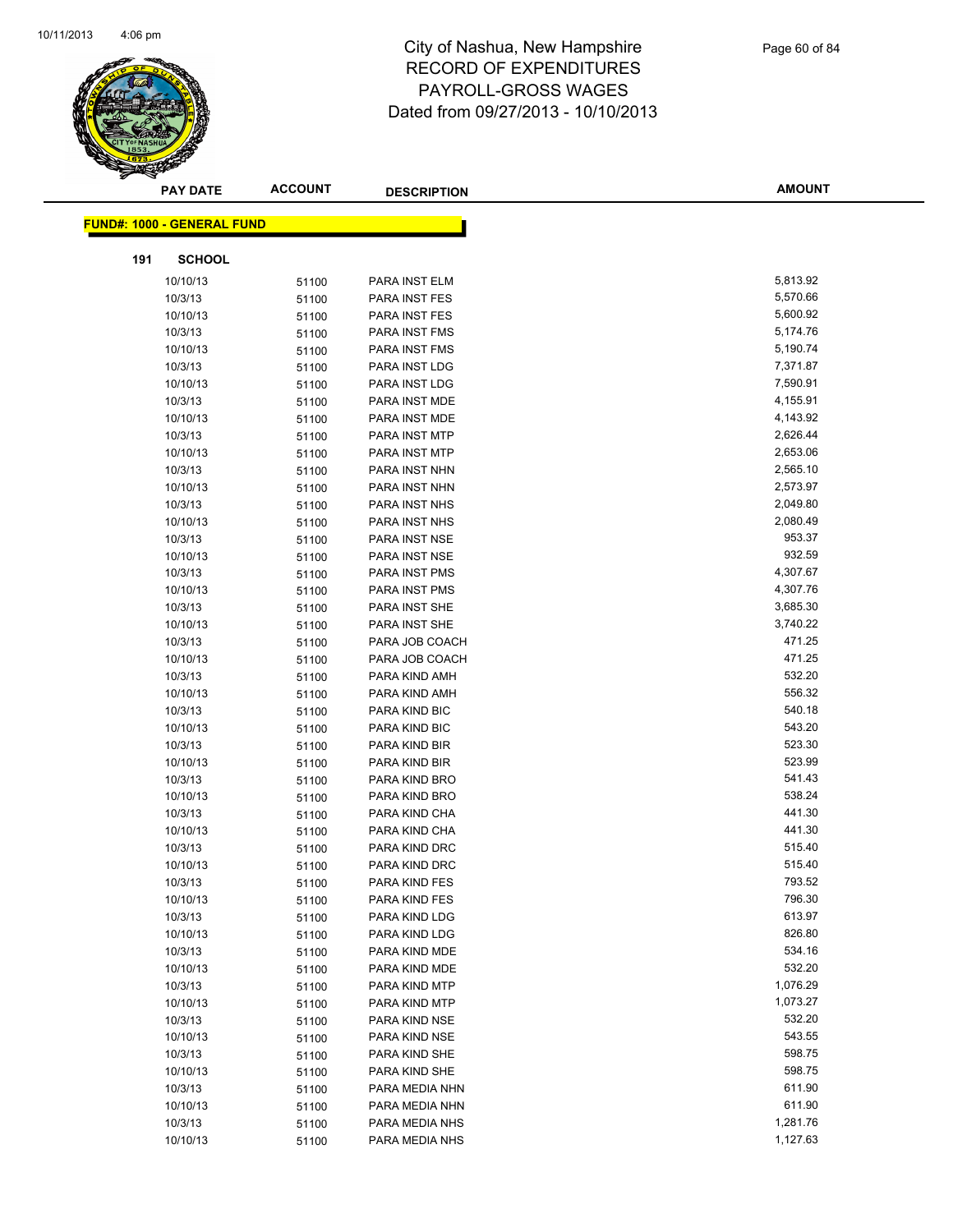# City of Nashua, New Hampshire
## RECORD OF EXPENDITURES
## PAYROLL-GROSS WAGES
## Dated from 09/27/2013 - 10/10/2013

**FUND#: 1000 - GENERAL FUND**

**191 SCHOOL**

| PAY DATE | ACCOUNT | DESCRIPTION | AMOUNT |
|---|---|---|---|
| 10/10/13 | 51100 | PARA INST ELM | 5,813.92 |
| 10/3/13 | 51100 | PARA INST FES | 5,570.66 |
| 10/10/13 | 51100 | PARA INST FES | 5,600.92 |
| 10/3/13 | 51100 | PARA INST FMS | 5,174.76 |
| 10/10/13 | 51100 | PARA INST FMS | 5,190.74 |
| 10/3/13 | 51100 | PARA INST LDG | 7,371.87 |
| 10/10/13 | 51100 | PARA INST LDG | 7,590.91 |
| 10/3/13 | 51100 | PARA INST MDE | 4,155.91 |
| 10/10/13 | 51100 | PARA INST MDE | 4,143.92 |
| 10/3/13 | 51100 | PARA INST MTP | 2,626.44 |
| 10/10/13 | 51100 | PARA INST MTP | 2,653.06 |
| 10/3/13 | 51100 | PARA INST NHN | 2,565.10 |
| 10/10/13 | 51100 | PARA INST NHN | 2,573.97 |
| 10/3/13 | 51100 | PARA INST NHS | 2,049.80 |
| 10/10/13 | 51100 | PARA INST NHS | 2,080.49 |
| 10/3/13 | 51100 | PARA INST NSE | 953.37 |
| 10/10/13 | 51100 | PARA INST NSE | 932.59 |
| 10/3/13 | 51100 | PARA INST PMS | 4,307.67 |
| 10/10/13 | 51100 | PARA INST PMS | 4,307.76 |
| 10/3/13 | 51100 | PARA INST SHE | 3,685.30 |
| 10/10/13 | 51100 | PARA INST SHE | 3,740.22 |
| 10/3/13 | 51100 | PARA JOB COACH | 471.25 |
| 10/10/13 | 51100 | PARA JOB COACH | 471.25 |
| 10/3/13 | 51100 | PARA KIND AMH | 532.20 |
| 10/10/13 | 51100 | PARA KIND AMH | 556.32 |
| 10/3/13 | 51100 | PARA KIND BIC | 540.18 |
| 10/10/13 | 51100 | PARA KIND BIC | 543.20 |
| 10/3/13 | 51100 | PARA KIND BIR | 523.30 |
| 10/10/13 | 51100 | PARA KIND BIR | 523.99 |
| 10/3/13 | 51100 | PARA KIND BRO | 541.43 |
| 10/10/13 | 51100 | PARA KIND BRO | 538.24 |
| 10/3/13 | 51100 | PARA KIND CHA | 441.30 |
| 10/10/13 | 51100 | PARA KIND CHA | 441.30 |
| 10/3/13 | 51100 | PARA KIND DRC | 515.40 |
| 10/10/13 | 51100 | PARA KIND DRC | 515.40 |
| 10/3/13 | 51100 | PARA KIND FES | 793.52 |
| 10/10/13 | 51100 | PARA KIND FES | 796.30 |
| 10/3/13 | 51100 | PARA KIND LDG | 613.97 |
| 10/10/13 | 51100 | PARA KIND LDG | 826.80 |
| 10/3/13 | 51100 | PARA KIND MDE | 534.16 |
| 10/10/13 | 51100 | PARA KIND MDE | 532.20 |
| 10/3/13 | 51100 | PARA KIND MTP | 1,076.29 |
| 10/10/13 | 51100 | PARA KIND MTP | 1,073.27 |
| 10/3/13 | 51100 | PARA KIND NSE | 532.20 |
| 10/10/13 | 51100 | PARA KIND NSE | 543.55 |
| 10/3/13 | 51100 | PARA KIND SHE | 598.75 |
| 10/10/13 | 51100 | PARA KIND SHE | 598.75 |
| 10/3/13 | 51100 | PARA MEDIA NHN | 611.90 |
| 10/10/13 | 51100 | PARA MEDIA NHN | 611.90 |
| 10/3/13 | 51100 | PARA MEDIA NHS | 1,281.76 |
| 10/10/13 | 51100 | PARA MEDIA NHS | 1,127.63 |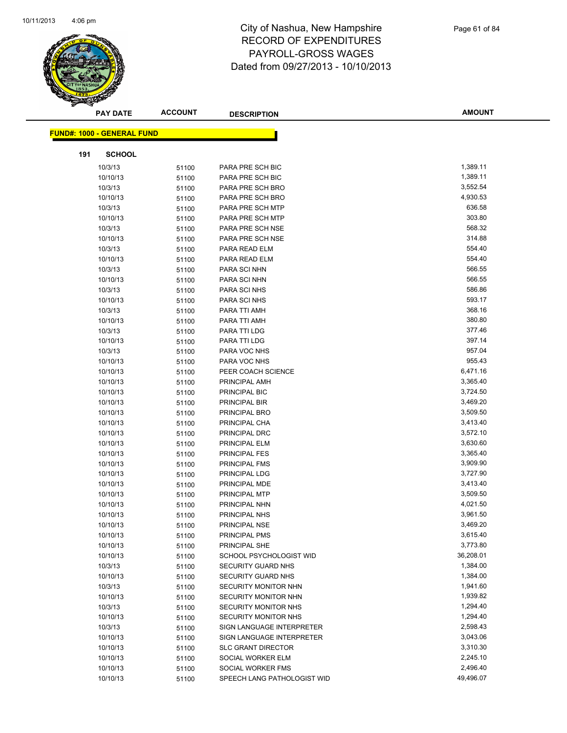# City of Nashua, New Hampshire
## RECORD OF EXPENDITURES
## PAYROLL-GROSS WAGES
## Dated from 09/27/2013 - 10/10/2013

| PAY DATE | ACCOUNT | DESCRIPTION | AMOUNT |
|---|---|---|---|

**FUND#: 1000 - GENERAL FUND**

**191 SCHOOL**

| PAY DATE | ACCOUNT | DESCRIPTION | AMOUNT |
|---|---|---|---|
| 10/3/13 | 51100 | PARA PRE SCH BIC | 1,389.11 |
| 10/10/13 | 51100 | PARA PRE SCH BIC | 1,389.11 |
| 10/3/13 | 51100 | PARA PRE SCH BRO | 3,552.54 |
| 10/10/13 | 51100 | PARA PRE SCH BRO | 4,930.53 |
| 10/3/13 | 51100 | PARA PRE SCH MTP | 636.58 |
| 10/10/13 | 51100 | PARA PRE SCH MTP | 303.80 |
| 10/3/13 | 51100 | PARA PRE SCH NSE | 568.32 |
| 10/10/13 | 51100 | PARA PRE SCH NSE | 314.88 |
| 10/3/13 | 51100 | PARA READ ELM | 554.40 |
| 10/10/13 | 51100 | PARA READ ELM | 554.40 |
| 10/3/13 | 51100 | PARA SCI NHN | 566.55 |
| 10/10/13 | 51100 | PARA SCI NHN | 566.55 |
| 10/3/13 | 51100 | PARA SCI NHS | 586.86 |
| 10/10/13 | 51100 | PARA SCI NHS | 593.17 |
| 10/3/13 | 51100 | PARA TTI AMH | 368.16 |
| 10/10/13 | 51100 | PARA TTI AMH | 380.80 |
| 10/3/13 | 51100 | PARA TTI LDG | 377.46 |
| 10/10/13 | 51100 | PARA TTI LDG | 397.14 |
| 10/3/13 | 51100 | PARA VOC NHS | 957.04 |
| 10/10/13 | 51100 | PARA VOC NHS | 955.43 |
| 10/10/13 | 51100 | PEER COACH SCIENCE | 6,471.16 |
| 10/10/13 | 51100 | PRINCIPAL AMH | 3,365.40 |
| 10/10/13 | 51100 | PRINCIPAL BIC | 3,724.50 |
| 10/10/13 | 51100 | PRINCIPAL BIR | 3,469.20 |
| 10/10/13 | 51100 | PRINCIPAL BRO | 3,509.50 |
| 10/10/13 | 51100 | PRINCIPAL CHA | 3,413.40 |
| 10/10/13 | 51100 | PRINCIPAL DRC | 3,572.10 |
| 10/10/13 | 51100 | PRINCIPAL ELM | 3,630.60 |
| 10/10/13 | 51100 | PRINCIPAL FES | 3,365.40 |
| 10/10/13 | 51100 | PRINCIPAL FMS | 3,909.90 |
| 10/10/13 | 51100 | PRINCIPAL LDG | 3,727.90 |
| 10/10/13 | 51100 | PRINCIPAL MDE | 3,413.40 |
| 10/10/13 | 51100 | PRINCIPAL MTP | 3,509.50 |
| 10/10/13 | 51100 | PRINCIPAL NHN | 4,021.50 |
| 10/10/13 | 51100 | PRINCIPAL NHS | 3,961.50 |
| 10/10/13 | 51100 | PRINCIPAL NSE | 3,469.20 |
| 10/10/13 | 51100 | PRINCIPAL PMS | 3,615.40 |
| 10/10/13 | 51100 | PRINCIPAL SHE | 3,773.80 |
| 10/10/13 | 51100 | SCHOOL PSYCHOLOGIST WID | 36,208.01 |
| 10/3/13 | 51100 | SECURITY GUARD NHS | 1,384.00 |
| 10/10/13 | 51100 | SECURITY GUARD NHS | 1,384.00 |
| 10/3/13 | 51100 | SECURITY MONITOR NHN | 1,941.60 |
| 10/10/13 | 51100 | SECURITY MONITOR NHN | 1,939.82 |
| 10/3/13 | 51100 | SECURITY MONITOR NHS | 1,294.40 |
| 10/10/13 | 51100 | SECURITY MONITOR NHS | 1,294.40 |
| 10/3/13 | 51100 | SIGN LANGUAGE INTERPRETER | 2,598.43 |
| 10/10/13 | 51100 | SIGN LANGUAGE INTERPRETER | 3,043.06 |
| 10/10/13 | 51100 | SLC GRANT DIRECTOR | 3,310.30 |
| 10/10/13 | 51100 | SOCIAL WORKER ELM | 2,245.10 |
| 10/10/13 | 51100 | SOCIAL WORKER FMS | 2,496.40 |
| 10/10/13 | 51100 | SPEECH LANG PATHOLOGIST WID | 49,496.07 |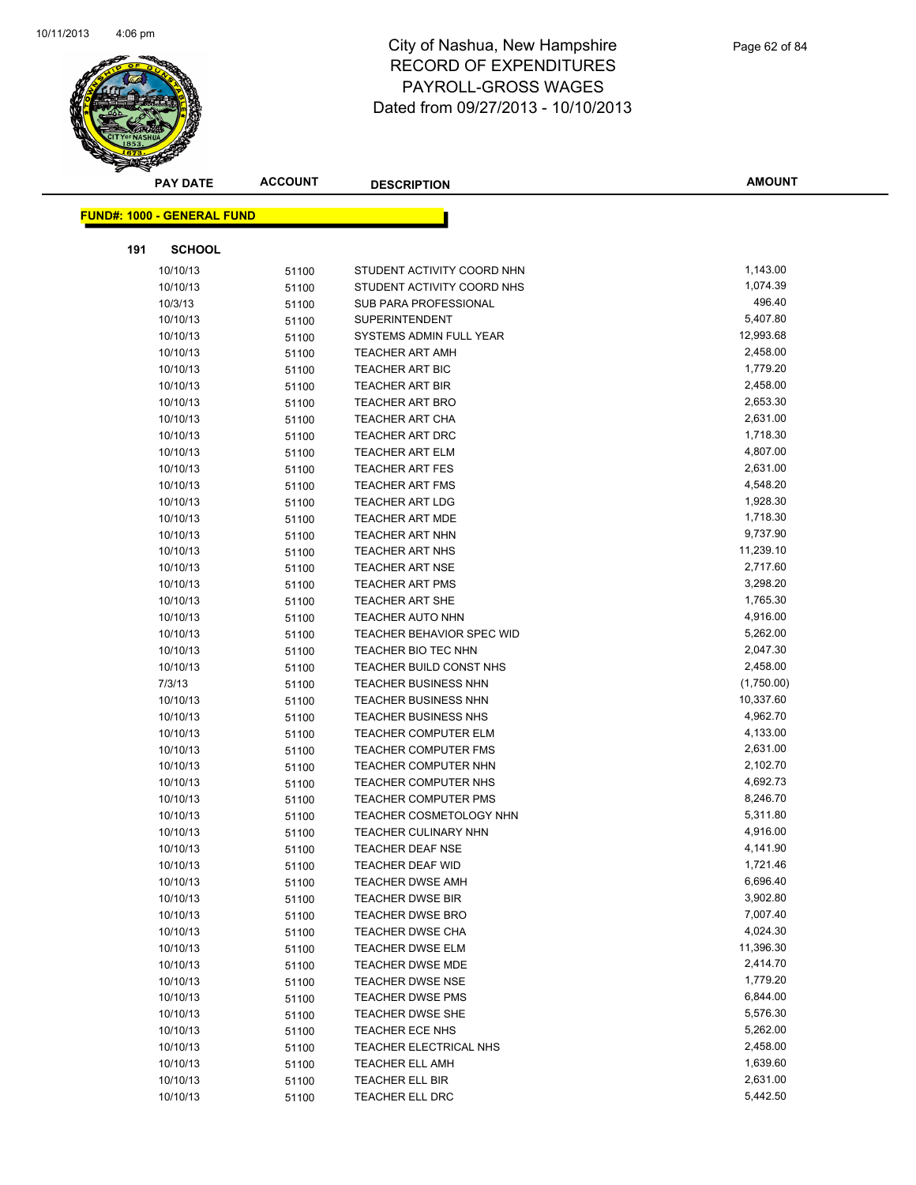# City of Nashua, New Hampshire
## RECORD OF EXPENDITURES
## PAYROLL-GROSS WAGES
## Dated from 09/27/2013 - 10/10/2013

| PAY DATE | ACCOUNT | DESCRIPTION | AMOUNT |
|---|---|---|---|

**FUND#: 1000 - GENERAL FUND**

**191 SCHOOL**

| PAY DATE | ACCOUNT | DESCRIPTION | AMOUNT |
|---|---|---|---|
| 10/10/13 | 51100 | STUDENT ACTIVITY COORD NHN | 1,143.00 |
| 10/10/13 | 51100 | STUDENT ACTIVITY COORD NHS | 1,074.39 |
| 10/3/13 | 51100 | SUB PARA PROFESSIONAL | 496.40 |
| 10/10/13 | 51100 | SUPERINTENDENT | 5,407.80 |
| 10/10/13 | 51100 | SYSTEMS ADMIN FULL YEAR | 12,993.68 |
| 10/10/13 | 51100 | TEACHER ART AMH | 2,458.00 |
| 10/10/13 | 51100 | TEACHER ART BIC | 1,779.20 |
| 10/10/13 | 51100 | TEACHER ART BIR | 2,458.00 |
| 10/10/13 | 51100 | TEACHER ART BRO | 2,653.30 |
| 10/10/13 | 51100 | TEACHER ART CHA | 2,631.00 |
| 10/10/13 | 51100 | TEACHER ART DRC | 1,718.30 |
| 10/10/13 | 51100 | TEACHER ART ELM | 4,807.00 |
| 10/10/13 | 51100 | TEACHER ART FES | 2,631.00 |
| 10/10/13 | 51100 | TEACHER ART FMS | 4,548.20 |
| 10/10/13 | 51100 | TEACHER ART LDG | 1,928.30 |
| 10/10/13 | 51100 | TEACHER ART MDE | 1,718.30 |
| 10/10/13 | 51100 | TEACHER ART NHN | 9,737.90 |
| 10/10/13 | 51100 | TEACHER ART NHS | 11,239.10 |
| 10/10/13 | 51100 | TEACHER ART NSE | 2,717.60 |
| 10/10/13 | 51100 | TEACHER ART PMS | 3,298.20 |
| 10/10/13 | 51100 | TEACHER ART SHE | 1,765.30 |
| 10/10/13 | 51100 | TEACHER AUTO NHN | 4,916.00 |
| 10/10/13 | 51100 | TEACHER BEHAVIOR SPEC WID | 5,262.00 |
| 10/10/13 | 51100 | TEACHER BIO TEC NHN | 2,047.30 |
| 10/10/13 | 51100 | TEACHER BUILD CONST NHS | 2,458.00 |
| 7/3/13 | 51100 | TEACHER BUSINESS NHN | (1,750.00) |
| 10/10/13 | 51100 | TEACHER BUSINESS NHN | 10,337.60 |
| 10/10/13 | 51100 | TEACHER BUSINESS NHS | 4,962.70 |
| 10/10/13 | 51100 | TEACHER COMPUTER ELM | 4,133.00 |
| 10/10/13 | 51100 | TEACHER COMPUTER FMS | 2,631.00 |
| 10/10/13 | 51100 | TEACHER COMPUTER NHN | 2,102.70 |
| 10/10/13 | 51100 | TEACHER COMPUTER NHS | 4,692.73 |
| 10/10/13 | 51100 | TEACHER COMPUTER PMS | 8,246.70 |
| 10/10/13 | 51100 | TEACHER COSMETOLOGY NHN | 5,311.80 |
| 10/10/13 | 51100 | TEACHER CULINARY NHN | 4,916.00 |
| 10/10/13 | 51100 | TEACHER DEAF NSE | 4,141.90 |
| 10/10/13 | 51100 | TEACHER DEAF WID | 1,721.46 |
| 10/10/13 | 51100 | TEACHER DWSE AMH | 6,696.40 |
| 10/10/13 | 51100 | TEACHER DWSE BIR | 3,902.80 |
| 10/10/13 | 51100 | TEACHER DWSE BRO | 7,007.40 |
| 10/10/13 | 51100 | TEACHER DWSE CHA | 4,024.30 |
| 10/10/13 | 51100 | TEACHER DWSE ELM | 11,396.30 |
| 10/10/13 | 51100 | TEACHER DWSE MDE | 2,414.70 |
| 10/10/13 | 51100 | TEACHER DWSE NSE | 1,779.20 |
| 10/10/13 | 51100 | TEACHER DWSE PMS | 6,844.00 |
| 10/10/13 | 51100 | TEACHER DWSE SHE | 5,576.30 |
| 10/10/13 | 51100 | TEACHER ECE NHS | 5,262.00 |
| 10/10/13 | 51100 | TEACHER ELECTRICAL NHS | 2,458.00 |
| 10/10/13 | 51100 | TEACHER ELL AMH | 1,639.60 |
| 10/10/13 | 51100 | TEACHER ELL BIR | 2,631.00 |
| 10/10/13 | 51100 | TEACHER ELL DRC | 5,442.50 |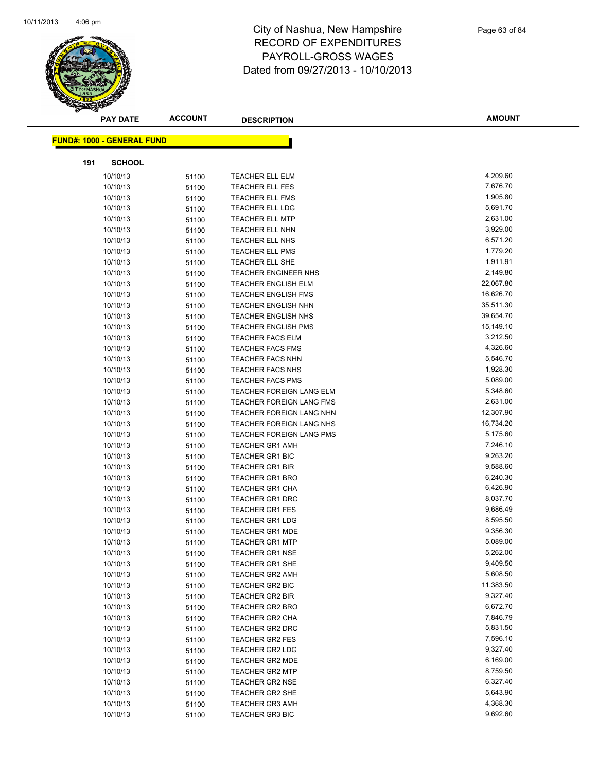# City of Nashua, New Hampshire
# RECORD OF EXPENDITURES
# PAYROLL-GROSS WAGES
# Dated from 09/27/2013 - 10/10/2013

**FUND#: 1000 - GENERAL FUND**

**191 SCHOOL**

| PAY DATE | ACCOUNT | DESCRIPTION | AMOUNT |
|---|---|---|---|
| 10/10/13 | 51100 | TEACHER ELL ELM | 4,209.60 |
| 10/10/13 | 51100 | TEACHER ELL FES | 7,676.70 |
| 10/10/13 | 51100 | TEACHER ELL FMS | 1,905.80 |
| 10/10/13 | 51100 | TEACHER ELL LDG | 5,691.70 |
| 10/10/13 | 51100 | TEACHER ELL MTP | 2,631.00 |
| 10/10/13 | 51100 | TEACHER ELL NHN | 3,929.00 |
| 10/10/13 | 51100 | TEACHER ELL NHS | 6,571.20 |
| 10/10/13 | 51100 | TEACHER ELL PMS | 1,779.20 |
| 10/10/13 | 51100 | TEACHER ELL SHE | 1,911.91 |
| 10/10/13 | 51100 | TEACHER ENGINEER NHS | 2,149.80 |
| 10/10/13 | 51100 | TEACHER ENGLISH ELM | 22,067.80 |
| 10/10/13 | 51100 | TEACHER ENGLISH FMS | 16,626.70 |
| 10/10/13 | 51100 | TEACHER ENGLISH NHN | 35,511.30 |
| 10/10/13 | 51100 | TEACHER ENGLISH NHS | 39,654.70 |
| 10/10/13 | 51100 | TEACHER ENGLISH PMS | 15,149.10 |
| 10/10/13 | 51100 | TEACHER FACS ELM | 3,212.50 |
| 10/10/13 | 51100 | TEACHER FACS FMS | 4,326.60 |
| 10/10/13 | 51100 | TEACHER FACS NHN | 5,546.70 |
| 10/10/13 | 51100 | TEACHER FACS NHS | 1,928.30 |
| 10/10/13 | 51100 | TEACHER FACS PMS | 5,089.00 |
| 10/10/13 | 51100 | TEACHER FOREIGN LANG ELM | 5,348.60 |
| 10/10/13 | 51100 | TEACHER FOREIGN LANG FMS | 2,631.00 |
| 10/10/13 | 51100 | TEACHER FOREIGN LANG NHN | 12,307.90 |
| 10/10/13 | 51100 | TEACHER FOREIGN LANG NHS | 16,734.20 |
| 10/10/13 | 51100 | TEACHER FOREIGN LANG PMS | 5,175.60 |
| 10/10/13 | 51100 | TEACHER GR1 AMH | 7,246.10 |
| 10/10/13 | 51100 | TEACHER GR1 BIC | 9,263.20 |
| 10/10/13 | 51100 | TEACHER GR1 BIR | 9,588.60 |
| 10/10/13 | 51100 | TEACHER GR1 BRO | 6,240.30 |
| 10/10/13 | 51100 | TEACHER GR1 CHA | 6,426.90 |
| 10/10/13 | 51100 | TEACHER GR1 DRC | 8,037.70 |
| 10/10/13 | 51100 | TEACHER GR1 FES | 9,686.49 |
| 10/10/13 | 51100 | TEACHER GR1 LDG | 8,595.50 |
| 10/10/13 | 51100 | TEACHER GR1 MDE | 9,356.30 |
| 10/10/13 | 51100 | TEACHER GR1 MTP | 5,089.00 |
| 10/10/13 | 51100 | TEACHER GR1 NSE | 5,262.00 |
| 10/10/13 | 51100 | TEACHER GR1 SHE | 9,409.50 |
| 10/10/13 | 51100 | TEACHER GR2 AMH | 5,608.50 |
| 10/10/13 | 51100 | TEACHER GR2 BIC | 11,383.50 |
| 10/10/13 | 51100 | TEACHER GR2 BIR | 9,327.40 |
| 10/10/13 | 51100 | TEACHER GR2 BRO | 6,672.70 |
| 10/10/13 | 51100 | TEACHER GR2 CHA | 7,846.79 |
| 10/10/13 | 51100 | TEACHER GR2 DRC | 5,831.50 |
| 10/10/13 | 51100 | TEACHER GR2 FES | 7,596.10 |
| 10/10/13 | 51100 | TEACHER GR2 LDG | 9,327.40 |
| 10/10/13 | 51100 | TEACHER GR2 MDE | 6,169.00 |
| 10/10/13 | 51100 | TEACHER GR2 MTP | 8,759.50 |
| 10/10/13 | 51100 | TEACHER GR2 NSE | 6,327.40 |
| 10/10/13 | 51100 | TEACHER GR2 SHE | 5,643.90 |
| 10/10/13 | 51100 | TEACHER GR3 AMH | 4,368.30 |
| 10/10/13 | 51100 | TEACHER GR3 BIC | 9,692.60 |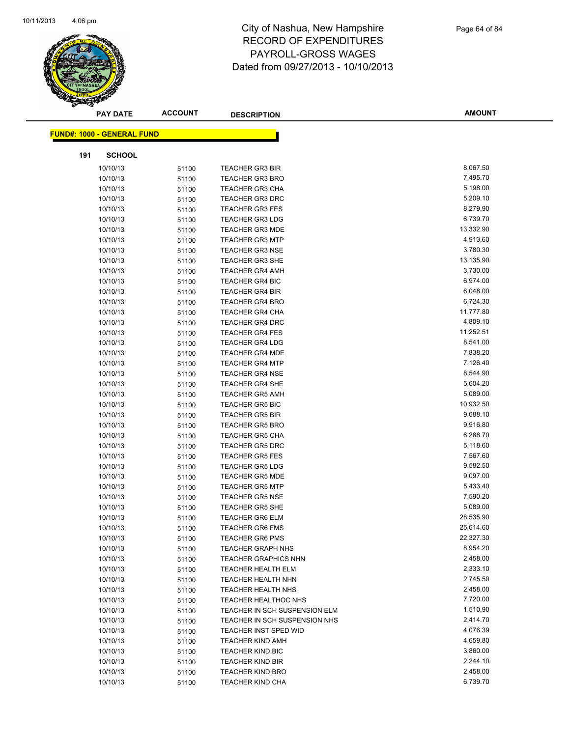# City of Nashua, New Hampshire
## RECORD OF EXPENDITURES
## PAYROLL-GROSS WAGES
## Dated from 09/27/2013 - 10/10/2013

| PAY DATE | ACCOUNT | DESCRIPTION | AMOUNT |
|---|---|---|---|

**FUND#: 1000 - GENERAL FUND**

**191 SCHOOL**

| PAY DATE | ACCOUNT | DESCRIPTION | AMOUNT |
|---|---|---|---|
| 10/10/13 | 51100 | TEACHER GR3 BIR | 8,067.50 |
| 10/10/13 | 51100 | TEACHER GR3 BRO | 7,495.70 |
| 10/10/13 | 51100 | TEACHER GR3 CHA | 5,198.00 |
| 10/10/13 | 51100 | TEACHER GR3 DRC | 5,209.10 |
| 10/10/13 | 51100 | TEACHER GR3 FES | 8,279.90 |
| 10/10/13 | 51100 | TEACHER GR3 LDG | 6,739.70 |
| 10/10/13 | 51100 | TEACHER GR3 MDE | 13,332.90 |
| 10/10/13 | 51100 | TEACHER GR3 MTP | 4,913.60 |
| 10/10/13 | 51100 | TEACHER GR3 NSE | 3,780.30 |
| 10/10/13 | 51100 | TEACHER GR3 SHE | 13,135.90 |
| 10/10/13 | 51100 | TEACHER GR4 AMH | 3,730.00 |
| 10/10/13 | 51100 | TEACHER GR4 BIC | 6,974.00 |
| 10/10/13 | 51100 | TEACHER GR4 BIR | 6,048.00 |
| 10/10/13 | 51100 | TEACHER GR4 BRO | 6,724.30 |
| 10/10/13 | 51100 | TEACHER GR4 CHA | 11,777.80 |
| 10/10/13 | 51100 | TEACHER GR4 DRC | 4,809.10 |
| 10/10/13 | 51100 | TEACHER GR4 FES | 11,252.51 |
| 10/10/13 | 51100 | TEACHER GR4 LDG | 8,541.00 |
| 10/10/13 | 51100 | TEACHER GR4 MDE | 7,838.20 |
| 10/10/13 | 51100 | TEACHER GR4 MTP | 7,126.40 |
| 10/10/13 | 51100 | TEACHER GR4 NSE | 8,544.90 |
| 10/10/13 | 51100 | TEACHER GR4 SHE | 5,604.20 |
| 10/10/13 | 51100 | TEACHER GR5 AMH | 5,089.00 |
| 10/10/13 | 51100 | TEACHER GR5 BIC | 10,932.50 |
| 10/10/13 | 51100 | TEACHER GR5 BIR | 9,688.10 |
| 10/10/13 | 51100 | TEACHER GR5 BRO | 9,916.80 |
| 10/10/13 | 51100 | TEACHER GR5 CHA | 6,288.70 |
| 10/10/13 | 51100 | TEACHER GR5 DRC | 5,118.60 |
| 10/10/13 | 51100 | TEACHER GR5 FES | 7,567.60 |
| 10/10/13 | 51100 | TEACHER GR5 LDG | 9,582.50 |
| 10/10/13 | 51100 | TEACHER GR5 MDE | 9,097.00 |
| 10/10/13 | 51100 | TEACHER GR5 MTP | 5,433.40 |
| 10/10/13 | 51100 | TEACHER GR5 NSE | 7,590.20 |
| 10/10/13 | 51100 | TEACHER GR5 SHE | 5,089.00 |
| 10/10/13 | 51100 | TEACHER GR6 ELM | 28,535.90 |
| 10/10/13 | 51100 | TEACHER GR6 FMS | 25,614.60 |
| 10/10/13 | 51100 | TEACHER GR6 PMS | 22,327.30 |
| 10/10/13 | 51100 | TEACHER GRAPH NHS | 8,954.20 |
| 10/10/13 | 51100 | TEACHER GRAPHICS NHN | 2,458.00 |
| 10/10/13 | 51100 | TEACHER HEALTH ELM | 2,333.10 |
| 10/10/13 | 51100 | TEACHER HEALTH NHN | 2,745.50 |
| 10/10/13 | 51100 | TEACHER HEALTH NHS | 2,458.00 |
| 10/10/13 | 51100 | TEACHER HEALTHOC NHS | 7,720.00 |
| 10/10/13 | 51100 | TEACHER IN SCH SUSPENSION ELM | 1,510.90 |
| 10/10/13 | 51100 | TEACHER IN SCH SUSPENSION NHS | 2,414.70 |
| 10/10/13 | 51100 | TEACHER INST SPED WID | 4,076.39 |
| 10/10/13 | 51100 | TEACHER KIND AMH | 4,659.80 |
| 10/10/13 | 51100 | TEACHER KIND BIC | 3,860.00 |
| 10/10/13 | 51100 | TEACHER KIND BIR | 2,244.10 |
| 10/10/13 | 51100 | TEACHER KIND BRO | 2,458.00 |
| 10/10/13 | 51100 | TEACHER KIND CHA | 6,739.70 |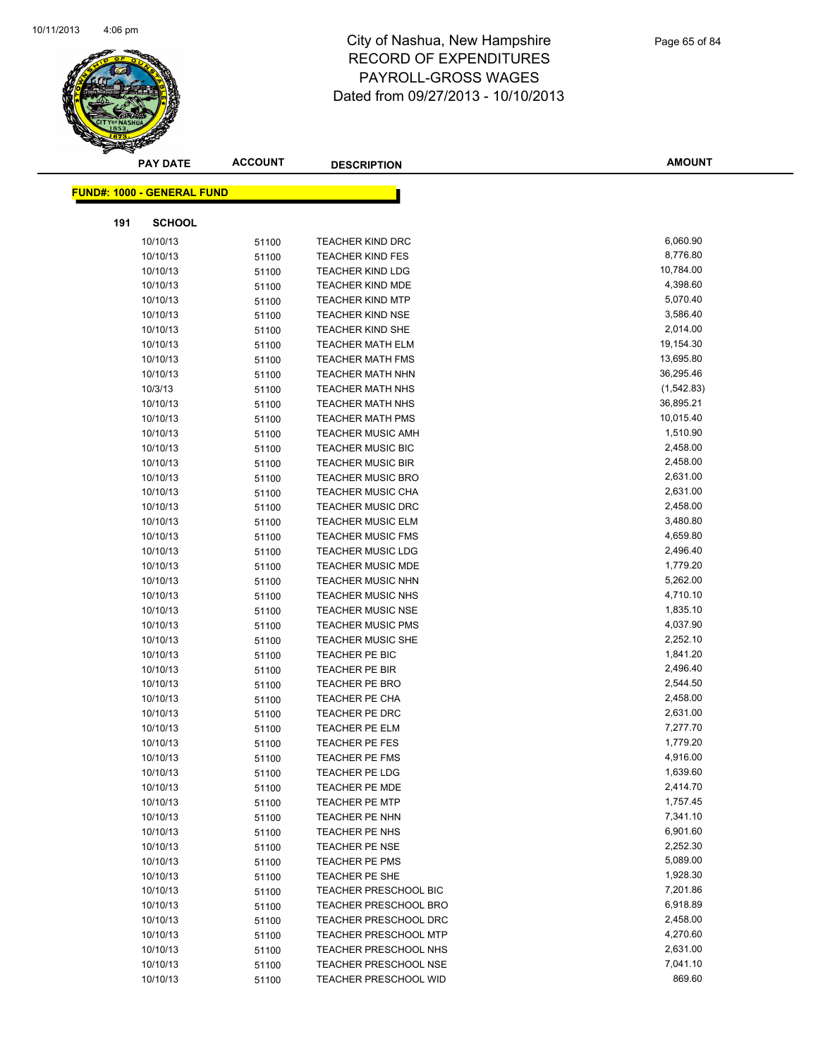# City of Nashua, New Hampshire
# RECORD OF EXPENDITURES
# PAYROLL-GROSS WAGES
# Dated from 09/27/2013 - 10/10/2013

| PAY DATE | ACCOUNT | DESCRIPTION | AMOUNT |
|---|---|---|---|

**FUND#: 1000 - GENERAL FUND**

**191 SCHOOL**

| PAY DATE | ACCOUNT | DESCRIPTION | AMOUNT |
|---|---|---|---|
| 10/10/13 | 51100 | TEACHER KIND DRC | 6,060.90 |
| 10/10/13 | 51100 | TEACHER KIND FES | 8,776.80 |
| 10/10/13 | 51100 | TEACHER KIND LDG | 10,784.00 |
| 10/10/13 | 51100 | TEACHER KIND MDE | 4,398.60 |
| 10/10/13 | 51100 | TEACHER KIND MTP | 5,070.40 |
| 10/10/13 | 51100 | TEACHER KIND NSE | 3,586.40 |
| 10/10/13 | 51100 | TEACHER KIND SHE | 2,014.00 |
| 10/10/13 | 51100 | TEACHER MATH ELM | 19,154.30 |
| 10/10/13 | 51100 | TEACHER MATH FMS | 13,695.80 |
| 10/10/13 | 51100 | TEACHER MATH NHN | 36,295.46 |
| 10/3/13 | 51100 | TEACHER MATH NHS | (1,542.83) |
| 10/10/13 | 51100 | TEACHER MATH NHS | 36,895.21 |
| 10/10/13 | 51100 | TEACHER MATH PMS | 10,015.40 |
| 10/10/13 | 51100 | TEACHER MUSIC AMH | 1,510.90 |
| 10/10/13 | 51100 | TEACHER MUSIC BIC | 2,458.00 |
| 10/10/13 | 51100 | TEACHER MUSIC BIR | 2,458.00 |
| 10/10/13 | 51100 | TEACHER MUSIC BRO | 2,631.00 |
| 10/10/13 | 51100 | TEACHER MUSIC CHA | 2,631.00 |
| 10/10/13 | 51100 | TEACHER MUSIC DRC | 2,458.00 |
| 10/10/13 | 51100 | TEACHER MUSIC ELM | 3,480.80 |
| 10/10/13 | 51100 | TEACHER MUSIC FMS | 4,659.80 |
| 10/10/13 | 51100 | TEACHER MUSIC LDG | 2,496.40 |
| 10/10/13 | 51100 | TEACHER MUSIC MDE | 1,779.20 |
| 10/10/13 | 51100 | TEACHER MUSIC NHN | 5,262.00 |
| 10/10/13 | 51100 | TEACHER MUSIC NHS | 4,710.10 |
| 10/10/13 | 51100 | TEACHER MUSIC NSE | 1,835.10 |
| 10/10/13 | 51100 | TEACHER MUSIC PMS | 4,037.90 |
| 10/10/13 | 51100 | TEACHER MUSIC SHE | 2,252.10 |
| 10/10/13 | 51100 | TEACHER PE BIC | 1,841.20 |
| 10/10/13 | 51100 | TEACHER PE BIR | 2,496.40 |
| 10/10/13 | 51100 | TEACHER PE BRO | 2,544.50 |
| 10/10/13 | 51100 | TEACHER PE CHA | 2,458.00 |
| 10/10/13 | 51100 | TEACHER PE DRC | 2,631.00 |
| 10/10/13 | 51100 | TEACHER PE ELM | 7,277.70 |
| 10/10/13 | 51100 | TEACHER PE FES | 1,779.20 |
| 10/10/13 | 51100 | TEACHER PE FMS | 4,916.00 |
| 10/10/13 | 51100 | TEACHER PE LDG | 1,639.60 |
| 10/10/13 | 51100 | TEACHER PE MDE | 2,414.70 |
| 10/10/13 | 51100 | TEACHER PE MTP | 1,757.45 |
| 10/10/13 | 51100 | TEACHER PE NHN | 7,341.10 |
| 10/10/13 | 51100 | TEACHER PE NHS | 6,901.60 |
| 10/10/13 | 51100 | TEACHER PE NSE | 2,252.30 |
| 10/10/13 | 51100 | TEACHER PE PMS | 5,089.00 |
| 10/10/13 | 51100 | TEACHER PE SHE | 1,928.30 |
| 10/10/13 | 51100 | TEACHER PRESCHOOL BIC | 7,201.86 |
| 10/10/13 | 51100 | TEACHER PRESCHOOL BRO | 6,918.89 |
| 10/10/13 | 51100 | TEACHER PRESCHOOL DRC | 2,458.00 |
| 10/10/13 | 51100 | TEACHER PRESCHOOL MTP | 4,270.60 |
| 10/10/13 | 51100 | TEACHER PRESCHOOL NHS | 2,631.00 |
| 10/10/13 | 51100 | TEACHER PRESCHOOL NSE | 7,041.10 |
| 10/10/13 | 51100 | TEACHER PRESCHOOL WID | 869.60 |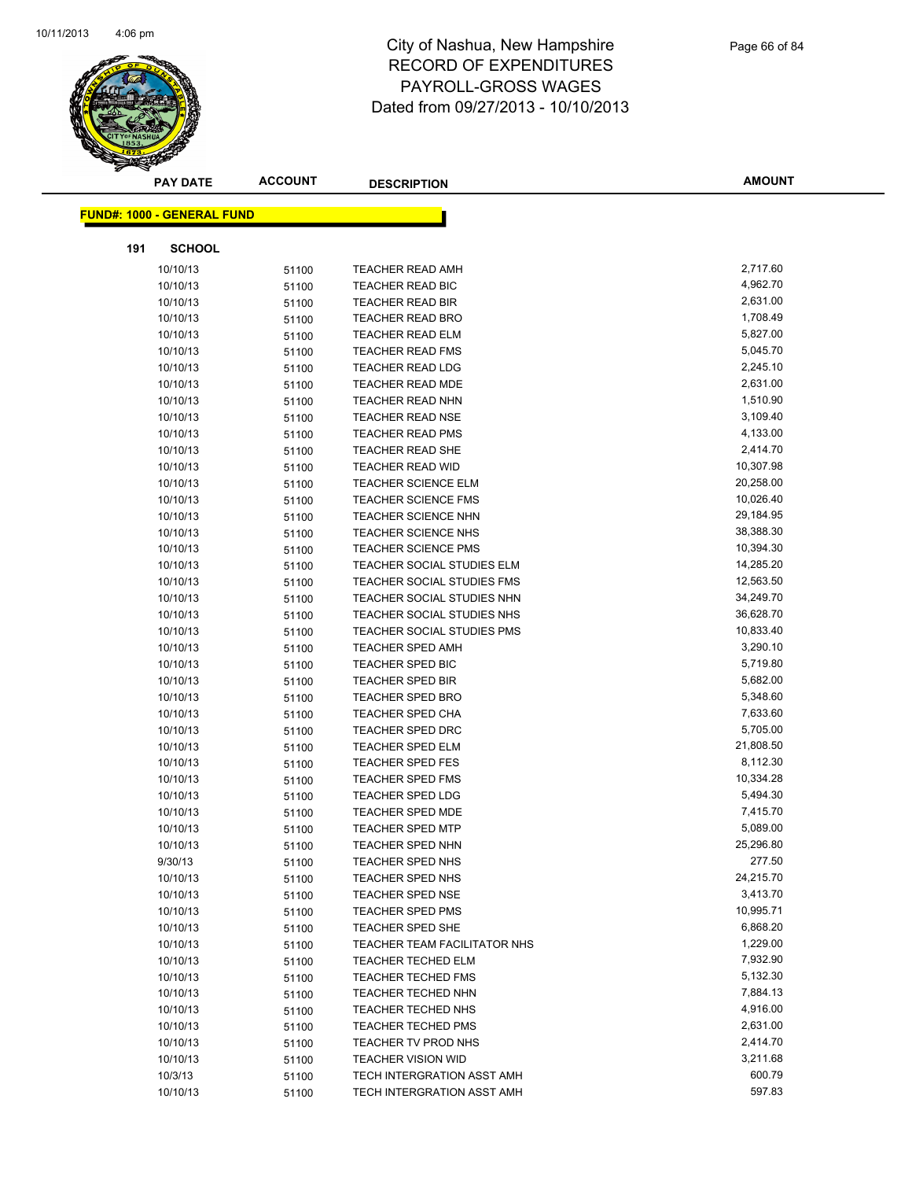# City of Nashua, New Hampshire
# RECORD OF EXPENDITURES
# PAYROLL-GROSS WAGES
# Dated from 09/27/2013 - 10/10/2013

**FUND#: 1000 - GENERAL FUND**

**191 SCHOOL**

| PAY DATE | ACCOUNT | DESCRIPTION | AMOUNT |
|---|---|---|---|
| 10/10/13 | 51100 | TEACHER READ AMH | 2,717.60 |
| 10/10/13 | 51100 | TEACHER READ BIC | 4,962.70 |
| 10/10/13 | 51100 | TEACHER READ BIR | 2,631.00 |
| 10/10/13 | 51100 | TEACHER READ BRO | 1,708.49 |
| 10/10/13 | 51100 | TEACHER READ ELM | 5,827.00 |
| 10/10/13 | 51100 | TEACHER READ FMS | 5,045.70 |
| 10/10/13 | 51100 | TEACHER READ LDG | 2,245.10 |
| 10/10/13 | 51100 | TEACHER READ MDE | 2,631.00 |
| 10/10/13 | 51100 | TEACHER READ NHN | 1,510.90 |
| 10/10/13 | 51100 | TEACHER READ NSE | 3,109.40 |
| 10/10/13 | 51100 | TEACHER READ PMS | 4,133.00 |
| 10/10/13 | 51100 | TEACHER READ SHE | 2,414.70 |
| 10/10/13 | 51100 | TEACHER READ WID | 10,307.98 |
| 10/10/13 | 51100 | TEACHER SCIENCE ELM | 20,258.00 |
| 10/10/13 | 51100 | TEACHER SCIENCE FMS | 10,026.40 |
| 10/10/13 | 51100 | TEACHER SCIENCE NHN | 29,184.95 |
| 10/10/13 | 51100 | TEACHER SCIENCE NHS | 38,388.30 |
| 10/10/13 | 51100 | TEACHER SCIENCE PMS | 10,394.30 |
| 10/10/13 | 51100 | TEACHER SOCIAL STUDIES ELM | 14,285.20 |
| 10/10/13 | 51100 | TEACHER SOCIAL STUDIES FMS | 12,563.50 |
| 10/10/13 | 51100 | TEACHER SOCIAL STUDIES NHN | 34,249.70 |
| 10/10/13 | 51100 | TEACHER SOCIAL STUDIES NHS | 36,628.70 |
| 10/10/13 | 51100 | TEACHER SOCIAL STUDIES PMS | 10,833.40 |
| 10/10/13 | 51100 | TEACHER SPED AMH | 3,290.10 |
| 10/10/13 | 51100 | TEACHER SPED BIC | 5,719.80 |
| 10/10/13 | 51100 | TEACHER SPED BIR | 5,682.00 |
| 10/10/13 | 51100 | TEACHER SPED BRO | 5,348.60 |
| 10/10/13 | 51100 | TEACHER SPED CHA | 7,633.60 |
| 10/10/13 | 51100 | TEACHER SPED DRC | 5,705.00 |
| 10/10/13 | 51100 | TEACHER SPED ELM | 21,808.50 |
| 10/10/13 | 51100 | TEACHER SPED FES | 8,112.30 |
| 10/10/13 | 51100 | TEACHER SPED FMS | 10,334.28 |
| 10/10/13 | 51100 | TEACHER SPED LDG | 5,494.30 |
| 10/10/13 | 51100 | TEACHER SPED MDE | 7,415.70 |
| 10/10/13 | 51100 | TEACHER SPED MTP | 5,089.00 |
| 10/10/13 | 51100 | TEACHER SPED NHN | 25,296.80 |
| 9/30/13 | 51100 | TEACHER SPED NHS | 277.50 |
| 10/10/13 | 51100 | TEACHER SPED NHS | 24,215.70 |
| 10/10/13 | 51100 | TEACHER SPED NSE | 3,413.70 |
| 10/10/13 | 51100 | TEACHER SPED PMS | 10,995.71 |
| 10/10/13 | 51100 | TEACHER SPED SHE | 6,868.20 |
| 10/10/13 | 51100 | TEACHER TEAM FACILITATOR NHS | 1,229.00 |
| 10/10/13 | 51100 | TEACHER TECHED ELM | 7,932.90 |
| 10/10/13 | 51100 | TEACHER TECHED FMS | 5,132.30 |
| 10/10/13 | 51100 | TEACHER TECHED NHN | 7,884.13 |
| 10/10/13 | 51100 | TEACHER TECHED NHS | 4,916.00 |
| 10/10/13 | 51100 | TEACHER TECHED PMS | 2,631.00 |
| 10/10/13 | 51100 | TEACHER TV PROD NHS | 2,414.70 |
| 10/10/13 | 51100 | TEACHER VISION WID | 3,211.68 |
| 10/3/13 | 51100 | TECH INTERGRATION ASST AMH | 600.79 |
| 10/10/13 | 51100 | TECH INTERGRATION ASST AMH | 597.83 |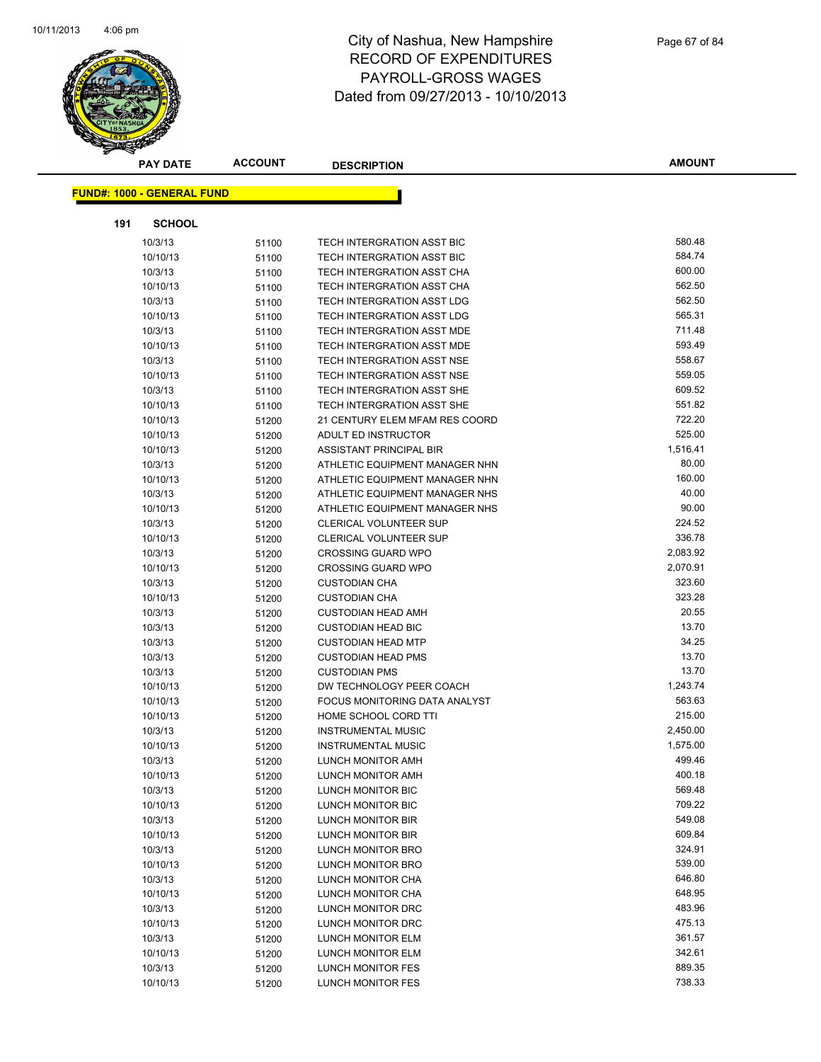# City of Nashua, New Hampshire
# RECORD OF EXPENDITURES
# PAYROLL-GROSS WAGES
# Dated from 09/27/2013 - 10/10/2013

**FUND#: 1000 - GENERAL FUND**

**191 SCHOOL**

| PAY DATE | ACCOUNT | DESCRIPTION | AMOUNT |
|---|---|---|---|
| 10/3/13 | 51100 | TECH INTERGRATION ASST BIC | 580.48 |
| 10/10/13 | 51100 | TECH INTERGRATION ASST BIC | 584.74 |
| 10/3/13 | 51100 | TECH INTERGRATION ASST CHA | 600.00 |
| 10/10/13 | 51100 | TECH INTERGRATION ASST CHA | 562.50 |
| 10/3/13 | 51100 | TECH INTERGRATION ASST LDG | 562.50 |
| 10/10/13 | 51100 | TECH INTERGRATION ASST LDG | 565.31 |
| 10/3/13 | 51100 | TECH INTERGRATION ASST MDE | 711.48 |
| 10/10/13 | 51100 | TECH INTERGRATION ASST MDE | 593.49 |
| 10/3/13 | 51100 | TECH INTERGRATION ASST NSE | 558.67 |
| 10/10/13 | 51100 | TECH INTERGRATION ASST NSE | 559.05 |
| 10/3/13 | 51100 | TECH INTERGRATION ASST SHE | 609.52 |
| 10/10/13 | 51100 | TECH INTERGRATION ASST SHE | 551.82 |
| 10/10/13 | 51200 | 21 CENTURY ELEM MFAM RES COORD | 722.20 |
| 10/10/13 | 51200 | ADULT ED INSTRUCTOR | 525.00 |
| 10/10/13 | 51200 | ASSISTANT PRINCIPAL BIR | 1,516.41 |
| 10/3/13 | 51200 | ATHLETIC EQUIPMENT MANAGER NHN | 80.00 |
| 10/10/13 | 51200 | ATHLETIC EQUIPMENT MANAGER NHN | 160.00 |
| 10/3/13 | 51200 | ATHLETIC EQUIPMENT MANAGER NHS | 40.00 |
| 10/10/13 | 51200 | ATHLETIC EQUIPMENT MANAGER NHS | 90.00 |
| 10/3/13 | 51200 | CLERICAL VOLUNTEER SUP | 224.52 |
| 10/10/13 | 51200 | CLERICAL VOLUNTEER SUP | 336.78 |
| 10/3/13 | 51200 | CROSSING GUARD WPO | 2,083.92 |
| 10/10/13 | 51200 | CROSSING GUARD WPO | 2,070.91 |
| 10/3/13 | 51200 | CUSTODIAN CHA | 323.60 |
| 10/10/13 | 51200 | CUSTODIAN CHA | 323.28 |
| 10/3/13 | 51200 | CUSTODIAN HEAD AMH | 20.55 |
| 10/3/13 | 51200 | CUSTODIAN HEAD BIC | 13.70 |
| 10/3/13 | 51200 | CUSTODIAN HEAD MTP | 34.25 |
| 10/3/13 | 51200 | CUSTODIAN HEAD PMS | 13.70 |
| 10/3/13 | 51200 | CUSTODIAN PMS | 13.70 |
| 10/10/13 | 51200 | DW TECHNOLOGY PEER COACH | 1,243.74 |
| 10/10/13 | 51200 | FOCUS MONITORING DATA ANALYST | 563.63 |
| 10/10/13 | 51200 | HOME SCHOOL CORD TTI | 215.00 |
| 10/3/13 | 51200 | INSTRUMENTAL MUSIC | 2,450.00 |
| 10/10/13 | 51200 | INSTRUMENTAL MUSIC | 1,575.00 |
| 10/3/13 | 51200 | LUNCH MONITOR AMH | 499.46 |
| 10/10/13 | 51200 | LUNCH MONITOR AMH | 400.18 |
| 10/3/13 | 51200 | LUNCH MONITOR BIC | 569.48 |
| 10/10/13 | 51200 | LUNCH MONITOR BIC | 709.22 |
| 10/3/13 | 51200 | LUNCH MONITOR BIR | 549.08 |
| 10/10/13 | 51200 | LUNCH MONITOR BIR | 609.84 |
| 10/3/13 | 51200 | LUNCH MONITOR BRO | 324.91 |
| 10/10/13 | 51200 | LUNCH MONITOR BRO | 539.00 |
| 10/3/13 | 51200 | LUNCH MONITOR CHA | 646.80 |
| 10/10/13 | 51200 | LUNCH MONITOR CHA | 648.95 |
| 10/3/13 | 51200 | LUNCH MONITOR DRC | 483.96 |
| 10/10/13 | 51200 | LUNCH MONITOR DRC | 475.13 |
| 10/3/13 | 51200 | LUNCH MONITOR ELM | 361.57 |
| 10/10/13 | 51200 | LUNCH MONITOR ELM | 342.61 |
| 10/3/13 | 51200 | LUNCH MONITOR FES | 889.35 |
| 10/10/13 | 51200 | LUNCH MONITOR FES | 738.33 |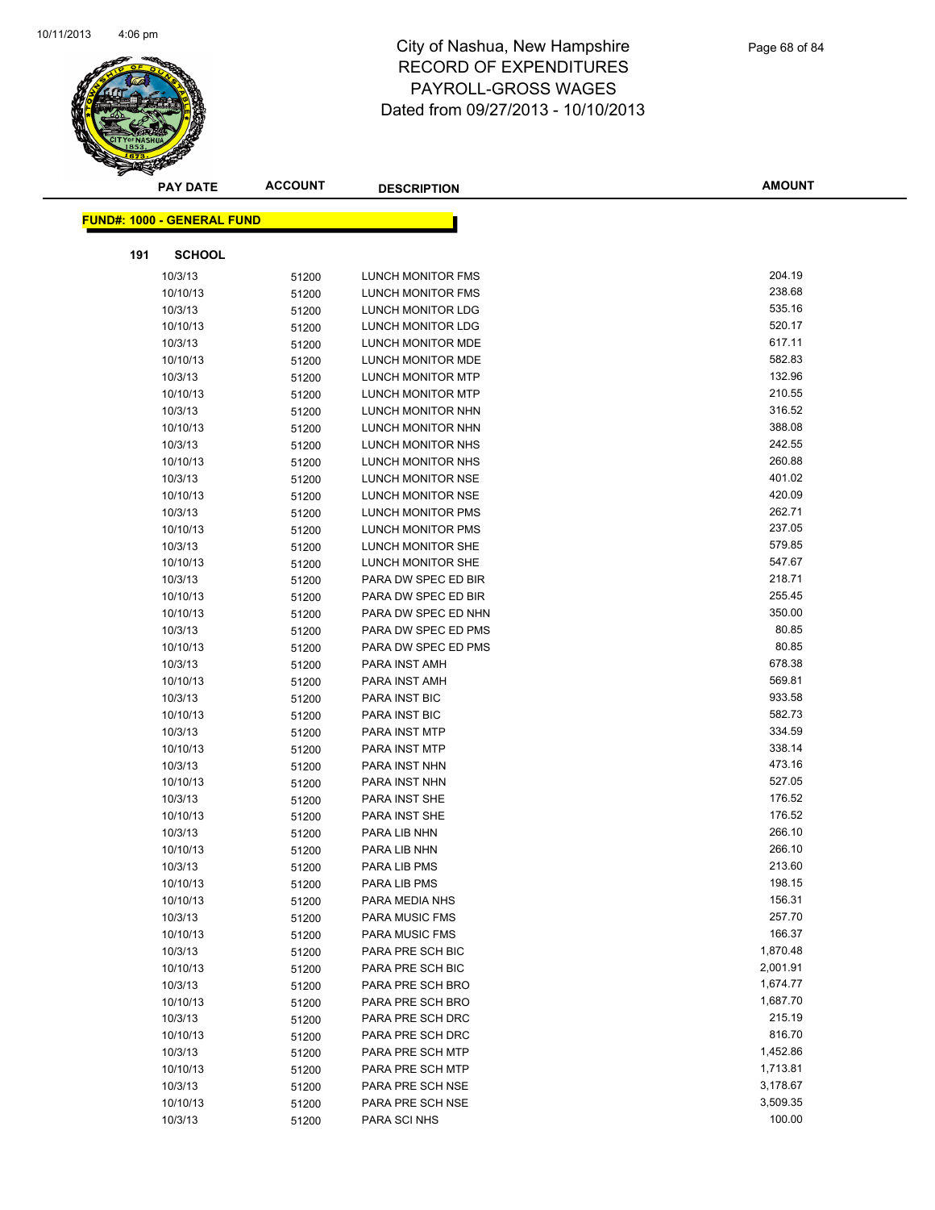# City of Nashua, New Hampshire
# RECORD OF EXPENDITURES
# PAYROLL-GROSS WAGES
# Dated from 09/27/2013 - 10/10/2013

| PAY DATE | ACCOUNT | DESCRIPTION | AMOUNT |
|---|---|---|---|

**FUND#: 1000 - GENERAL FUND**

**191 SCHOOL**

| PAY DATE | ACCOUNT | DESCRIPTION | AMOUNT |
|---|---|---|---|
| 10/3/13 | 51200 | LUNCH MONITOR FMS | 204.19 |
| 10/10/13 | 51200 | LUNCH MONITOR FMS | 238.68 |
| 10/3/13 | 51200 | LUNCH MONITOR LDG | 535.16 |
| 10/10/13 | 51200 | LUNCH MONITOR LDG | 520.17 |
| 10/3/13 | 51200 | LUNCH MONITOR MDE | 617.11 |
| 10/10/13 | 51200 | LUNCH MONITOR MDE | 582.83 |
| 10/3/13 | 51200 | LUNCH MONITOR MTP | 132.96 |
| 10/10/13 | 51200 | LUNCH MONITOR MTP | 210.55 |
| 10/3/13 | 51200 | LUNCH MONITOR NHN | 316.52 |
| 10/10/13 | 51200 | LUNCH MONITOR NHN | 388.08 |
| 10/3/13 | 51200 | LUNCH MONITOR NHS | 242.55 |
| 10/10/13 | 51200 | LUNCH MONITOR NHS | 260.88 |
| 10/3/13 | 51200 | LUNCH MONITOR NSE | 401.02 |
| 10/10/13 | 51200 | LUNCH MONITOR NSE | 420.09 |
| 10/3/13 | 51200 | LUNCH MONITOR PMS | 262.71 |
| 10/10/13 | 51200 | LUNCH MONITOR PMS | 237.05 |
| 10/3/13 | 51200 | LUNCH MONITOR SHE | 579.85 |
| 10/10/13 | 51200 | LUNCH MONITOR SHE | 547.67 |
| 10/3/13 | 51200 | PARA DW SPEC ED BIR | 218.71 |
| 10/10/13 | 51200 | PARA DW SPEC ED BIR | 255.45 |
| 10/10/13 | 51200 | PARA DW SPEC ED NHN | 350.00 |
| 10/3/13 | 51200 | PARA DW SPEC ED PMS | 80.85 |
| 10/10/13 | 51200 | PARA DW SPEC ED PMS | 80.85 |
| 10/3/13 | 51200 | PARA INST AMH | 678.38 |
| 10/10/13 | 51200 | PARA INST AMH | 569.81 |
| 10/3/13 | 51200 | PARA INST BIC | 933.58 |
| 10/10/13 | 51200 | PARA INST BIC | 582.73 |
| 10/3/13 | 51200 | PARA INST MTP | 334.59 |
| 10/10/13 | 51200 | PARA INST MTP | 338.14 |
| 10/3/13 | 51200 | PARA INST NHN | 473.16 |
| 10/10/13 | 51200 | PARA INST NHN | 527.05 |
| 10/3/13 | 51200 | PARA INST SHE | 176.52 |
| 10/10/13 | 51200 | PARA INST SHE | 176.52 |
| 10/3/13 | 51200 | PARA LIB NHN | 266.10 |
| 10/10/13 | 51200 | PARA LIB NHN | 266.10 |
| 10/3/13 | 51200 | PARA LIB PMS | 213.60 |
| 10/10/13 | 51200 | PARA LIB PMS | 198.15 |
| 10/10/13 | 51200 | PARA MEDIA NHS | 156.31 |
| 10/3/13 | 51200 | PARA MUSIC FMS | 257.70 |
| 10/10/13 | 51200 | PARA MUSIC FMS | 166.37 |
| 10/3/13 | 51200 | PARA PRE SCH BIC | 1,870.48 |
| 10/10/13 | 51200 | PARA PRE SCH BIC | 2,001.91 |
| 10/3/13 | 51200 | PARA PRE SCH BRO | 1,674.77 |
| 10/10/13 | 51200 | PARA PRE SCH BRO | 1,687.70 |
| 10/3/13 | 51200 | PARA PRE SCH DRC | 215.19 |
| 10/10/13 | 51200 | PARA PRE SCH DRC | 816.70 |
| 10/3/13 | 51200 | PARA PRE SCH MTP | 1,452.86 |
| 10/10/13 | 51200 | PARA PRE SCH MTP | 1,713.81 |
| 10/3/13 | 51200 | PARA PRE SCH NSE | 3,178.67 |
| 10/10/13 | 51200 | PARA PRE SCH NSE | 3,509.35 |
| 10/3/13 | 51200 | PARA SCI NHS | 100.00 |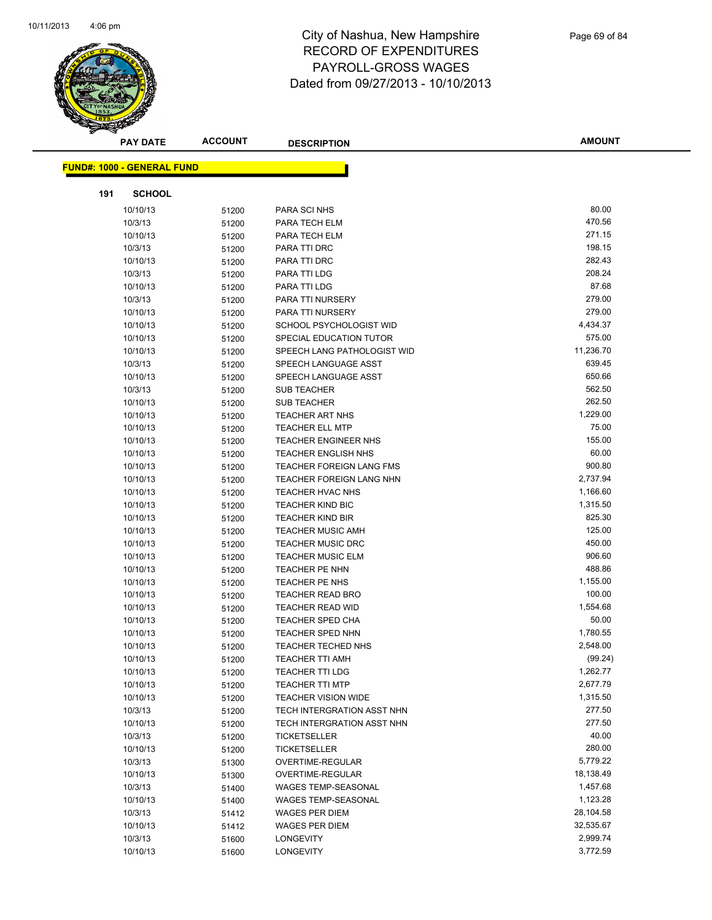# City of Nashua, New Hampshire
# RECORD OF EXPENDITURES
# PAYROLL-GROSS WAGES
# Dated from 09/27/2013 - 10/10/2013

| PAY DATE | ACCOUNT | DESCRIPTION | AMOUNT |
|---|---|---|---|

**FUND#: 1000 - GENERAL FUND**

**191 SCHOOL**

| PAY DATE | ACCOUNT | DESCRIPTION | AMOUNT |
|---|---|---|---|
| 10/10/13 | 51200 | PARA SCI NHS | 80.00 |
| 10/3/13 | 51200 | PARA TECH ELM | 470.56 |
| 10/10/13 | 51200 | PARA TECH ELM | 271.15 |
| 10/3/13 | 51200 | PARA TTI DRC | 198.15 |
| 10/10/13 | 51200 | PARA TTI DRC | 282.43 |
| 10/3/13 | 51200 | PARA TTI LDG | 208.24 |
| 10/10/13 | 51200 | PARA TTI LDG | 87.68 |
| 10/3/13 | 51200 | PARA TTI NURSERY | 279.00 |
| 10/10/13 | 51200 | PARA TTI NURSERY | 279.00 |
| 10/10/13 | 51200 | SCHOOL PSYCHOLOGIST WID | 4,434.37 |
| 10/10/13 | 51200 | SPECIAL EDUCATION TUTOR | 575.00 |
| 10/10/13 | 51200 | SPEECH LANG PATHOLOGIST WID | 11,236.70 |
| 10/3/13 | 51200 | SPEECH LANGUAGE ASST | 639.45 |
| 10/10/13 | 51200 | SPEECH LANGUAGE ASST | 650.66 |
| 10/3/13 | 51200 | SUB TEACHER | 562.50 |
| 10/10/13 | 51200 | SUB TEACHER | 262.50 |
| 10/10/13 | 51200 | TEACHER ART NHS | 1,229.00 |
| 10/10/13 | 51200 | TEACHER ELL MTP | 75.00 |
| 10/10/13 | 51200 | TEACHER ENGINEER NHS | 155.00 |
| 10/10/13 | 51200 | TEACHER ENGLISH NHS | 60.00 |
| 10/10/13 | 51200 | TEACHER FOREIGN LANG FMS | 900.80 |
| 10/10/13 | 51200 | TEACHER FOREIGN LANG NHN | 2,737.94 |
| 10/10/13 | 51200 | TEACHER HVAC NHS | 1,166.60 |
| 10/10/13 | 51200 | TEACHER KIND BIC | 1,315.50 |
| 10/10/13 | 51200 | TEACHER KIND BIR | 825.30 |
| 10/10/13 | 51200 | TEACHER MUSIC AMH | 125.00 |
| 10/10/13 | 51200 | TEACHER MUSIC DRC | 450.00 |
| 10/10/13 | 51200 | TEACHER MUSIC ELM | 906.60 |
| 10/10/13 | 51200 | TEACHER PE NHN | 488.86 |
| 10/10/13 | 51200 | TEACHER PE NHS | 1,155.00 |
| 10/10/13 | 51200 | TEACHER READ BRO | 100.00 |
| 10/10/13 | 51200 | TEACHER READ WID | 1,554.68 |
| 10/10/13 | 51200 | TEACHER SPED CHA | 50.00 |
| 10/10/13 | 51200 | TEACHER SPED NHN | 1,780.55 |
| 10/10/13 | 51200 | TEACHER TECHED NHS | 2,548.00 |
| 10/10/13 | 51200 | TEACHER TTI AMH | (99.24) |
| 10/10/13 | 51200 | TEACHER TTI LDG | 1,262.77 |
| 10/10/13 | 51200 | TEACHER TTI MTP | 2,677.79 |
| 10/10/13 | 51200 | TEACHER VISION WIDE | 1,315.50 |
| 10/3/13 | 51200 | TECH INTERGRATION ASST NHN | 277.50 |
| 10/10/13 | 51200 | TECH INTERGRATION ASST NHN | 277.50 |
| 10/3/13 | 51200 | TICKETSELLER | 40.00 |
| 10/10/13 | 51200 | TICKETSELLER | 280.00 |
| 10/3/13 | 51300 | OVERTIME-REGULAR | 5,779.22 |
| 10/10/13 | 51300 | OVERTIME-REGULAR | 18,138.49 |
| 10/3/13 | 51400 | WAGES TEMP-SEASONAL | 1,457.68 |
| 10/10/13 | 51400 | WAGES TEMP-SEASONAL | 1,123.28 |
| 10/3/13 | 51412 | WAGES PER DIEM | 28,104.58 |
| 10/10/13 | 51412 | WAGES PER DIEM | 32,535.67 |
| 10/3/13 | 51600 | LONGEVITY | 2,999.74 |
| 10/10/13 | 51600 | LONGEVITY | 3,772.59 |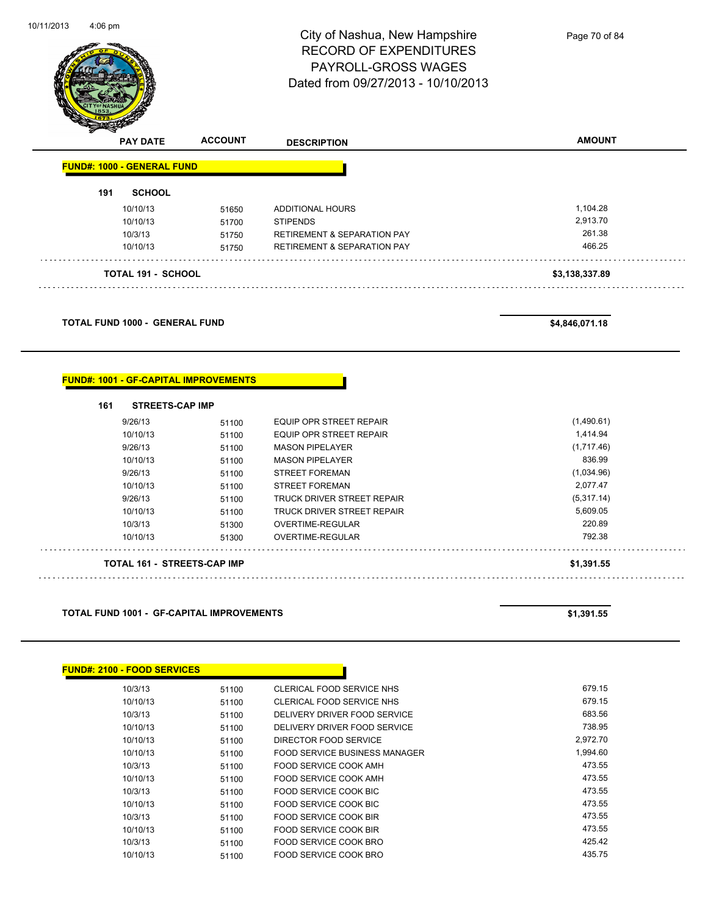# City of Nashua, New Hampshire
## RECORD OF EXPENDITURES
## PAYROLL-GROSS WAGES
## Dated from 09/27/2013 - 10/10/2013

| PAY DATE | ACCOUNT | DESCRIPTION | AMOUNT |
|---|---|---|---|

**FUND#: 1000 - GENERAL FUND**

**191 SCHOOL**

| PAY DATE | ACCOUNT | DESCRIPTION | AMOUNT |
|---|---|---|---|
| 10/10/13 | 51650 | ADDITIONAL HOURS | 1,104.28 |
| 10/10/13 | 51700 | STIPENDS | 2,913.70 |
| 10/3/13 | 51750 | RETIREMENT & SEPARATION PAY | 261.38 |
| 10/10/13 | 51750 | RETIREMENT & SEPARATION PAY | 466.25 |

**TOTAL 191 - SCHOOL** **$3,138,337.89**

**TOTAL FUND 1000 - GENERAL FUND** **$4,846,071.18**

**FUND#: 1001 - GF-CAPITAL IMPROVEMENTS**

**161 STREETS-CAP IMP**

| PAY DATE | ACCOUNT | DESCRIPTION | AMOUNT |
|---|---|---|---|
| 9/26/13 | 51100 | EQUIP OPR STREET REPAIR | (1,490.61) |
| 10/10/13 | 51100 | EQUIP OPR STREET REPAIR | 1,414.94 |
| 9/26/13 | 51100 | MASON PIPELAYER | (1,717.46) |
| 10/10/13 | 51100 | MASON PIPELAYER | 836.99 |
| 9/26/13 | 51100 | STREET FOREMAN | (1,034.96) |
| 10/10/13 | 51100 | STREET FOREMAN | 2,077.47 |
| 9/26/13 | 51100 | TRUCK DRIVER STREET REPAIR | (5,317.14) |
| 10/10/13 | 51100 | TRUCK DRIVER STREET REPAIR | 5,609.05 |
| 10/3/13 | 51300 | OVERTIME-REGULAR | 220.89 |
| 10/10/13 | 51300 | OVERTIME-REGULAR | 792.38 |

**TOTAL 161 - STREETS-CAP IMP** **$1,391.55**

**TOTAL FUND 1001 - GF-CAPITAL IMPROVEMENTS** **$1,391.55**

**FUND#: 2100 - FOOD SERVICES**

| PAY DATE | ACCOUNT | DESCRIPTION | AMOUNT |
|---|---|---|---|
| 10/3/13 | 51100 | CLERICAL FOOD SERVICE NHS | 679.15 |
| 10/10/13 | 51100 | CLERICAL FOOD SERVICE NHS | 679.15 |
| 10/3/13 | 51100 | DELIVERY DRIVER FOOD SERVICE | 683.56 |
| 10/10/13 | 51100 | DELIVERY DRIVER FOOD SERVICE | 738.95 |
| 10/10/13 | 51100 | DIRECTOR FOOD SERVICE | 2,972.70 |
| 10/10/13 | 51100 | FOOD SERVICE BUSINESS MANAGER | 1,994.60 |
| 10/3/13 | 51100 | FOOD SERVICE COOK AMH | 473.55 |
| 10/10/13 | 51100 | FOOD SERVICE COOK AMH | 473.55 |
| 10/3/13 | 51100 | FOOD SERVICE COOK BIC | 473.55 |
| 10/10/13 | 51100 | FOOD SERVICE COOK BIC | 473.55 |
| 10/3/13 | 51100 | FOOD SERVICE COOK BIR | 473.55 |
| 10/10/13 | 51100 | FOOD SERVICE COOK BIR | 473.55 |
| 10/3/13 | 51100 | FOOD SERVICE COOK BRO | 425.42 |
| 10/10/13 | 51100 | FOOD SERVICE COOK BRO | 435.75 |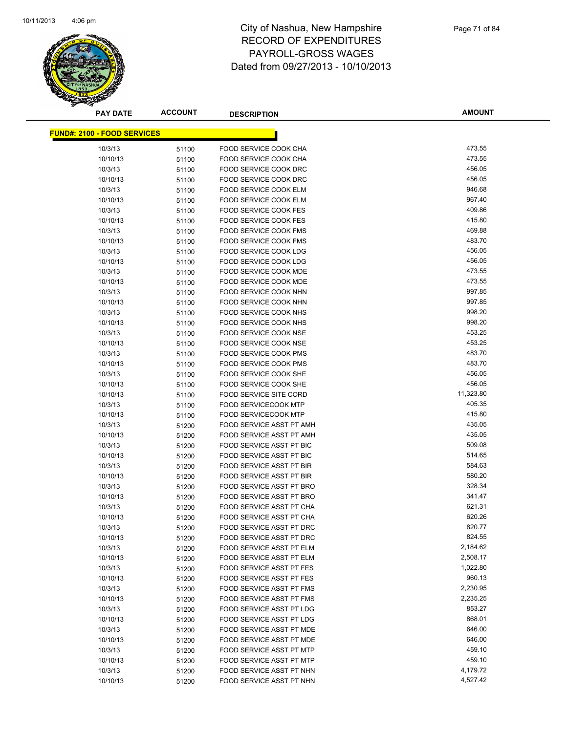# City of Nashua, New Hampshire
# RECORD OF EXPENDITURES
# PAYROLL-GROSS WAGES
# Dated from 09/27/2013 - 10/10/2013

| PAY DATE | ACCOUNT | DESCRIPTION | AMOUNT |
|---|---|---|---|
| **FUND#: 2100 - FOOD SERVICES** | | | |
| 10/3/13 | 51100 | FOOD SERVICE COOK CHA | 473.55 |
| 10/10/13 | 51100 | FOOD SERVICE COOK CHA | 473.55 |
| 10/3/13 | 51100 | FOOD SERVICE COOK DRC | 456.05 |
| 10/10/13 | 51100 | FOOD SERVICE COOK DRC | 456.05 |
| 10/3/13 | 51100 | FOOD SERVICE COOK ELM | 946.68 |
| 10/10/13 | 51100 | FOOD SERVICE COOK ELM | 967.40 |
| 10/3/13 | 51100 | FOOD SERVICE COOK FES | 409.86 |
| 10/10/13 | 51100 | FOOD SERVICE COOK FES | 415.80 |
| 10/3/13 | 51100 | FOOD SERVICE COOK FMS | 469.88 |
| 10/10/13 | 51100 | FOOD SERVICE COOK FMS | 483.70 |
| 10/3/13 | 51100 | FOOD SERVICE COOK LDG | 456.05 |
| 10/10/13 | 51100 | FOOD SERVICE COOK LDG | 456.05 |
| 10/3/13 | 51100 | FOOD SERVICE COOK MDE | 473.55 |
| 10/10/13 | 51100 | FOOD SERVICE COOK MDE | 473.55 |
| 10/3/13 | 51100 | FOOD SERVICE COOK NHN | 997.85 |
| 10/10/13 | 51100 | FOOD SERVICE COOK NHN | 997.85 |
| 10/3/13 | 51100 | FOOD SERVICE COOK NHS | 998.20 |
| 10/10/13 | 51100 | FOOD SERVICE COOK NHS | 998.20 |
| 10/3/13 | 51100 | FOOD SERVICE COOK NSE | 453.25 |
| 10/10/13 | 51100 | FOOD SERVICE COOK NSE | 453.25 |
| 10/3/13 | 51100 | FOOD SERVICE COOK PMS | 483.70 |
| 10/10/13 | 51100 | FOOD SERVICE COOK PMS | 483.70 |
| 10/3/13 | 51100 | FOOD SERVICE COOK SHE | 456.05 |
| 10/10/13 | 51100 | FOOD SERVICE COOK SHE | 456.05 |
| 10/10/13 | 51100 | FOOD SERVICE SITE CORD | 11,323.80 |
| 10/3/13 | 51100 | FOOD SERVICECOOK MTP | 405.35 |
| 10/10/13 | 51100 | FOOD SERVICECOOK MTP | 415.80 |
| 10/3/13 | 51200 | FOOD SERVICE ASST PT AMH | 435.05 |
| 10/10/13 | 51200 | FOOD SERVICE ASST PT AMH | 435.05 |
| 10/3/13 | 51200 | FOOD SERVICE ASST PT BIC | 509.08 |
| 10/10/13 | 51200 | FOOD SERVICE ASST PT BIC | 514.65 |
| 10/3/13 | 51200 | FOOD SERVICE ASST PT BIR | 584.63 |
| 10/10/13 | 51200 | FOOD SERVICE ASST PT BIR | 580.20 |
| 10/3/13 | 51200 | FOOD SERVICE ASST PT BRO | 328.34 |
| 10/10/13 | 51200 | FOOD SERVICE ASST PT BRO | 341.47 |
| 10/3/13 | 51200 | FOOD SERVICE ASST PT CHA | 621.31 |
| 10/10/13 | 51200 | FOOD SERVICE ASST PT CHA | 620.26 |
| 10/3/13 | 51200 | FOOD SERVICE ASST PT DRC | 820.77 |
| 10/10/13 | 51200 | FOOD SERVICE ASST PT DRC | 824.55 |
| 10/3/13 | 51200 | FOOD SERVICE ASST PT ELM | 2,184.62 |
| 10/10/13 | 51200 | FOOD SERVICE ASST PT ELM | 2,508.17 |
| 10/3/13 | 51200 | FOOD SERVICE ASST PT FES | 1,022.80 |
| 10/10/13 | 51200 | FOOD SERVICE ASST PT FES | 960.13 |
| 10/3/13 | 51200 | FOOD SERVICE ASST PT FMS | 2,230.95 |
| 10/10/13 | 51200 | FOOD SERVICE ASST PT FMS | 2,235.25 |
| 10/3/13 | 51200 | FOOD SERVICE ASST PT LDG | 853.27 |
| 10/10/13 | 51200 | FOOD SERVICE ASST PT LDG | 868.01 |
| 10/3/13 | 51200 | FOOD SERVICE ASST PT MDE | 646.00 |
| 10/10/13 | 51200 | FOOD SERVICE ASST PT MDE | 646.00 |
| 10/3/13 | 51200 | FOOD SERVICE ASST PT MTP | 459.10 |
| 10/10/13 | 51200 | FOOD SERVICE ASST PT MTP | 459.10 |
| 10/3/13 | 51200 | FOOD SERVICE ASST PT NHN | 4,179.72 |
| 10/10/13 | 51200 | FOOD SERVICE ASST PT NHN | 4,527.42 |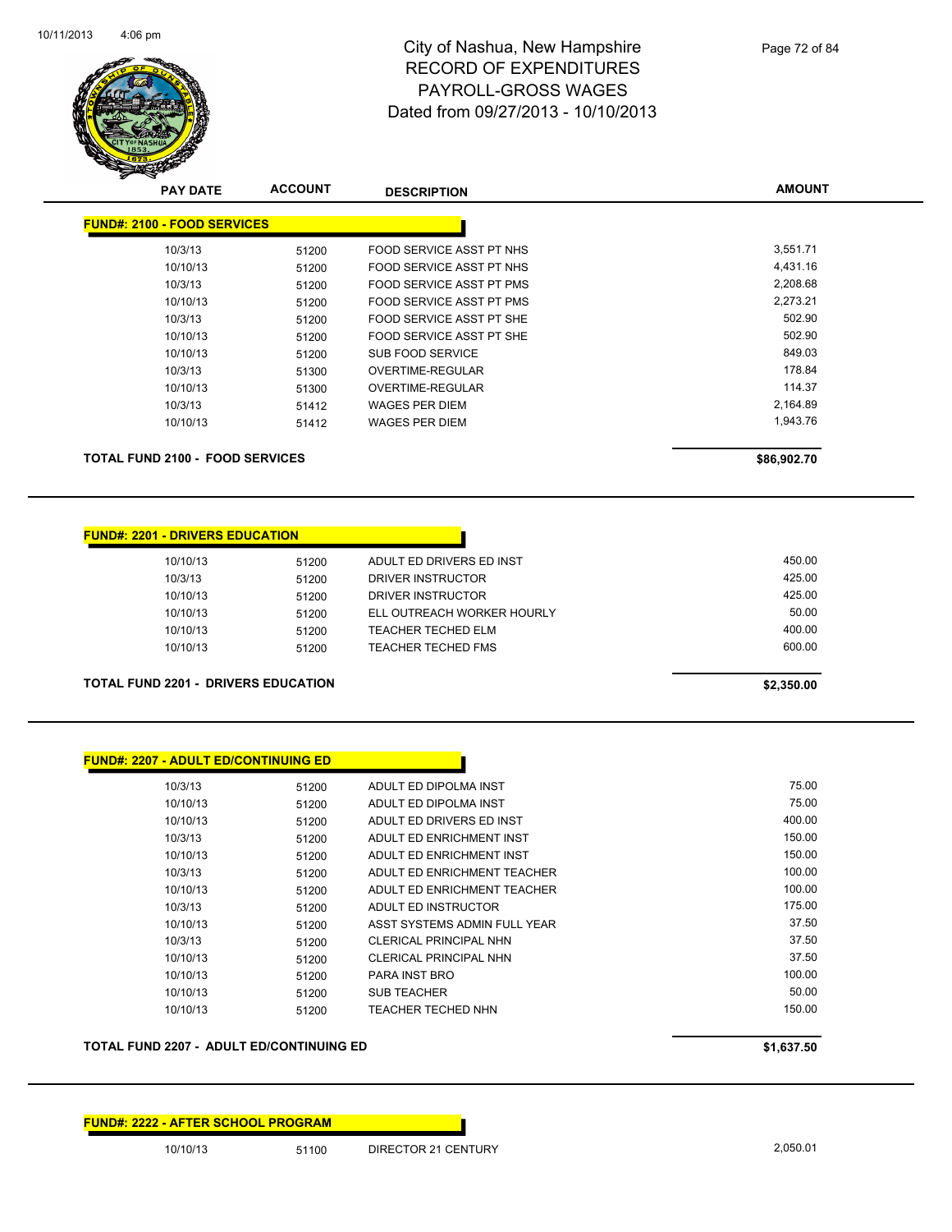# City of Nashua, New Hampshire
## RECORD OF EXPENDITURES
## PAYROLL-GROSS WAGES
## Dated from 09/27/2013 - 10/10/2013

| PAY DATE | ACCOUNT | DESCRIPTION | AMOUNT |
|---|---|---|---|

**FUND#: 2100 - FOOD SERVICES**

| PAY DATE | ACCOUNT | DESCRIPTION | AMOUNT |
|---|---|---|---|
| 10/3/13 | 51200 | FOOD SERVICE ASST PT NHS | 3,551.71 |
| 10/10/13 | 51200 | FOOD SERVICE ASST PT NHS | 4,431.16 |
| 10/3/13 | 51200 | FOOD SERVICE ASST PT PMS | 2,208.68 |
| 10/10/13 | 51200 | FOOD SERVICE ASST PT PMS | 2,273.21 |
| 10/3/13 | 51200 | FOOD SERVICE ASST PT SHE | 502.90 |
| 10/10/13 | 51200 | FOOD SERVICE ASST PT SHE | 502.90 |
| 10/10/13 | 51200 | SUB FOOD SERVICE | 849.03 |
| 10/3/13 | 51300 | OVERTIME-REGULAR | 178.84 |
| 10/10/13 | 51300 | OVERTIME-REGULAR | 114.37 |
| 10/3/13 | 51412 | WAGES PER DIEM | 2,164.89 |
| 10/10/13 | 51412 | WAGES PER DIEM | 1,943.76 |

**TOTAL FUND 2100 - FOOD SERVICES** **$86,902.70**

**FUND#: 2201 - DRIVERS EDUCATION**

| PAY DATE | ACCOUNT | DESCRIPTION | AMOUNT |
|---|---|---|---|
| 10/10/13 | 51200 | ADULT ED DRIVERS ED INST | 450.00 |
| 10/3/13 | 51200 | DRIVER INSTRUCTOR | 425.00 |
| 10/10/13 | 51200 | DRIVER INSTRUCTOR | 425.00 |
| 10/10/13 | 51200 | ELL OUTREACH WORKER HOURLY | 50.00 |
| 10/10/13 | 51200 | TEACHER TECHED ELM | 400.00 |
| 10/10/13 | 51200 | TEACHER TECHED FMS | 600.00 |

**TOTAL FUND 2201 - DRIVERS EDUCATION** **$2,350.00**

**FUND#: 2207 - ADULT ED/CONTINUING ED**

| PAY DATE | ACCOUNT | DESCRIPTION | AMOUNT |
|---|---|---|---|
| 10/3/13 | 51200 | ADULT ED DIPOLMA INST | 75.00 |
| 10/10/13 | 51200 | ADULT ED DIPOLMA INST | 75.00 |
| 10/10/13 | 51200 | ADULT ED DRIVERS ED INST | 400.00 |
| 10/3/13 | 51200 | ADULT ED ENRICHMENT INST | 150.00 |
| 10/10/13 | 51200 | ADULT ED ENRICHMENT INST | 150.00 |
| 10/3/13 | 51200 | ADULT ED ENRICHMENT TEACHER | 100.00 |
| 10/10/13 | 51200 | ADULT ED ENRICHMENT TEACHER | 100.00 |
| 10/3/13 | 51200 | ADULT ED INSTRUCTOR | 175.00 |
| 10/10/13 | 51200 | ASST SYSTEMS ADMIN FULL YEAR | 37.50 |
| 10/3/13 | 51200 | CLERICAL PRINCIPAL NHN | 37.50 |
| 10/10/13 | 51200 | CLERICAL PRINCIPAL NHN | 37.50 |
| 10/10/13 | 51200 | PARA INST BRO | 100.00 |
| 10/10/13 | 51200 | SUB TEACHER | 50.00 |
| 10/10/13 | 51200 | TEACHER TECHED NHN | 150.00 |

**TOTAL FUND 2207 - ADULT ED/CONTINUING ED** **$1,637.50**

**FUND#: 2222 - AFTER SCHOOL PROGRAM**

| PAY DATE | ACCOUNT | DESCRIPTION | AMOUNT |
|---|---|---|---|
| 10/10/13 | 51100 | DIRECTOR 21 CENTURY | 2,050.01 |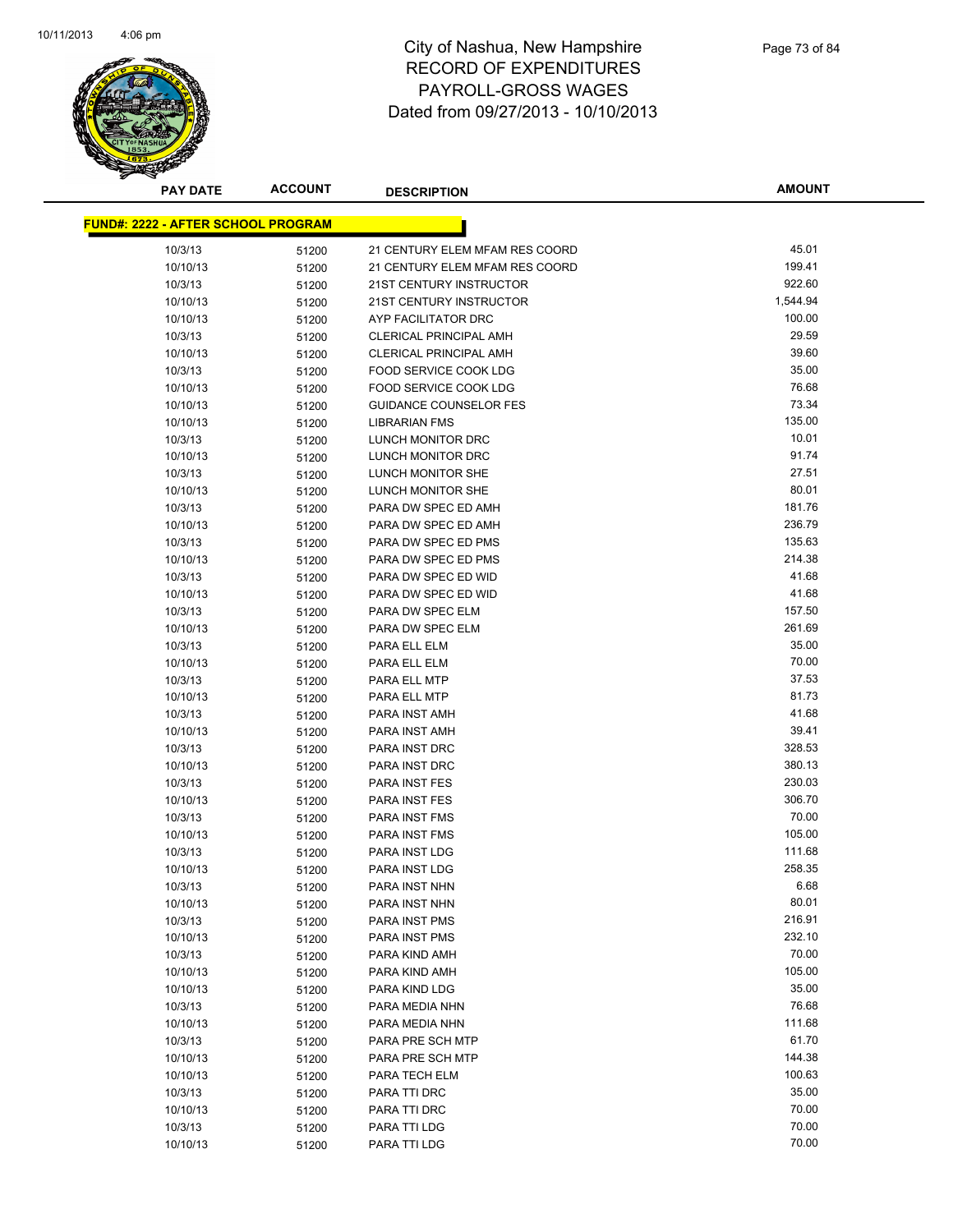# City of Nashua, New Hampshire
# RECORD OF EXPENDITURES
# PAYROLL-GROSS WAGES
# Dated from 09/27/2013 - 10/10/2013

| PAY DATE | ACCOUNT | DESCRIPTION | AMOUNT |
|---|---|---|---|

**FUND#: 2222 - AFTER SCHOOL PROGRAM**

| PAY DATE | ACCOUNT | DESCRIPTION | AMOUNT |
|---|---|---|---|
| 10/3/13 | 51200 | 21 CENTURY ELEM MFAM RES COORD | 45.01 |
| 10/10/13 | 51200 | 21 CENTURY ELEM MFAM RES COORD | 199.41 |
| 10/3/13 | 51200 | 21ST CENTURY INSTRUCTOR | 922.60 |
| 10/10/13 | 51200 | 21ST CENTURY INSTRUCTOR | 1,544.94 |
| 10/10/13 | 51200 | AYP FACILITATOR DRC | 100.00 |
| 10/3/13 | 51200 | CLERICAL PRINCIPAL AMH | 29.59 |
| 10/10/13 | 51200 | CLERICAL PRINCIPAL AMH | 39.60 |
| 10/3/13 | 51200 | FOOD SERVICE COOK LDG | 35.00 |
| 10/10/13 | 51200 | FOOD SERVICE COOK LDG | 76.68 |
| 10/10/13 | 51200 | GUIDANCE COUNSELOR FES | 73.34 |
| 10/10/13 | 51200 | LIBRARIAN FMS | 135.00 |
| 10/3/13 | 51200 | LUNCH MONITOR DRC | 10.01 |
| 10/10/13 | 51200 | LUNCH MONITOR DRC | 91.74 |
| 10/3/13 | 51200 | LUNCH MONITOR SHE | 27.51 |
| 10/10/13 | 51200 | LUNCH MONITOR SHE | 80.01 |
| 10/3/13 | 51200 | PARA DW SPEC ED AMH | 181.76 |
| 10/10/13 | 51200 | PARA DW SPEC ED AMH | 236.79 |
| 10/3/13 | 51200 | PARA DW SPEC ED PMS | 135.63 |
| 10/10/13 | 51200 | PARA DW SPEC ED PMS | 214.38 |
| 10/3/13 | 51200 | PARA DW SPEC ED WID | 41.68 |
| 10/10/13 | 51200 | PARA DW SPEC ED WID | 41.68 |
| 10/3/13 | 51200 | PARA DW SPEC ELM | 157.50 |
| 10/10/13 | 51200 | PARA DW SPEC ELM | 261.69 |
| 10/3/13 | 51200 | PARA ELL ELM | 35.00 |
| 10/10/13 | 51200 | PARA ELL ELM | 70.00 |
| 10/3/13 | 51200 | PARA ELL MTP | 37.53 |
| 10/10/13 | 51200 | PARA ELL MTP | 81.73 |
| 10/3/13 | 51200 | PARA INST AMH | 41.68 |
| 10/10/13 | 51200 | PARA INST AMH | 39.41 |
| 10/3/13 | 51200 | PARA INST DRC | 328.53 |
| 10/10/13 | 51200 | PARA INST DRC | 380.13 |
| 10/3/13 | 51200 | PARA INST FES | 230.03 |
| 10/10/13 | 51200 | PARA INST FES | 306.70 |
| 10/3/13 | 51200 | PARA INST FMS | 70.00 |
| 10/10/13 | 51200 | PARA INST FMS | 105.00 |
| 10/3/13 | 51200 | PARA INST LDG | 111.68 |
| 10/10/13 | 51200 | PARA INST LDG | 258.35 |
| 10/3/13 | 51200 | PARA INST NHN | 6.68 |
| 10/10/13 | 51200 | PARA INST NHN | 80.01 |
| 10/3/13 | 51200 | PARA INST PMS | 216.91 |
| 10/10/13 | 51200 | PARA INST PMS | 232.10 |
| 10/3/13 | 51200 | PARA KIND AMH | 70.00 |
| 10/10/13 | 51200 | PARA KIND AMH | 105.00 |
| 10/10/13 | 51200 | PARA KIND LDG | 35.00 |
| 10/3/13 | 51200 | PARA MEDIA NHN | 76.68 |
| 10/10/13 | 51200 | PARA MEDIA NHN | 111.68 |
| 10/3/13 | 51200 | PARA PRE SCH MTP | 61.70 |
| 10/10/13 | 51200 | PARA PRE SCH MTP | 144.38 |
| 10/10/13 | 51200 | PARA TECH ELM | 100.63 |
| 10/3/13 | 51200 | PARA TTI DRC | 35.00 |
| 10/10/13 | 51200 | PARA TTI DRC | 70.00 |
| 10/3/13 | 51200 | PARA TTI LDG | 70.00 |
| 10/10/13 | 51200 | PARA TTI LDG | 70.00 |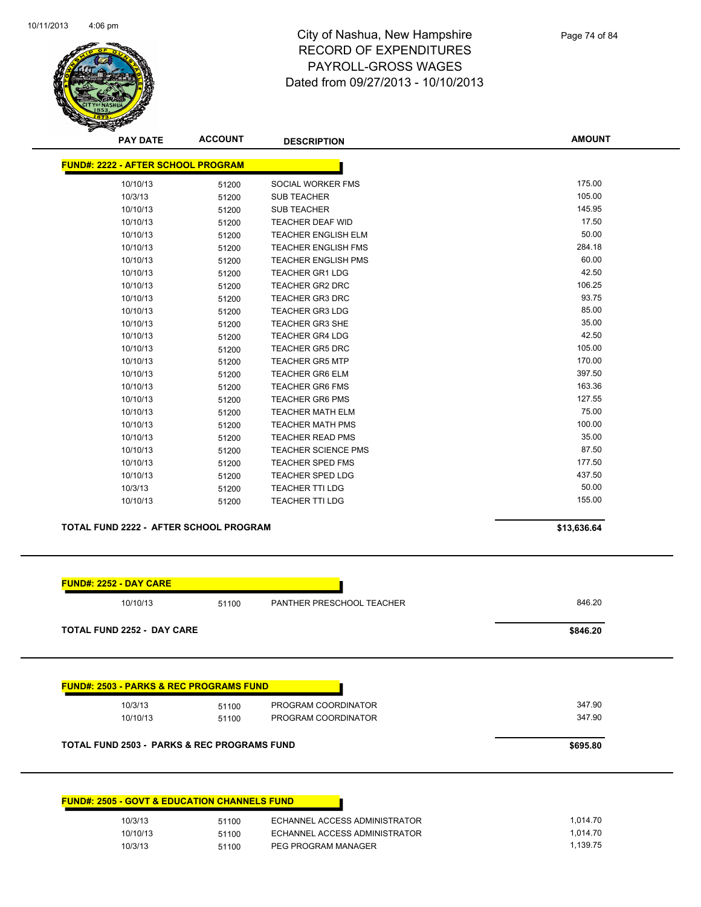City of Nashua, New Hampshire
RECORD OF EXPENDITURES
PAYROLL-GROSS WAGES
Dated from 09/27/2013 - 10/10/2013

| PAY DATE | ACCOUNT | DESCRIPTION | AMOUNT |
|---|---|---|---|
| **FUND#: 2222 - AFTER SCHOOL PROGRAM** | | | |
| 10/10/13 | 51200 | SOCIAL WORKER FMS | 175.00 |
| 10/3/13 | 51200 | SUB TEACHER | 105.00 |
| 10/10/13 | 51200 | SUB TEACHER | 145.95 |
| 10/10/13 | 51200 | TEACHER DEAF WID | 17.50 |
| 10/10/13 | 51200 | TEACHER ENGLISH ELM | 50.00 |
| 10/10/13 | 51200 | TEACHER ENGLISH FMS | 284.18 |
| 10/10/13 | 51200 | TEACHER ENGLISH PMS | 60.00 |
| 10/10/13 | 51200 | TEACHER GR1 LDG | 42.50 |
| 10/10/13 | 51200 | TEACHER GR2 DRC | 106.25 |
| 10/10/13 | 51200 | TEACHER GR3 DRC | 93.75 |
| 10/10/13 | 51200 | TEACHER GR3 LDG | 85.00 |
| 10/10/13 | 51200 | TEACHER GR3 SHE | 35.00 |
| 10/10/13 | 51200 | TEACHER GR4 LDG | 42.50 |
| 10/10/13 | 51200 | TEACHER GR5 DRC | 105.00 |
| 10/10/13 | 51200 | TEACHER GR5 MTP | 170.00 |
| 10/10/13 | 51200 | TEACHER GR6 ELM | 397.50 |
| 10/10/13 | 51200 | TEACHER GR6 FMS | 163.36 |
| 10/10/13 | 51200 | TEACHER GR6 PMS | 127.55 |
| 10/10/13 | 51200 | TEACHER MATH ELM | 75.00 |
| 10/10/13 | 51200 | TEACHER MATH PMS | 100.00 |
| 10/10/13 | 51200 | TEACHER READ PMS | 35.00 |
| 10/10/13 | 51200 | TEACHER SCIENCE PMS | 87.50 |
| 10/10/13 | 51200 | TEACHER SPED FMS | 177.50 |
| 10/10/13 | 51200 | TEACHER SPED LDG | 437.50 |
| 10/3/13 | 51200 | TEACHER TTI LDG | 50.00 |
| 10/10/13 | 51200 | TEACHER TTI LDG | 155.00 |
| **TOTAL FUND 2222 - AFTER SCHOOL PROGRAM** | | | **$13,636.64** |

| PAY DATE | ACCOUNT | DESCRIPTION | AMOUNT |
|---|---|---|---|
| **FUND#: 2252 - DAY CARE** | | | |
| 10/10/13 | 51100 | PANTHER PRESCHOOL TEACHER | 846.20 |
| **TOTAL FUND 2252 - DAY CARE** | | | **$846.20** |

| PAY DATE | ACCOUNT | DESCRIPTION | AMOUNT |
|---|---|---|---|
| **FUND#: 2503 - PARKS & REC PROGRAMS FUND** | | | |
| 10/3/13 | 51100 | PROGRAM COORDINATOR | 347.90 |
| 10/10/13 | 51100 | PROGRAM COORDINATOR | 347.90 |
| **TOTAL FUND 2503 - PARKS & REC PROGRAMS FUND** | | | **$695.80** |

| PAY DATE | ACCOUNT | DESCRIPTION | AMOUNT |
|---|---|---|---|
| **FUND#: 2505 - GOVT & EDUCATION CHANNELS FUND** | | | |
| 10/3/13 | 51100 | ECHANNEL ACCESS ADMINISTRATOR | 1,014.70 |
| 10/10/13 | 51100 | ECHANNEL ACCESS ADMINISTRATOR | 1,014.70 |
| 10/3/13 | 51100 | PEG PROGRAM MANAGER | 1,139.75 |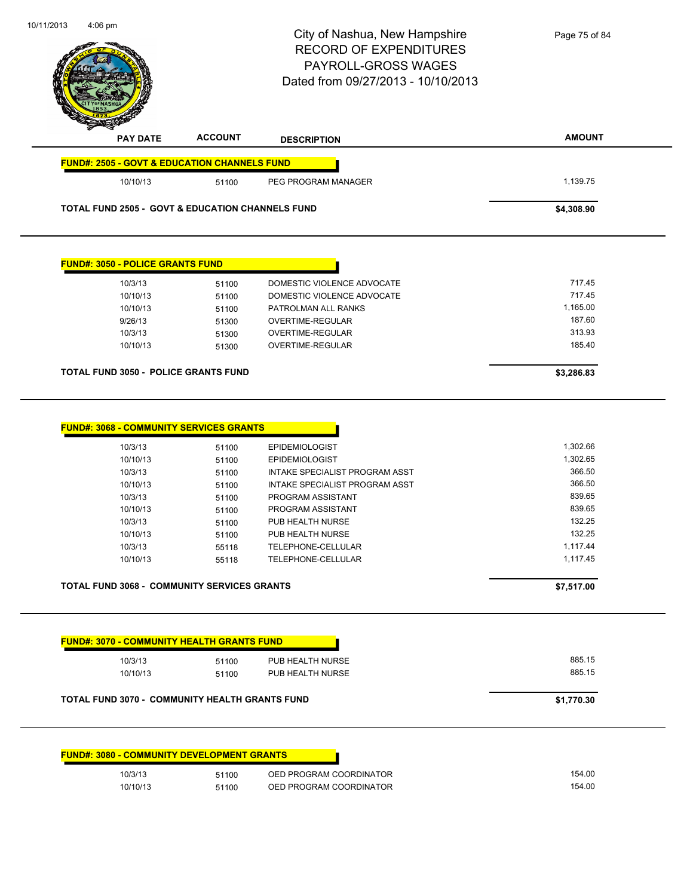# City of Nashua, New Hampshire
## RECORD OF EXPENDITURES
## PAYROLL-GROSS WAGES
## Dated from 09/27/2013 - 10/10/2013

| PAY DATE | ACCOUNT | DESCRIPTION | AMOUNT |
|---|---|---|---|
| **FUND#: 2505 - GOVT & EDUCATION CHANNELS FUND** | | | |
| 10/10/13 | 51100 | PEG PROGRAM MANAGER | 1,139.75 |
| **TOTAL FUND 2505 - GOVT & EDUCATION CHANNELS FUND** | | | **$4,308.90** |

| PAY DATE | ACCOUNT | DESCRIPTION | AMOUNT |
|---|---|---|---|
| **FUND#: 3050 - POLICE GRANTS FUND** | | | |
| 10/3/13 | 51100 | DOMESTIC VIOLENCE ADVOCATE | 717.45 |
| 10/10/13 | 51100 | DOMESTIC VIOLENCE ADVOCATE | 717.45 |
| 10/10/13 | 51100 | PATROLMAN ALL RANKS | 1,165.00 |
| 9/26/13 | 51300 | OVERTIME-REGULAR | 187.60 |
| 10/3/13 | 51300 | OVERTIME-REGULAR | 313.93 |
| 10/10/13 | 51300 | OVERTIME-REGULAR | 185.40 |
| **TOTAL FUND 3050 - POLICE GRANTS FUND** | | | **$3,286.83** |

| PAY DATE | ACCOUNT | DESCRIPTION | AMOUNT |
|---|---|---|---|
| **FUND#: 3068 - COMMUNITY SERVICES GRANTS** | | | |
| 10/3/13 | 51100 | EPIDEMIOLOGIST | 1,302.66 |
| 10/10/13 | 51100 | EPIDEMIOLOGIST | 1,302.65 |
| 10/3/13 | 51100 | INTAKE SPECIALIST PROGRAM ASST | 366.50 |
| 10/10/13 | 51100 | INTAKE SPECIALIST PROGRAM ASST | 366.50 |
| 10/3/13 | 51100 | PROGRAM ASSISTANT | 839.65 |
| 10/10/13 | 51100 | PROGRAM ASSISTANT | 839.65 |
| 10/3/13 | 51100 | PUB HEALTH NURSE | 132.25 |
| 10/10/13 | 51100 | PUB HEALTH NURSE | 132.25 |
| 10/3/13 | 55118 | TELEPHONE-CELLULAR | 1,117.44 |
| 10/10/13 | 55118 | TELEPHONE-CELLULAR | 1,117.45 |
| **TOTAL FUND 3068 - COMMUNITY SERVICES GRANTS** | | | **$7,517.00** |

| PAY DATE | ACCOUNT | DESCRIPTION | AMOUNT |
|---|---|---|---|
| **FUND#: 3070 - COMMUNITY HEALTH GRANTS FUND** | | | |
| 10/3/13 | 51100 | PUB HEALTH NURSE | 885.15 |
| 10/10/13 | 51100 | PUB HEALTH NURSE | 885.15 |
| **TOTAL FUND 3070 - COMMUNITY HEALTH GRANTS FUND** | | | **$1,770.30** |

| PAY DATE | ACCOUNT | DESCRIPTION | AMOUNT |
|---|---|---|---|
| **FUND#: 3080 - COMMUNITY DEVELOPMENT GRANTS** | | | |
| 10/3/13 | 51100 | OED PROGRAM COORDINATOR | 154.00 |
| 10/10/13 | 51100 | OED PROGRAM COORDINATOR | 154.00 |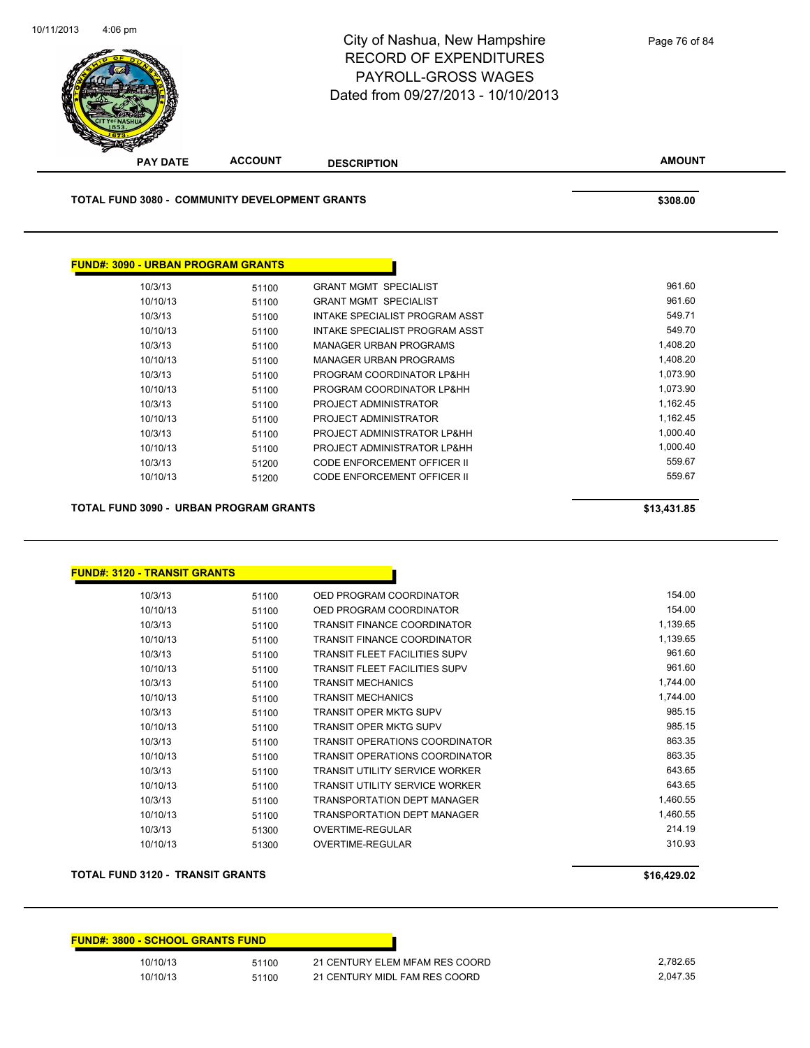# City of Nashua, New Hampshire
## RECORD OF EXPENDITURES
## PAYROLL-GROSS WAGES
## Dated from 09/27/2013 - 10/10/2013

| PAY DATE | ACCOUNT | DESCRIPTION | AMOUNT |
|---|---|---|---|
| **TOTAL FUND 3080 - COMMUNITY DEVELOPMENT GRANTS** | | | **$308.00** |

**FUND#: 3090 - URBAN PROGRAM GRANTS**

| PAY DATE | ACCOUNT | DESCRIPTION | AMOUNT |
|---|---|---|---|
| 10/3/13 | 51100 | GRANT MGMT SPECIALIST | 961.60 |
| 10/10/13 | 51100 | GRANT MGMT SPECIALIST | 961.60 |
| 10/3/13 | 51100 | INTAKE SPECIALIST PROGRAM ASST | 549.71 |
| 10/10/13 | 51100 | INTAKE SPECIALIST PROGRAM ASST | 549.70 |
| 10/3/13 | 51100 | MANAGER URBAN PROGRAMS | 1,408.20 |
| 10/10/13 | 51100 | MANAGER URBAN PROGRAMS | 1,408.20 |
| 10/3/13 | 51100 | PROGRAM COORDINATOR LP&HH | 1,073.90 |
| 10/10/13 | 51100 | PROGRAM COORDINATOR LP&HH | 1,073.90 |
| 10/3/13 | 51100 | PROJECT ADMINISTRATOR | 1,162.45 |
| 10/10/13 | 51100 | PROJECT ADMINISTRATOR | 1,162.45 |
| 10/3/13 | 51100 | PROJECT ADMINISTRATOR LP&HH | 1,000.40 |
| 10/10/13 | 51100 | PROJECT ADMINISTRATOR LP&HH | 1,000.40 |
| 10/3/13 | 51200 | CODE ENFORCEMENT OFFICER II | 559.67 |
| 10/10/13 | 51200 | CODE ENFORCEMENT OFFICER II | 559.67 |
| **TOTAL FUND 3090 - URBAN PROGRAM GRANTS** | | | **$13,431.85** |

**FUND#: 3120 - TRANSIT GRANTS**

| PAY DATE | ACCOUNT | DESCRIPTION | AMOUNT |
|---|---|---|---|
| 10/3/13 | 51100 | OED PROGRAM COORDINATOR | 154.00 |
| 10/10/13 | 51100 | OED PROGRAM COORDINATOR | 154.00 |
| 10/3/13 | 51100 | TRANSIT FINANCE COORDINATOR | 1,139.65 |
| 10/10/13 | 51100 | TRANSIT FINANCE COORDINATOR | 1,139.65 |
| 10/3/13 | 51100 | TRANSIT FLEET FACILITIES SUPV | 961.60 |
| 10/10/13 | 51100 | TRANSIT FLEET FACILITIES SUPV | 961.60 |
| 10/3/13 | 51100 | TRANSIT MECHANICS | 1,744.00 |
| 10/10/13 | 51100 | TRANSIT MECHANICS | 1,744.00 |
| 10/3/13 | 51100 | TRANSIT OPER MKTG SUPV | 985.15 |
| 10/10/13 | 51100 | TRANSIT OPER MKTG SUPV | 985.15 |
| 10/3/13 | 51100 | TRANSIT OPERATIONS COORDINATOR | 863.35 |
| 10/10/13 | 51100 | TRANSIT OPERATIONS COORDINATOR | 863.35 |
| 10/3/13 | 51100 | TRANSIT UTILITY SERVICE WORKER | 643.65 |
| 10/10/13 | 51100 | TRANSIT UTILITY SERVICE WORKER | 643.65 |
| 10/3/13 | 51100 | TRANSPORTATION DEPT MANAGER | 1,460.55 |
| 10/10/13 | 51100 | TRANSPORTATION DEPT MANAGER | 1,460.55 |
| 10/3/13 | 51300 | OVERTIME-REGULAR | 214.19 |
| 10/10/13 | 51300 | OVERTIME-REGULAR | 310.93 |
| **TOTAL FUND 3120 - TRANSIT GRANTS** | | | **$16,429.02** |

**FUND#: 3800 - SCHOOL GRANTS FUND**

| PAY DATE | ACCOUNT | DESCRIPTION | AMOUNT |
|---|---|---|---|
| 10/10/13 | 51100 | 21 CENTURY ELEM MFAM RES COORD | 2,782.65 |
| 10/10/13 | 51100 | 21 CENTURY MIDL FAM RES COORD | 2,047.35 |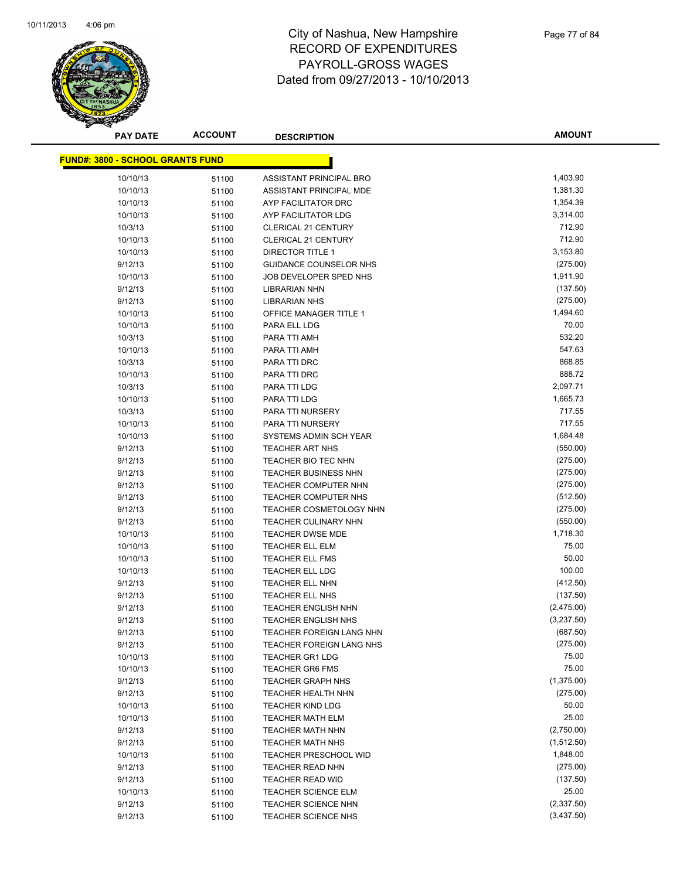# City of Nashua, New Hampshire
## RECORD OF EXPENDITURES
## PAYROLL-GROSS WAGES
## Dated from 09/27/2013 - 10/10/2013

**FUND#: 3800 - SCHOOL GRANTS FUND**

| PAY DATE | ACCOUNT | DESCRIPTION | AMOUNT |
|---|---|---|---|
| 10/10/13 | 51100 | ASSISTANT PRINCIPAL BRO | 1,403.90 |
| 10/10/13 | 51100 | ASSISTANT PRINCIPAL MDE | 1,381.30 |
| 10/10/13 | 51100 | AYP FACILITATOR DRC | 1,354.39 |
| 10/10/13 | 51100 | AYP FACILITATOR LDG | 3,314.00 |
| 10/3/13 | 51100 | CLERICAL 21 CENTURY | 712.90 |
| 10/10/13 | 51100 | CLERICAL 21 CENTURY | 712.90 |
| 10/10/13 | 51100 | DIRECTOR TITLE 1 | 3,153.80 |
| 9/12/13 | 51100 | GUIDANCE COUNSELOR NHS | (275.00) |
| 10/10/13 | 51100 | JOB DEVELOPER SPED NHS | 1,911.90 |
| 9/12/13 | 51100 | LIBRARIAN NHN | (137.50) |
| 9/12/13 | 51100 | LIBRARIAN NHS | (275.00) |
| 10/10/13 | 51100 | OFFICE MANAGER TITLE 1 | 1,494.60 |
| 10/10/13 | 51100 | PARA ELL LDG | 70.00 |
| 10/3/13 | 51100 | PARA TTI AMH | 532.20 |
| 10/10/13 | 51100 | PARA TTI AMH | 547.63 |
| 10/3/13 | 51100 | PARA TTI DRC | 868.85 |
| 10/10/13 | 51100 | PARA TTI DRC | 888.72 |
| 10/3/13 | 51100 | PARA TTI LDG | 2,097.71 |
| 10/10/13 | 51100 | PARA TTI LDG | 1,665.73 |
| 10/3/13 | 51100 | PARA TTI NURSERY | 717.55 |
| 10/10/13 | 51100 | PARA TTI NURSERY | 717.55 |
| 10/10/13 | 51100 | SYSTEMS ADMIN SCH YEAR | 1,684.48 |
| 9/12/13 | 51100 | TEACHER ART NHS | (550.00) |
| 9/12/13 | 51100 | TEACHER BIO TEC NHN | (275.00) |
| 9/12/13 | 51100 | TEACHER BUSINESS NHN | (275.00) |
| 9/12/13 | 51100 | TEACHER COMPUTER NHN | (275.00) |
| 9/12/13 | 51100 | TEACHER COMPUTER NHS | (512.50) |
| 9/12/13 | 51100 | TEACHER COSMETOLOGY NHN | (275.00) |
| 9/12/13 | 51100 | TEACHER CULINARY NHN | (550.00) |
| 10/10/13 | 51100 | TEACHER DWSE MDE | 1,718.30 |
| 10/10/13 | 51100 | TEACHER ELL ELM | 75.00 |
| 10/10/13 | 51100 | TEACHER ELL FMS | 50.00 |
| 10/10/13 | 51100 | TEACHER ELL LDG | 100.00 |
| 9/12/13 | 51100 | TEACHER ELL NHN | (412.50) |
| 9/12/13 | 51100 | TEACHER ELL NHS | (137.50) |
| 9/12/13 | 51100 | TEACHER ENGLISH NHN | (2,475.00) |
| 9/12/13 | 51100 | TEACHER ENGLISH NHS | (3,237.50) |
| 9/12/13 | 51100 | TEACHER FOREIGN LANG NHN | (687.50) |
| 9/12/13 | 51100 | TEACHER FOREIGN LANG NHS | (275.00) |
| 10/10/13 | 51100 | TEACHER GR1 LDG | 75.00 |
| 10/10/13 | 51100 | TEACHER GR6 FMS | 75.00 |
| 9/12/13 | 51100 | TEACHER GRAPH NHS | (1,375.00) |
| 9/12/13 | 51100 | TEACHER HEALTH NHN | (275.00) |
| 10/10/13 | 51100 | TEACHER KIND LDG | 50.00 |
| 10/10/13 | 51100 | TEACHER MATH ELM | 25.00 |
| 9/12/13 | 51100 | TEACHER MATH NHN | (2,750.00) |
| 9/12/13 | 51100 | TEACHER MATH NHS | (1,512.50) |
| 10/10/13 | 51100 | TEACHER PRESCHOOL WID | 1,848.00 |
| 9/12/13 | 51100 | TEACHER READ NHN | (275.00) |
| 9/12/13 | 51100 | TEACHER READ WID | (137.50) |
| 10/10/13 | 51100 | TEACHER SCIENCE ELM | 25.00 |
| 9/12/13 | 51100 | TEACHER SCIENCE NHN | (2,337.50) |
| 9/12/13 | 51100 | TEACHER SCIENCE NHS | (3,437.50) |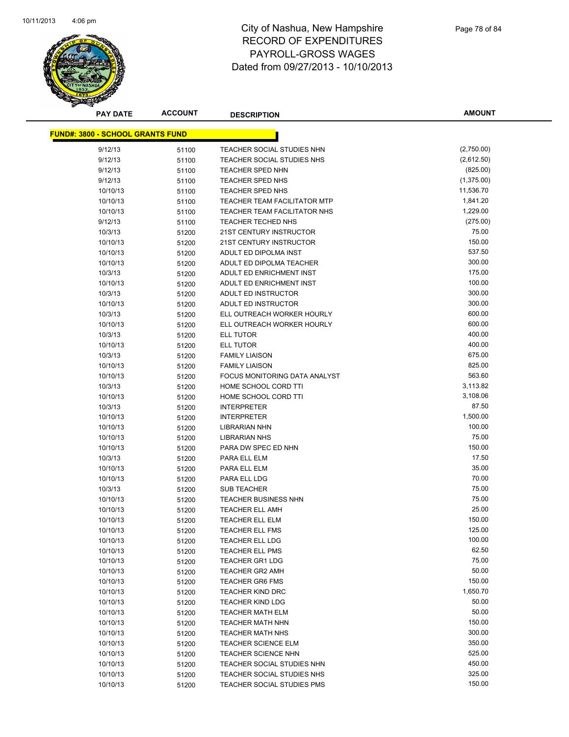# City of Nashua, New Hampshire
## RECORD OF EXPENDITURES
## PAYROLL-GROSS WAGES
## Dated from 09/27/2013 - 10/10/2013

**FUND#: 3800 - SCHOOL GRANTS FUND**

| PAY DATE | ACCOUNT | DESCRIPTION | AMOUNT |
|---|---|---|---|
| 9/12/13 | 51100 | TEACHER SOCIAL STUDIES NHN | (2,750.00) |
| 9/12/13 | 51100 | TEACHER SOCIAL STUDIES NHS | (2,612.50) |
| 9/12/13 | 51100 | TEACHER SPED NHN | (825.00) |
| 9/12/13 | 51100 | TEACHER SPED NHS | (1,375.00) |
| 10/10/13 | 51100 | TEACHER SPED NHS | 11,536.70 |
| 10/10/13 | 51100 | TEACHER TEAM FACILITATOR MTP | 1,841.20 |
| 10/10/13 | 51100 | TEACHER TEAM FACILITATOR NHS | 1,229.00 |
| 9/12/13 | 51100 | TEACHER TECHED NHS | (275.00) |
| 10/3/13 | 51200 | 21ST CENTURY INSTRUCTOR | 75.00 |
| 10/10/13 | 51200 | 21ST CENTURY INSTRUCTOR | 150.00 |
| 10/10/13 | 51200 | ADULT ED DIPOLMA INST | 537.50 |
| 10/10/13 | 51200 | ADULT ED DIPOLMA TEACHER | 300.00 |
| 10/3/13 | 51200 | ADULT ED ENRICHMENT INST | 175.00 |
| 10/10/13 | 51200 | ADULT ED ENRICHMENT INST | 100.00 |
| 10/3/13 | 51200 | ADULT ED INSTRUCTOR | 300.00 |
| 10/10/13 | 51200 | ADULT ED INSTRUCTOR | 300.00 |
| 10/3/13 | 51200 | ELL OUTREACH WORKER HOURLY | 600.00 |
| 10/10/13 | 51200 | ELL OUTREACH WORKER HOURLY | 600.00 |
| 10/3/13 | 51200 | ELL TUTOR | 400.00 |
| 10/10/13 | 51200 | ELL TUTOR | 400.00 |
| 10/3/13 | 51200 | FAMILY LIAISON | 675.00 |
| 10/10/13 | 51200 | FAMILY LIAISON | 825.00 |
| 10/10/13 | 51200 | FOCUS MONITORING DATA ANALYST | 563.60 |
| 10/3/13 | 51200 | HOME SCHOOL CORD TTI | 3,113.82 |
| 10/10/13 | 51200 | HOME SCHOOL CORD TTI | 3,108.06 |
| 10/3/13 | 51200 | INTERPRETER | 87.50 |
| 10/10/13 | 51200 | INTERPRETER | 1,500.00 |
| 10/10/13 | 51200 | LIBRARIAN NHN | 100.00 |
| 10/10/13 | 51200 | LIBRARIAN NHS | 75.00 |
| 10/10/13 | 51200 | PARA DW SPEC ED NHN | 150.00 |
| 10/3/13 | 51200 | PARA ELL ELM | 17.50 |
| 10/10/13 | 51200 | PARA ELL ELM | 35.00 |
| 10/10/13 | 51200 | PARA ELL LDG | 70.00 |
| 10/3/13 | 51200 | SUB TEACHER | 75.00 |
| 10/10/13 | 51200 | TEACHER BUSINESS NHN | 75.00 |
| 10/10/13 | 51200 | TEACHER ELL AMH | 25.00 |
| 10/10/13 | 51200 | TEACHER ELL ELM | 150.00 |
| 10/10/13 | 51200 | TEACHER ELL FMS | 125.00 |
| 10/10/13 | 51200 | TEACHER ELL LDG | 100.00 |
| 10/10/13 | 51200 | TEACHER ELL PMS | 62.50 |
| 10/10/13 | 51200 | TEACHER GR1 LDG | 75.00 |
| 10/10/13 | 51200 | TEACHER GR2 AMH | 50.00 |
| 10/10/13 | 51200 | TEACHER GR6 FMS | 150.00 |
| 10/10/13 | 51200 | TEACHER KIND DRC | 1,650.70 |
| 10/10/13 | 51200 | TEACHER KIND LDG | 50.00 |
| 10/10/13 | 51200 | TEACHER MATH ELM | 50.00 |
| 10/10/13 | 51200 | TEACHER MATH NHN | 150.00 |
| 10/10/13 | 51200 | TEACHER MATH NHS | 300.00 |
| 10/10/13 | 51200 | TEACHER SCIENCE ELM | 350.00 |
| 10/10/13 | 51200 | TEACHER SCIENCE NHN | 525.00 |
| 10/10/13 | 51200 | TEACHER SOCIAL STUDIES NHN | 450.00 |
| 10/10/13 | 51200 | TEACHER SOCIAL STUDIES NHS | 325.00 |
| 10/10/13 | 51200 | TEACHER SOCIAL STUDIES PMS | 150.00 |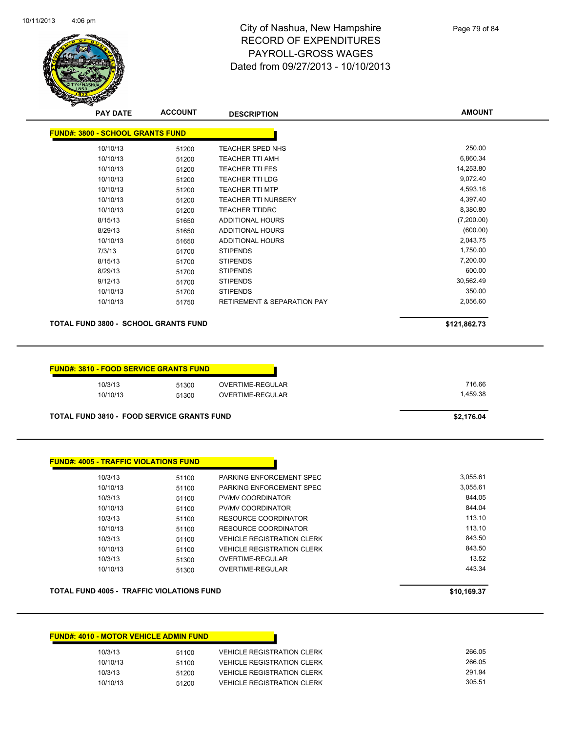# City of Nashua, New Hampshire
## RECORD OF EXPENDITURES
## PAYROLL-GROSS WAGES
## Dated from 09/27/2013 - 10/10/2013

| PAY DATE | ACCOUNT | DESCRIPTION | AMOUNT |
|---|---|---|---|
| **FUND#: 3800 - SCHOOL GRANTS FUND** | | | |
| 10/10/13 | 51200 | TEACHER SPED NHS | 250.00 |
| 10/10/13 | 51200 | TEACHER TTI AMH | 6,860.34 |
| 10/10/13 | 51200 | TEACHER TTI FES | 14,253.80 |
| 10/10/13 | 51200 | TEACHER TTI LDG | 9,072.40 |
| 10/10/13 | 51200 | TEACHER TTI MTP | 4,593.16 |
| 10/10/13 | 51200 | TEACHER TTI NURSERY | 4,397.40 |
| 10/10/13 | 51200 | TEACHER TTIDRC | 8,380.80 |
| 8/15/13 | 51650 | ADDITIONAL HOURS | (7,200.00) |
| 8/29/13 | 51650 | ADDITIONAL HOURS | (600.00) |
| 10/10/13 | 51650 | ADDITIONAL HOURS | 2,043.75 |
| 7/3/13 | 51700 | STIPENDS | 1,750.00 |
| 8/15/13 | 51700 | STIPENDS | 7,200.00 |
| 8/29/13 | 51700 | STIPENDS | 600.00 |
| 9/12/13 | 51700 | STIPENDS | 30,562.49 |
| 10/10/13 | 51700 | STIPENDS | 350.00 |
| 10/10/13 | 51750 | RETIREMENT & SEPARATION PAY | 2,056.60 |
| **TOTAL FUND 3800 - SCHOOL GRANTS FUND** | | | **$121,862.73** |

| PAY DATE | ACCOUNT | DESCRIPTION | AMOUNT |
|---|---|---|---|
| **FUND#: 3810 - FOOD SERVICE GRANTS FUND** | | | |
| 10/3/13 | 51300 | OVERTIME-REGULAR | 716.66 |
| 10/10/13 | 51300 | OVERTIME-REGULAR | 1,459.38 |
| **TOTAL FUND 3810 - FOOD SERVICE GRANTS FUND** | | | **$2,176.04** |

| PAY DATE | ACCOUNT | DESCRIPTION | AMOUNT |
|---|---|---|---|
| **FUND#: 4005 - TRAFFIC VIOLATIONS FUND** | | | |
| 10/3/13 | 51100 | PARKING ENFORCEMENT SPEC | 3,055.61 |
| 10/10/13 | 51100 | PARKING ENFORCEMENT SPEC | 3,055.61 |
| 10/3/13 | 51100 | PV/MV COORDINATOR | 844.05 |
| 10/10/13 | 51100 | PV/MV COORDINATOR | 844.04 |
| 10/3/13 | 51100 | RESOURCE COORDINATOR | 113.10 |
| 10/10/13 | 51100 | RESOURCE COORDINATOR | 113.10 |
| 10/3/13 | 51100 | VEHICLE REGISTRATION CLERK | 843.50 |
| 10/10/13 | 51100 | VEHICLE REGISTRATION CLERK | 843.50 |
| 10/3/13 | 51300 | OVERTIME-REGULAR | 13.52 |
| 10/10/13 | 51300 | OVERTIME-REGULAR | 443.34 |
| **TOTAL FUND 4005 - TRAFFIC VIOLATIONS FUND** | | | **$10,169.37** |

| PAY DATE | ACCOUNT | DESCRIPTION | AMOUNT |
|---|---|---|---|
| **FUND#: 4010 - MOTOR VEHICLE ADMIN FUND** | | | |
| 10/3/13 | 51100 | VEHICLE REGISTRATION CLERK | 266.05 |
| 10/10/13 | 51100 | VEHICLE REGISTRATION CLERK | 266.05 |
| 10/3/13 | 51200 | VEHICLE REGISTRATION CLERK | 291.94 |
| 10/10/13 | 51200 | VEHICLE REGISTRATION CLERK | 305.51 |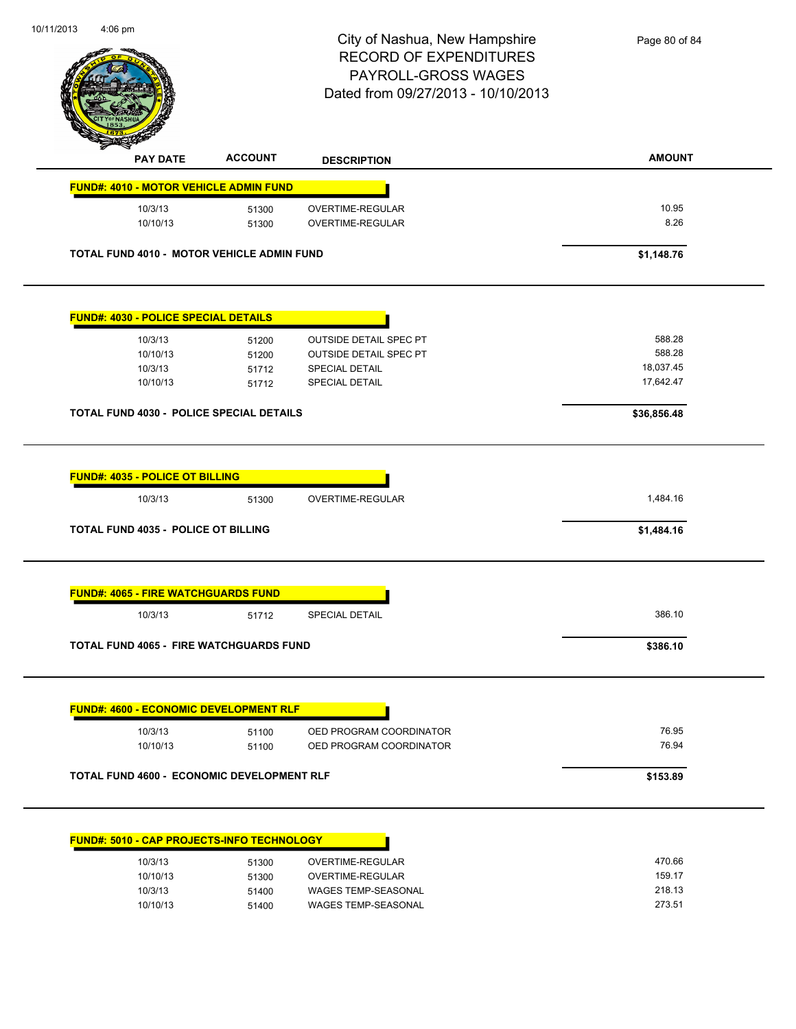# City of Nashua, New Hampshire
## RECORD OF EXPENDITURES
## PAYROLL-GROSS WAGES
## Dated from 09/27/2013 - 10/10/2013

| PAY DATE | ACCOUNT | DESCRIPTION | AMOUNT |
|---|---|---|---|
| **FUND#: 4010 - MOTOR VEHICLE ADMIN FUND** | | | |
| 10/3/13 | 51300 | OVERTIME-REGULAR | 10.95 |
| 10/10/13 | 51300 | OVERTIME-REGULAR | 8.26 |
| **TOTAL FUND 4010 - MOTOR VEHICLE ADMIN FUND** | | | **$1,148.76** |
| **FUND#: 4030 - POLICE SPECIAL DETAILS** | | | |
| 10/3/13 | 51200 | OUTSIDE DETAIL SPEC PT | 588.28 |
| 10/10/13 | 51200 | OUTSIDE DETAIL SPEC PT | 588.28 |
| 10/3/13 | 51712 | SPECIAL DETAIL | 18,037.45 |
| 10/10/13 | 51712 | SPECIAL DETAIL | 17,642.47 |
| **TOTAL FUND 4030 - POLICE SPECIAL DETAILS** | | | **$36,856.48** |
| **FUND#: 4035 - POLICE OT BILLING** | | | |
| 10/3/13 | 51300 | OVERTIME-REGULAR | 1,484.16 |
| **TOTAL FUND 4035 - POLICE OT BILLING** | | | **$1,484.16** |
| **FUND#: 4065 - FIRE WATCHGUARDS FUND** | | | |
| 10/3/13 | 51712 | SPECIAL DETAIL | 386.10 |
| **TOTAL FUND 4065 - FIRE WATCHGUARDS FUND** | | | **$386.10** |
| **FUND#: 4600 - ECONOMIC DEVELOPMENT RLF** | | | |
| 10/3/13 | 51100 | OED PROGRAM COORDINATOR | 76.95 |
| 10/10/13 | 51100 | OED PROGRAM COORDINATOR | 76.94 |
| **TOTAL FUND 4600 - ECONOMIC DEVELOPMENT RLF** | | | **$153.89** |
| **FUND#: 5010 - CAP PROJECTS-INFO TECHNOLOGY** | | | |
| 10/3/13 | 51300 | OVERTIME-REGULAR | 470.66 |
| 10/10/13 | 51300 | OVERTIME-REGULAR | 159.17 |
| 10/3/13 | 51400 | WAGES TEMP-SEASONAL | 218.13 |
| 10/10/13 | 51400 | WAGES TEMP-SEASONAL | 273.51 |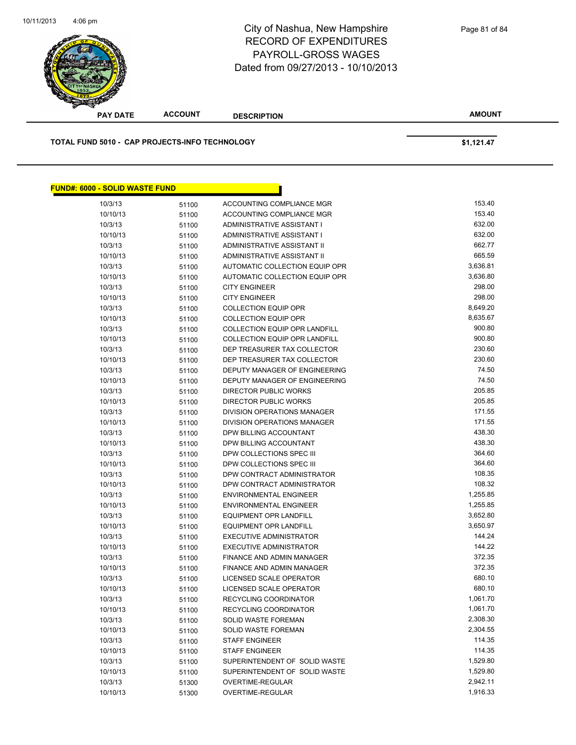| PAY DATE | ACCOUNT | DESCRIPTION | AMOUNT |
|---|---|---|---|

**TOTAL FUND 5010 - CAP PROJECTS-INFO TECHNOLOGY** **$1,121.47**

## FUND#: 6000 - SOLID WASTE FUND

| PAY DATE | ACCOUNT | DESCRIPTION | AMOUNT |
|---|---|---|---|
| 10/3/13 | 51100 | ACCOUNTING COMPLIANCE MGR | 153.40 |
| 10/10/13 | 51100 | ACCOUNTING COMPLIANCE MGR | 153.40 |
| 10/3/13 | 51100 | ADMINISTRATIVE ASSISTANT I | 632.00 |
| 10/10/13 | 51100 | ADMINISTRATIVE ASSISTANT I | 632.00 |
| 10/3/13 | 51100 | ADMINISTRATIVE ASSISTANT II | 662.77 |
| 10/10/13 | 51100 | ADMINISTRATIVE ASSISTANT II | 665.59 |
| 10/3/13 | 51100 | AUTOMATIC COLLECTION EQUIP OPR | 3,636.81 |
| 10/10/13 | 51100 | AUTOMATIC COLLECTION EQUIP OPR | 3,636.80 |
| 10/3/13 | 51100 | CITY ENGINEER | 298.00 |
| 10/10/13 | 51100 | CITY ENGINEER | 298.00 |
| 10/3/13 | 51100 | COLLECTION EQUIP OPR | 8,649.20 |
| 10/10/13 | 51100 | COLLECTION EQUIP OPR | 8,635.67 |
| 10/3/13 | 51100 | COLLECTION EQUIP OPR LANDFILL | 900.80 |
| 10/10/13 | 51100 | COLLECTION EQUIP OPR LANDFILL | 900.80 |
| 10/3/13 | 51100 | DEP TREASURER TAX COLLECTOR | 230.60 |
| 10/10/13 | 51100 | DEP TREASURER TAX COLLECTOR | 230.60 |
| 10/3/13 | 51100 | DEPUTY MANAGER OF ENGINEERING | 74.50 |
| 10/10/13 | 51100 | DEPUTY MANAGER OF ENGINEERING | 74.50 |
| 10/3/13 | 51100 | DIRECTOR PUBLIC WORKS | 205.85 |
| 10/10/13 | 51100 | DIRECTOR PUBLIC WORKS | 205.85 |
| 10/3/13 | 51100 | DIVISION OPERATIONS MANAGER | 171.55 |
| 10/10/13 | 51100 | DIVISION OPERATIONS MANAGER | 171.55 |
| 10/3/13 | 51100 | DPW BILLING ACCOUNTANT | 438.30 |
| 10/10/13 | 51100 | DPW BILLING ACCOUNTANT | 438.30 |
| 10/3/13 | 51100 | DPW COLLECTIONS SPEC III | 364.60 |
| 10/10/13 | 51100 | DPW COLLECTIONS SPEC III | 364.60 |
| 10/3/13 | 51100 | DPW CONTRACT ADMINISTRATOR | 108.35 |
| 10/10/13 | 51100 | DPW CONTRACT ADMINISTRATOR | 108.32 |
| 10/3/13 | 51100 | ENVIRONMENTAL ENGINEER | 1,255.85 |
| 10/10/13 | 51100 | ENVIRONMENTAL ENGINEER | 1,255.85 |
| 10/3/13 | 51100 | EQUIPMENT OPR LANDFILL | 3,652.80 |
| 10/10/13 | 51100 | EQUIPMENT OPR LANDFILL | 3,650.97 |
| 10/3/13 | 51100 | EXECUTIVE ADMINISTRATOR | 144.24 |
| 10/10/13 | 51100 | EXECUTIVE ADMINISTRATOR | 144.22 |
| 10/3/13 | 51100 | FINANCE AND ADMIN MANAGER | 372.35 |
| 10/10/13 | 51100 | FINANCE AND ADMIN MANAGER | 372.35 |
| 10/3/13 | 51100 | LICENSED SCALE OPERATOR | 680.10 |
| 10/10/13 | 51100 | LICENSED SCALE OPERATOR | 680.10 |
| 10/3/13 | 51100 | RECYCLING COORDINATOR | 1,061.70 |
| 10/10/13 | 51100 | RECYCLING COORDINATOR | 1,061.70 |
| 10/3/13 | 51100 | SOLID WASTE FOREMAN | 2,308.30 |
| 10/10/13 | 51100 | SOLID WASTE FOREMAN | 2,304.55 |
| 10/3/13 | 51100 | STAFF ENGINEER | 114.35 |
| 10/10/13 | 51100 | STAFF ENGINEER | 114.35 |
| 10/3/13 | 51100 | SUPERINTENDENT OF SOLID WASTE | 1,529.80 |
| 10/10/13 | 51100 | SUPERINTENDENT OF SOLID WASTE | 1,529.80 |
| 10/3/13 | 51300 | OVERTIME-REGULAR | 2,942.11 |
| 10/10/13 | 51300 | OVERTIME-REGULAR | 1,916.33 |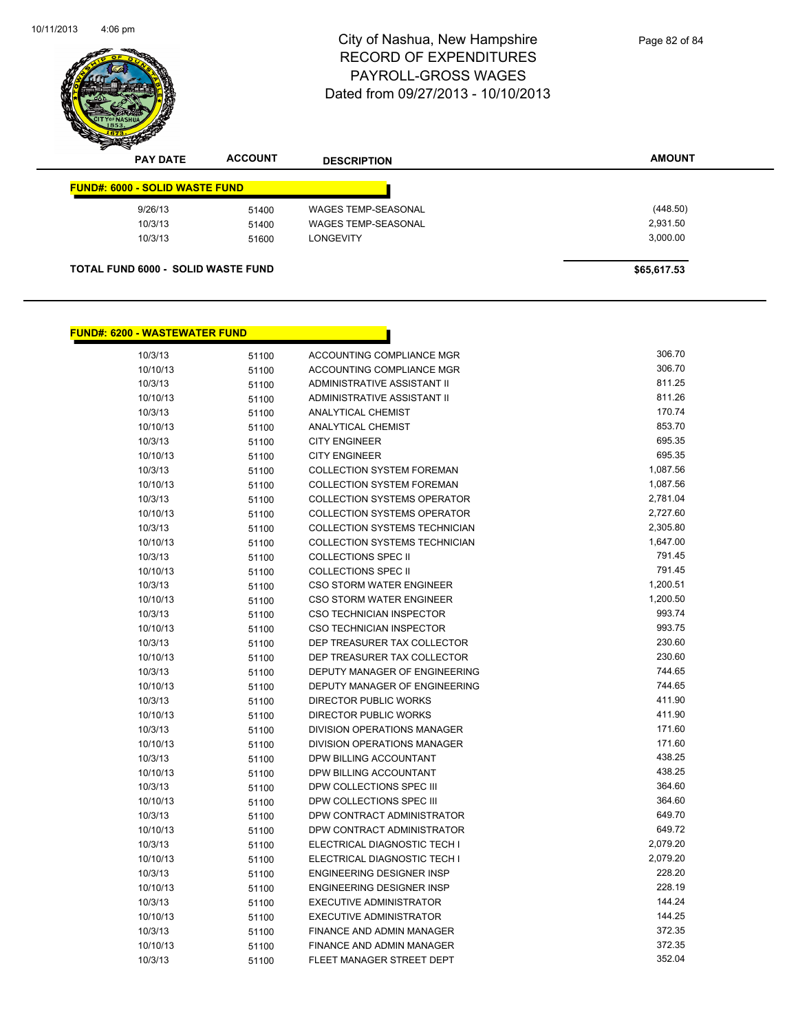# City of Nashua, New Hampshire
# RECORD OF EXPENDITURES
# PAYROLL-GROSS WAGES
# Dated from 09/27/2013 - 10/10/2013

| PAY DATE | ACCOUNT | DESCRIPTION | AMOUNT |
|---|---|---|---|
| **FUND#: 6000 - SOLID WASTE FUND** | | | |
| 9/26/13 | 51400 | WAGES TEMP-SEASONAL | (448.50) |
| 10/3/13 | 51400 | WAGES TEMP-SEASONAL | 2,931.50 |
| 10/3/13 | 51600 | LONGEVITY | 3,000.00 |
| **TOTAL FUND 6000 - SOLID WASTE FUND** | | | **$65,617.53** |

| PAY DATE | ACCOUNT | DESCRIPTION | AMOUNT |
|---|---|---|---|
| **FUND#: 6200 - WASTEWATER FUND** | | | |
| 10/3/13 | 51100 | ACCOUNTING COMPLIANCE MGR | 306.70 |
| 10/10/13 | 51100 | ACCOUNTING COMPLIANCE MGR | 306.70 |
| 10/3/13 | 51100 | ADMINISTRATIVE ASSISTANT II | 811.25 |
| 10/10/13 | 51100 | ADMINISTRATIVE ASSISTANT II | 811.26 |
| 10/3/13 | 51100 | ANALYTICAL CHEMIST | 170.74 |
| 10/10/13 | 51100 | ANALYTICAL CHEMIST | 853.70 |
| 10/3/13 | 51100 | CITY ENGINEER | 695.35 |
| 10/10/13 | 51100 | CITY ENGINEER | 695.35 |
| 10/3/13 | 51100 | COLLECTION SYSTEM FOREMAN | 1,087.56 |
| 10/10/13 | 51100 | COLLECTION SYSTEM FOREMAN | 1,087.56 |
| 10/3/13 | 51100 | COLLECTION SYSTEMS OPERATOR | 2,781.04 |
| 10/10/13 | 51100 | COLLECTION SYSTEMS OPERATOR | 2,727.60 |
| 10/3/13 | 51100 | COLLECTION SYSTEMS TECHNICIAN | 2,305.80 |
| 10/10/13 | 51100 | COLLECTION SYSTEMS TECHNICIAN | 1,647.00 |
| 10/3/13 | 51100 | COLLECTIONS SPEC II | 791.45 |
| 10/10/13 | 51100 | COLLECTIONS SPEC II | 791.45 |
| 10/3/13 | 51100 | CSO STORM WATER ENGINEER | 1,200.51 |
| 10/10/13 | 51100 | CSO STORM WATER ENGINEER | 1,200.50 |
| 10/3/13 | 51100 | CSO TECHNICIAN INSPECTOR | 993.74 |
| 10/10/13 | 51100 | CSO TECHNICIAN INSPECTOR | 993.75 |
| 10/3/13 | 51100 | DEP TREASURER TAX COLLECTOR | 230.60 |
| 10/10/13 | 51100 | DEP TREASURER TAX COLLECTOR | 230.60 |
| 10/3/13 | 51100 | DEPUTY MANAGER OF ENGINEERING | 744.65 |
| 10/10/13 | 51100 | DEPUTY MANAGER OF ENGINEERING | 744.65 |
| 10/3/13 | 51100 | DIRECTOR PUBLIC WORKS | 411.90 |
| 10/10/13 | 51100 | DIRECTOR PUBLIC WORKS | 411.90 |
| 10/3/13 | 51100 | DIVISION OPERATIONS MANAGER | 171.60 |
| 10/10/13 | 51100 | DIVISION OPERATIONS MANAGER | 171.60 |
| 10/3/13 | 51100 | DPW BILLING ACCOUNTANT | 438.25 |
| 10/10/13 | 51100 | DPW BILLING ACCOUNTANT | 438.25 |
| 10/3/13 | 51100 | DPW COLLECTIONS SPEC III | 364.60 |
| 10/10/13 | 51100 | DPW COLLECTIONS SPEC III | 364.60 |
| 10/3/13 | 51100 | DPW CONTRACT ADMINISTRATOR | 649.70 |
| 10/10/13 | 51100 | DPW CONTRACT ADMINISTRATOR | 649.72 |
| 10/3/13 | 51100 | ELECTRICAL DIAGNOSTIC TECH I | 2,079.20 |
| 10/10/13 | 51100 | ELECTRICAL DIAGNOSTIC TECH I | 2,079.20 |
| 10/3/13 | 51100 | ENGINEERING DESIGNER INSP | 228.20 |
| 10/10/13 | 51100 | ENGINEERING DESIGNER INSP | 228.19 |
| 10/3/13 | 51100 | EXECUTIVE ADMINISTRATOR | 144.24 |
| 10/10/13 | 51100 | EXECUTIVE ADMINISTRATOR | 144.25 |
| 10/3/13 | 51100 | FINANCE AND ADMIN MANAGER | 372.35 |
| 10/10/13 | 51100 | FINANCE AND ADMIN MANAGER | 372.35 |
| 10/3/13 | 51100 | FLEET MANAGER STREET DEPT | 352.04 |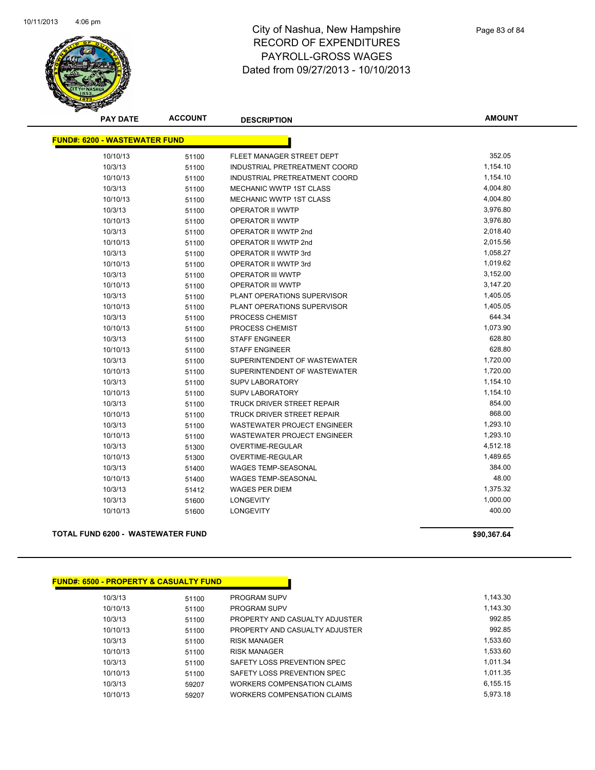# City of Nashua, New Hampshire
# RECORD OF EXPENDITURES
# PAYROLL-GROSS WAGES
# Dated from 09/27/2013 - 10/10/2013

| PAY DATE | ACCOUNT | DESCRIPTION | AMOUNT |
|---|---|---|---|
| **FUND#: 6200 - WASTEWATER FUND** | | | |
| 10/10/13 | 51100 | FLEET MANAGER STREET DEPT | 352.05 |
| 10/3/13 | 51100 | INDUSTRIAL PRETREATMENT COORD | 1,154.10 |
| 10/10/13 | 51100 | INDUSTRIAL PRETREATMENT COORD | 1,154.10 |
| 10/3/13 | 51100 | MECHANIC WWTP 1ST CLASS | 4,004.80 |
| 10/10/13 | 51100 | MECHANIC WWTP 1ST CLASS | 4,004.80 |
| 10/3/13 | 51100 | OPERATOR II WWTP | 3,976.80 |
| 10/10/13 | 51100 | OPERATOR II WWTP | 3,976.80 |
| 10/3/13 | 51100 | OPERATOR II WWTP 2nd | 2,018.40 |
| 10/10/13 | 51100 | OPERATOR II WWTP 2nd | 2,015.56 |
| 10/3/13 | 51100 | OPERATOR II WWTP 3rd | 1,058.27 |
| 10/10/13 | 51100 | OPERATOR II WWTP 3rd | 1,019.62 |
| 10/3/13 | 51100 | OPERATOR III WWTP | 3,152.00 |
| 10/10/13 | 51100 | OPERATOR III WWTP | 3,147.20 |
| 10/3/13 | 51100 | PLANT OPERATIONS SUPERVISOR | 1,405.05 |
| 10/10/13 | 51100 | PLANT OPERATIONS SUPERVISOR | 1,405.05 |
| 10/3/13 | 51100 | PROCESS CHEMIST | 644.34 |
| 10/10/13 | 51100 | PROCESS CHEMIST | 1,073.90 |
| 10/3/13 | 51100 | STAFF ENGINEER | 628.80 |
| 10/10/13 | 51100 | STAFF ENGINEER | 628.80 |
| 10/3/13 | 51100 | SUPERINTENDENT OF WASTEWATER | 1,720.00 |
| 10/10/13 | 51100 | SUPERINTENDENT OF WASTEWATER | 1,720.00 |
| 10/3/13 | 51100 | SUPV LABORATORY | 1,154.10 |
| 10/10/13 | 51100 | SUPV LABORATORY | 1,154.10 |
| 10/3/13 | 51100 | TRUCK DRIVER STREET REPAIR | 854.00 |
| 10/10/13 | 51100 | TRUCK DRIVER STREET REPAIR | 868.00 |
| 10/3/13 | 51100 | WASTEWATER PROJECT ENGINEER | 1,293.10 |
| 10/10/13 | 51100 | WASTEWATER PROJECT ENGINEER | 1,293.10 |
| 10/3/13 | 51300 | OVERTIME-REGULAR | 4,512.18 |
| 10/10/13 | 51300 | OVERTIME-REGULAR | 1,489.65 |
| 10/3/13 | 51400 | WAGES TEMP-SEASONAL | 384.00 |
| 10/10/13 | 51400 | WAGES TEMP-SEASONAL | 48.00 |
| 10/3/13 | 51412 | WAGES PER DIEM | 1,375.32 |
| 10/3/13 | 51600 | LONGEVITY | 1,000.00 |
| 10/10/13 | 51600 | LONGEVITY | 400.00 |
| **TOTAL FUND 6200 - WASTEWATER FUND** | | | **$90,367.64** |

| PAY DATE | ACCOUNT | DESCRIPTION | AMOUNT |
|---|---|---|---|
| **FUND#: 6500 - PROPERTY & CASUALTY FUND** | | | |
| 10/3/13 | 51100 | PROGRAM SUPV | 1,143.30 |
| 10/10/13 | 51100 | PROGRAM SUPV | 1,143.30 |
| 10/3/13 | 51100 | PROPERTY AND CASUALTY ADJUSTER | 992.85 |
| 10/10/13 | 51100 | PROPERTY AND CASUALTY ADJUSTER | 992.85 |
| 10/3/13 | 51100 | RISK MANAGER | 1,533.60 |
| 10/10/13 | 51100 | RISK MANAGER | 1,533.60 |
| 10/3/13 | 51100 | SAFETY LOSS PREVENTION SPEC | 1,011.34 |
| 10/10/13 | 51100 | SAFETY LOSS PREVENTION SPEC | 1,011.35 |
| 10/3/13 | 59207 | WORKERS COMPENSATION CLAIMS | 6,155.15 |
| 10/10/13 | 59207 | WORKERS COMPENSATION CLAIMS | 5,973.18 |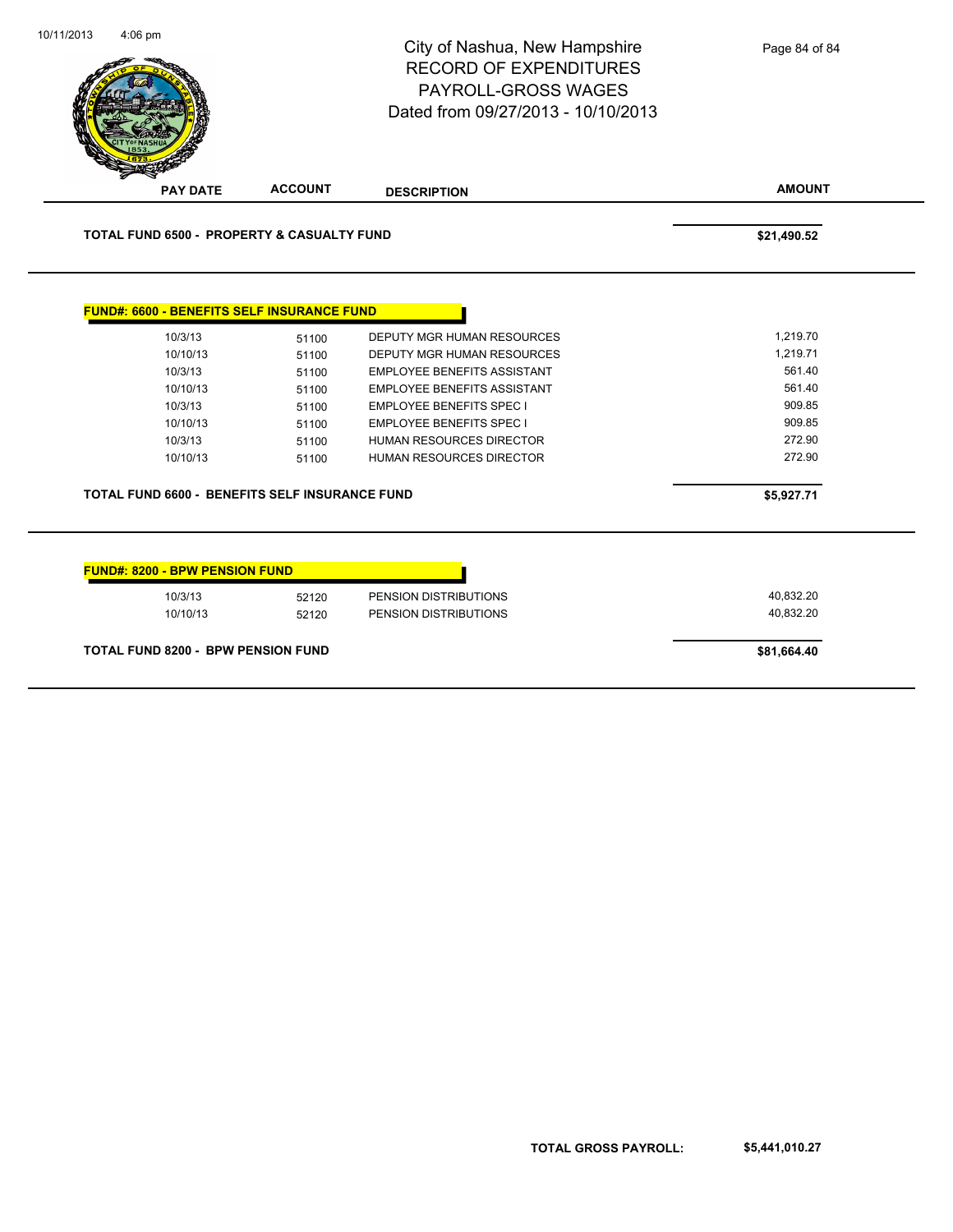City of Nashua, New Hampshire
RECORD OF EXPENDITURES
PAYROLL-GROSS WAGES
Dated from 09/27/2013 - 10/10/2013

| PAY DATE | ACCOUNT | DESCRIPTION | AMOUNT |
|---|---|---|---|
| **TOTAL FUND 6500 - PROPERTY & CASUALTY FUND** | | | **$21,490.52** |

**FUND#: 6600 - BENEFITS SELF INSURANCE FUND**

| PAY DATE | ACCOUNT | DESCRIPTION | AMOUNT |
|---|---|---|---|
| 10/3/13 | 51100 | DEPUTY MGR HUMAN RESOURCES | 1,219.70 |
| 10/10/13 | 51100 | DEPUTY MGR HUMAN RESOURCES | 1,219.71 |
| 10/3/13 | 51100 | EMPLOYEE BENEFITS ASSISTANT | 561.40 |
| 10/10/13 | 51100 | EMPLOYEE BENEFITS ASSISTANT | 561.40 |
| 10/3/13 | 51100 | EMPLOYEE BENEFITS SPEC I | 909.85 |
| 10/10/13 | 51100 | EMPLOYEE BENEFITS SPEC I | 909.85 |
| 10/3/13 | 51100 | HUMAN RESOURCES DIRECTOR | 272.90 |
| 10/10/13 | 51100 | HUMAN RESOURCES DIRECTOR | 272.90 |
| **TOTAL FUND 6600 - BENEFITS SELF INSURANCE FUND** | | | **$5,927.71** |

**FUND#: 8200 - BPW PENSION FUND**

| PAY DATE | ACCOUNT | DESCRIPTION | AMOUNT |
|---|---|---|---|
| 10/3/13 | 52120 | PENSION DISTRIBUTIONS | 40,832.20 |
| 10/10/13 | 52120 | PENSION DISTRIBUTIONS | 40,832.20 |
| **TOTAL FUND 8200 - BPW PENSION FUND** | | | **$81,664.40** |

**TOTAL GROSS PAYROLL: $5,441,010.27**